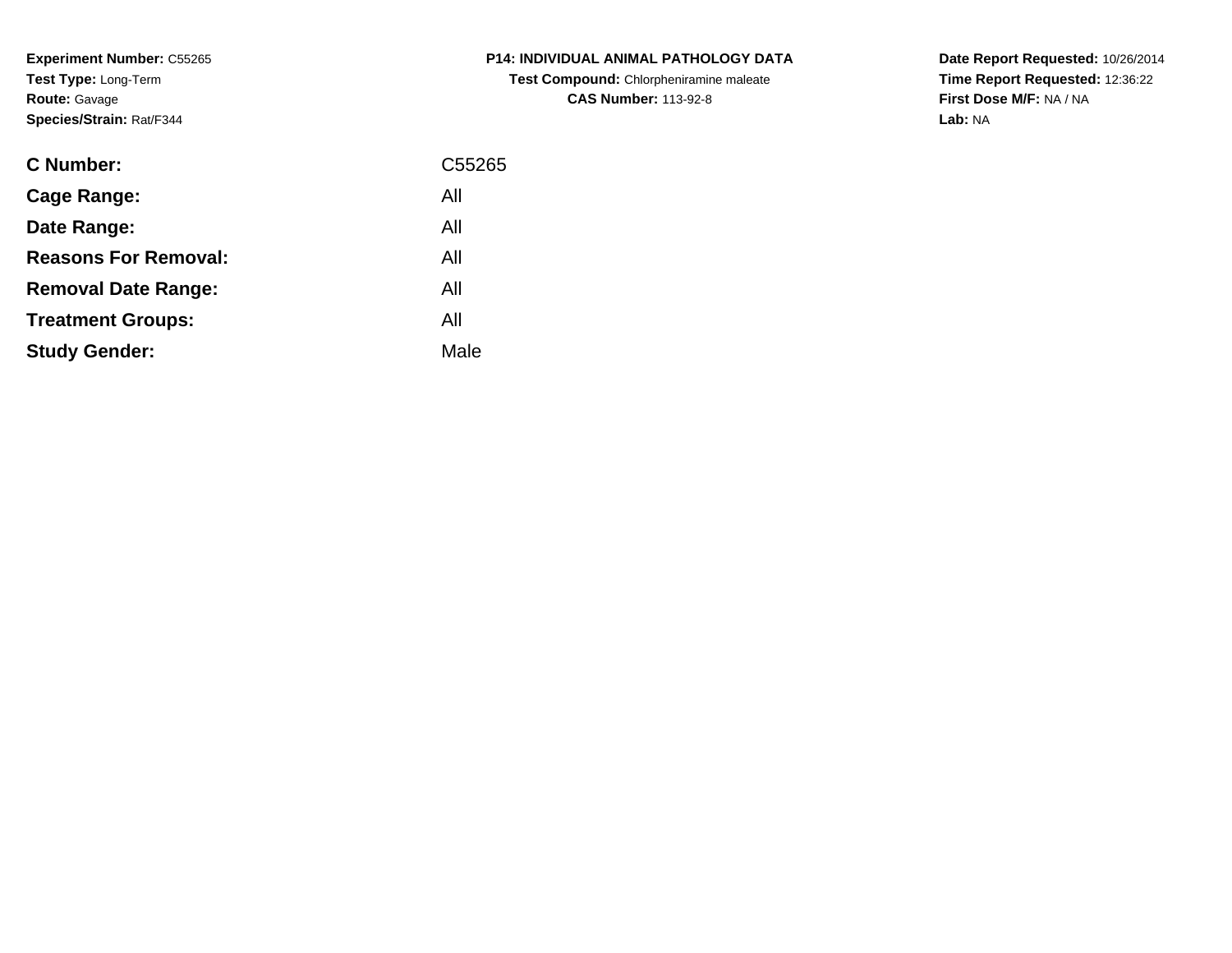**Experiment Number:** C55265
**Test Type:** Long-Term
**Route:** Gavage
**Species/Strain:** Rat/F344

**P14: INDIVIDUAL ANIMAL PATHOLOGY DATA**
**Test Compound:** Chlorpheniramine maleate
**CAS Number:** 113-92-8

**Date Report Requested:** 10/26/2014
**Time Report Requested:** 12:36:22
**First Dose M/F:** NA / NA
**Lab:** NA

| | |
|---|---|
| **C Number:** | C55265 |
| **Cage Range:** | All |
| **Date Range:** | All |
| **Reasons For Removal:** | All |
| **Removal Date Range:** | All |
| **Treatment Groups:** | All |
| **Study Gender:** | Male |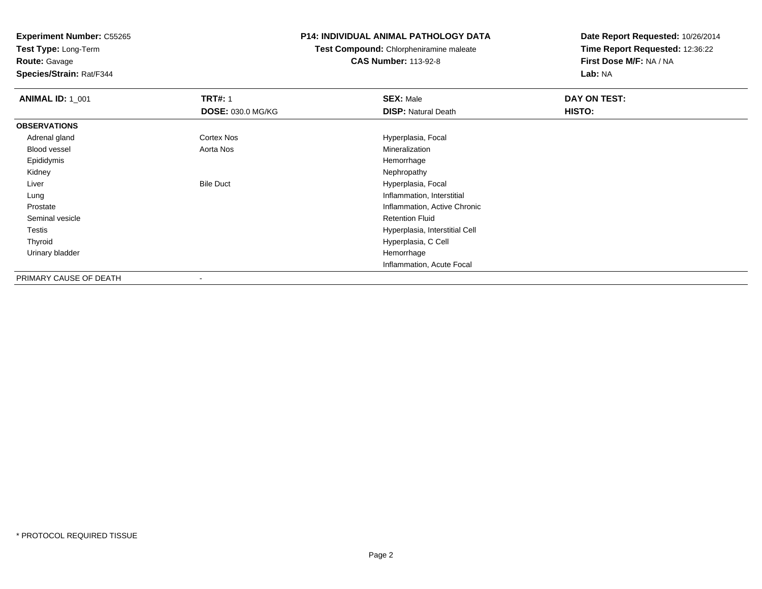**Experiment Number:** C55265
**Test Type:** Long-Term
**Route:** Gavage
**Species/Strain:** Rat/F344

**P14: INDIVIDUAL ANIMAL PATHOLOGY DATA**
**Test Compound:** Chlorpheniramine maleate
**CAS Number:** 113-92-8

**Date Report Requested:** 10/26/2014
**Time Report Requested:** 12:36:22
**First Dose M/F:** NA / NA
**Lab:** NA

| **ANIMAL ID:** 1_001 | **TRT#:** 1 | **SEX:** Male | **DAY ON TEST:** |
|---|---|---|---|
| | **DOSE:** 030.0 MG/KG | **DISP:** Natural Death | **HISTO:** |
| **OBSERVATIONS** | | | |
| Adrenal gland | Cortex Nos | Hyperplasia, Focal | |
| Blood vessel | Aorta Nos | Mineralization | |
| Epididymis | | Hemorrhage | |
| Kidney | | Nephropathy | |
| Liver | Bile Duct | Hyperplasia, Focal | |
| Lung | | Inflammation, Interstitial | |
| Prostate | | Inflammation, Active Chronic | |
| Seminal vesicle | | Retention Fluid | |
| Testis | | Hyperplasia, Interstitial Cell | |
| Thyroid | | Hyperplasia, C Cell | |
| Urinary bladder | | Hemorrhage | |
| | | Inflammation, Acute Focal | |
| PRIMARY CAUSE OF DEATH | - | | |

* PROTOCOL REQUIRED TISSUE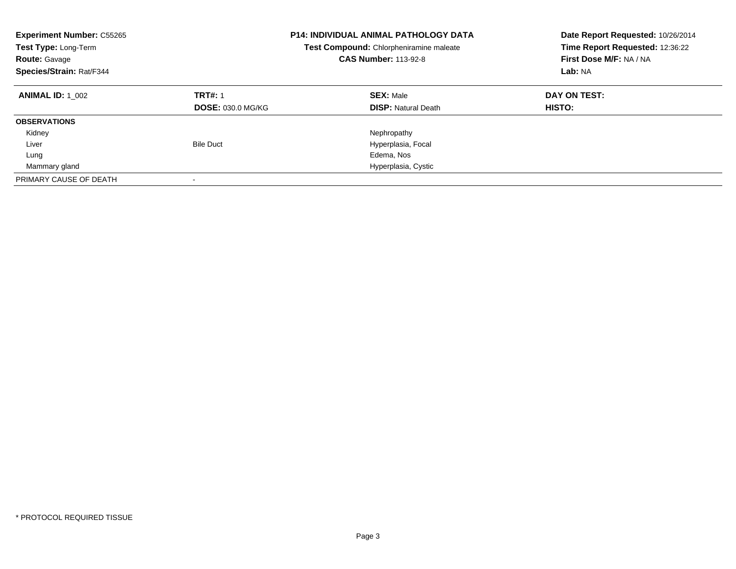**Experiment Number:** C55265
**Test Type:** Long-Term
**Route:** Gavage
**Species/Strain:** Rat/F344

**P14: INDIVIDUAL ANIMAL PATHOLOGY DATA**
**Test Compound:** Chlorpheniramine maleate
**CAS Number:** 113-92-8

**Date Report Requested:** 10/26/2014
**Time Report Requested:** 12:36:22
**First Dose M/F:** NA / NA
**Lab:** NA

| **ANIMAL ID:** 1_002 | **TRT#:** 1 | **SEX:** Male | **DAY ON TEST:** |
|---|---|---|---|
| | **DOSE:** 030.0 MG/KG | **DISP:** Natural Death | **HISTO:** |
| **OBSERVATIONS** | | | |
| Kidney | | Nephropathy | |
| Liver | Bile Duct | Hyperplasia, Focal | |
| Lung | | Edema, Nos | |
| Mammary gland | | Hyperplasia, Cystic | |
| PRIMARY CAUSE OF DEATH | - | | |

* PROTOCOL REQUIRED TISSUE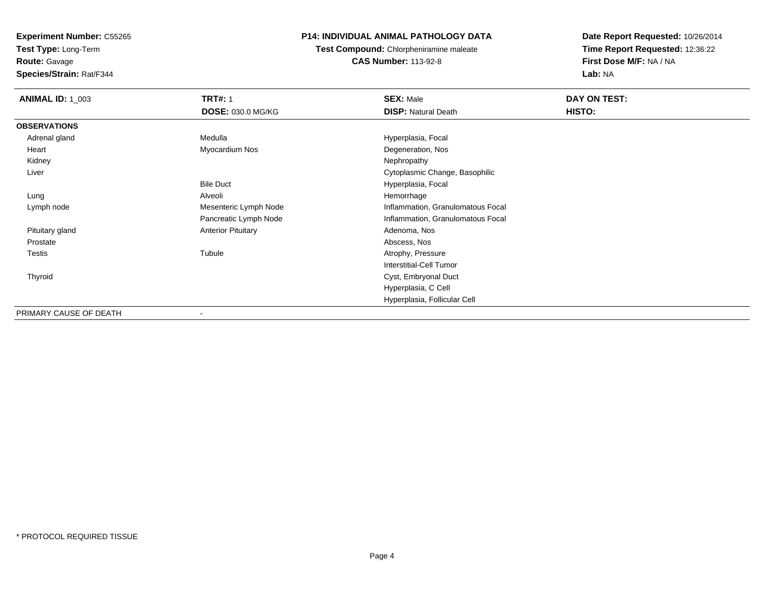**Experiment Number:** C55265
**Test Type:** Long-Term
**Route:** Gavage
**Species/Strain:** Rat/F344

## P14: INDIVIDUAL ANIMAL PATHOLOGY DATA

**Test Compound:** Chlorpheniramine maleate
**CAS Number:** 113-92-8

**Date Report Requested:** 10/26/2014
**Time Report Requested:** 12:36:22
**First Dose M/F:** NA / NA
**Lab:** NA

| **ANIMAL ID:** 1_003 | **TRT#:** 1 | **SEX:** Male | **DAY ON TEST:** |
|---|---|---|---|
| | **DOSE:** 030.0 MG/KG | **DISP:** Natural Death | **HISTO:** |
| **OBSERVATIONS** | | | |
| Adrenal gland | Medulla | Hyperplasia, Focal | |
| Heart | Myocardium Nos | Degeneration, Nos | |
| Kidney | | Nephropathy | |
| Liver | | Cytoplasmic Change, Basophilic | |
| | Bile Duct | Hyperplasia, Focal | |
| Lung | Alveoli | Hemorrhage | |
| Lymph node | Mesenteric Lymph Node | Inflammation, Granulomatous Focal | |
| | Pancreatic Lymph Node | Inflammation, Granulomatous Focal | |
| Pituitary gland | Anterior Pituitary | Adenoma, Nos | |
| Prostate | | Abscess, Nos | |
| Testis | Tubule | Atrophy, Pressure | |
| | | Interstitial-Cell Tumor | |
| Thyroid | | Cyst, Embryonal Duct | |
| | | Hyperplasia, C Cell | |
| | | Hyperplasia, Follicular Cell | |
| PRIMARY CAUSE OF DEATH | - | | |

* PROTOCOL REQUIRED TISSUE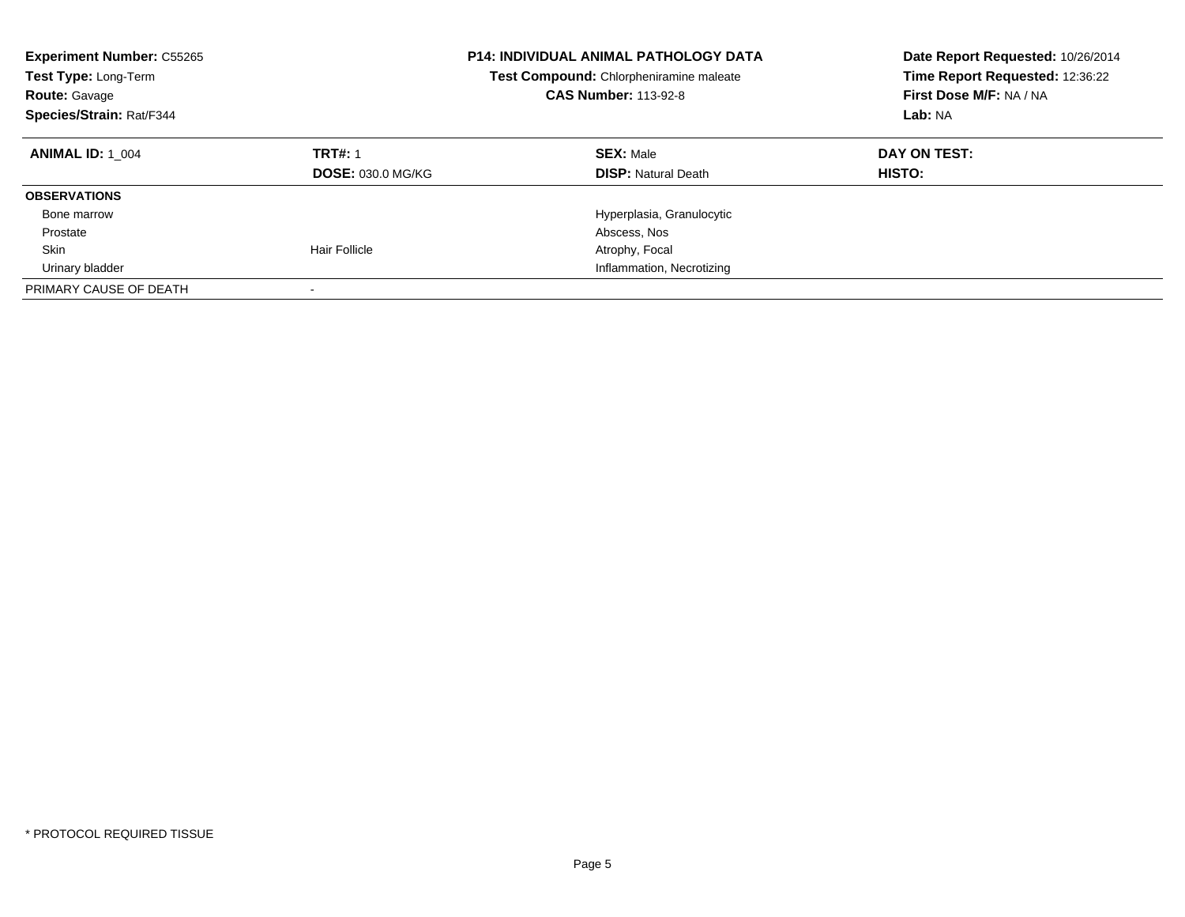**Experiment Number:** C55265
**Test Type:** Long-Term
**Route:** Gavage
**Species/Strain:** Rat/F344

**P14: INDIVIDUAL ANIMAL PATHOLOGY DATA**
**Test Compound:** Chlorpheniramine maleate
**CAS Number:** 113-92-8

**Date Report Requested:** 10/26/2014
**Time Report Requested:** 12:36:22
**First Dose M/F:** NA / NA
**Lab:** NA

| **ANIMAL ID:** 1_004 | **TRT#:** 1 | **SEX:** Male | **DAY ON TEST:** |
|---|---|---|---|
| | **DOSE:** 030.0 MG/KG | **DISP:** Natural Death | **HISTO:** |
| **OBSERVATIONS** | | | |
| Bone marrow | | Hyperplasia, Granulocytic | |
| Prostate | | Abscess, Nos | |
| Skin | Hair Follicle | Atrophy, Focal | |
| Urinary bladder | | Inflammation, Necrotizing | |
| PRIMARY CAUSE OF DEATH | - | | |

* PROTOCOL REQUIRED TISSUE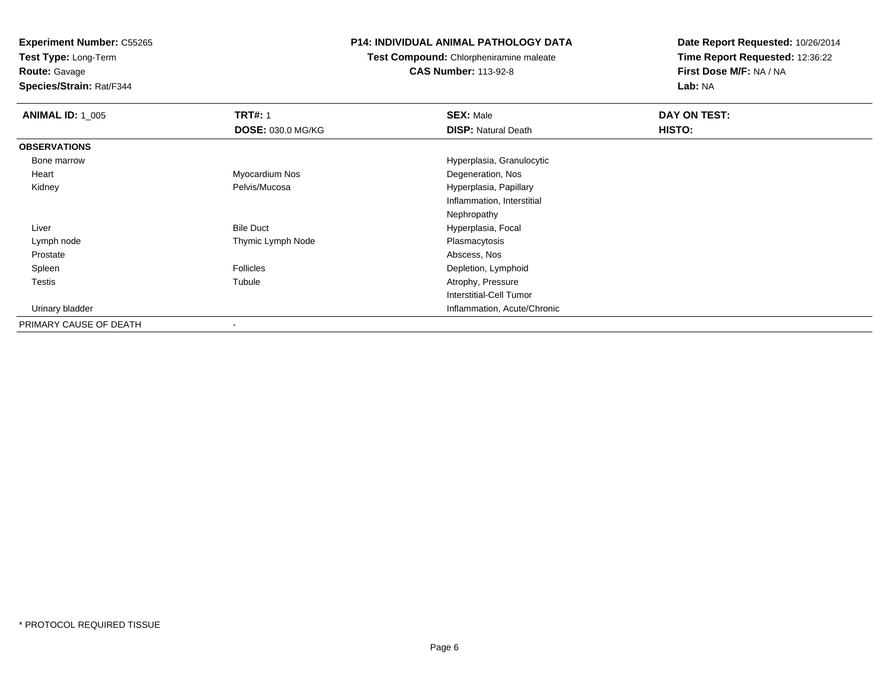**Experiment Number:** C55265
**Test Type:** Long-Term
**Route:** Gavage
**Species/Strain:** Rat/F344

**P14: INDIVIDUAL ANIMAL PATHOLOGY DATA**
**Test Compound:** Chlorpheniramine maleate
**CAS Number:** 113-92-8

**Date Report Requested:** 10/26/2014
**Time Report Requested:** 12:36:22
**First Dose M/F:** NA / NA
**Lab:** NA

| **ANIMAL ID:** 1_005 | **TRT#:** 1 | **SEX:** Male | **DAY ON TEST:** |
|---|---|---|---|
| | **DOSE:** 030.0 MG/KG | **DISP:** Natural Death | **HISTO:** |
| **OBSERVATIONS** | | | |
| Bone marrow | | Hyperplasia, Granulocytic | |
| Heart | Myocardium Nos | Degeneration, Nos | |
| Kidney | Pelvis/Mucosa | Hyperplasia, Papillary | |
| | | Inflammation, Interstitial | |
| | | Nephropathy | |
| Liver | Bile Duct | Hyperplasia, Focal | |
| Lymph node | Thymic Lymph Node | Plasmacytosis | |
| Prostate | | Abscess, Nos | |
| Spleen | Follicles | Depletion, Lymphoid | |
| Testis | Tubule | Atrophy, Pressure | |
| | | Interstitial-Cell Tumor | |
| Urinary bladder | | Inflammation, Acute/Chronic | |
| PRIMARY CAUSE OF DEATH | - | | |

* PROTOCOL REQUIRED TISSUE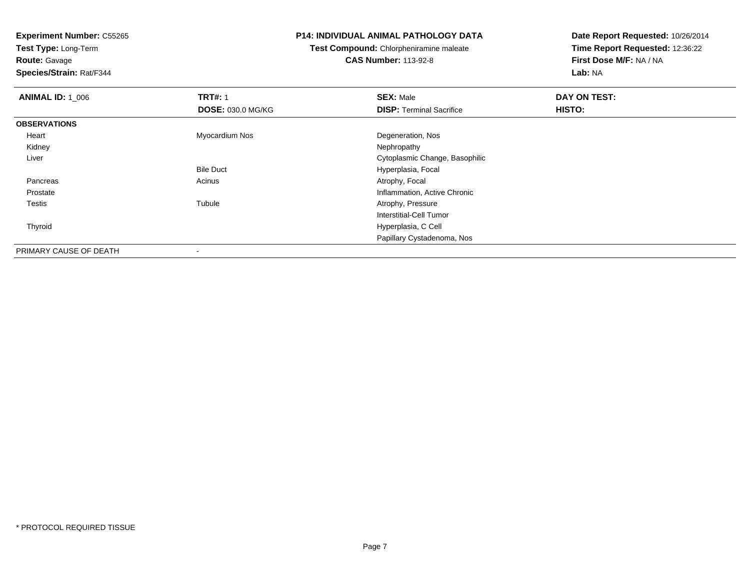**Experiment Number:** C55265
**Test Type:** Long-Term
**Route:** Gavage
**Species/Strain:** Rat/F344

**P14: INDIVIDUAL ANIMAL PATHOLOGY DATA**
**Test Compound:** Chlorpheniramine maleate
**CAS Number:** 113-92-8

**Date Report Requested:** 10/26/2014
**Time Report Requested:** 12:36:22
**First Dose M/F:** NA / NA
**Lab:** NA

| **ANIMAL ID:** 1_006 | **TRT#:** 1 | **SEX:** Male | **DAY ON TEST:** |
|---|---|---|---|
| | **DOSE:** 030.0 MG/KG | **DISP:** Terminal Sacrifice | **HISTO:** |
| **OBSERVATIONS** | | | |
| Heart | Myocardium Nos | Degeneration, Nos | |
| Kidney | | Nephropathy | |
| Liver | | Cytoplasmic Change, Basophilic | |
| | Bile Duct | Hyperplasia, Focal | |
| Pancreas | Acinus | Atrophy, Focal | |
| Prostate | | Inflammation, Active Chronic | |
| Testis | Tubule | Atrophy, Pressure | |
| | | Interstitial-Cell Tumor | |
| Thyroid | | Hyperplasia, C Cell | |
| | | Papillary Cystadenoma, Nos | |
| PRIMARY CAUSE OF DEATH | - | | |

* PROTOCOL REQUIRED TISSUE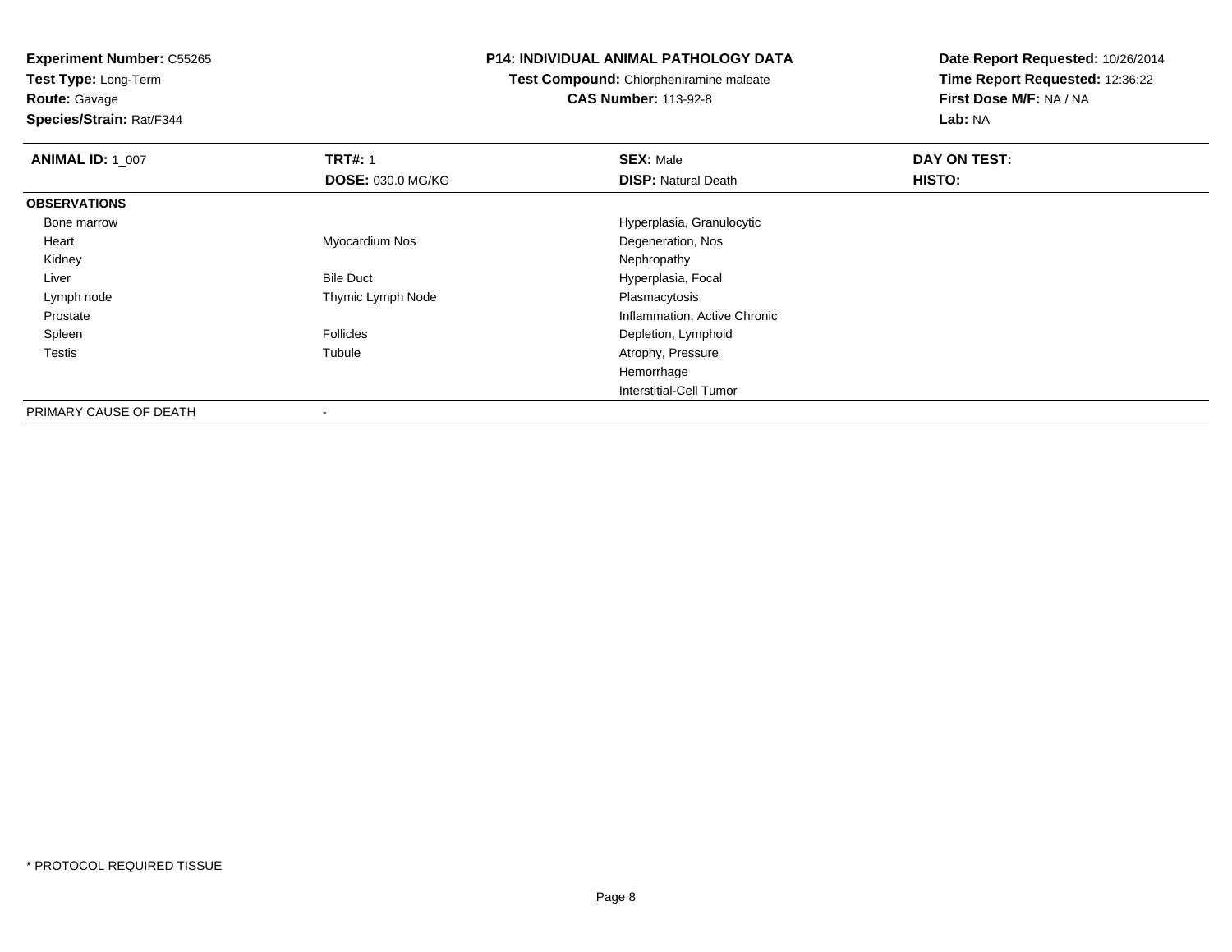**Experiment Number:** C55265
**Test Type:** Long-Term
**Route:** Gavage
**Species/Strain:** Rat/F344

**P14: INDIVIDUAL ANIMAL PATHOLOGY DATA**
**Test Compound:** Chlorpheniramine maleate
**CAS Number:** 113-92-8

**Date Report Requested:** 10/26/2014
**Time Report Requested:** 12:36:22
**First Dose M/F:** NA / NA
**Lab:** NA

| **ANIMAL ID:** 1_007 | **TRT#:** 1 | **SEX:** Male | **DAY ON TEST:** |
|---|---|---|---|
| | **DOSE:** 030.0 MG/KG | **DISP:** Natural Death | **HISTO:** |
| **OBSERVATIONS** | | | |
| Bone marrow | | Hyperplasia, Granulocytic | |
| Heart | Myocardium Nos | Degeneration, Nos | |
| Kidney | | Nephropathy | |
| Liver | Bile Duct | Hyperplasia, Focal | |
| Lymph node | Thymic Lymph Node | Plasmacytosis | |
| Prostate | | Inflammation, Active Chronic | |
| Spleen | Follicles | Depletion, Lymphoid | |
| Testis | Tubule | Atrophy, Pressure | |
| | | Hemorrhage | |
| | | Interstitial-Cell Tumor | |
| PRIMARY CAUSE OF DEATH | - | | |

* PROTOCOL REQUIRED TISSUE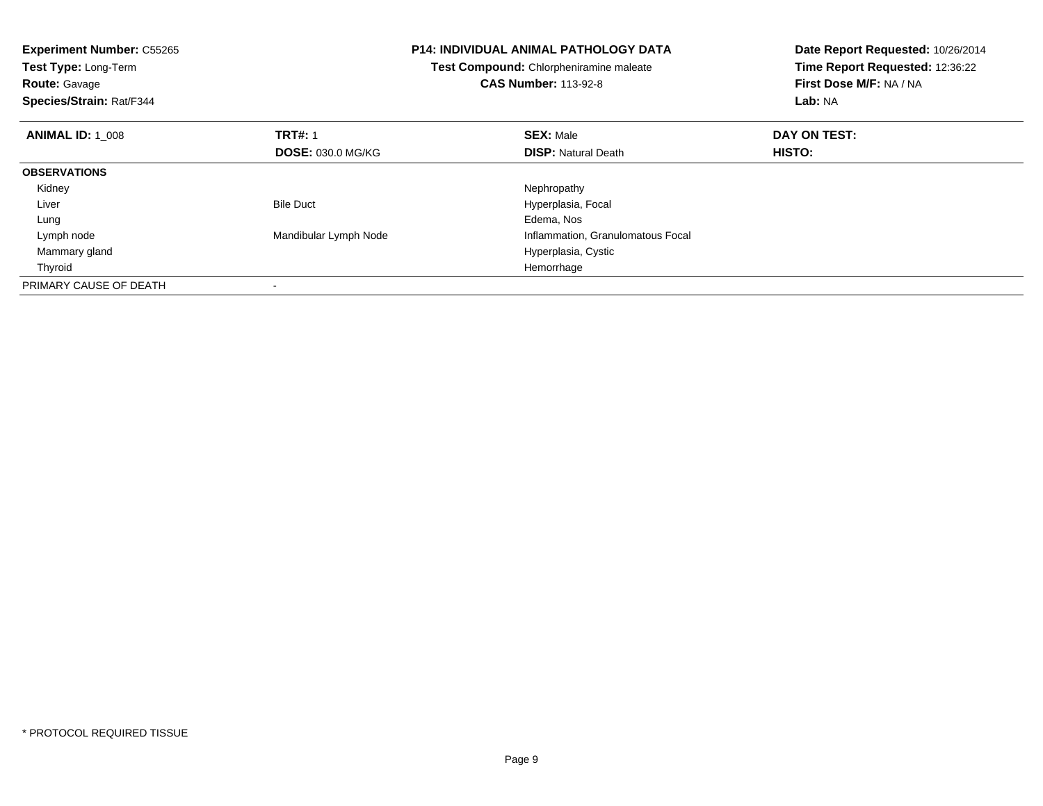**Experiment Number:** C55265
**Test Type:** Long-Term
**Route:** Gavage
**Species/Strain:** Rat/F344

**P14: INDIVIDUAL ANIMAL PATHOLOGY DATA**
**Test Compound:** Chlorpheniramine maleate
**CAS Number:** 113-92-8

**Date Report Requested:** 10/26/2014
**Time Report Requested:** 12:36:22
**First Dose M/F:** NA / NA
**Lab:** NA

| **ANIMAL ID:** 1_008 | **TRT#:** 1 | **SEX:** Male | **DAY ON TEST:** |
|---|---|---|---|
| | **DOSE:** 030.0 MG/KG | **DISP:** Natural Death | **HISTO:** |
| **OBSERVATIONS** | | | |
| Kidney | | Nephropathy | |
| Liver | Bile Duct | Hyperplasia, Focal | |
| Lung | | Edema, Nos | |
| Lymph node | Mandibular Lymph Node | Inflammation, Granulomatous Focal | |
| Mammary gland | | Hyperplasia, Cystic | |
| Thyroid | | Hemorrhage | |
| PRIMARY CAUSE OF DEATH | - | | |

\* PROTOCOL REQUIRED TISSUE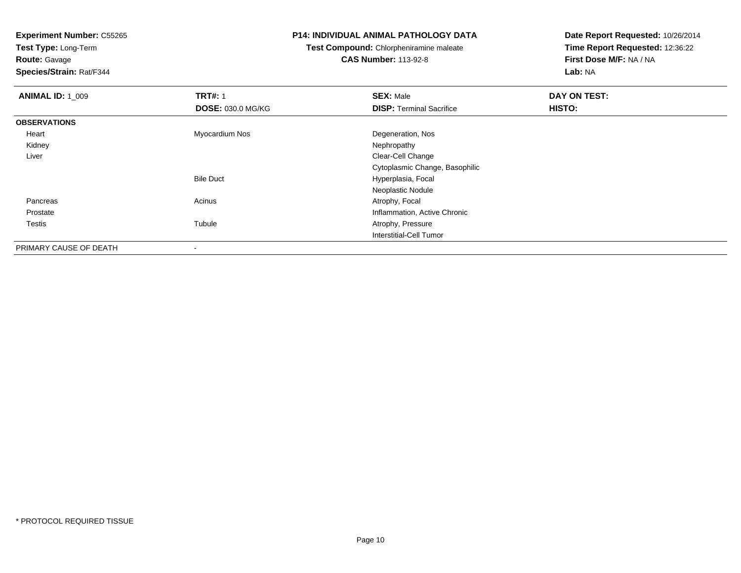**Experiment Number:** C55265
**Test Type:** Long-Term
**Route:** Gavage
**Species/Strain:** Rat/F344

**P14: INDIVIDUAL ANIMAL PATHOLOGY DATA**
**Test Compound:** Chlorpheniramine maleate
**CAS Number:** 113-92-8

**Date Report Requested:** 10/26/2014
**Time Report Requested:** 12:36:22
**First Dose M/F:** NA / NA
**Lab:** NA

| **ANIMAL ID:** 1_009 | **TRT#:** 1 | **SEX:** Male | **DAY ON TEST:** |
|---|---|---|---|
| | **DOSE:** 030.0 MG/KG | **DISP:** Terminal Sacrifice | **HISTO:** |
| **OBSERVATIONS** | | | |
| Heart | Myocardium Nos | Degeneration, Nos | |
| Kidney | | Nephropathy | |
| Liver | | Clear-Cell Change | |
| | | Cytoplasmic Change, Basophilic | |
| | Bile Duct | Hyperplasia, Focal | |
| | | Neoplastic Nodule | |
| Pancreas | Acinus | Atrophy, Focal | |
| Prostate | | Inflammation, Active Chronic | |
| Testis | Tubule | Atrophy, Pressure | |
| | | Interstitial-Cell Tumor | |
| PRIMARY CAUSE OF DEATH | - | | |

* PROTOCOL REQUIRED TISSUE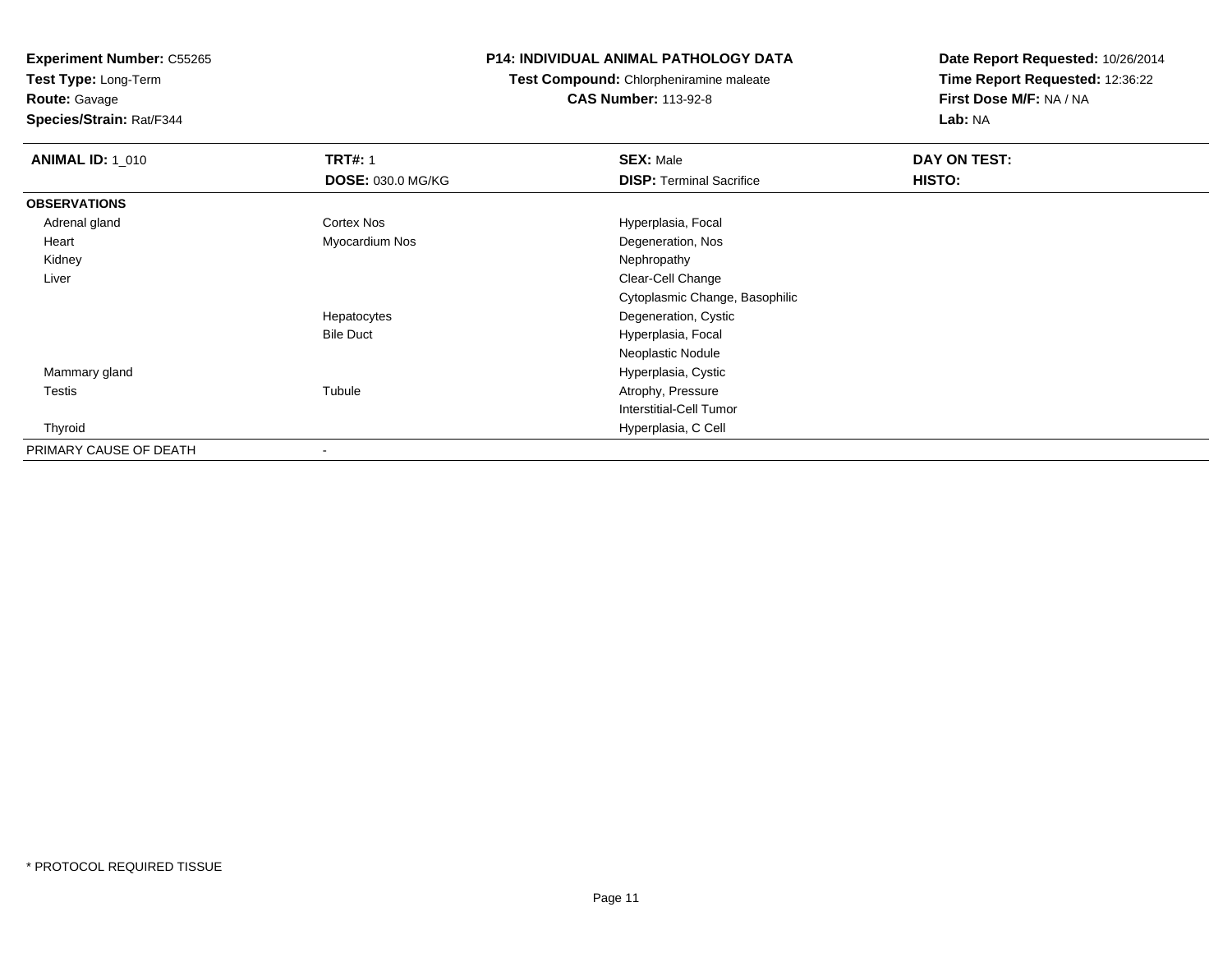**Experiment Number:** C55265
**Test Type:** Long-Term
**Route:** Gavage
**Species/Strain:** Rat/F344

**P14: INDIVIDUAL ANIMAL PATHOLOGY DATA**
**Test Compound:** Chlorpheniramine maleate
**CAS Number:** 113-92-8

**Date Report Requested:** 10/26/2014
**Time Report Requested:** 12:36:22
**First Dose M/F:** NA / NA
**Lab:** NA

| **ANIMAL ID:** 1_010 | **TRT#:** 1 | **SEX:** Male | **DAY ON TEST:** |
|---|---|---|---|
| | **DOSE:** 030.0 MG/KG | **DISP:** Terminal Sacrifice | **HISTO:** |
| **OBSERVATIONS** | | | |
| Adrenal gland | Cortex Nos | Hyperplasia, Focal | |
| Heart | Myocardium Nos | Degeneration, Nos | |
| Kidney | | Nephropathy | |
| Liver | | Clear-Cell Change | |
| | | Cytoplasmic Change, Basophilic | |
| | Hepatocytes | Degeneration, Cystic | |
| | Bile Duct | Hyperplasia, Focal | |
| | | Neoplastic Nodule | |
| Mammary gland | | Hyperplasia, Cystic | |
| Testis | Tubule | Atrophy, Pressure | |
| | | Interstitial-Cell Tumor | |
| Thyroid | | Hyperplasia, C Cell | |
| PRIMARY CAUSE OF DEATH | - | | |

* PROTOCOL REQUIRED TISSUE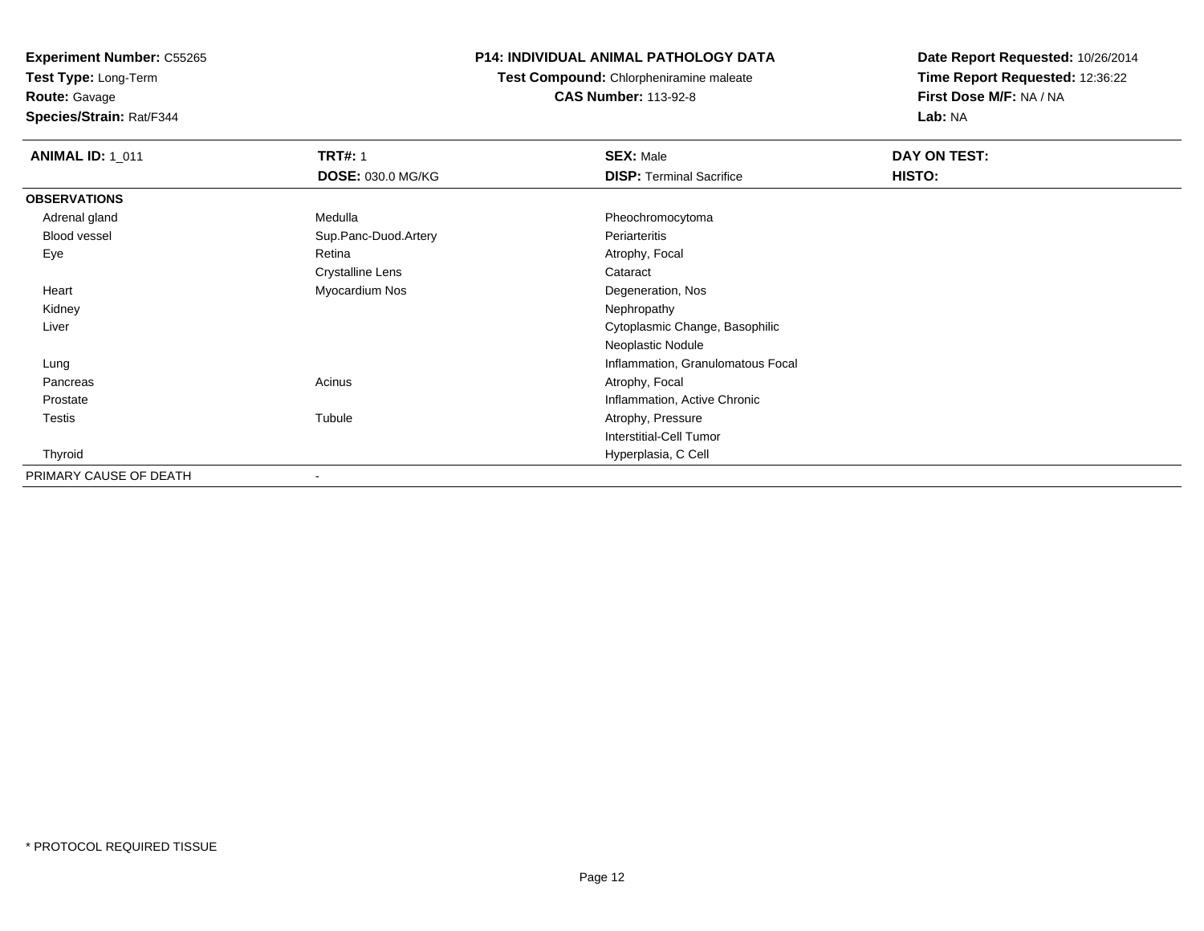**Experiment Number:** C55265
**Test Type:** Long-Term
**Route:** Gavage
**Species/Strain:** Rat/F344

**P14: INDIVIDUAL ANIMAL PATHOLOGY DATA**
**Test Compound:** Chlorpheniramine maleate
**CAS Number:** 113-92-8

**Date Report Requested:** 10/26/2014
**Time Report Requested:** 12:36:22
**First Dose M/F:** NA / NA
**Lab:** NA

| **ANIMAL ID:** 1_011 | **TRT#:** 1 | **SEX:** Male | **DAY ON TEST:** |
|---|---|---|---|
| | **DOSE:** 030.0 MG/KG | **DISP:** Terminal Sacrifice | **HISTO:** |
| **OBSERVATIONS** | | | |
| Adrenal gland | Medulla | Pheochromocytoma | |
| Blood vessel | Sup.Panc-Duod.Artery | Periarteritis | |
| Eye | Retina | Atrophy, Focal | |
| | Crystalline Lens | Cataract | |
| Heart | Myocardium Nos | Degeneration, Nos | |
| Kidney | | Nephropathy | |
| Liver | | Cytoplasmic Change, Basophilic | |
| | | Neoplastic Nodule | |
| Lung | | Inflammation, Granulomatous Focal | |
| Pancreas | Acinus | Atrophy, Focal | |
| Prostate | | Inflammation, Active Chronic | |
| Testis | Tubule | Atrophy, Pressure | |
| | | Interstitial-Cell Tumor | |
| Thyroid | | Hyperplasia, C Cell | |
| PRIMARY CAUSE OF DEATH | - | | |

* PROTOCOL REQUIRED TISSUE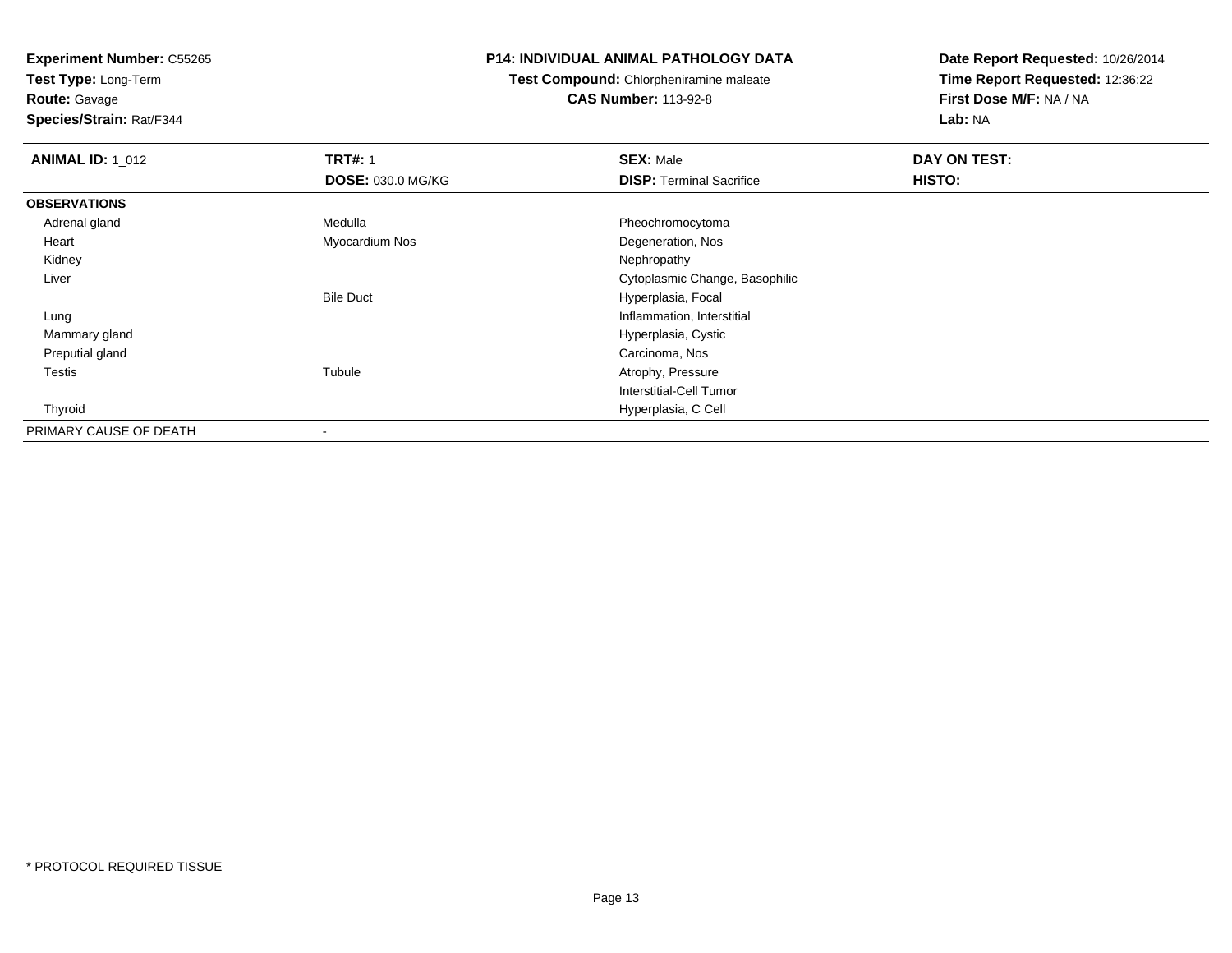**Experiment Number:** C55265
**Test Type:** Long-Term
**Route:** Gavage
**Species/Strain:** Rat/F344

**P14: INDIVIDUAL ANIMAL PATHOLOGY DATA**
**Test Compound:** Chlorpheniramine maleate
**CAS Number:** 113-92-8

**Date Report Requested:** 10/26/2014
**Time Report Requested:** 12:36:22
**First Dose M/F:** NA / NA
**Lab:** NA

| **ANIMAL ID:** 1_012 | **TRT#:** 1 | **SEX:** Male | **DAY ON TEST:** |
|---|---|---|---|
| | **DOSE:** 030.0 MG/KG | **DISP:** Terminal Sacrifice | **HISTO:** |
| **OBSERVATIONS** | | | |
| Adrenal gland | Medulla | Pheochromocytoma | |
| Heart | Myocardium Nos | Degeneration, Nos | |
| Kidney | | Nephropathy | |
| Liver | | Cytoplasmic Change, Basophilic | |
| | Bile Duct | Hyperplasia, Focal | |
| Lung | | Inflammation, Interstitial | |
| Mammary gland | | Hyperplasia, Cystic | |
| Preputial gland | | Carcinoma, Nos | |
| Testis | Tubule | Atrophy, Pressure | |
| | | Interstitial-Cell Tumor | |
| Thyroid | | Hyperplasia, C Cell | |
| PRIMARY CAUSE OF DEATH | - | | |

* PROTOCOL REQUIRED TISSUE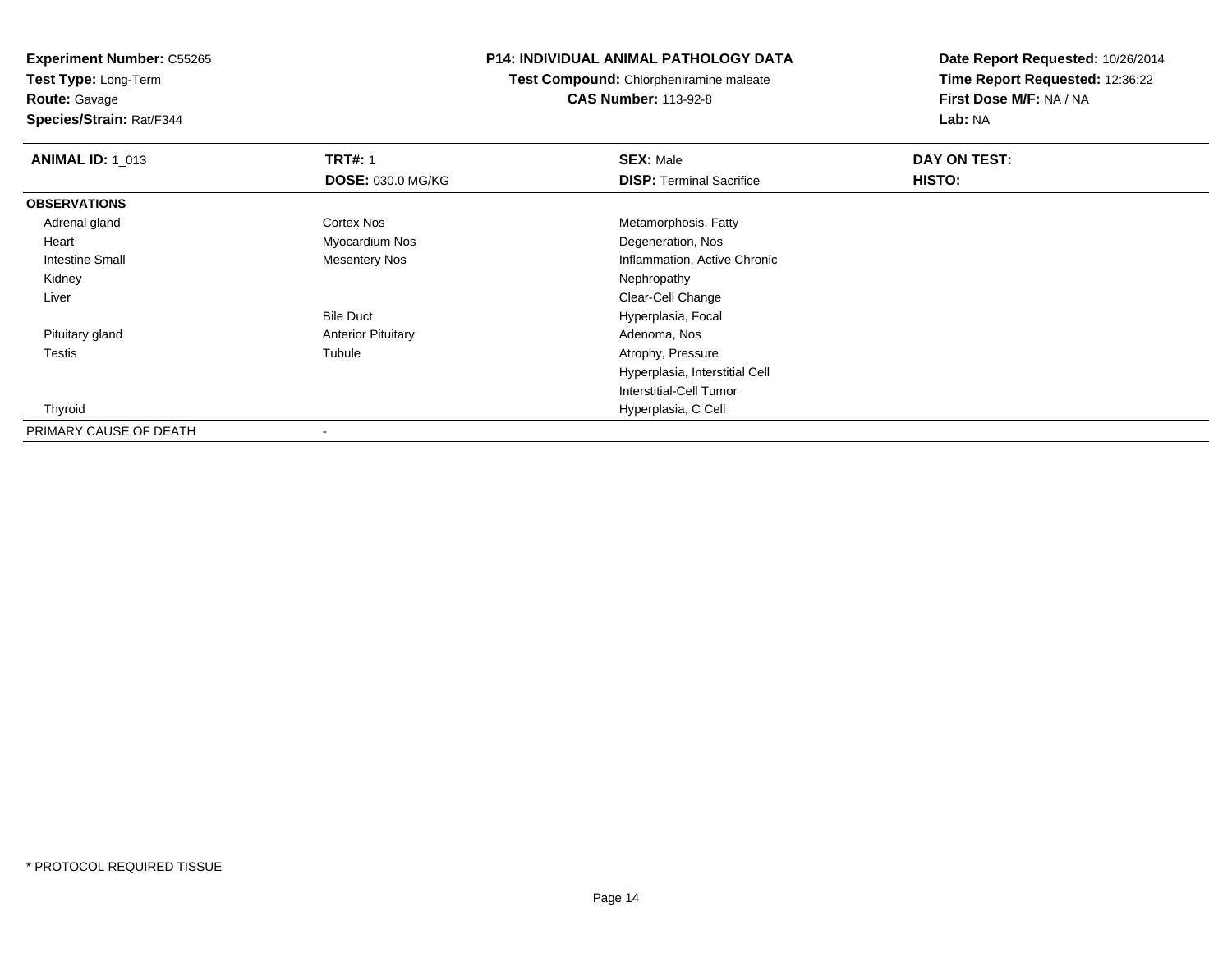**Experiment Number:** C55265
**Test Type:** Long-Term
**Route:** Gavage
**Species/Strain:** Rat/F344

**P14: INDIVIDUAL ANIMAL PATHOLOGY DATA**
**Test Compound:** Chlorpheniramine maleate
**CAS Number:** 113-92-8

**Date Report Requested:** 10/26/2014
**Time Report Requested:** 12:36:22
**First Dose M/F:** NA / NA
**Lab:** NA

| **ANIMAL ID:** 1_013 | **TRT#:** 1 | **SEX:** Male | **DAY ON TEST:** |
|---|---|---|---|
| | **DOSE:** 030.0 MG/KG | **DISP:** Terminal Sacrifice | **HISTO:** |
| **OBSERVATIONS** | | | |
| Adrenal gland | Cortex Nos | Metamorphosis, Fatty | |
| Heart | Myocardium Nos | Degeneration, Nos | |
| Intestine Small | Mesentery Nos | Inflammation, Active Chronic | |
| Kidney | | Nephropathy | |
| Liver | | Clear-Cell Change | |
| | Bile Duct | Hyperplasia, Focal | |
| Pituitary gland | Anterior Pituitary | Adenoma, Nos | |
| Testis | Tubule | Atrophy, Pressure | |
| | | Hyperplasia, Interstitial Cell | |
| | | Interstitial-Cell Tumor | |
| Thyroid | | Hyperplasia, C Cell | |
| PRIMARY CAUSE OF DEATH | - | | |

* PROTOCOL REQUIRED TISSUE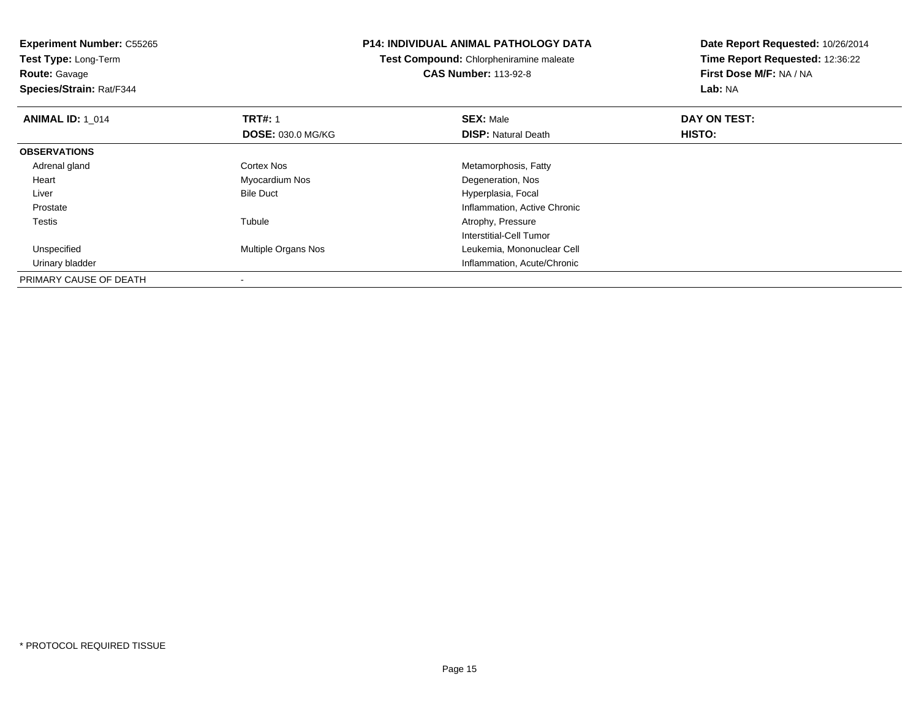**Experiment Number:** C55265
**Test Type:** Long-Term
**Route:** Gavage
**Species/Strain:** Rat/F344

**P14: INDIVIDUAL ANIMAL PATHOLOGY DATA**
**Test Compound:** Chlorpheniramine maleate
**CAS Number:** 113-92-8

**Date Report Requested:** 10/26/2014
**Time Report Requested:** 12:36:22
**First Dose M/F:** NA / NA
**Lab:** NA

| **ANIMAL ID:** 1_014 | **TRT#:** 1 | **SEX:** Male | **DAY ON TEST:** |
|---|---|---|---|
| | **DOSE:** 030.0 MG/KG | **DISP:** Natural Death | **HISTO:** |
| **OBSERVATIONS** | | | |
| Adrenal gland | Cortex Nos | Metamorphosis, Fatty | |
| Heart | Myocardium Nos | Degeneration, Nos | |
| Liver | Bile Duct | Hyperplasia, Focal | |
| Prostate | | Inflammation, Active Chronic | |
| Testis | Tubule | Atrophy, Pressure | |
| | | Interstitial-Cell Tumor | |
| Unspecified | Multiple Organs Nos | Leukemia, Mononuclear Cell | |
| Urinary bladder | | Inflammation, Acute/Chronic | |
| PRIMARY CAUSE OF DEATH | - | | |

* PROTOCOL REQUIRED TISSUE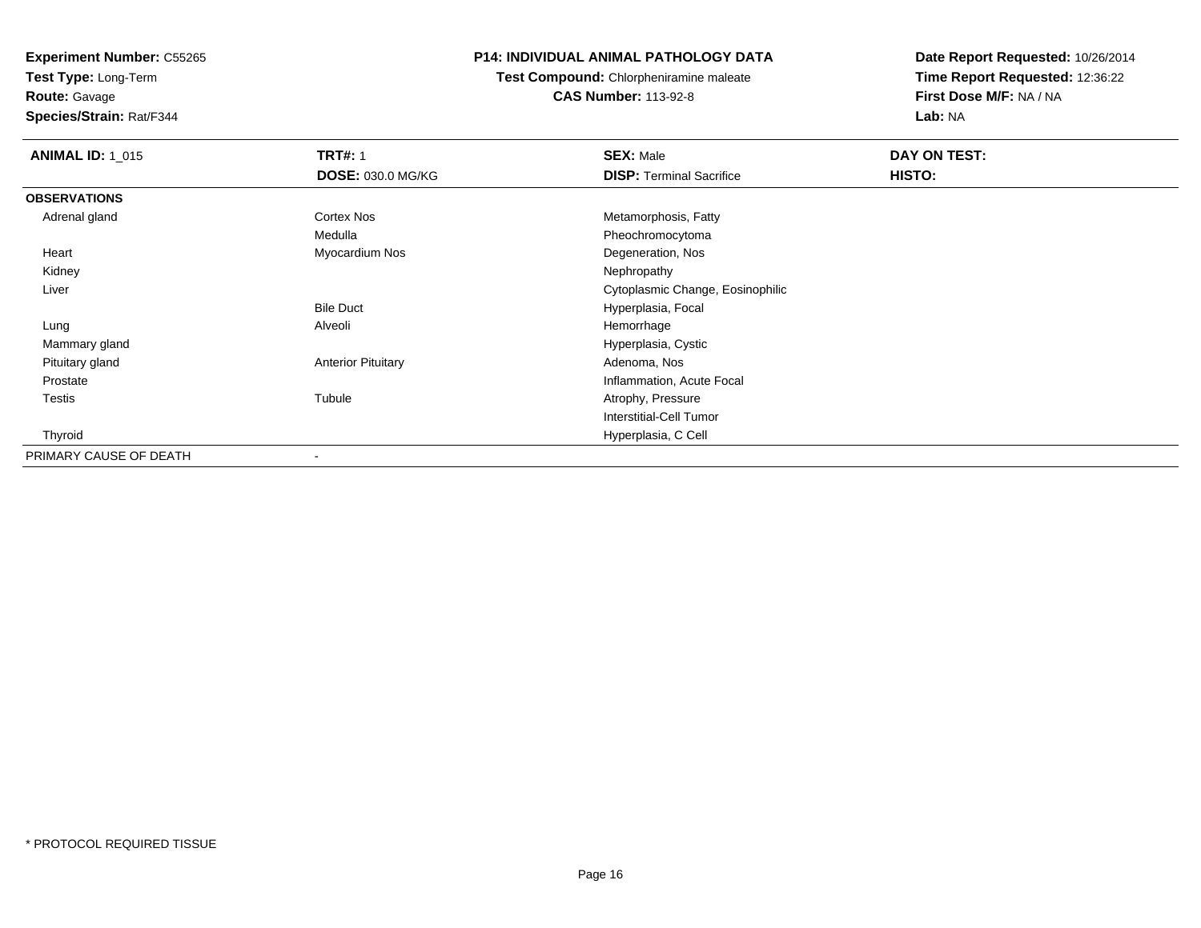**Experiment Number:** C55265
**Test Type:** Long-Term
**Route:** Gavage
**Species/Strain:** Rat/F344

## P14: INDIVIDUAL ANIMAL PATHOLOGY DATA

**Test Compound:** Chlorpheniramine maleate
**CAS Number:** 113-92-8

**Date Report Requested:** 10/26/2014
**Time Report Requested:** 12:36:22
**First Dose M/F:** NA / NA
**Lab:** NA

| **ANIMAL ID:** 1_015 | **TRT#:** 1 | **SEX:** Male | **DAY ON TEST:** |
|---|---|---|---|
| | **DOSE:** 030.0 MG/KG | **DISP:** Terminal Sacrifice | **HISTO:** |
| **OBSERVATIONS** | | | |
| Adrenal gland | Cortex Nos | Metamorphosis, Fatty | |
| | Medulla | Pheochromocytoma | |
| Heart | Myocardium Nos | Degeneration, Nos | |
| Kidney | | Nephropathy | |
| Liver | | Cytoplasmic Change, Eosinophilic | |
| | Bile Duct | Hyperplasia, Focal | |
| Lung | Alveoli | Hemorrhage | |
| Mammary gland | | Hyperplasia, Cystic | |
| Pituitary gland | Anterior Pituitary | Adenoma, Nos | |
| Prostate | | Inflammation, Acute Focal | |
| Testis | Tubule | Atrophy, Pressure | |
| | | Interstitial-Cell Tumor | |
| Thyroid | | Hyperplasia, C Cell | |
| PRIMARY CAUSE OF DEATH | - | | |

* PROTOCOL REQUIRED TISSUE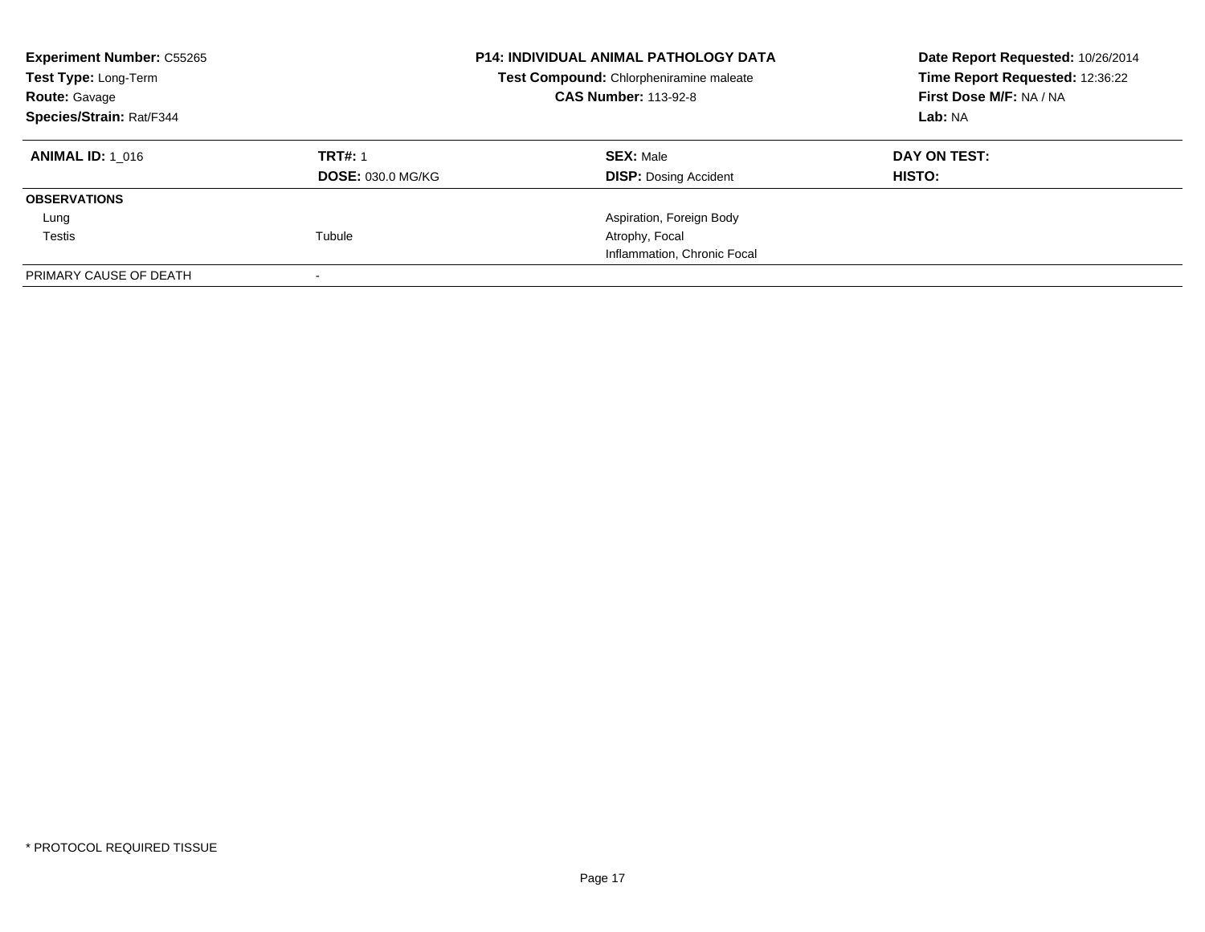**Experiment Number:** C55265
**Test Type:** Long-Term
**Route:** Gavage
**Species/Strain:** Rat/F344

**P14: INDIVIDUAL ANIMAL PATHOLOGY DATA**
**Test Compound:** Chlorpheniramine maleate
**CAS Number:** 113-92-8

**Date Report Requested:** 10/26/2014
**Time Report Requested:** 12:36:22
**First Dose M/F:** NA / NA
**Lab:** NA

| **ANIMAL ID:** 1_016 | **TRT#:** 1 | **SEX:** Male | **DAY ON TEST:** |
|---|---|---|---|
| | **DOSE:** 030.0 MG/KG | **DISP:** Dosing Accident | **HISTO:** |
| **OBSERVATIONS** | | | |
| Lung | | Aspiration, Foreign Body | |
| Testis | Tubule | Atrophy, Focal | |
| | | Inflammation, Chronic Focal | |
| PRIMARY CAUSE OF DEATH | - | | |

\* PROTOCOL REQUIRED TISSUE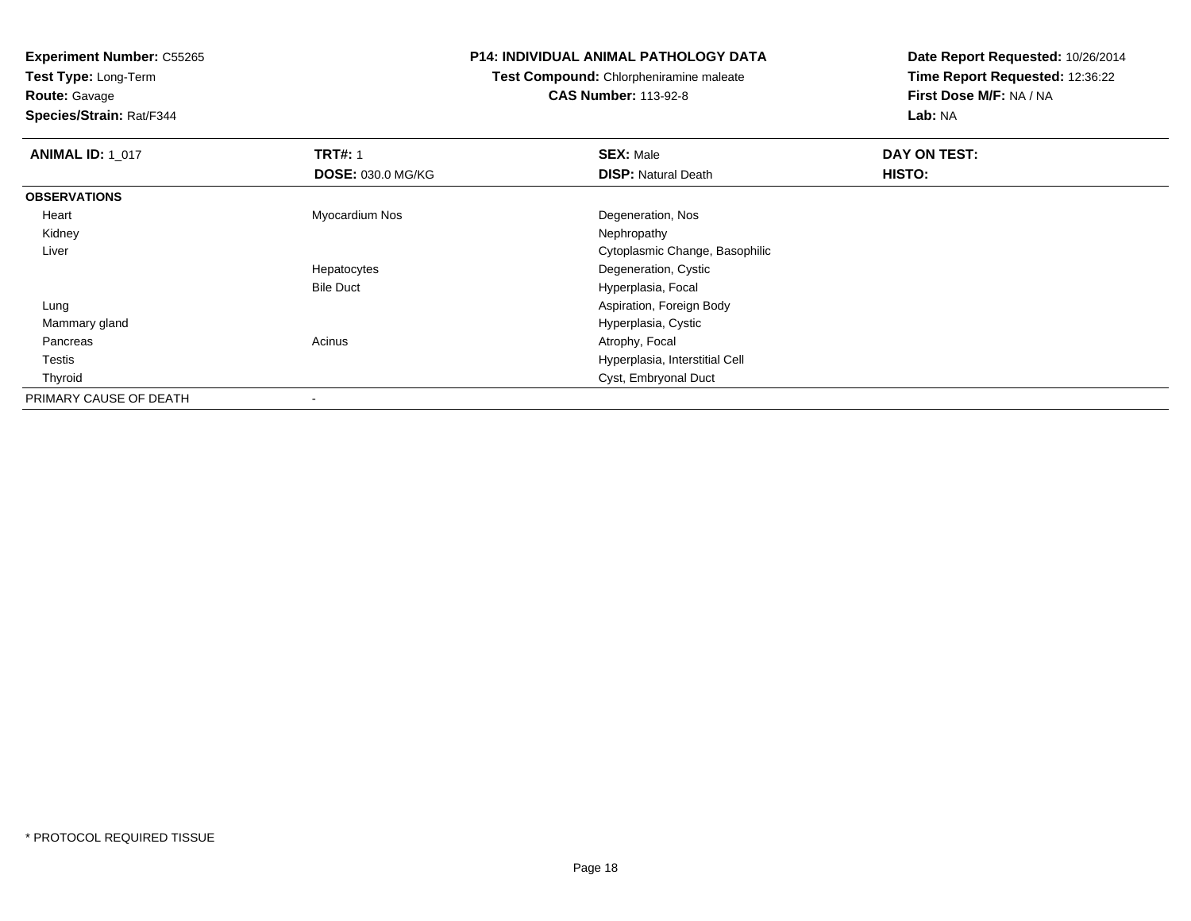**Experiment Number:** C55265
**Test Type:** Long-Term
**Route:** Gavage
**Species/Strain:** Rat/F344

**P14: INDIVIDUAL ANIMAL PATHOLOGY DATA**
**Test Compound:** Chlorpheniramine maleate
**CAS Number:** 113-92-8

**Date Report Requested:** 10/26/2014
**Time Report Requested:** 12:36:22
**First Dose M/F:** NA / NA
**Lab:** NA

| **ANIMAL ID:** 1_017 | **TRT#:** 1 | **SEX:** Male | **DAY ON TEST:** |
|---|---|---|---|
| | **DOSE:** 030.0 MG/KG | **DISP:** Natural Death | **HISTO:** |
| **OBSERVATIONS** | | | |
| Heart | Myocardium Nos | Degeneration, Nos | |
| Kidney | | Nephropathy | |
| Liver | | Cytoplasmic Change, Basophilic | |
| | Hepatocytes | Degeneration, Cystic | |
| | Bile Duct | Hyperplasia, Focal | |
| Lung | | Aspiration, Foreign Body | |
| Mammary gland | | Hyperplasia, Cystic | |
| Pancreas | Acinus | Atrophy, Focal | |
| Testis | | Hyperplasia, Interstitial Cell | |
| Thyroid | | Cyst, Embryonal Duct | |
| PRIMARY CAUSE OF DEATH | - | | |

* PROTOCOL REQUIRED TISSUE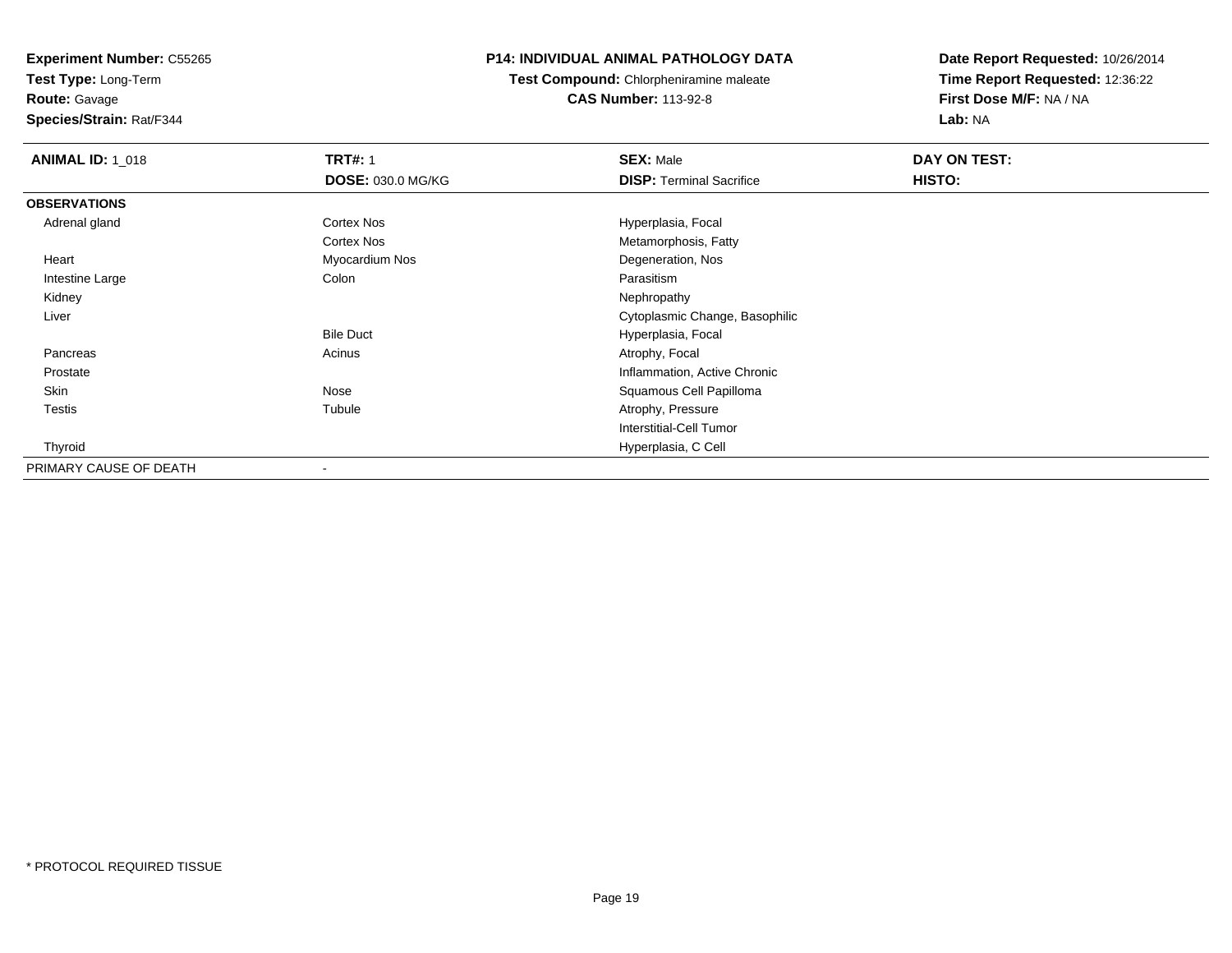**Experiment Number:** C55265
**Test Type:** Long-Term
**Route:** Gavage
**Species/Strain:** Rat/F344

# P14: INDIVIDUAL ANIMAL PATHOLOGY DATA

**Test Compound:** Chlorpheniramine maleate
**CAS Number:** 113-92-8

**Date Report Requested:** 10/26/2014
**Time Report Requested:** 12:36:22
**First Dose M/F:** NA / NA
**Lab:** NA

| **ANIMAL ID:** 1_018 | **TRT#:** 1 | **SEX:** Male | **DAY ON TEST:** |
|---|---|---|---|
| | **DOSE:** 030.0 MG/KG | **DISP:** Terminal Sacrifice | **HISTO:** |
| **OBSERVATIONS** | | | |
| Adrenal gland | Cortex Nos | Hyperplasia, Focal | |
| | Cortex Nos | Metamorphosis, Fatty | |
| Heart | Myocardium Nos | Degeneration, Nos | |
| Intestine Large | Colon | Parasitism | |
| Kidney | | Nephropathy | |
| Liver | | Cytoplasmic Change, Basophilic | |
| | Bile Duct | Hyperplasia, Focal | |
| Pancreas | Acinus | Atrophy, Focal | |
| Prostate | | Inflammation, Active Chronic | |
| Skin | Nose | Squamous Cell Papilloma | |
| Testis | Tubule | Atrophy, Pressure | |
| | | Interstitial-Cell Tumor | |
| Thyroid | | Hyperplasia, C Cell | |
| PRIMARY CAUSE OF DEATH | - | | |

* PROTOCOL REQUIRED TISSUE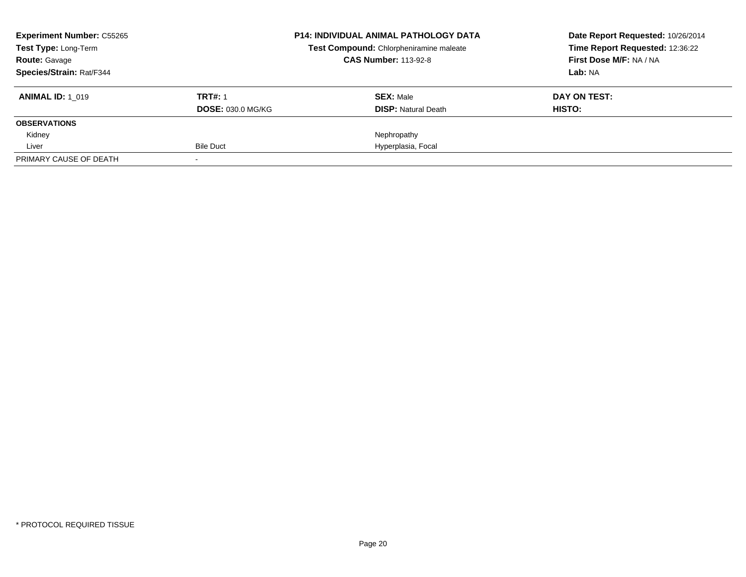**Experiment Number:** C55265
**Test Type:** Long-Term
**Route:** Gavage
**Species/Strain:** Rat/F344

**P14: INDIVIDUAL ANIMAL PATHOLOGY DATA**
**Test Compound:** Chlorpheniramine maleate
**CAS Number:** 113-92-8

**Date Report Requested:** 10/26/2014
**Time Report Requested:** 12:36:22
**First Dose M/F:** NA / NA
**Lab:** NA

| **ANIMAL ID:** 1_019 | **TRT#:** 1 | **SEX:** Male | **DAY ON TEST:** |
|---|---|---|---|
| | **DOSE:** 030.0 MG/KG | **DISP:** Natural Death | **HISTO:** |
| **OBSERVATIONS** | | | |
| Kidney | | Nephropathy | |
| Liver | Bile Duct | Hyperplasia, Focal | |
| PRIMARY CAUSE OF DEATH | - | | |

* PROTOCOL REQUIRED TISSUE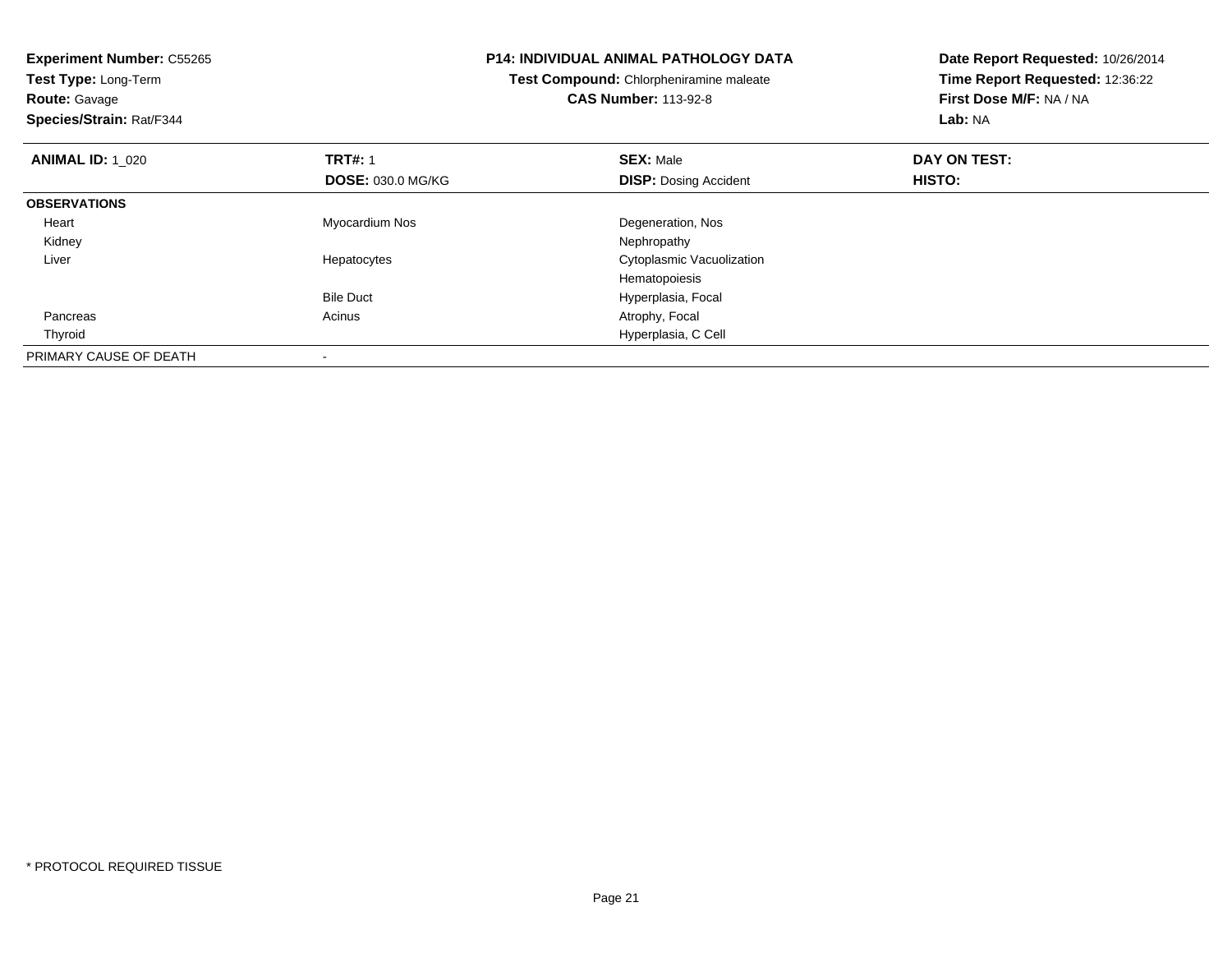**Experiment Number:** C55265
**Test Type:** Long-Term
**Route:** Gavage
**Species/Strain:** Rat/F344

**P14: INDIVIDUAL ANIMAL PATHOLOGY DATA**
**Test Compound:** Chlorpheniramine maleate
**CAS Number:** 113-92-8

**Date Report Requested:** 10/26/2014
**Time Report Requested:** 12:36:22
**First Dose M/F:** NA / NA
**Lab:** NA

| **ANIMAL ID:** 1_020 | **TRT#:** 1 | **SEX:** Male | **DAY ON TEST:** |
|---|---|---|---|
| | **DOSE:** 030.0 MG/KG | **DISP:** Dosing Accident | **HISTO:** |
| **OBSERVATIONS** | | | |
| Heart | Myocardium Nos | Degeneration, Nos | |
| Kidney | | Nephropathy | |
| Liver | Hepatocytes | Cytoplasmic Vacuolization | |
| | | Hematopoiesis | |
| | Bile Duct | Hyperplasia, Focal | |
| Pancreas | Acinus | Atrophy, Focal | |
| Thyroid | | Hyperplasia, C Cell | |
| PRIMARY CAUSE OF DEATH | - | | |

* PROTOCOL REQUIRED TISSUE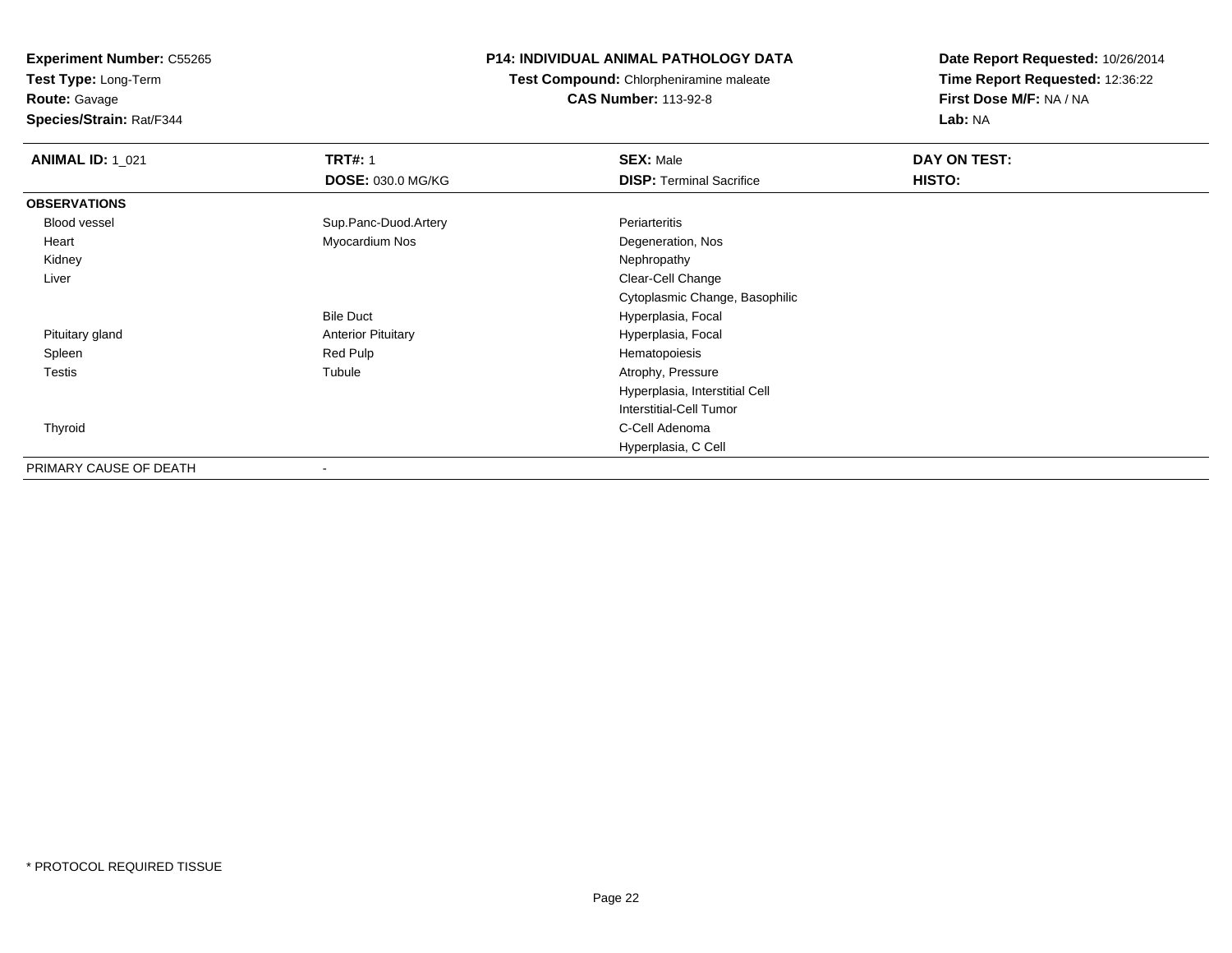**Experiment Number:** C55265
**Test Type:** Long-Term
**Route:** Gavage
**Species/Strain:** Rat/F344

**P14: INDIVIDUAL ANIMAL PATHOLOGY DATA**
**Test Compound:** Chlorpheniramine maleate
**CAS Number:** 113-92-8

**Date Report Requested:** 10/26/2014
**Time Report Requested:** 12:36:22
**First Dose M/F:** NA / NA
**Lab:** NA

| **ANIMAL ID:** 1_021 | **TRT#:** 1 | **SEX:** Male | **DAY ON TEST:** |
|---|---|---|---|
| | **DOSE:** 030.0 MG/KG | **DISP:** Terminal Sacrifice | **HISTO:** |
| **OBSERVATIONS** | | | |
| Blood vessel | Sup.Panc-Duod.Artery | Periarteritis | |
| Heart | Myocardium Nos | Degeneration, Nos | |
| Kidney | | Nephropathy | |
| Liver | | Clear-Cell Change | |
| | | Cytoplasmic Change, Basophilic | |
| | Bile Duct | Hyperplasia, Focal | |
| Pituitary gland | Anterior Pituitary | Hyperplasia, Focal | |
| Spleen | Red Pulp | Hematopoiesis | |
| Testis | Tubule | Atrophy, Pressure | |
| | | Hyperplasia, Interstitial Cell | |
| | | Interstitial-Cell Tumor | |
| Thyroid | | C-Cell Adenoma | |
| | | Hyperplasia, C Cell | |
| PRIMARY CAUSE OF DEATH | - | | |

* PROTOCOL REQUIRED TISSUE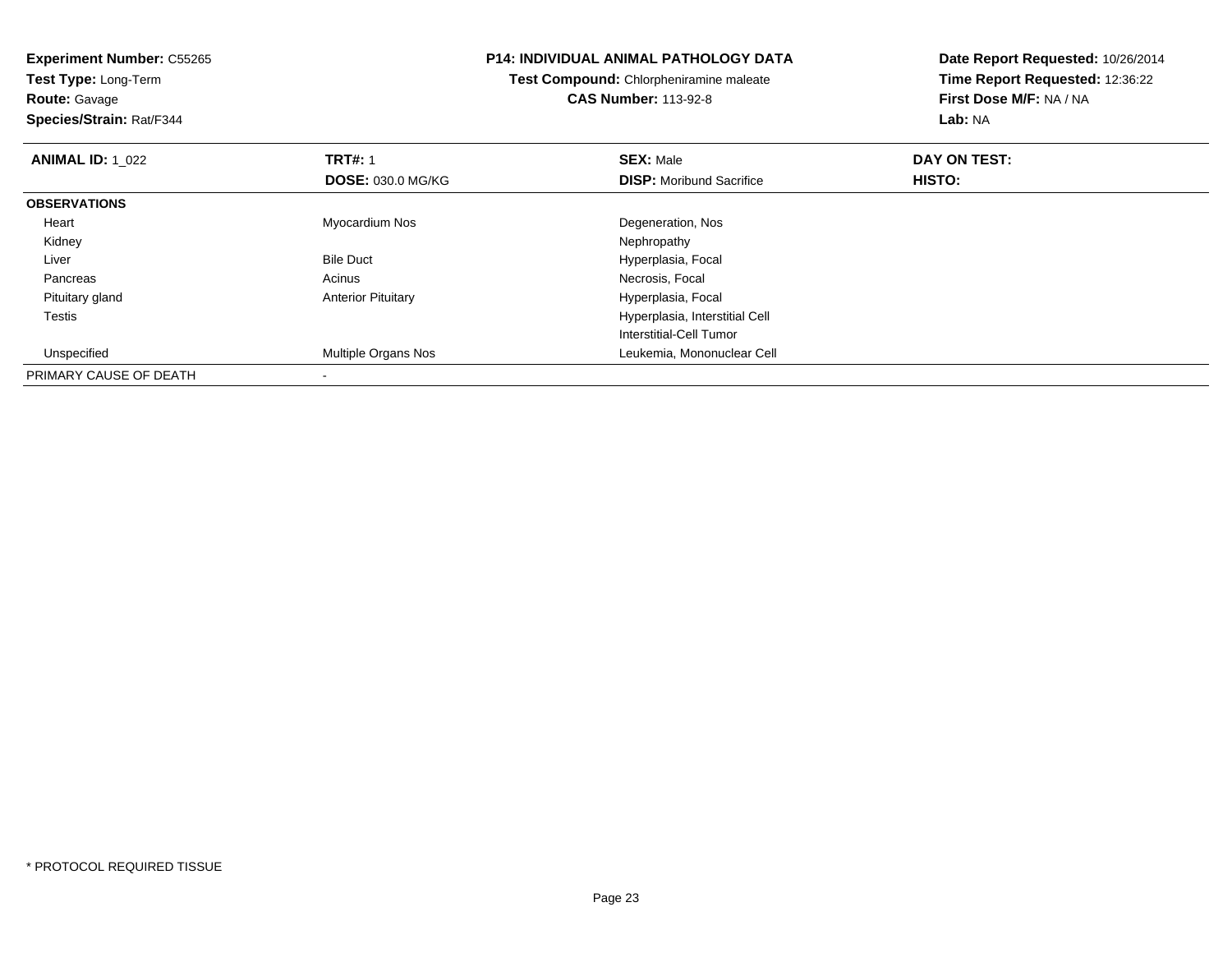**Experiment Number:** C55265
**Test Type:** Long-Term
**Route:** Gavage
**Species/Strain:** Rat/F344

**P14: INDIVIDUAL ANIMAL PATHOLOGY DATA**
**Test Compound:** Chlorpheniramine maleate
**CAS Number:** 113-92-8

**Date Report Requested:** 10/26/2014
**Time Report Requested:** 12:36:22
**First Dose M/F:** NA / NA
**Lab:** NA

| **ANIMAL ID:** 1_022 | **TRT#:** 1 | **SEX:** Male | **DAY ON TEST:** |
|---|---|---|---|
| | **DOSE:** 030.0 MG/KG | **DISP:** Moribund Sacrifice | **HISTO:** |
| **OBSERVATIONS** | | | |
| Heart | Myocardium Nos | Degeneration, Nos | |
| Kidney | | Nephropathy | |
| Liver | Bile Duct | Hyperplasia, Focal | |
| Pancreas | Acinus | Necrosis, Focal | |
| Pituitary gland | Anterior Pituitary | Hyperplasia, Focal | |
| Testis | | Hyperplasia, Interstitial Cell | |
| | | Interstitial-Cell Tumor | |
| Unspecified | Multiple Organs Nos | Leukemia, Mononuclear Cell | |
| PRIMARY CAUSE OF DEATH | - | | |

* PROTOCOL REQUIRED TISSUE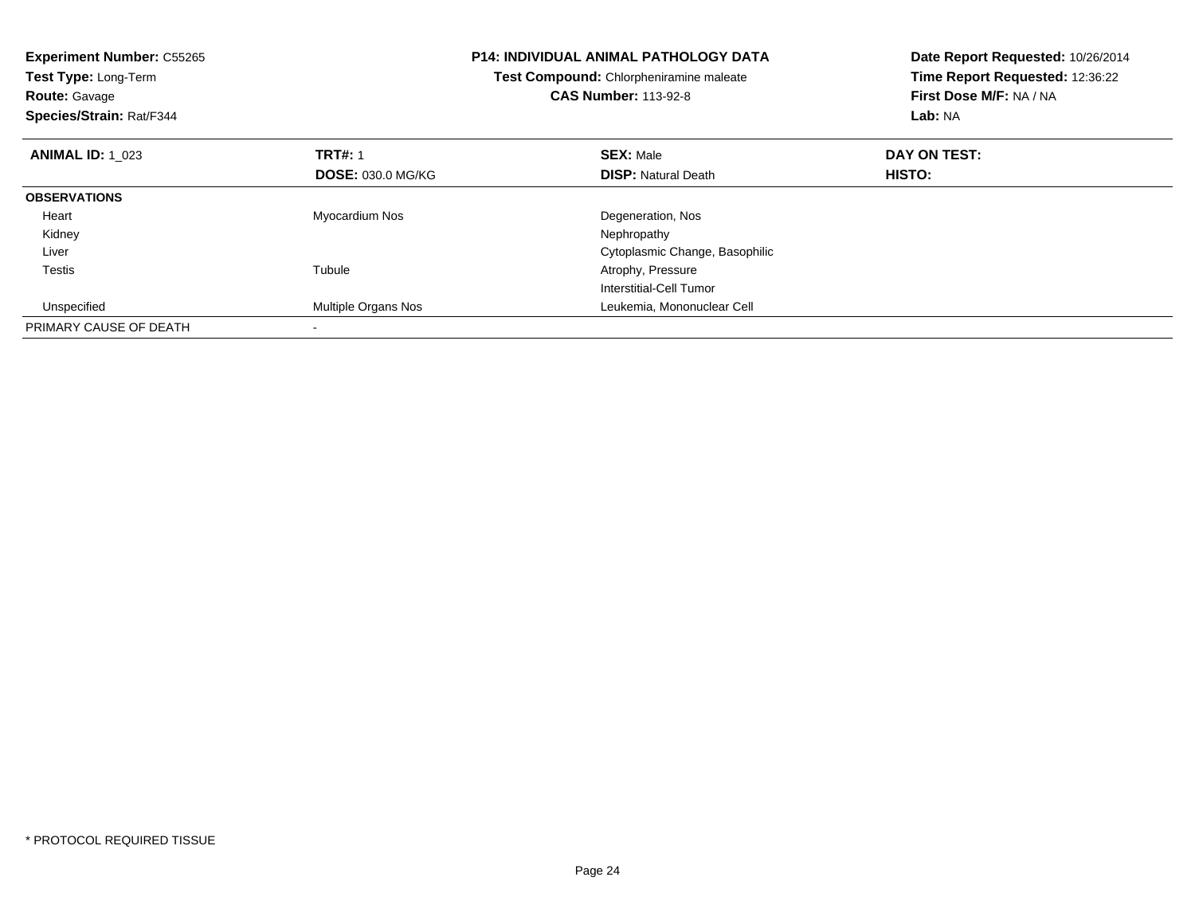**Experiment Number:** C55265
**Test Type:** Long-Term
**Route:** Gavage
**Species/Strain:** Rat/F344

**P14: INDIVIDUAL ANIMAL PATHOLOGY DATA**
**Test Compound:** Chlorpheniramine maleate
**CAS Number:** 113-92-8

**Date Report Requested:** 10/26/2014
**Time Report Requested:** 12:36:22
**First Dose M/F:** NA / NA
**Lab:** NA

| **ANIMAL ID:** 1_023 | **TRT#:** 1 | **SEX:** Male | **DAY ON TEST:** |
|---|---|---|---|
| | **DOSE:** 030.0 MG/KG | **DISP:** Natural Death | **HISTO:** |
| **OBSERVATIONS** | | | |
| Heart | Myocardium Nos | Degeneration, Nos | |
| Kidney | | Nephropathy | |
| Liver | | Cytoplasmic Change, Basophilic | |
| Testis | Tubule | Atrophy, Pressure | |
| | | Interstitial-Cell Tumor | |
| Unspecified | Multiple Organs Nos | Leukemia, Mononuclear Cell | |
| PRIMARY CAUSE OF DEATH | - | | |

* PROTOCOL REQUIRED TISSUE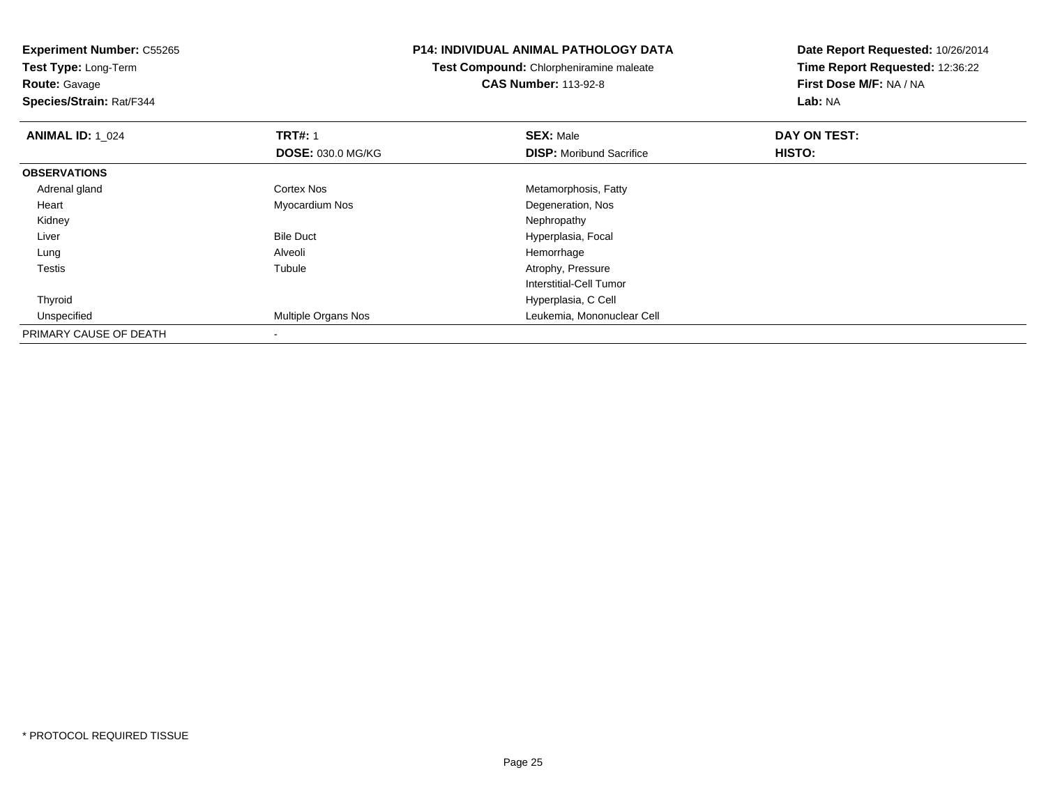**Experiment Number:** C55265
**Test Type:** Long-Term
**Route:** Gavage
**Species/Strain:** Rat/F344

**P14: INDIVIDUAL ANIMAL PATHOLOGY DATA**
**Test Compound:** Chlorpheniramine maleate
**CAS Number:** 113-92-8

**Date Report Requested:** 10/26/2014
**Time Report Requested:** 12:36:22
**First Dose M/F:** NA / NA
**Lab:** NA

| **ANIMAL ID:** 1_024 | **TRT#:** 1 | **SEX:** Male | **DAY ON TEST:** |
|---|---|---|---|
| | **DOSE:** 030.0 MG/KG | **DISP:** Moribund Sacrifice | **HISTO:** |
| **OBSERVATIONS** | | | |
| Adrenal gland | Cortex Nos | Metamorphosis, Fatty | |
| Heart | Myocardium Nos | Degeneration, Nos | |
| Kidney | | Nephropathy | |
| Liver | Bile Duct | Hyperplasia, Focal | |
| Lung | Alveoli | Hemorrhage | |
| Testis | Tubule | Atrophy, Pressure | |
| | | Interstitial-Cell Tumor | |
| Thyroid | | Hyperplasia, C Cell | |
| Unspecified | Multiple Organs Nos | Leukemia, Mononuclear Cell | |
| PRIMARY CAUSE OF DEATH | - | | |

* PROTOCOL REQUIRED TISSUE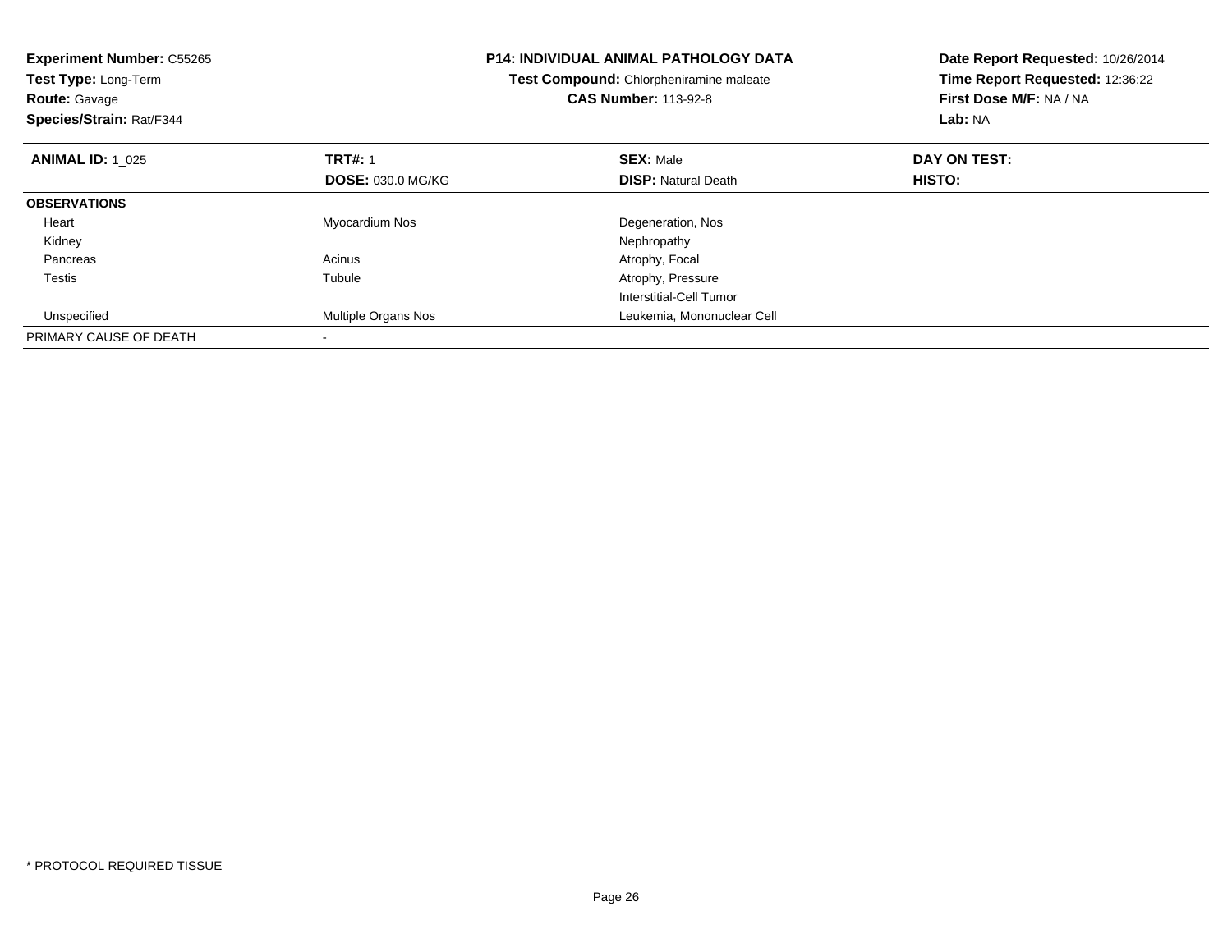**Experiment Number:** C55265
**Test Type:** Long-Term
**Route:** Gavage
**Species/Strain:** Rat/F344

**P14: INDIVIDUAL ANIMAL PATHOLOGY DATA**
**Test Compound:** Chlorpheniramine maleate
**CAS Number:** 113-92-8

**Date Report Requested:** 10/26/2014
**Time Report Requested:** 12:36:22
**First Dose M/F:** NA / NA
**Lab:** NA

| **ANIMAL ID:** 1_025 | **TRT#:** 1 | **SEX:** Male | **DAY ON TEST:** |
|---|---|---|---|
| | **DOSE:** 030.0 MG/KG | **DISP:** Natural Death | **HISTO:** |
| **OBSERVATIONS** | | | |
| Heart | Myocardium Nos | Degeneration, Nos | |
| Kidney | | Nephropathy | |
| Pancreas | Acinus | Atrophy, Focal | |
| Testis | Tubule | Atrophy, Pressure | |
| | | Interstitial-Cell Tumor | |
| Unspecified | Multiple Organs Nos | Leukemia, Mononuclear Cell | |
| PRIMARY CAUSE OF DEATH | - | | |

* PROTOCOL REQUIRED TISSUE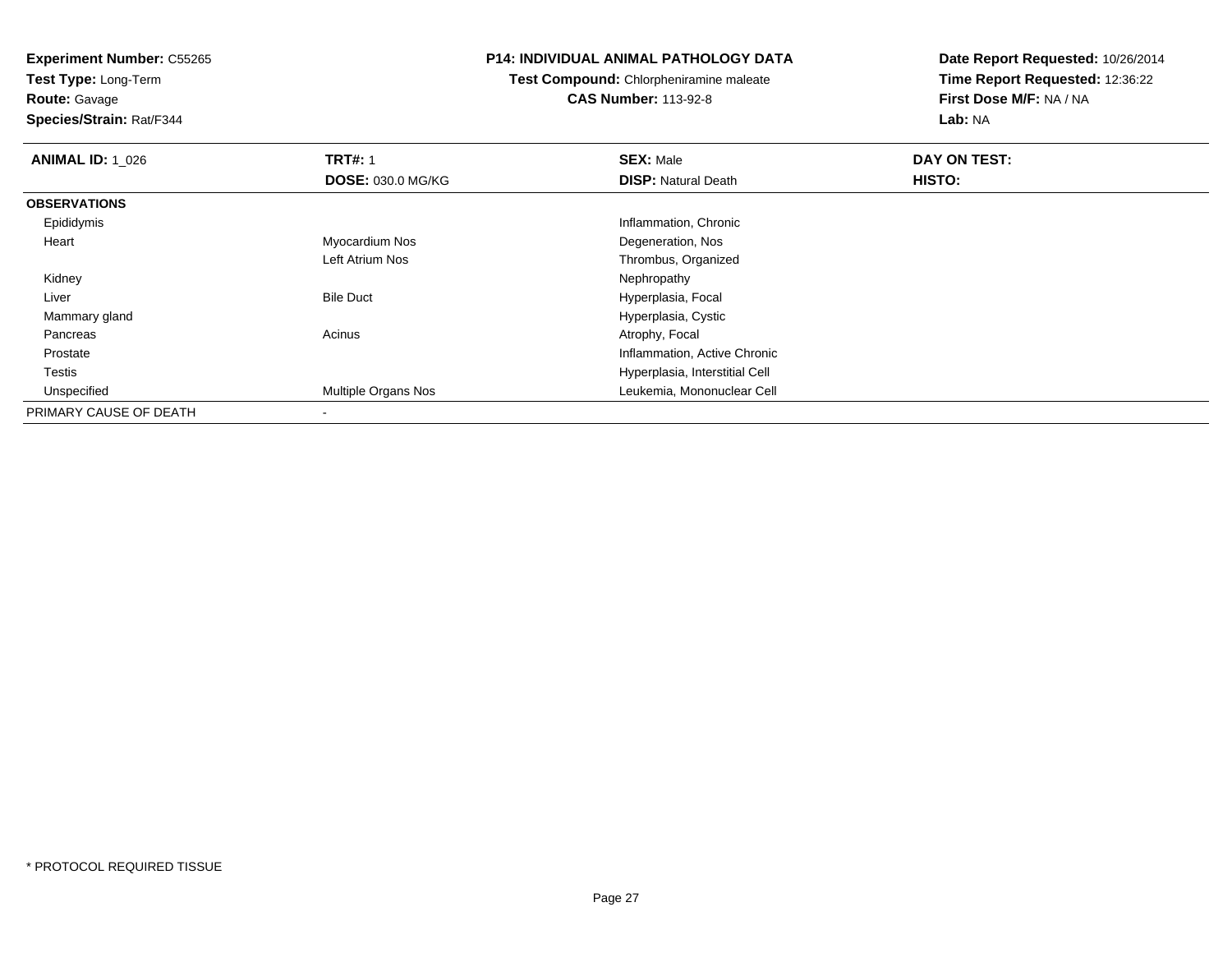**Experiment Number:** C55265
**Test Type:** Long-Term
**Route:** Gavage
**Species/Strain:** Rat/F344

**P14: INDIVIDUAL ANIMAL PATHOLOGY DATA**
**Test Compound:** Chlorpheniramine maleate
**CAS Number:** 113-92-8

**Date Report Requested:** 10/26/2014
**Time Report Requested:** 12:36:22
**First Dose M/F:** NA / NA
**Lab:** NA

| **ANIMAL ID:** 1_026 | **TRT#:** 1 | **SEX:** Male | **DAY ON TEST:** |
|---|---|---|---|
| | **DOSE:** 030.0 MG/KG | **DISP:** Natural Death | **HISTO:** |
| **OBSERVATIONS** | | | |
| Epididymis | | Inflammation, Chronic | |
| Heart | Myocardium Nos | Degeneration, Nos | |
| | Left Atrium Nos | Thrombus, Organized | |
| Kidney | | Nephropathy | |
| Liver | Bile Duct | Hyperplasia, Focal | |
| Mammary gland | | Hyperplasia, Cystic | |
| Pancreas | Acinus | Atrophy, Focal | |
| Prostate | | Inflammation, Active Chronic | |
| Testis | | Hyperplasia, Interstitial Cell | |
| Unspecified | Multiple Organs Nos | Leukemia, Mononuclear Cell | |
| PRIMARY CAUSE OF DEATH | - | | |

* PROTOCOL REQUIRED TISSUE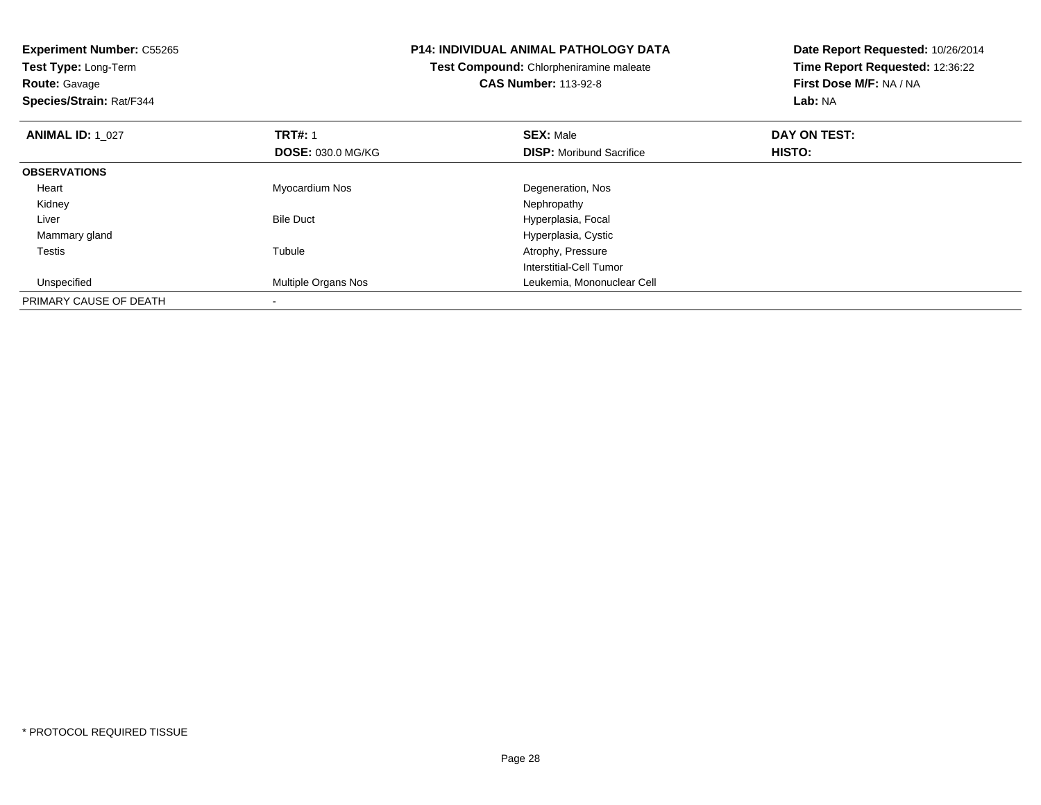**Experiment Number:** C55265
**Test Type:** Long-Term
**Route:** Gavage
**Species/Strain:** Rat/F344

**P14: INDIVIDUAL ANIMAL PATHOLOGY DATA**
**Test Compound:** Chlorpheniramine maleate
**CAS Number:** 113-92-8

**Date Report Requested:** 10/26/2014
**Time Report Requested:** 12:36:22
**First Dose M/F:** NA / NA
**Lab:** NA

| **ANIMAL ID:** 1_027 | **TRT#:** 1 | **SEX:** Male | **DAY ON TEST:** |
|---|---|---|---|
| | **DOSE:** 030.0 MG/KG | **DISP:** Moribund Sacrifice | **HISTO:** |
| **OBSERVATIONS** | | | |
| Heart | Myocardium Nos | Degeneration, Nos | |
| Kidney | | Nephropathy | |
| Liver | Bile Duct | Hyperplasia, Focal | |
| Mammary gland | | Hyperplasia, Cystic | |
| Testis | Tubule | Atrophy, Pressure | |
| | | Interstitial-Cell Tumor | |
| Unspecified | Multiple Organs Nos | Leukemia, Mononuclear Cell | |
| PRIMARY CAUSE OF DEATH | - | | |

* PROTOCOL REQUIRED TISSUE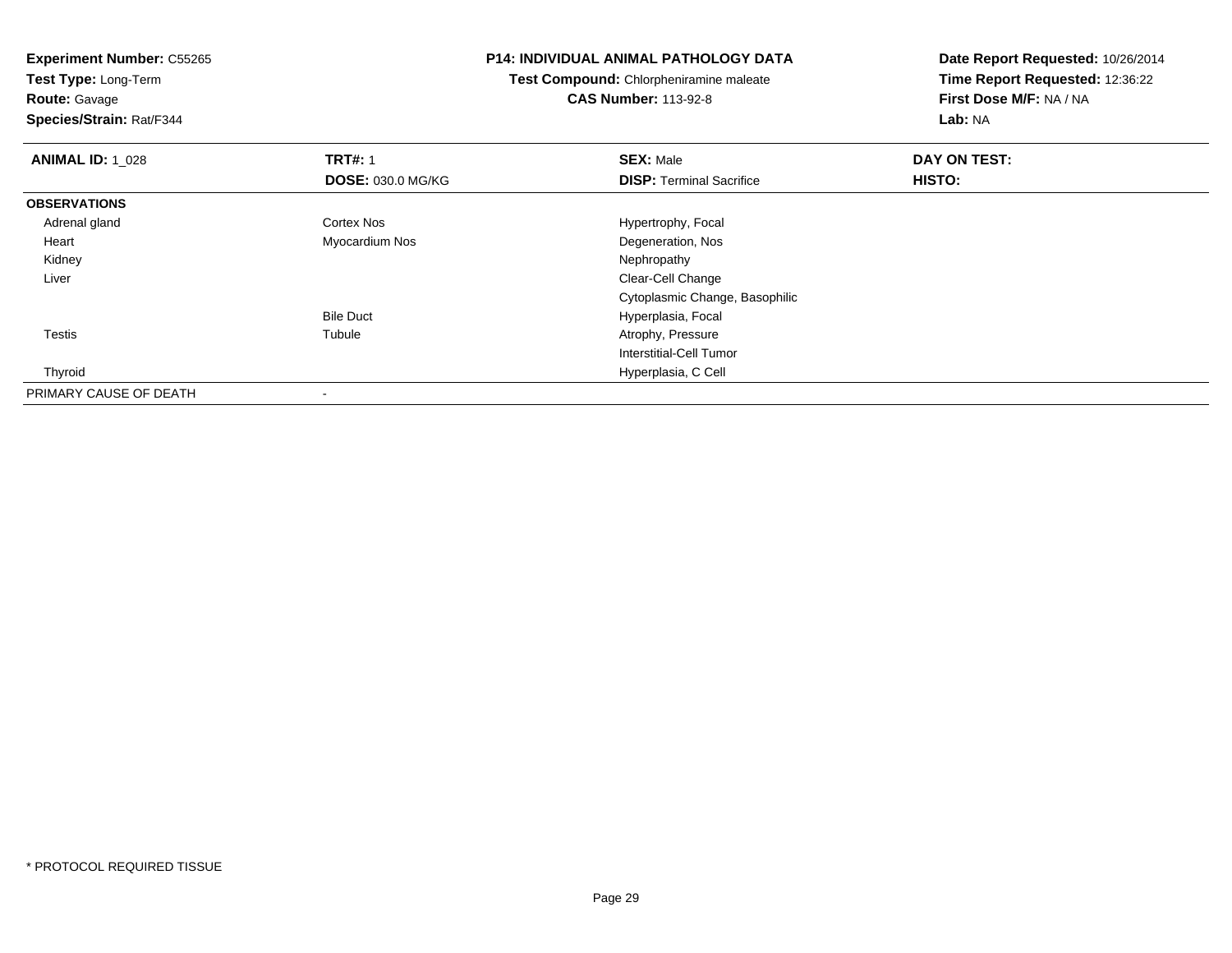**Experiment Number:** C55265
**Test Type:** Long-Term
**Route:** Gavage
**Species/Strain:** Rat/F344

**P14: INDIVIDUAL ANIMAL PATHOLOGY DATA**
**Test Compound:** Chlorpheniramine maleate
**CAS Number:** 113-92-8

**Date Report Requested:** 10/26/2014
**Time Report Requested:** 12:36:22
**First Dose M/F:** NA / NA
**Lab:** NA

| **ANIMAL ID:** 1_028 | **TRT#:** 1 | **SEX:** Male | **DAY ON TEST:** |
|---|---|---|---|
| | **DOSE:** 030.0 MG/KG | **DISP:** Terminal Sacrifice | **HISTO:** |
| **OBSERVATIONS** | | | |
| Adrenal gland | Cortex Nos | Hypertrophy, Focal | |
| Heart | Myocardium Nos | Degeneration, Nos | |
| Kidney | | Nephropathy | |
| Liver | | Clear-Cell Change | |
| | | Cytoplasmic Change, Basophilic | |
| | Bile Duct | Hyperplasia, Focal | |
| Testis | Tubule | Atrophy, Pressure | |
| | | Interstitial-Cell Tumor | |
| Thyroid | | Hyperplasia, C Cell | |
| PRIMARY CAUSE OF DEATH | - | | |

\* PROTOCOL REQUIRED TISSUE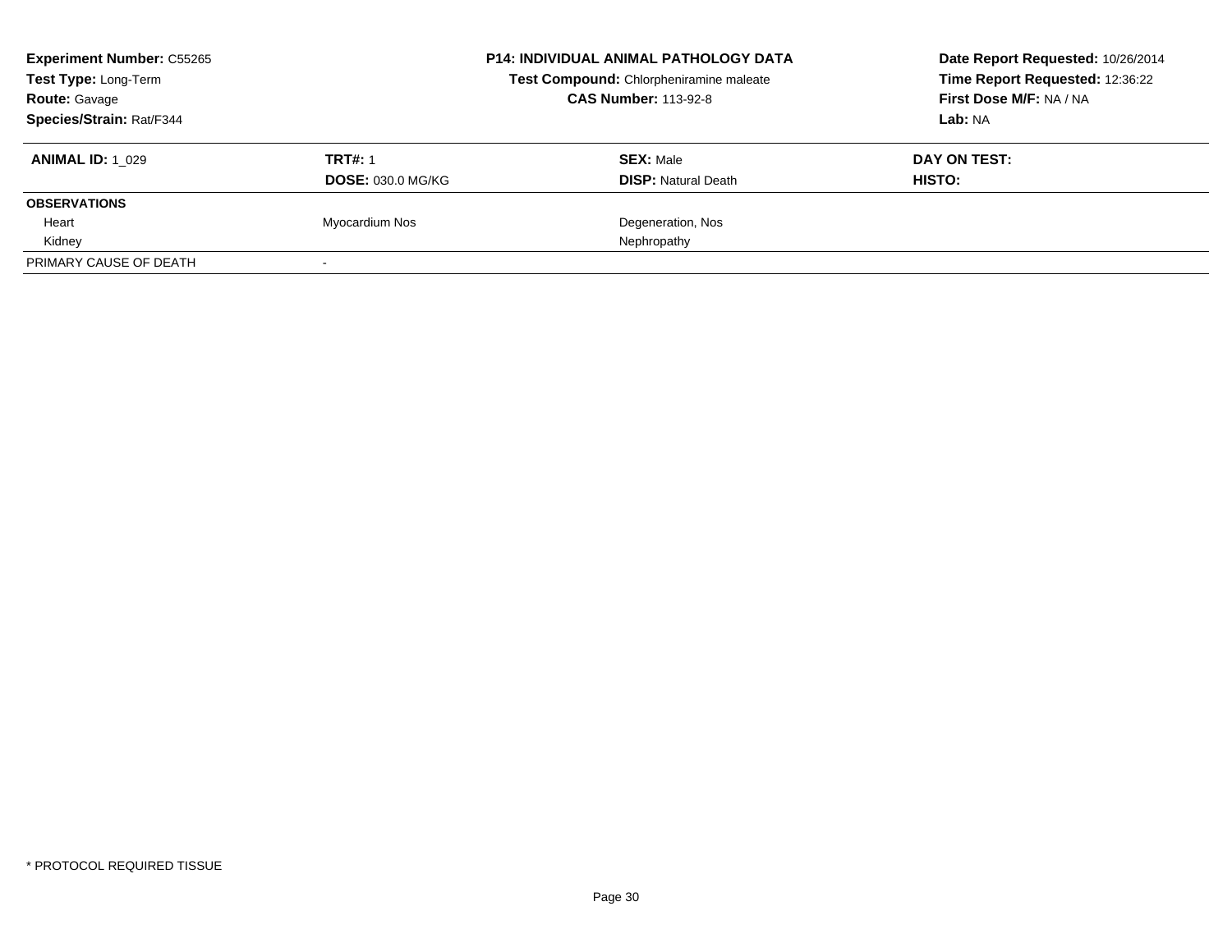**Experiment Number:** C55265
**Test Type:** Long-Term
**Route:** Gavage
**Species/Strain:** Rat/F344

**P14: INDIVIDUAL ANIMAL PATHOLOGY DATA**
**Test Compound:** Chlorpheniramine maleate
**CAS Number:** 113-92-8

**Date Report Requested:** 10/26/2014
**Time Report Requested:** 12:36:22
**First Dose M/F:** NA / NA
**Lab:** NA

| **ANIMAL ID:** 1_029 | **TRT#:** 1 | **SEX:** Male | **DAY ON TEST:** |
|---|---|---|---|
| | **DOSE:** 030.0 MG/KG | **DISP:** Natural Death | **HISTO:** |
| **OBSERVATIONS** | | | |
| Heart | Myocardium Nos | Degeneration, Nos | |
| Kidney | | Nephropathy | |
| PRIMARY CAUSE OF DEATH | - | | |

* PROTOCOL REQUIRED TISSUE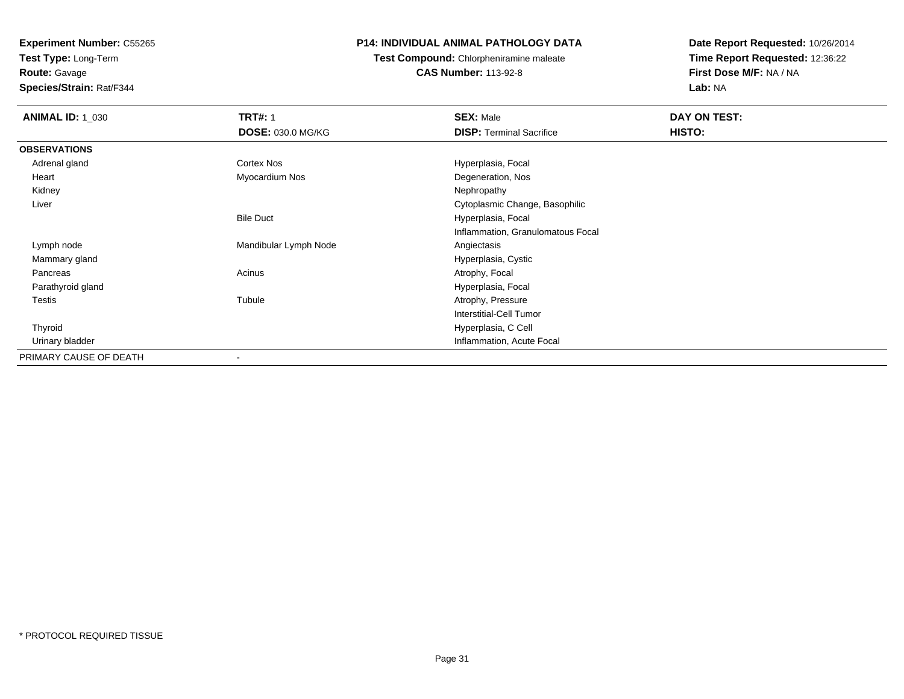**Experiment Number:** C55265
**Test Type:** Long-Term
**Route:** Gavage
**Species/Strain:** Rat/F344

## P14: INDIVIDUAL ANIMAL PATHOLOGY DATA

**Test Compound:** Chlorpheniramine maleate
**CAS Number:** 113-92-8

**Date Report Requested:** 10/26/2014
**Time Report Requested:** 12:36:22
**First Dose M/F:** NA / NA
**Lab:** NA

| **ANIMAL ID:** 1_030 | **TRT#:** 1 | **SEX:** Male | **DAY ON TEST:** |
|---|---|---|---|
| | **DOSE:** 030.0 MG/KG | **DISP:** Terminal Sacrifice | **HISTO:** |
| **OBSERVATIONS** | | | |
| Adrenal gland | Cortex Nos | Hyperplasia, Focal | |
| Heart | Myocardium Nos | Degeneration, Nos | |
| Kidney | | Nephropathy | |
| Liver | | Cytoplasmic Change, Basophilic | |
| | Bile Duct | Hyperplasia, Focal | |
| | | Inflammation, Granulomatous Focal | |
| Lymph node | Mandibular Lymph Node | Angiectasis | |
| Mammary gland | | Hyperplasia, Cystic | |
| Pancreas | Acinus | Atrophy, Focal | |
| Parathyroid gland | | Hyperplasia, Focal | |
| Testis | Tubule | Atrophy, Pressure | |
| | | Interstitial-Cell Tumor | |
| Thyroid | | Hyperplasia, C Cell | |
| Urinary bladder | | Inflammation, Acute Focal | |
| PRIMARY CAUSE OF DEATH | - | | |

* PROTOCOL REQUIRED TISSUE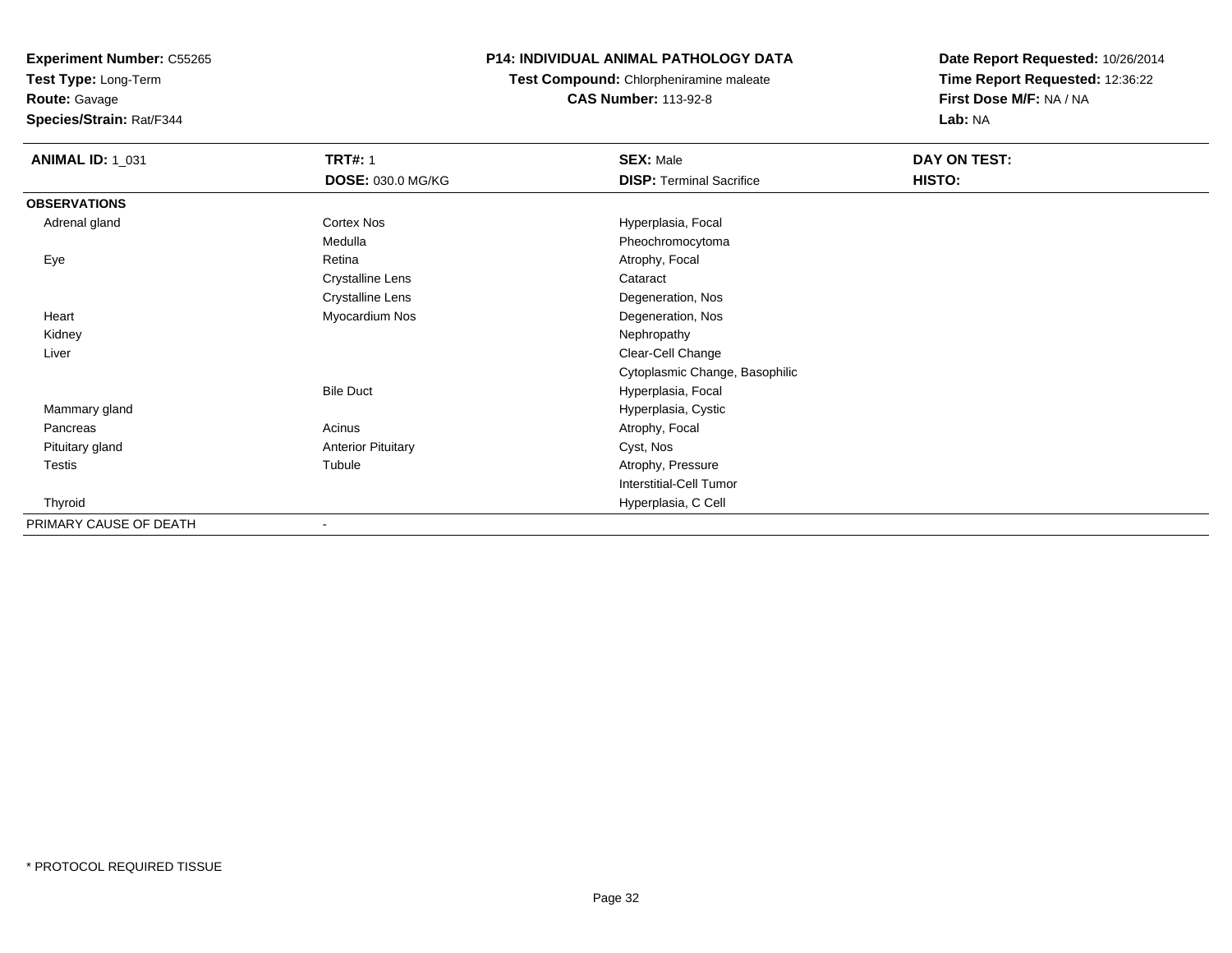**Experiment Number:** C55265
**Test Type:** Long-Term
**Route:** Gavage
**Species/Strain:** Rat/F344

**P14: INDIVIDUAL ANIMAL PATHOLOGY DATA**
**Test Compound:** Chlorpheniramine maleate
**CAS Number:** 113-92-8

**Date Report Requested:** 10/26/2014
**Time Report Requested:** 12:36:22
**First Dose M/F:** NA / NA
**Lab:** NA

| **ANIMAL ID:** 1_031 | **TRT#:** 1 | **SEX:** Male | **DAY ON TEST:** |
|---|---|---|---|
| | **DOSE:** 030.0 MG/KG | **DISP:** Terminal Sacrifice | **HISTO:** |
| **OBSERVATIONS** | | | |
| Adrenal gland | Cortex Nos | Hyperplasia, Focal | |
| | Medulla | Pheochromocytoma | |
| Eye | Retina | Atrophy, Focal | |
| | Crystalline Lens | Cataract | |
| | Crystalline Lens | Degeneration, Nos | |
| Heart | Myocardium Nos | Degeneration, Nos | |
| Kidney | | Nephropathy | |
| Liver | | Clear-Cell Change | |
| | | Cytoplasmic Change, Basophilic | |
| | Bile Duct | Hyperplasia, Focal | |
| Mammary gland | | Hyperplasia, Cystic | |
| Pancreas | Acinus | Atrophy, Focal | |
| Pituitary gland | Anterior Pituitary | Cyst, Nos | |
| Testis | Tubule | Atrophy, Pressure | |
| | | Interstitial-Cell Tumor | |
| Thyroid | | Hyperplasia, C Cell | |
| PRIMARY CAUSE OF DEATH | - | | |

* PROTOCOL REQUIRED TISSUE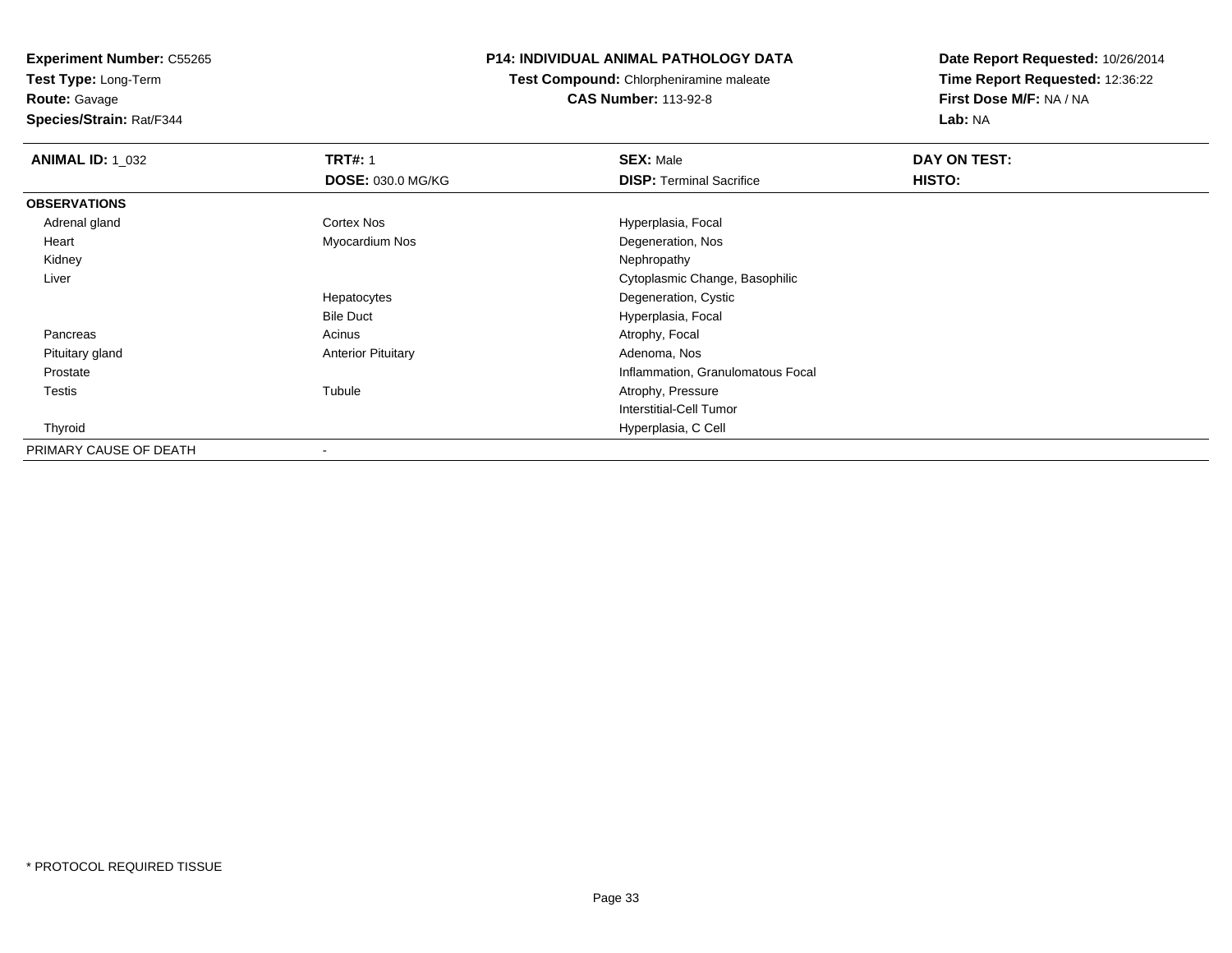**Experiment Number:** C55265
**Test Type:** Long-Term
**Route:** Gavage
**Species/Strain:** Rat/F344

**P14: INDIVIDUAL ANIMAL PATHOLOGY DATA**
**Test Compound:** Chlorpheniramine maleate
**CAS Number:** 113-92-8

**Date Report Requested:** 10/26/2014
**Time Report Requested:** 12:36:22
**First Dose M/F:** NA / NA
**Lab:** NA

| **ANIMAL ID:** 1_032 | **TRT#:** 1 | **SEX:** Male | **DAY ON TEST:** |
|---|---|---|---|
| | **DOSE:** 030.0 MG/KG | **DISP:** Terminal Sacrifice | **HISTO:** |
| **OBSERVATIONS** | | | |
| Adrenal gland | Cortex Nos | Hyperplasia, Focal | |
| Heart | Myocardium Nos | Degeneration, Nos | |
| Kidney | | Nephropathy | |
| Liver | | Cytoplasmic Change, Basophilic | |
| | Hepatocytes | Degeneration, Cystic | |
| | Bile Duct | Hyperplasia, Focal | |
| Pancreas | Acinus | Atrophy, Focal | |
| Pituitary gland | Anterior Pituitary | Adenoma, Nos | |
| Prostate | | Inflammation, Granulomatous Focal | |
| Testis | Tubule | Atrophy, Pressure | |
| | | Interstitial-Cell Tumor | |
| Thyroid | | Hyperplasia, C Cell | |
| PRIMARY CAUSE OF DEATH | - | | |

* PROTOCOL REQUIRED TISSUE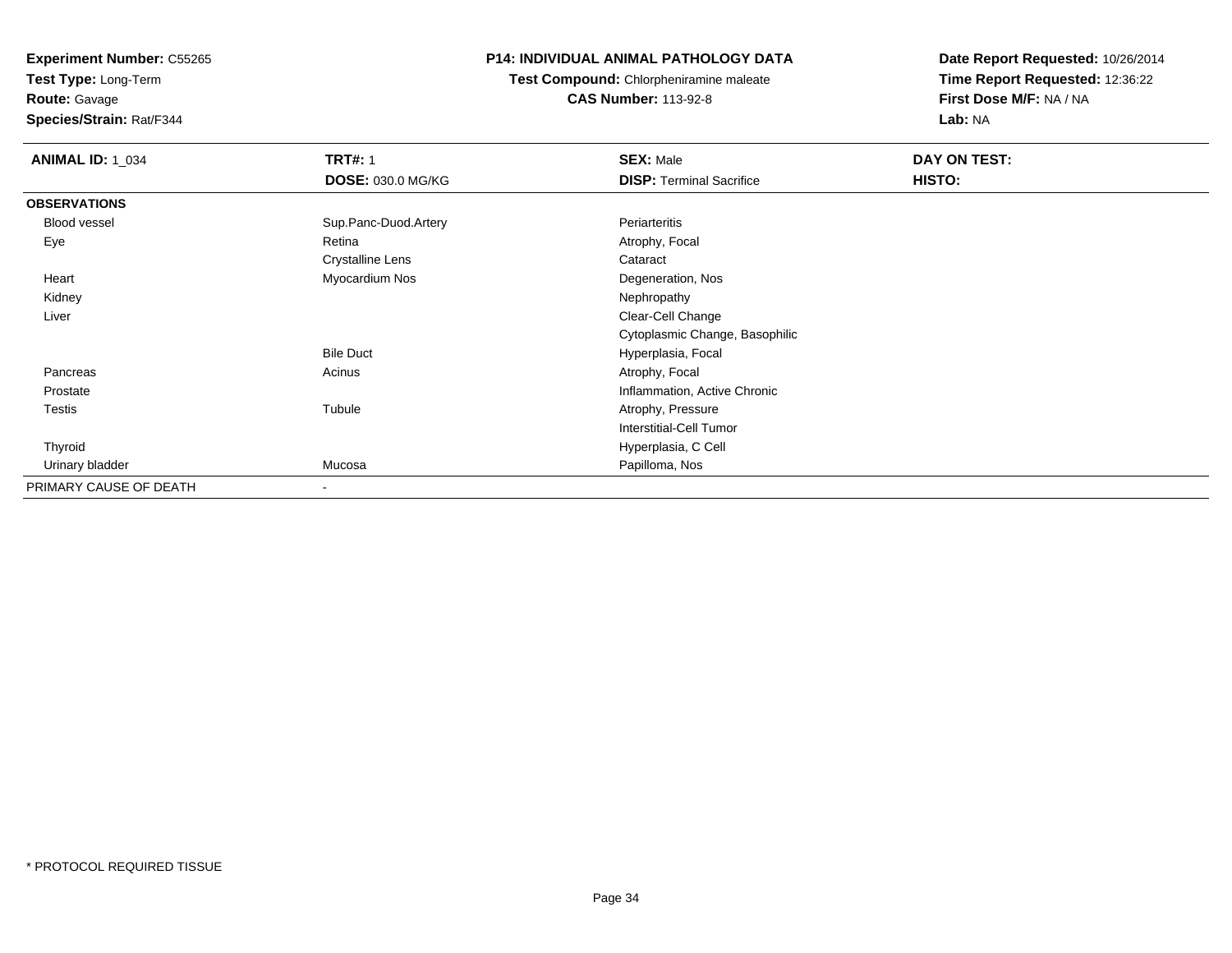**Experiment Number:** C55265
**Test Type:** Long-Term
**Route:** Gavage
**Species/Strain:** Rat/F344

**P14: INDIVIDUAL ANIMAL PATHOLOGY DATA**
**Test Compound:** Chlorpheniramine maleate
**CAS Number:** 113-92-8

**Date Report Requested:** 10/26/2014
**Time Report Requested:** 12:36:22
**First Dose M/F:** NA / NA
**Lab:** NA

| **ANIMAL ID:** 1_034 | **TRT#:** 1 | **SEX:** Male | **DAY ON TEST:** |
|---|---|---|---|
| | **DOSE:** 030.0 MG/KG | **DISP:** Terminal Sacrifice | **HISTO:** |
| **OBSERVATIONS** | | | |
| Blood vessel | Sup.Panc-Duod.Artery | Periarteritis | |
| Eye | Retina | Atrophy, Focal | |
| | Crystalline Lens | Cataract | |
| Heart | Myocardium Nos | Degeneration, Nos | |
| Kidney | | Nephropathy | |
| Liver | | Clear-Cell Change | |
| | | Cytoplasmic Change, Basophilic | |
| | Bile Duct | Hyperplasia, Focal | |
| Pancreas | Acinus | Atrophy, Focal | |
| Prostate | | Inflammation, Active Chronic | |
| Testis | Tubule | Atrophy, Pressure | |
| | | Interstitial-Cell Tumor | |
| Thyroid | | Hyperplasia, C Cell | |
| Urinary bladder | Mucosa | Papilloma, Nos | |
| PRIMARY CAUSE OF DEATH | - | | |

* PROTOCOL REQUIRED TISSUE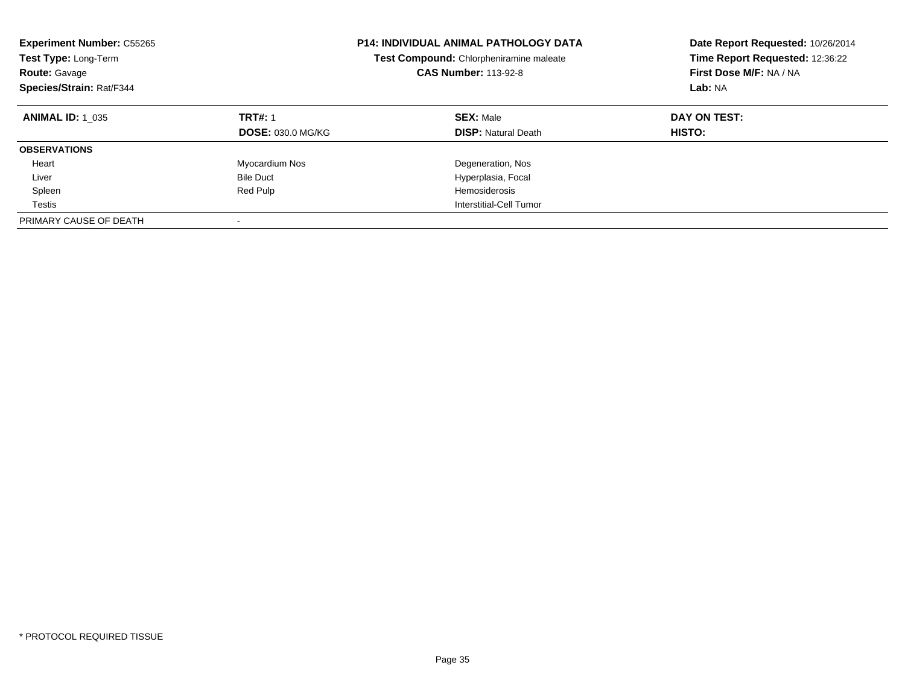**Experiment Number:** C55265
**Test Type:** Long-Term
**Route:** Gavage
**Species/Strain:** Rat/F344

**P14: INDIVIDUAL ANIMAL PATHOLOGY DATA**
**Test Compound:** Chlorpheniramine maleate
**CAS Number:** 113-92-8

**Date Report Requested:** 10/26/2014
**Time Report Requested:** 12:36:22
**First Dose M/F:** NA / NA
**Lab:** NA

| **ANIMAL ID:** 1_035 | **TRT#:** 1 | **SEX:** Male | **DAY ON TEST:** |
|---|---|---|---|
| | **DOSE:** 030.0 MG/KG | **DISP:** Natural Death | **HISTO:** |
| **OBSERVATIONS** | | | |
| Heart | Myocardium Nos | Degeneration, Nos | |
| Liver | Bile Duct | Hyperplasia, Focal | |
| Spleen | Red Pulp | Hemosiderosis | |
| Testis | | Interstitial-Cell Tumor | |
| PRIMARY CAUSE OF DEATH | - | | |

* PROTOCOL REQUIRED TISSUE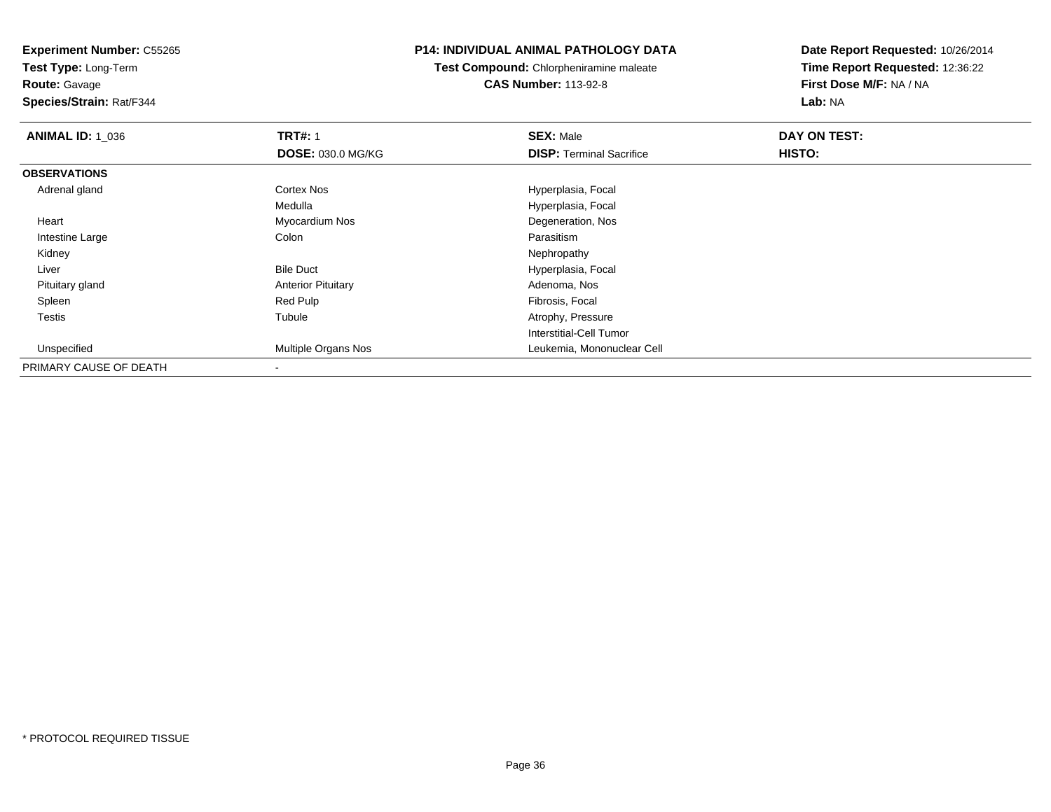**Experiment Number:** C55265
**Test Type:** Long-Term
**Route:** Gavage
**Species/Strain:** Rat/F344

**P14: INDIVIDUAL ANIMAL PATHOLOGY DATA**
**Test Compound:** Chlorpheniramine maleate
**CAS Number:** 113-92-8

**Date Report Requested:** 10/26/2014
**Time Report Requested:** 12:36:22
**First Dose M/F:** NA / NA
**Lab:** NA

| **ANIMAL ID:** 1_036 | **TRT#:** 1 | **SEX:** Male | **DAY ON TEST:** |
|---|---|---|---|
| | **DOSE:** 030.0 MG/KG | **DISP:** Terminal Sacrifice | **HISTO:** |
| **OBSERVATIONS** | | | |
| Adrenal gland | Cortex Nos | Hyperplasia, Focal | |
| | Medulla | Hyperplasia, Focal | |
| Heart | Myocardium Nos | Degeneration, Nos | |
| Intestine Large | Colon | Parasitism | |
| Kidney | | Nephropathy | |
| Liver | Bile Duct | Hyperplasia, Focal | |
| Pituitary gland | Anterior Pituitary | Adenoma, Nos | |
| Spleen | Red Pulp | Fibrosis, Focal | |
| Testis | Tubule | Atrophy, Pressure | |
| | | Interstitial-Cell Tumor | |
| Unspecified | Multiple Organs Nos | Leukemia, Mononuclear Cell | |
| PRIMARY CAUSE OF DEATH | - | | |

* PROTOCOL REQUIRED TISSUE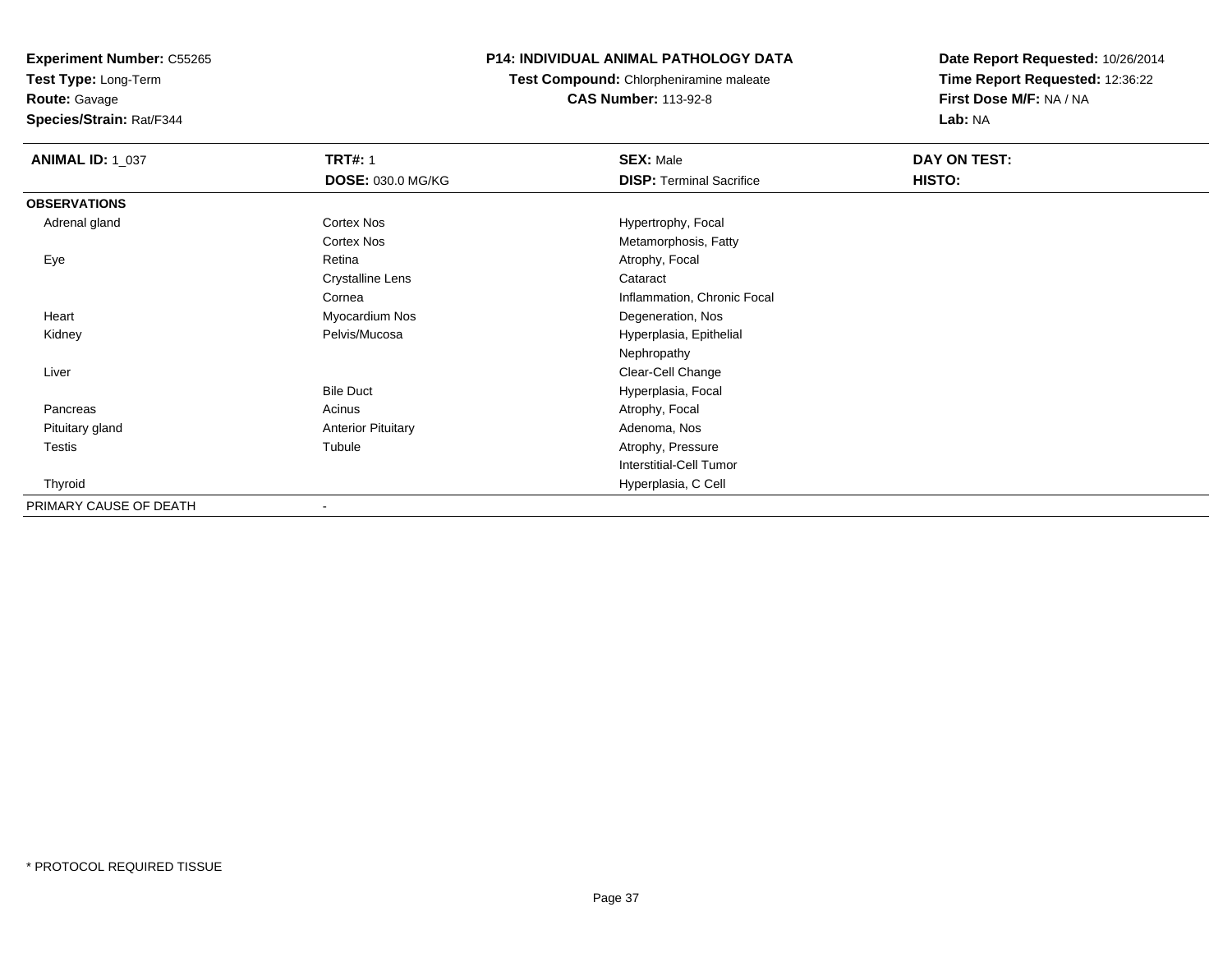**Experiment Number:** C55265
**Test Type:** Long-Term
**Route:** Gavage
**Species/Strain:** Rat/F344

**P14: INDIVIDUAL ANIMAL PATHOLOGY DATA**
**Test Compound:** Chlorpheniramine maleate
**CAS Number:** 113-92-8

**Date Report Requested:** 10/26/2014
**Time Report Requested:** 12:36:22
**First Dose M/F:** NA / NA
**Lab:** NA

| **ANIMAL ID:** 1_037 | **TRT#:** 1 | **SEX:** Male | **DAY ON TEST:** |
|---|---|---|---|
| | **DOSE:** 030.0 MG/KG | **DISP:** Terminal Sacrifice | **HISTO:** |
| **OBSERVATIONS** | | | |
| Adrenal gland | Cortex Nos | Hypertrophy, Focal | |
| | Cortex Nos | Metamorphosis, Fatty | |
| Eye | Retina | Atrophy, Focal | |
| | Crystalline Lens | Cataract | |
| | Cornea | Inflammation, Chronic Focal | |
| Heart | Myocardium Nos | Degeneration, Nos | |
| Kidney | Pelvis/Mucosa | Hyperplasia, Epithelial | |
| | | Nephropathy | |
| Liver | | Clear-Cell Change | |
| | Bile Duct | Hyperplasia, Focal | |
| Pancreas | Acinus | Atrophy, Focal | |
| Pituitary gland | Anterior Pituitary | Adenoma, Nos | |
| Testis | Tubule | Atrophy, Pressure | |
| | | Interstitial-Cell Tumor | |
| Thyroid | | Hyperplasia, C Cell | |
| PRIMARY CAUSE OF DEATH | - | | |

* PROTOCOL REQUIRED TISSUE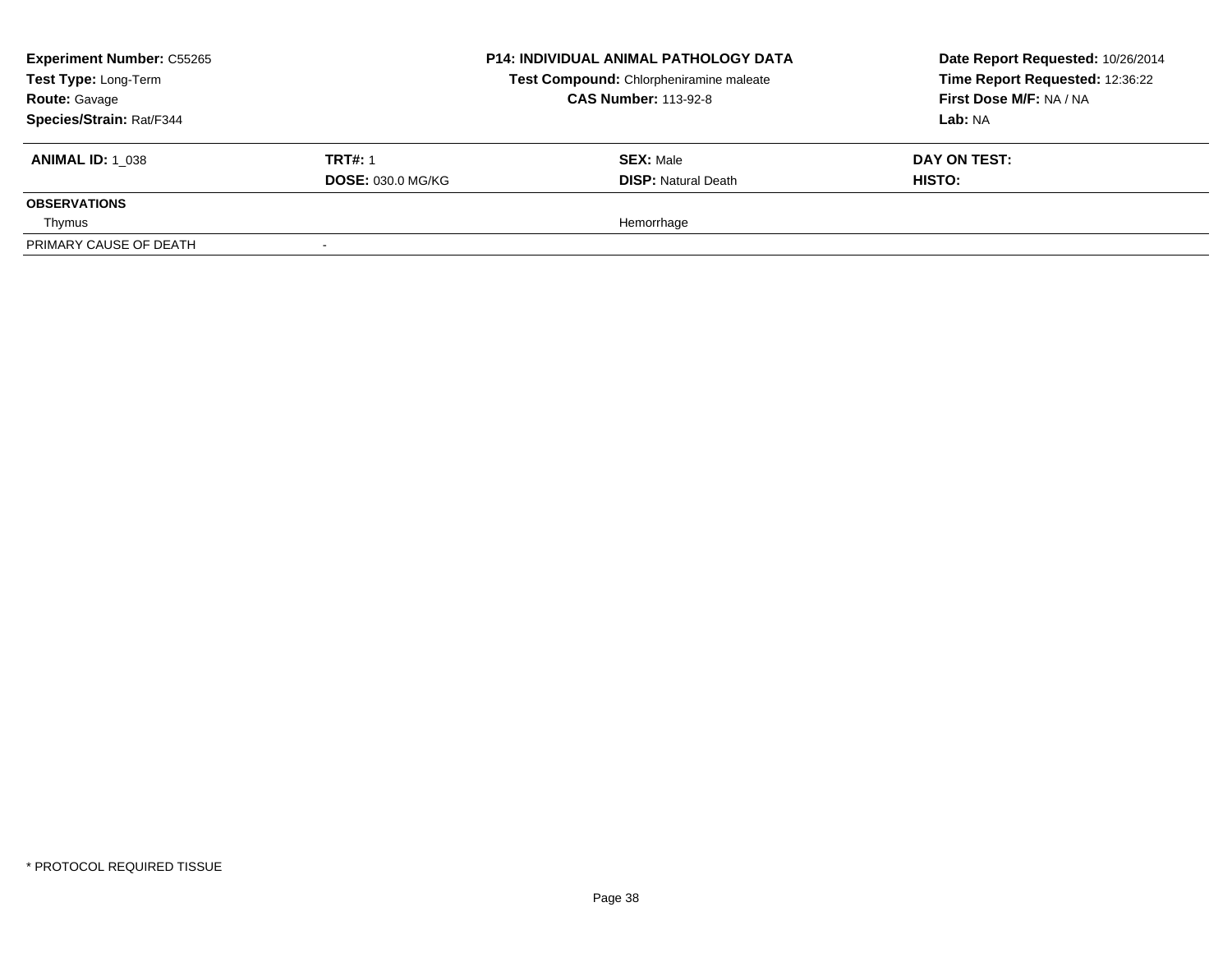**Experiment Number:** C55265
**Test Type:** Long-Term
**Route:** Gavage
**Species/Strain:** Rat/F344

**P14: INDIVIDUAL ANIMAL PATHOLOGY DATA**
**Test Compound:** Chlorpheniramine maleate
**CAS Number:** 113-92-8

**Date Report Requested:** 10/26/2014
**Time Report Requested:** 12:36:22
**First Dose M/F:** NA / NA
**Lab:** NA

| **ANIMAL ID:** 1_038 | **TRT#:** 1 | **SEX:** Male | **DAY ON TEST:** |
|---|---|---|---|
| | **DOSE:** 030.0 MG/KG | **DISP:** Natural Death | **HISTO:** |
| **OBSERVATIONS** | | | |
| Thymus | | Hemorrhage | |
| PRIMARY CAUSE OF DEATH | - | | |

* PROTOCOL REQUIRED TISSUE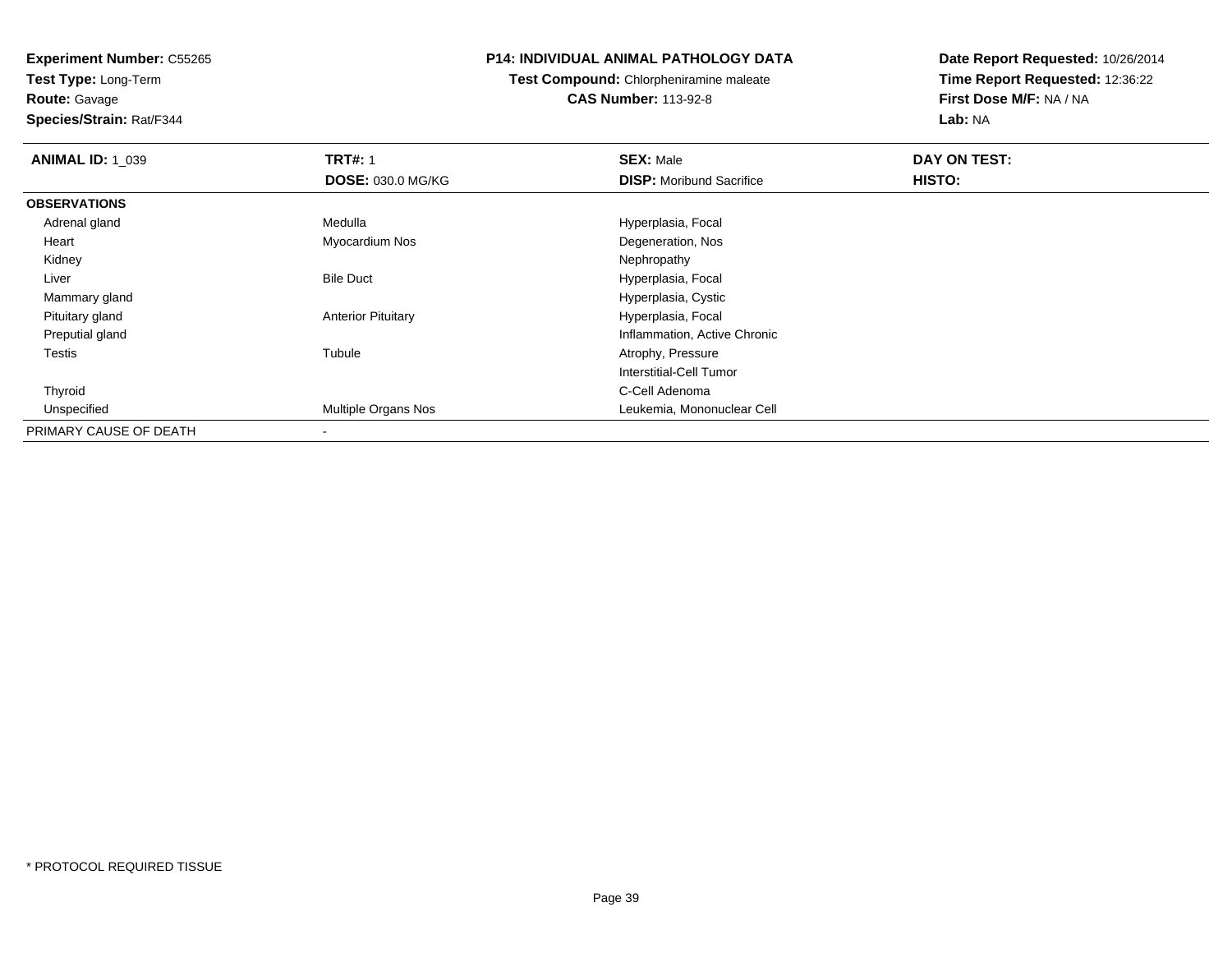**Experiment Number:** C55265
**Test Type:** Long-Term
**Route:** Gavage
**Species/Strain:** Rat/F344

**P14: INDIVIDUAL ANIMAL PATHOLOGY DATA**
**Test Compound:** Chlorpheniramine maleate
**CAS Number:** 113-92-8

**Date Report Requested:** 10/26/2014
**Time Report Requested:** 12:36:22
**First Dose M/F:** NA / NA
**Lab:** NA

| **ANIMAL ID:** 1_039 | **TRT#:** 1 | **SEX:** Male | **DAY ON TEST:** |
|---|---|---|---|
| | **DOSE:** 030.0 MG/KG | **DISP:** Moribund Sacrifice | **HISTO:** |
| **OBSERVATIONS** | | | |
| Adrenal gland | Medulla | Hyperplasia, Focal | |
| Heart | Myocardium Nos | Degeneration, Nos | |
| Kidney | | Nephropathy | |
| Liver | Bile Duct | Hyperplasia, Focal | |
| Mammary gland | | Hyperplasia, Cystic | |
| Pituitary gland | Anterior Pituitary | Hyperplasia, Focal | |
| Preputial gland | | Inflammation, Active Chronic | |
| Testis | Tubule | Atrophy, Pressure | |
| | | Interstitial-Cell Tumor | |
| Thyroid | | C-Cell Adenoma | |
| Unspecified | Multiple Organs Nos | Leukemia, Mononuclear Cell | |
| PRIMARY CAUSE OF DEATH | - | | |

* PROTOCOL REQUIRED TISSUE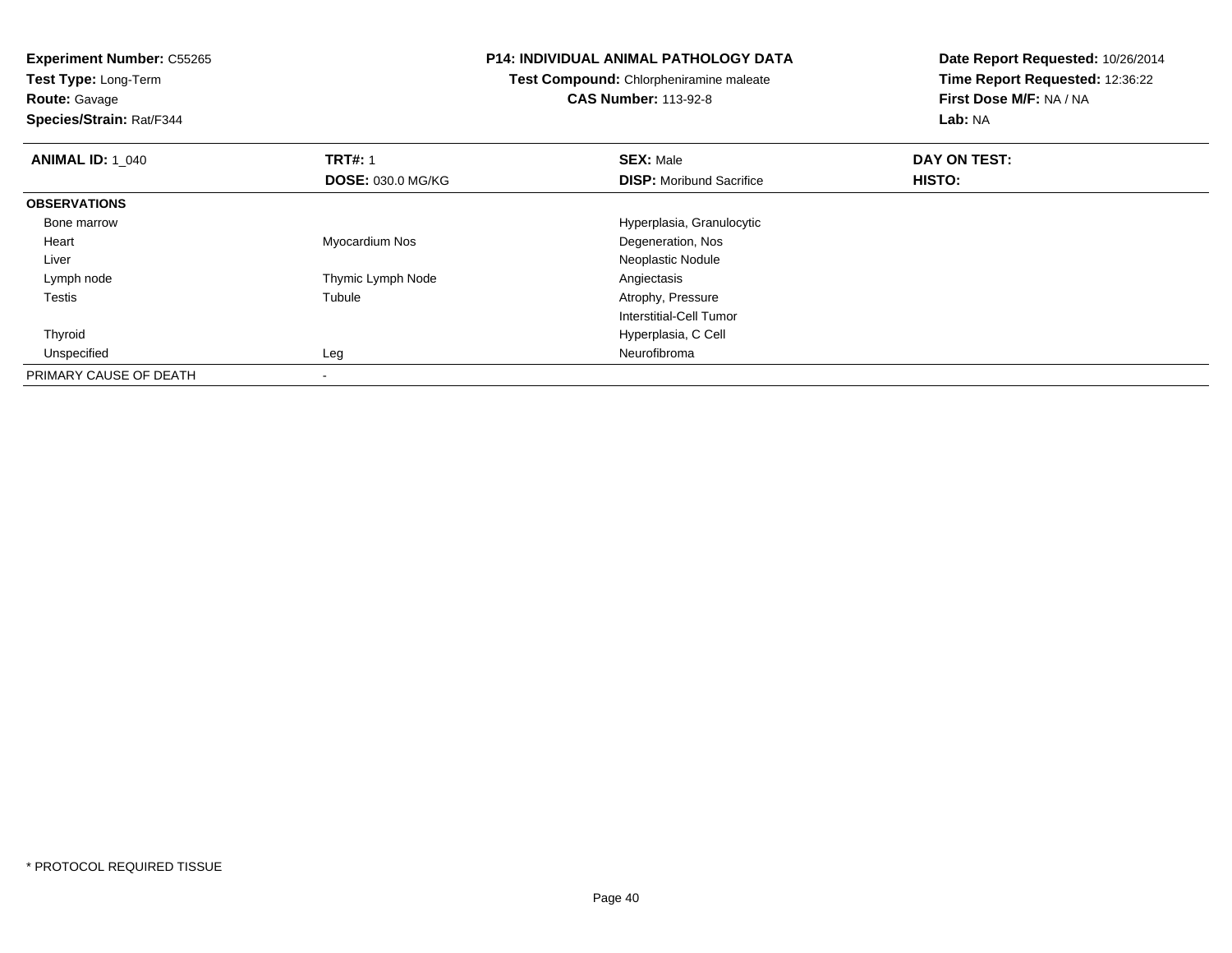**Experiment Number:** C55265
**Test Type:** Long-Term
**Route:** Gavage
**Species/Strain:** Rat/F344

**P14: INDIVIDUAL ANIMAL PATHOLOGY DATA**
**Test Compound:** Chlorpheniramine maleate
**CAS Number:** 113-92-8

**Date Report Requested:** 10/26/2014
**Time Report Requested:** 12:36:22
**First Dose M/F:** NA / NA
**Lab:** NA

| **ANIMAL ID:** 1_040 | **TRT#:** 1 | **SEX:** Male | **DAY ON TEST:** |
|---|---|---|---|
| | **DOSE:** 030.0 MG/KG | **DISP:** Moribund Sacrifice | **HISTO:** |
| **OBSERVATIONS** | | | |
| Bone marrow | | Hyperplasia, Granulocytic | |
| Heart | Myocardium Nos | Degeneration, Nos | |
| Liver | | Neoplastic Nodule | |
| Lymph node | Thymic Lymph Node | Angiectasis | |
| Testis | Tubule | Atrophy, Pressure | |
| | | Interstitial-Cell Tumor | |
| Thyroid | | Hyperplasia, C Cell | |
| Unspecified | Leg | Neurofibroma | |
| PRIMARY CAUSE OF DEATH | - | | |

* PROTOCOL REQUIRED TISSUE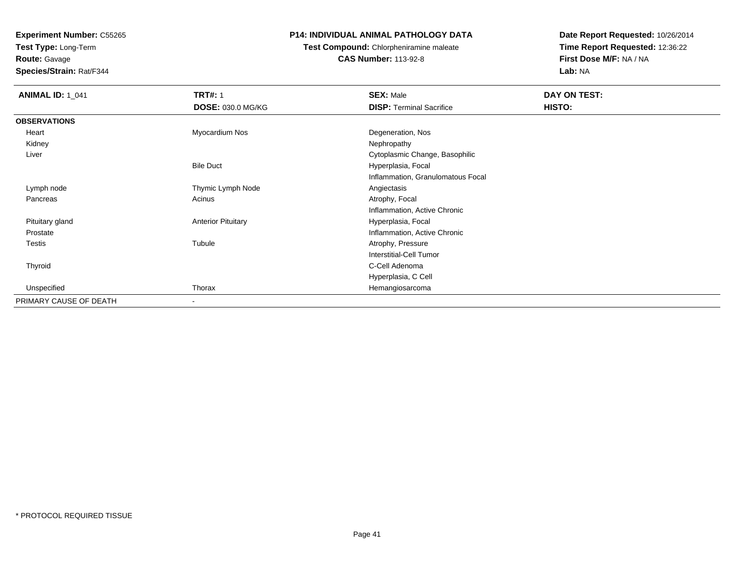**Experiment Number:** C55265
**Test Type:** Long-Term
**Route:** Gavage
**Species/Strain:** Rat/F344

**P14: INDIVIDUAL ANIMAL PATHOLOGY DATA**
**Test Compound:** Chlorpheniramine maleate
**CAS Number:** 113-92-8

**Date Report Requested:** 10/26/2014
**Time Report Requested:** 12:36:22
**First Dose M/F:** NA / NA
**Lab:** NA

| **ANIMAL ID:** 1_041 | **TRT#:** 1 | **SEX:** Male | **DAY ON TEST:** |
|---|---|---|---|
| | **DOSE:** 030.0 MG/KG | **DISP:** Terminal Sacrifice | **HISTO:** |
| **OBSERVATIONS** | | | |
| Heart | Myocardium Nos | Degeneration, Nos | |
| Kidney | | Nephropathy | |
| Liver | | Cytoplasmic Change, Basophilic | |
| | Bile Duct | Hyperplasia, Focal | |
| | | Inflammation, Granulomatous Focal | |
| Lymph node | Thymic Lymph Node | Angiectasis | |
| Pancreas | Acinus | Atrophy, Focal | |
| | | Inflammation, Active Chronic | |
| Pituitary gland | Anterior Pituitary | Hyperplasia, Focal | |
| Prostate | | Inflammation, Active Chronic | |
| Testis | Tubule | Atrophy, Pressure | |
| | | Interstitial-Cell Tumor | |
| Thyroid | | C-Cell Adenoma | |
| | | Hyperplasia, C Cell | |
| Unspecified | Thorax | Hemangiosarcoma | |
| PRIMARY CAUSE OF DEATH | - | | |

* PROTOCOL REQUIRED TISSUE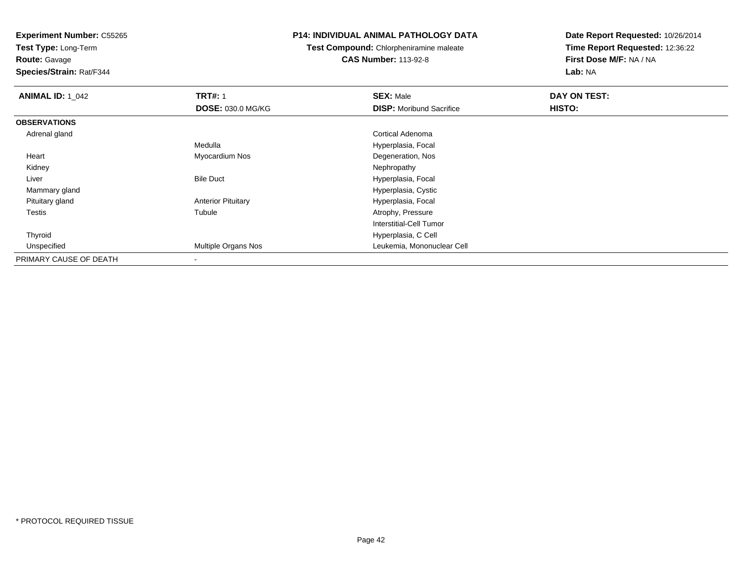**Experiment Number:** C55265
**Test Type:** Long-Term
**Route:** Gavage
**Species/Strain:** Rat/F344

**P14: INDIVIDUAL ANIMAL PATHOLOGY DATA**
**Test Compound:** Chlorpheniramine maleate
**CAS Number:** 113-92-8

**Date Report Requested:** 10/26/2014
**Time Report Requested:** 12:36:22
**First Dose M/F:** NA / NA
**Lab:** NA

| **ANIMAL ID:** 1_042 | **TRT#:** 1 | **SEX:** Male | **DAY ON TEST:** |
|---|---|---|---|
| | **DOSE:** 030.0 MG/KG | **DISP:** Moribund Sacrifice | **HISTO:** |
| **OBSERVATIONS** | | | |
| Adrenal gland | | Cortical Adenoma | |
| | Medulla | Hyperplasia, Focal | |
| Heart | Myocardium Nos | Degeneration, Nos | |
| Kidney | | Nephropathy | |
| Liver | Bile Duct | Hyperplasia, Focal | |
| Mammary gland | | Hyperplasia, Cystic | |
| Pituitary gland | Anterior Pituitary | Hyperplasia, Focal | |
| Testis | Tubule | Atrophy, Pressure | |
| | | Interstitial-Cell Tumor | |
| Thyroid | | Hyperplasia, C Cell | |
| Unspecified | Multiple Organs Nos | Leukemia, Mononuclear Cell | |
| PRIMARY CAUSE OF DEATH | - | | |

* PROTOCOL REQUIRED TISSUE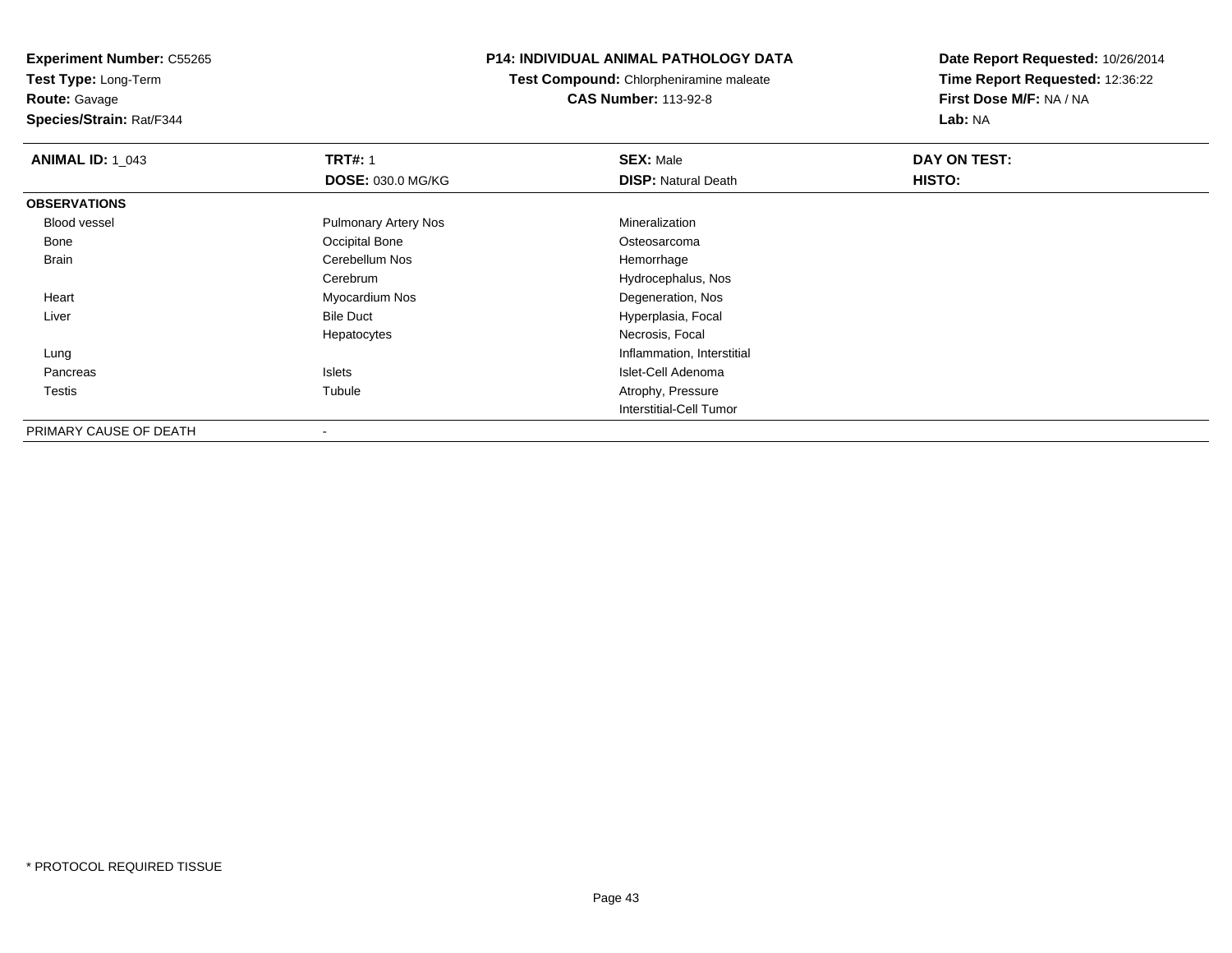**Experiment Number:** C55265
**Test Type:** Long-Term
**Route:** Gavage
**Species/Strain:** Rat/F344

**P14: INDIVIDUAL ANIMAL PATHOLOGY DATA**
**Test Compound:** Chlorpheniramine maleate
**CAS Number:** 113-92-8

**Date Report Requested:** 10/26/2014
**Time Report Requested:** 12:36:22
**First Dose M/F:** NA / NA
**Lab:** NA

| **ANIMAL ID:** 1_043 | **TRT#:** 1 | **SEX:** Male | **DAY ON TEST:** |
|---|---|---|---|
| | **DOSE:** 030.0 MG/KG | **DISP:** Natural Death | **HISTO:** |
| **OBSERVATIONS** | | | |
| Blood vessel | Pulmonary Artery Nos | Mineralization | |
| Bone | Occipital Bone | Osteosarcoma | |
| Brain | Cerebellum Nos | Hemorrhage | |
| | Cerebrum | Hydrocephalus, Nos | |
| Heart | Myocardium Nos | Degeneration, Nos | |
| Liver | Bile Duct | Hyperplasia, Focal | |
| | Hepatocytes | Necrosis, Focal | |
| Lung | | Inflammation, Interstitial | |
| Pancreas | Islets | Islet-Cell Adenoma | |
| Testis | Tubule | Atrophy, Pressure | |
| | | Interstitial-Cell Tumor | |
| PRIMARY CAUSE OF DEATH | - | | |

\* PROTOCOL REQUIRED TISSUE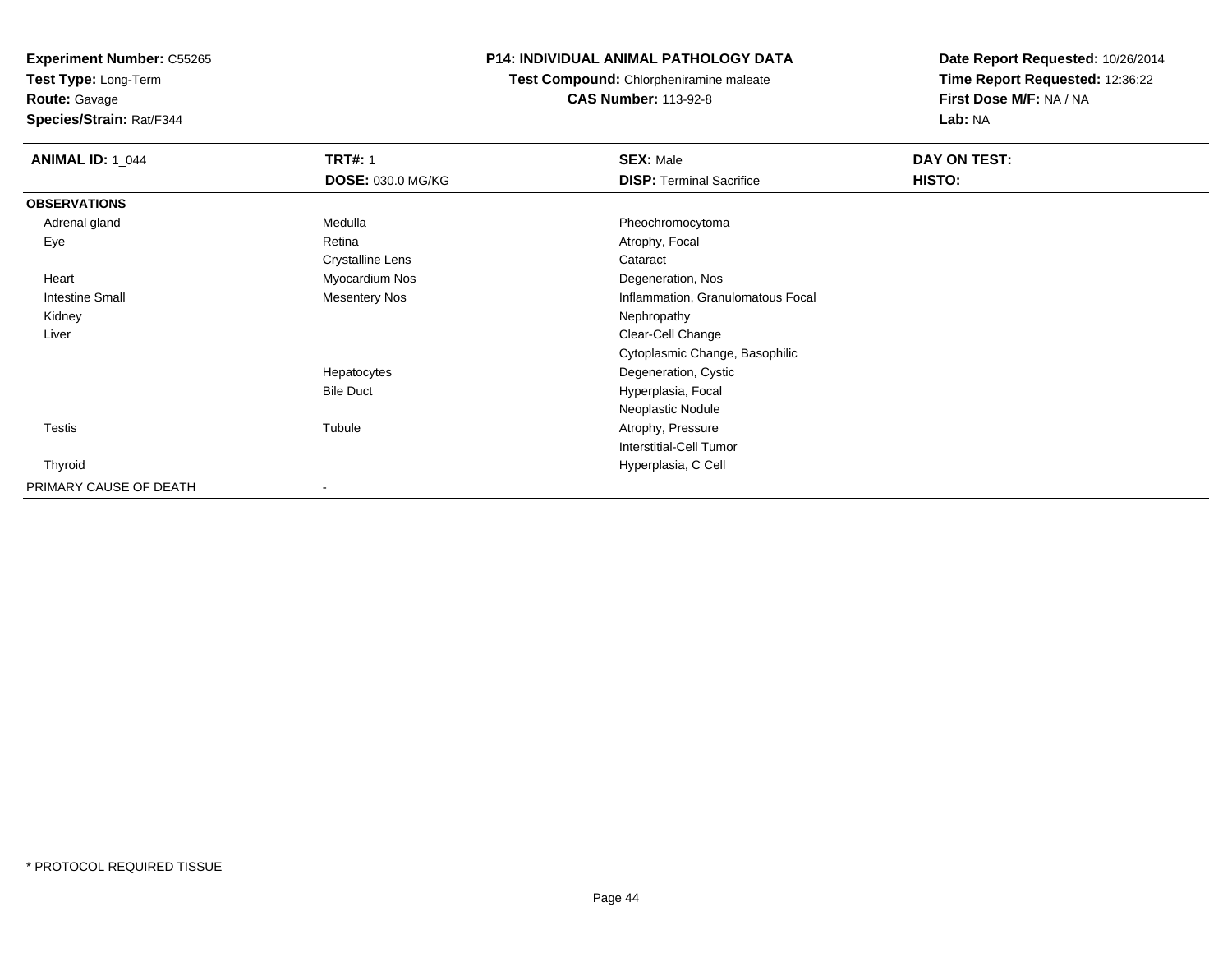**Experiment Number:** C55265
**Test Type:** Long-Term
**Route:** Gavage
**Species/Strain:** Rat/F344

**P14: INDIVIDUAL ANIMAL PATHOLOGY DATA**
**Test Compound:** Chlorpheniramine maleate
**CAS Number:** 113-92-8

**Date Report Requested:** 10/26/2014
**Time Report Requested:** 12:36:22
**First Dose M/F:** NA / NA
**Lab:** NA

| **ANIMAL ID:** 1_044 | **TRT#:** 1 | **SEX:** Male | **DAY ON TEST:** |
|---|---|---|---|
| | **DOSE:** 030.0 MG/KG | **DISP:** Terminal Sacrifice | **HISTO:** |
| **OBSERVATIONS** | | | |
| Adrenal gland | Medulla | Pheochromocytoma | |
| Eye | Retina | Atrophy, Focal | |
| | Crystalline Lens | Cataract | |
| Heart | Myocardium Nos | Degeneration, Nos | |
| Intestine Small | Mesentery Nos | Inflammation, Granulomatous Focal | |
| Kidney | | Nephropathy | |
| Liver | | Clear-Cell Change | |
| | | Cytoplasmic Change, Basophilic | |
| | Hepatocytes | Degeneration, Cystic | |
| | Bile Duct | Hyperplasia, Focal | |
| | | Neoplastic Nodule | |
| Testis | Tubule | Atrophy, Pressure | |
| | | Interstitial-Cell Tumor | |
| Thyroid | | Hyperplasia, C Cell | |
| PRIMARY CAUSE OF DEATH | - | | |

* PROTOCOL REQUIRED TISSUE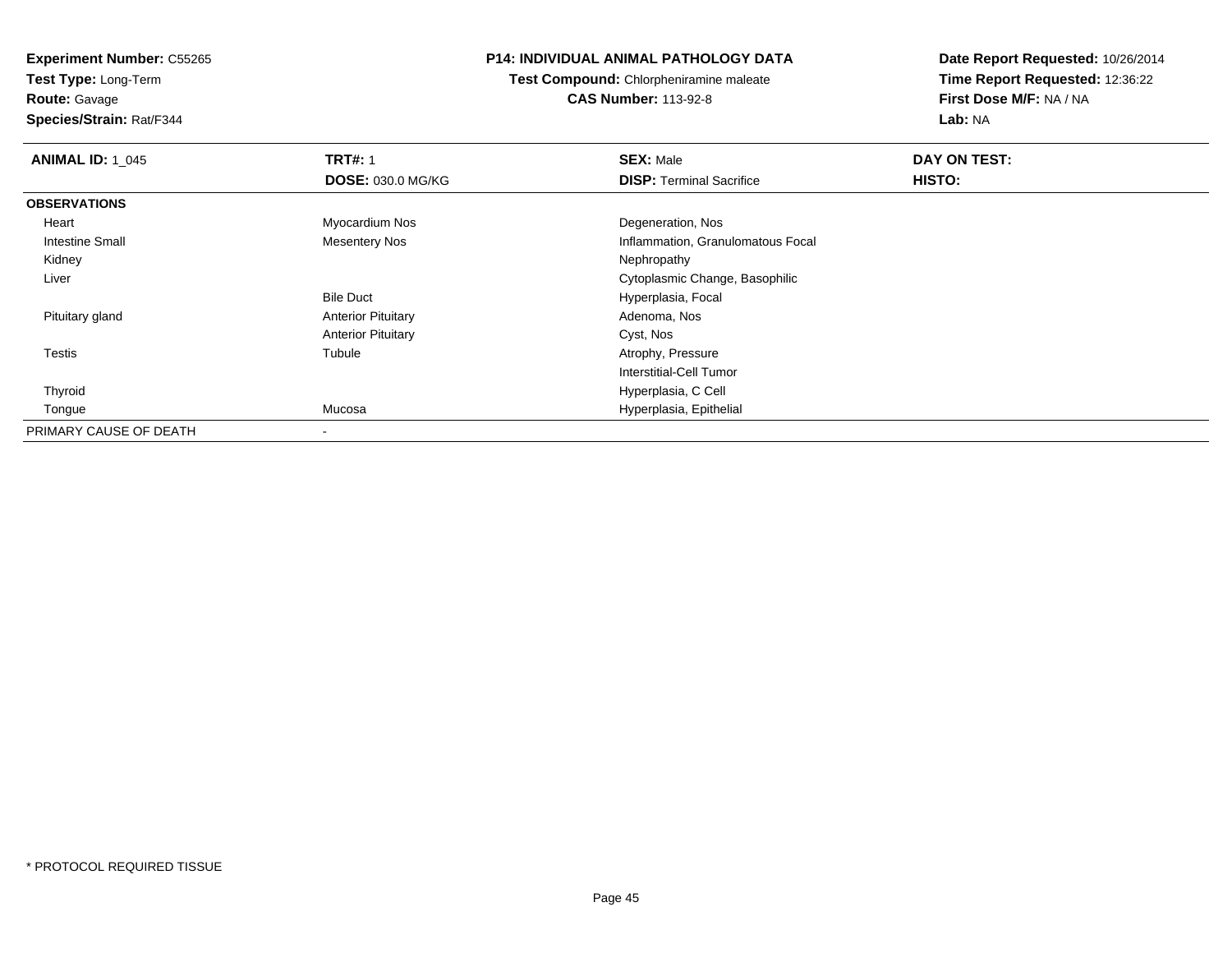**Experiment Number:** C55265
**Test Type:** Long-Term
**Route:** Gavage
**Species/Strain:** Rat/F344

## P14: INDIVIDUAL ANIMAL PATHOLOGY DATA

**Test Compound:** Chlorpheniramine maleate
**CAS Number:** 113-92-8

**Date Report Requested:** 10/26/2014
**Time Report Requested:** 12:36:22
**First Dose M/F:** NA / NA
**Lab:** NA

| **ANIMAL ID:** 1_045 | **TRT#:** 1 | **SEX:** Male | **DAY ON TEST:** |
|---|---|---|---|
| | **DOSE:** 030.0 MG/KG | **DISP:** Terminal Sacrifice | **HISTO:** |
| **OBSERVATIONS** | | | |
| Heart | Myocardium Nos | Degeneration, Nos | |
| Intestine Small | Mesentery Nos | Inflammation, Granulomatous Focal | |
| Kidney | | Nephropathy | |
| Liver | | Cytoplasmic Change, Basophilic | |
| | Bile Duct | Hyperplasia, Focal | |
| Pituitary gland | Anterior Pituitary | Adenoma, Nos | |
| | Anterior Pituitary | Cyst, Nos | |
| Testis | Tubule | Atrophy, Pressure | |
| | | Interstitial-Cell Tumor | |
| Thyroid | | Hyperplasia, C Cell | |
| Tongue | Mucosa | Hyperplasia, Epithelial | |
| PRIMARY CAUSE OF DEATH | - | | |

* PROTOCOL REQUIRED TISSUE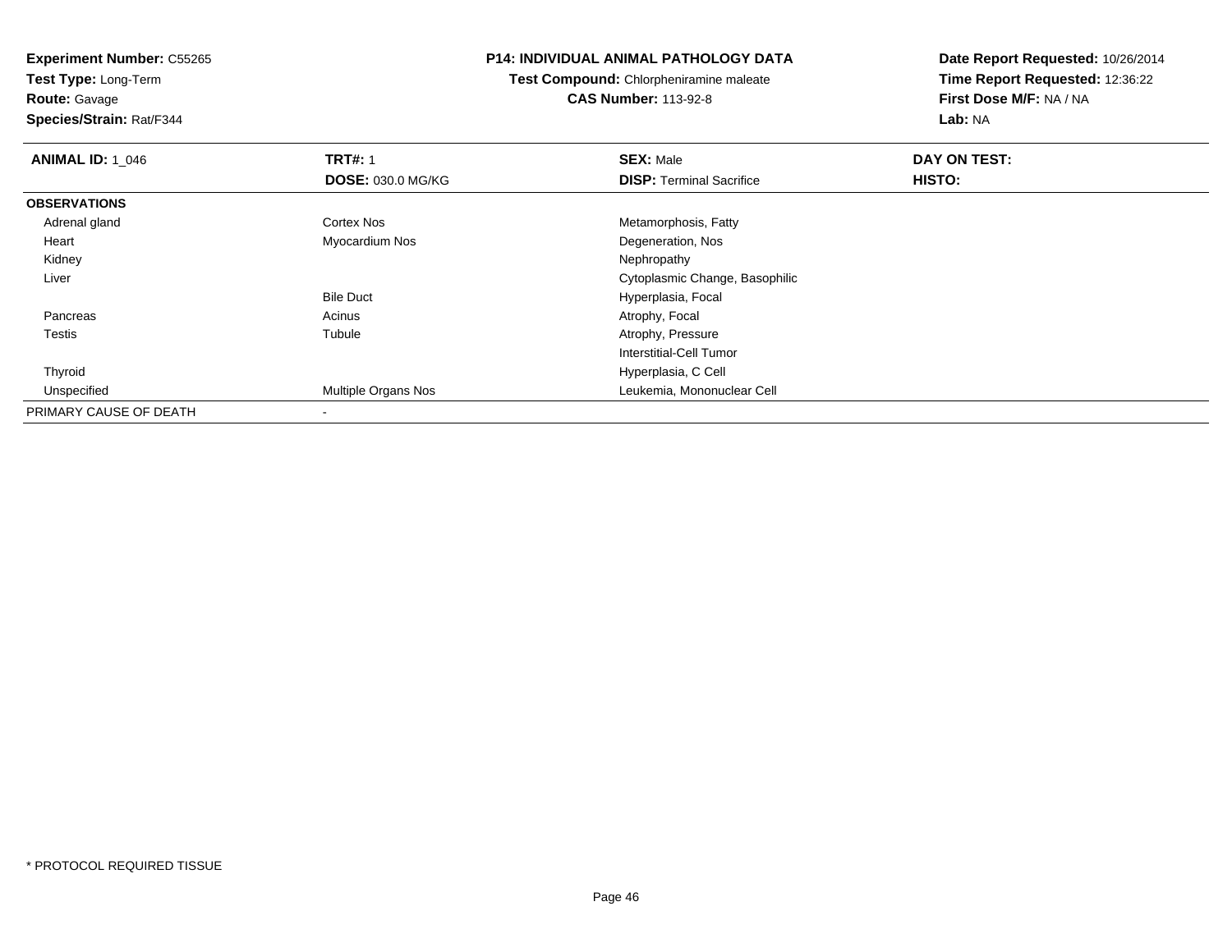**Experiment Number:** C55265
**Test Type:** Long-Term
**Route:** Gavage
**Species/Strain:** Rat/F344

**P14: INDIVIDUAL ANIMAL PATHOLOGY DATA**
**Test Compound:** Chlorpheniramine maleate
**CAS Number:** 113-92-8

**Date Report Requested:** 10/26/2014
**Time Report Requested:** 12:36:22
**First Dose M/F:** NA / NA
**Lab:** NA

| **ANIMAL ID:** 1_046 | **TRT#:** 1 | **SEX:** Male | **DAY ON TEST:** |
|---|---|---|---|
| | **DOSE:** 030.0 MG/KG | **DISP:** Terminal Sacrifice | **HISTO:** |
| **OBSERVATIONS** | | | |
| Adrenal gland | Cortex Nos | Metamorphosis, Fatty | |
| Heart | Myocardium Nos | Degeneration, Nos | |
| Kidney | | Nephropathy | |
| Liver | | Cytoplasmic Change, Basophilic | |
| | Bile Duct | Hyperplasia, Focal | |
| Pancreas | Acinus | Atrophy, Focal | |
| Testis | Tubule | Atrophy, Pressure | |
| | | Interstitial-Cell Tumor | |
| Thyroid | | Hyperplasia, C Cell | |
| Unspecified | Multiple Organs Nos | Leukemia, Mononuclear Cell | |
| PRIMARY CAUSE OF DEATH | - | | |

\* PROTOCOL REQUIRED TISSUE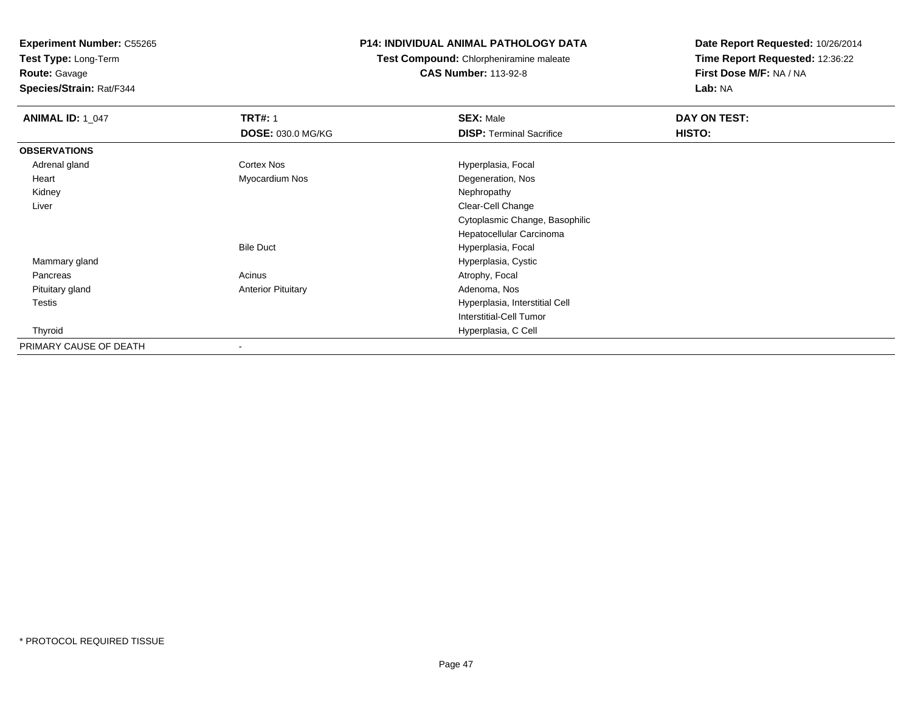**Experiment Number:** C55265
**Test Type:** Long-Term
**Route:** Gavage
**Species/Strain:** Rat/F344

**P14: INDIVIDUAL ANIMAL PATHOLOGY DATA**
**Test Compound:** Chlorpheniramine maleate
**CAS Number:** 113-92-8

**Date Report Requested:** 10/26/2014
**Time Report Requested:** 12:36:22
**First Dose M/F:** NA / NA
**Lab:** NA

| **ANIMAL ID:** 1_047 | **TRT#:** 1 | **SEX:** Male | **DAY ON TEST:** |
|---|---|---|---|
| | **DOSE:** 030.0 MG/KG | **DISP:** Terminal Sacrifice | **HISTO:** |
| **OBSERVATIONS** | | | |
| Adrenal gland | Cortex Nos | Hyperplasia, Focal | |
| Heart | Myocardium Nos | Degeneration, Nos | |
| Kidney | | Nephropathy | |
| Liver | | Clear-Cell Change | |
| | | Cytoplasmic Change, Basophilic | |
| | | Hepatocellular Carcinoma | |
| | Bile Duct | Hyperplasia, Focal | |
| Mammary gland | | Hyperplasia, Cystic | |
| Pancreas | Acinus | Atrophy, Focal | |
| Pituitary gland | Anterior Pituitary | Adenoma, Nos | |
| Testis | | Hyperplasia, Interstitial Cell | |
| | | Interstitial-Cell Tumor | |
| Thyroid | | Hyperplasia, C Cell | |
| PRIMARY CAUSE OF DEATH | - | | |

* PROTOCOL REQUIRED TISSUE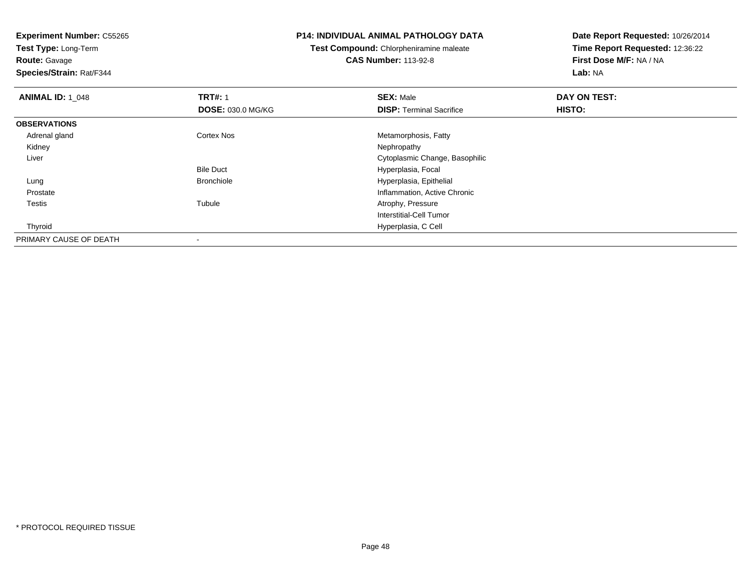**Experiment Number:** C55265
**Test Type:** Long-Term
**Route:** Gavage
**Species/Strain:** Rat/F344

**P14: INDIVIDUAL ANIMAL PATHOLOGY DATA**
**Test Compound:** Chlorpheniramine maleate
**CAS Number:** 113-92-8

**Date Report Requested:** 10/26/2014
**Time Report Requested:** 12:36:22
**First Dose M/F:** NA / NA
**Lab:** NA

| **ANIMAL ID:** 1_048 | **TRT#:** 1 | **SEX:** Male | **DAY ON TEST:** |
|---|---|---|---|
| | **DOSE:** 030.0 MG/KG | **DISP:** Terminal Sacrifice | **HISTO:** |
| **OBSERVATIONS** | | | |
| Adrenal gland | Cortex Nos | Metamorphosis, Fatty | |
| Kidney | | Nephropathy | |
| Liver | | Cytoplasmic Change, Basophilic | |
| | Bile Duct | Hyperplasia, Focal | |
| Lung | Bronchiole | Hyperplasia, Epithelial | |
| Prostate | | Inflammation, Active Chronic | |
| Testis | Tubule | Atrophy, Pressure | |
| | | Interstitial-Cell Tumor | |
| Thyroid | | Hyperplasia, C Cell | |
| PRIMARY CAUSE OF DEATH | - | | |

* PROTOCOL REQUIRED TISSUE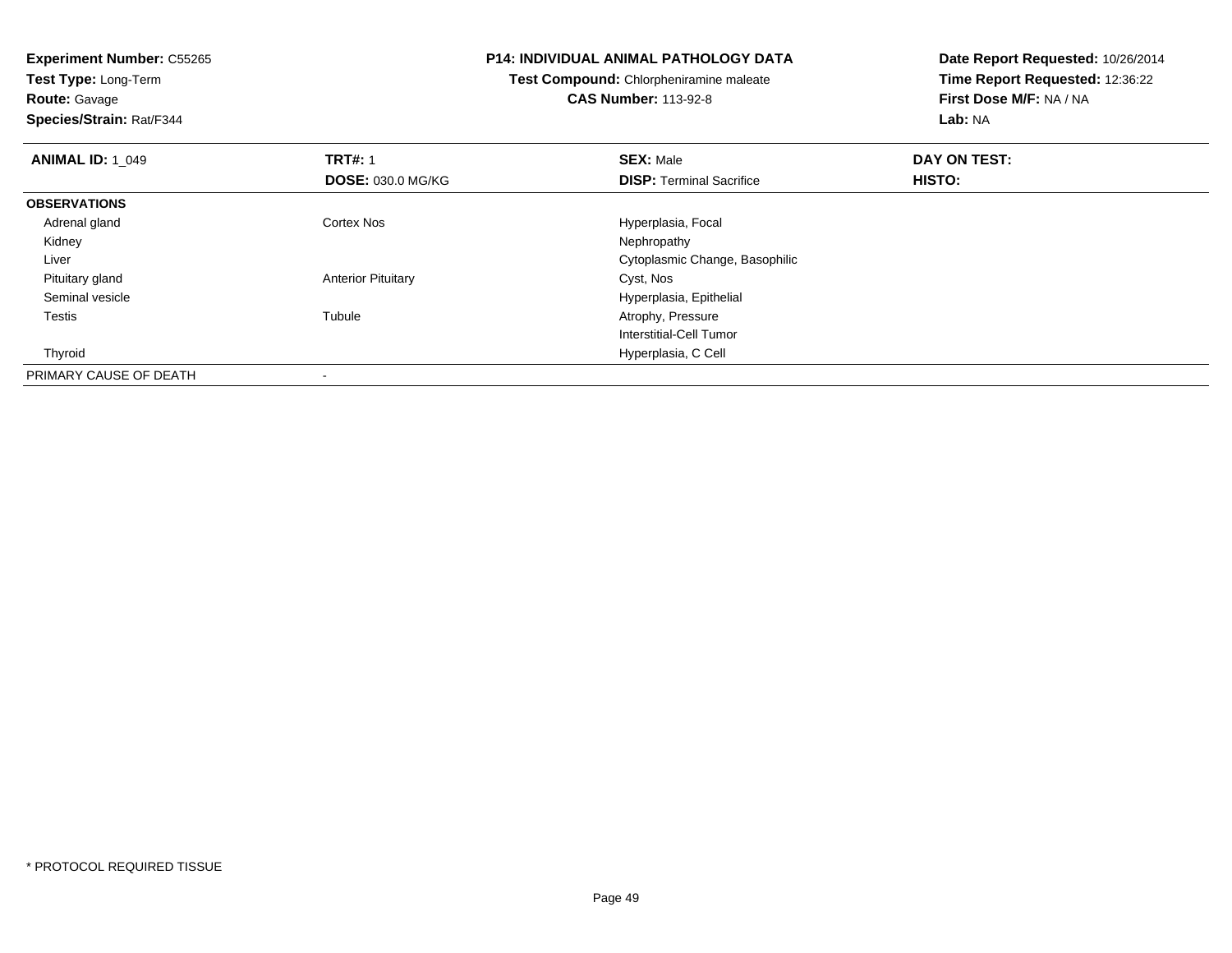**Experiment Number:** C55265
**Test Type:** Long-Term
**Route:** Gavage
**Species/Strain:** Rat/F344

**P14: INDIVIDUAL ANIMAL PATHOLOGY DATA**
**Test Compound:** Chlorpheniramine maleate
**CAS Number:** 113-92-8

**Date Report Requested:** 10/26/2014
**Time Report Requested:** 12:36:22
**First Dose M/F:** NA / NA
**Lab:** NA

| **ANIMAL ID:** 1_049 | **TRT#:** 1 | **SEX:** Male | **DAY ON TEST:** |
|---|---|---|---|
| | **DOSE:** 030.0 MG/KG | **DISP:** Terminal Sacrifice | **HISTO:** |
| **OBSERVATIONS** | | | |
| Adrenal gland | Cortex Nos | Hyperplasia, Focal | |
| Kidney | | Nephropathy | |
| Liver | | Cytoplasmic Change, Basophilic | |
| Pituitary gland | Anterior Pituitary | Cyst, Nos | |
| Seminal vesicle | | Hyperplasia, Epithelial | |
| Testis | Tubule | Atrophy, Pressure | |
| | | Interstitial-Cell Tumor | |
| Thyroid | | Hyperplasia, C Cell | |
| PRIMARY CAUSE OF DEATH | - | | |

* PROTOCOL REQUIRED TISSUE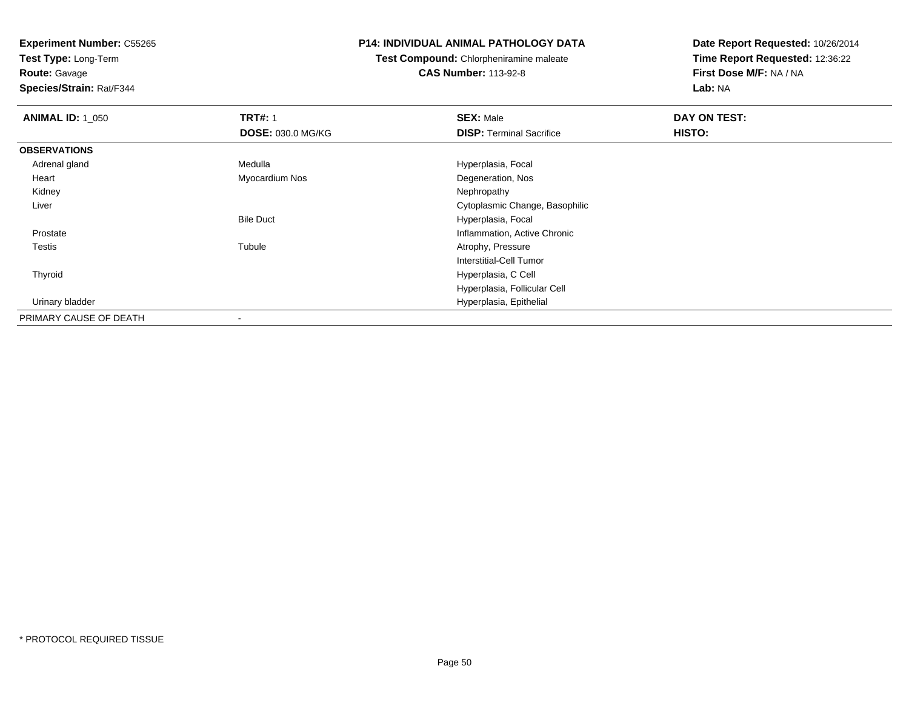**Experiment Number:** C55265
**Test Type:** Long-Term
**Route:** Gavage
**Species/Strain:** Rat/F344

**P14: INDIVIDUAL ANIMAL PATHOLOGY DATA**
**Test Compound:** Chlorpheniramine maleate
**CAS Number:** 113-92-8

**Date Report Requested:** 10/26/2014
**Time Report Requested:** 12:36:22
**First Dose M/F:** NA / NA
**Lab:** NA

| **ANIMAL ID:** 1_050 | **TRT#:** 1 | **SEX:** Male | **DAY ON TEST:** |
|---|---|---|---|
| | **DOSE:** 030.0 MG/KG | **DISP:** Terminal Sacrifice | **HISTO:** |
| **OBSERVATIONS** | | | |
| Adrenal gland | Medulla | Hyperplasia, Focal | |
| Heart | Myocardium Nos | Degeneration, Nos | |
| Kidney | | Nephropathy | |
| Liver | | Cytoplasmic Change, Basophilic | |
| | Bile Duct | Hyperplasia, Focal | |
| Prostate | | Inflammation, Active Chronic | |
| Testis | Tubule | Atrophy, Pressure | |
| | | Interstitial-Cell Tumor | |
| Thyroid | | Hyperplasia, C Cell | |
| | | Hyperplasia, Follicular Cell | |
| Urinary bladder | | Hyperplasia, Epithelial | |
| PRIMARY CAUSE OF DEATH | - | | |

\* PROTOCOL REQUIRED TISSUE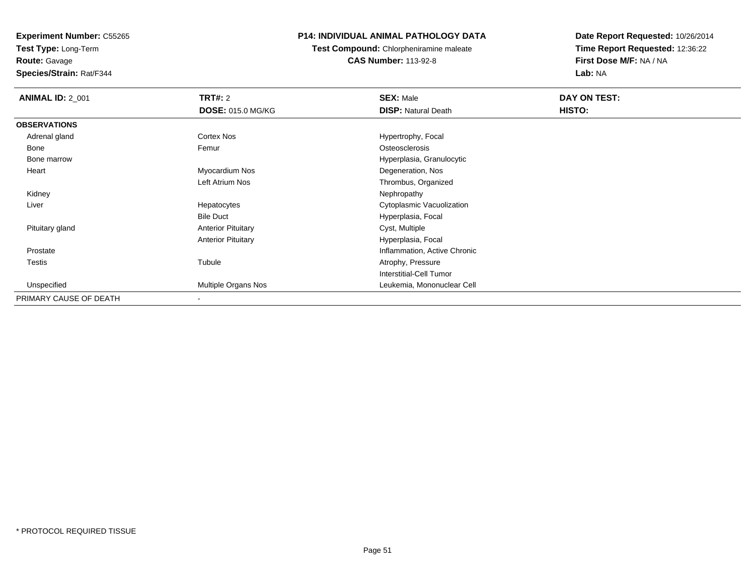**Experiment Number:** C55265
**Test Type:** Long-Term
**Route:** Gavage
**Species/Strain:** Rat/F344

# P14: INDIVIDUAL ANIMAL PATHOLOGY DATA

**Test Compound:** Chlorpheniramine maleate
**CAS Number:** 113-92-8

**Date Report Requested:** 10/26/2014
**Time Report Requested:** 12:36:22
**First Dose M/F:** NA / NA
**Lab:** NA

| **ANIMAL ID:** 2_001 | **TRT#:** 2 | **SEX:** Male | **DAY ON TEST:** |
|---|---|---|---|
| | **DOSE:** 015.0 MG/KG | **DISP:** Natural Death | **HISTO:** |
| **OBSERVATIONS** | | | |
| Adrenal gland | Cortex Nos | Hypertrophy, Focal | |
| Bone | Femur | Osteosclerosis | |
| Bone marrow | | Hyperplasia, Granulocytic | |
| Heart | Myocardium Nos | Degeneration, Nos | |
| | Left Atrium Nos | Thrombus, Organized | |
| Kidney | | Nephropathy | |
| Liver | Hepatocytes | Cytoplasmic Vacuolization | |
| | Bile Duct | Hyperplasia, Focal | |
| Pituitary gland | Anterior Pituitary | Cyst, Multiple | |
| | Anterior Pituitary | Hyperplasia, Focal | |
| Prostate | | Inflammation, Active Chronic | |
| Testis | Tubule | Atrophy, Pressure | |
| | | Interstitial-Cell Tumor | |
| Unspecified | Multiple Organs Nos | Leukemia, Mononuclear Cell | |
| PRIMARY CAUSE OF DEATH | - | | |

\* PROTOCOL REQUIRED TISSUE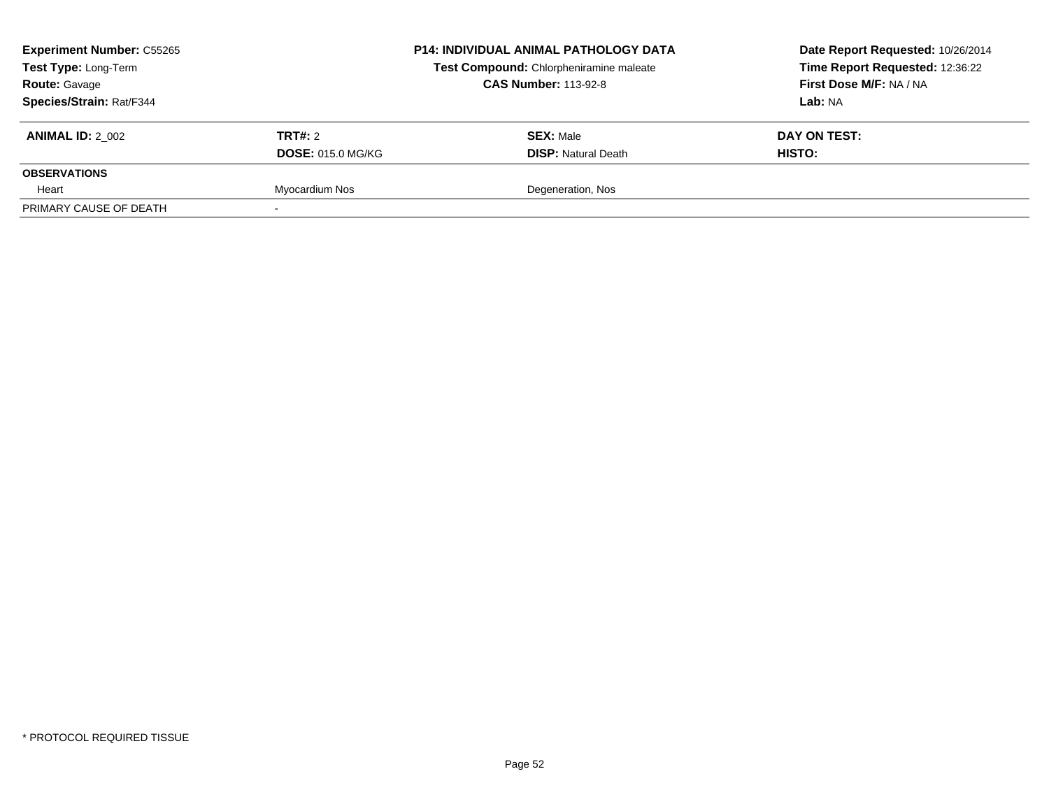**Experiment Number:** C55265
**Test Type:** Long-Term
**Route:** Gavage
**Species/Strain:** Rat/F344

**P14: INDIVIDUAL ANIMAL PATHOLOGY DATA**
**Test Compound:** Chlorpheniramine maleate
**CAS Number:** 113-92-8

**Date Report Requested:** 10/26/2014
**Time Report Requested:** 12:36:22
**First Dose M/F:** NA / NA
**Lab:** NA

| **ANIMAL ID:** 2_002 | **TRT#:** 2 | **SEX:** Male | **DAY ON TEST:** |
|---|---|---|---|
| | **DOSE:** 015.0 MG/KG | **DISP:** Natural Death | **HISTO:** |
| **OBSERVATIONS** | | | |
| Heart | Myocardium Nos | Degeneration, Nos | |
| PRIMARY CAUSE OF DEATH | - | | |

\* PROTOCOL REQUIRED TISSUE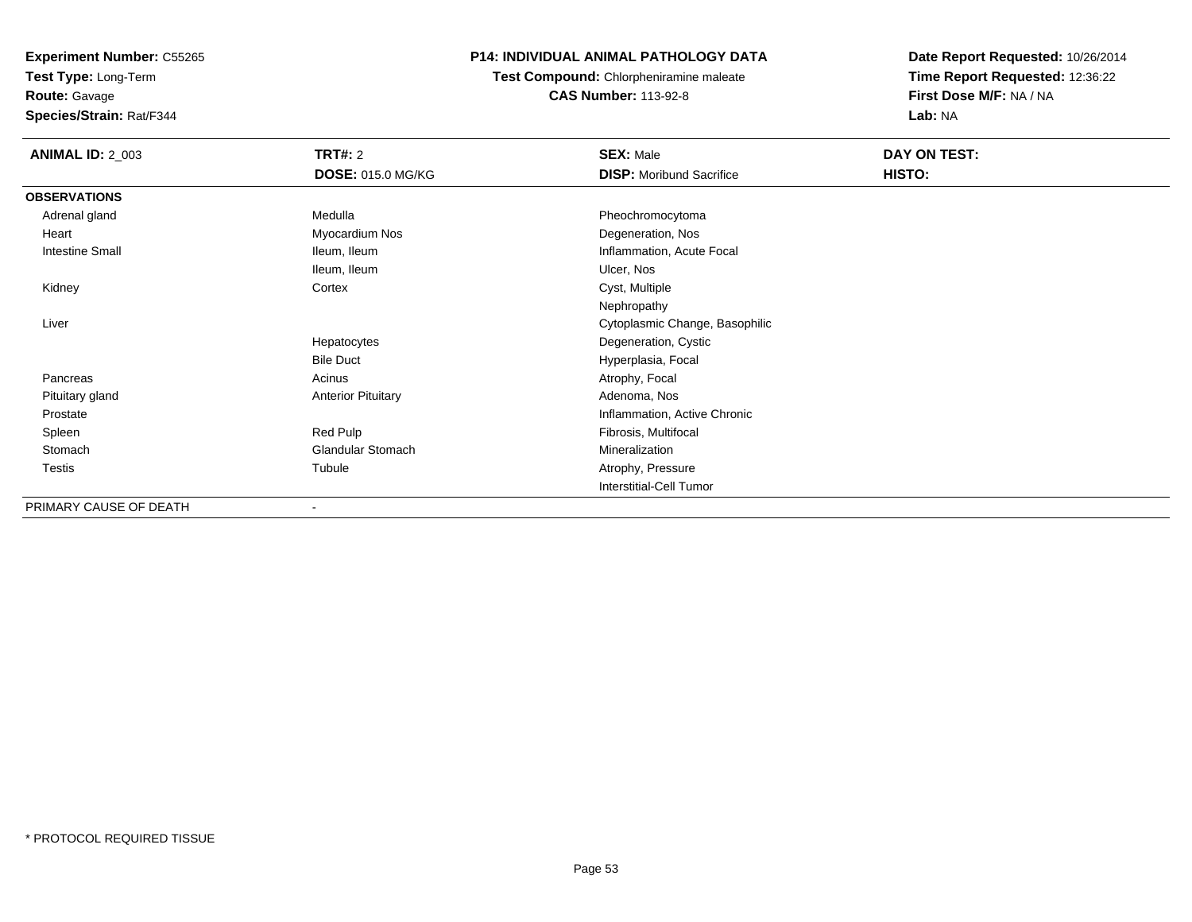**Experiment Number:** C55265
**Test Type:** Long-Term
**Route:** Gavage
**Species/Strain:** Rat/F344

**P14: INDIVIDUAL ANIMAL PATHOLOGY DATA**
**Test Compound:** Chlorpheniramine maleate
**CAS Number:** 113-92-8

**Date Report Requested:** 10/26/2014
**Time Report Requested:** 12:36:22
**First Dose M/F:** NA / NA
**Lab:** NA

| **ANIMAL ID:** 2_003 | **TRT#:** 2 | **SEX:** Male | **DAY ON TEST:** |
|---|---|---|---|
| | **DOSE:** 015.0 MG/KG | **DISP:** Moribund Sacrifice | **HISTO:** |
| **OBSERVATIONS** | | | |
| Adrenal gland | Medulla | Pheochromocytoma | |
| Heart | Myocardium Nos | Degeneration, Nos | |
| Intestine Small | Ileum, Ileum | Inflammation, Acute Focal | |
| | Ileum, Ileum | Ulcer, Nos | |
| Kidney | Cortex | Cyst, Multiple | |
| | | Nephropathy | |
| Liver | | Cytoplasmic Change, Basophilic | |
| | Hepatocytes | Degeneration, Cystic | |
| | Bile Duct | Hyperplasia, Focal | |
| Pancreas | Acinus | Atrophy, Focal | |
| Pituitary gland | Anterior Pituitary | Adenoma, Nos | |
| Prostate | | Inflammation, Active Chronic | |
| Spleen | Red Pulp | Fibrosis, Multifocal | |
| Stomach | Glandular Stomach | Mineralization | |
| Testis | Tubule | Atrophy, Pressure | |
| | | Interstitial-Cell Tumor | |
| PRIMARY CAUSE OF DEATH | - | | |

* PROTOCOL REQUIRED TISSUE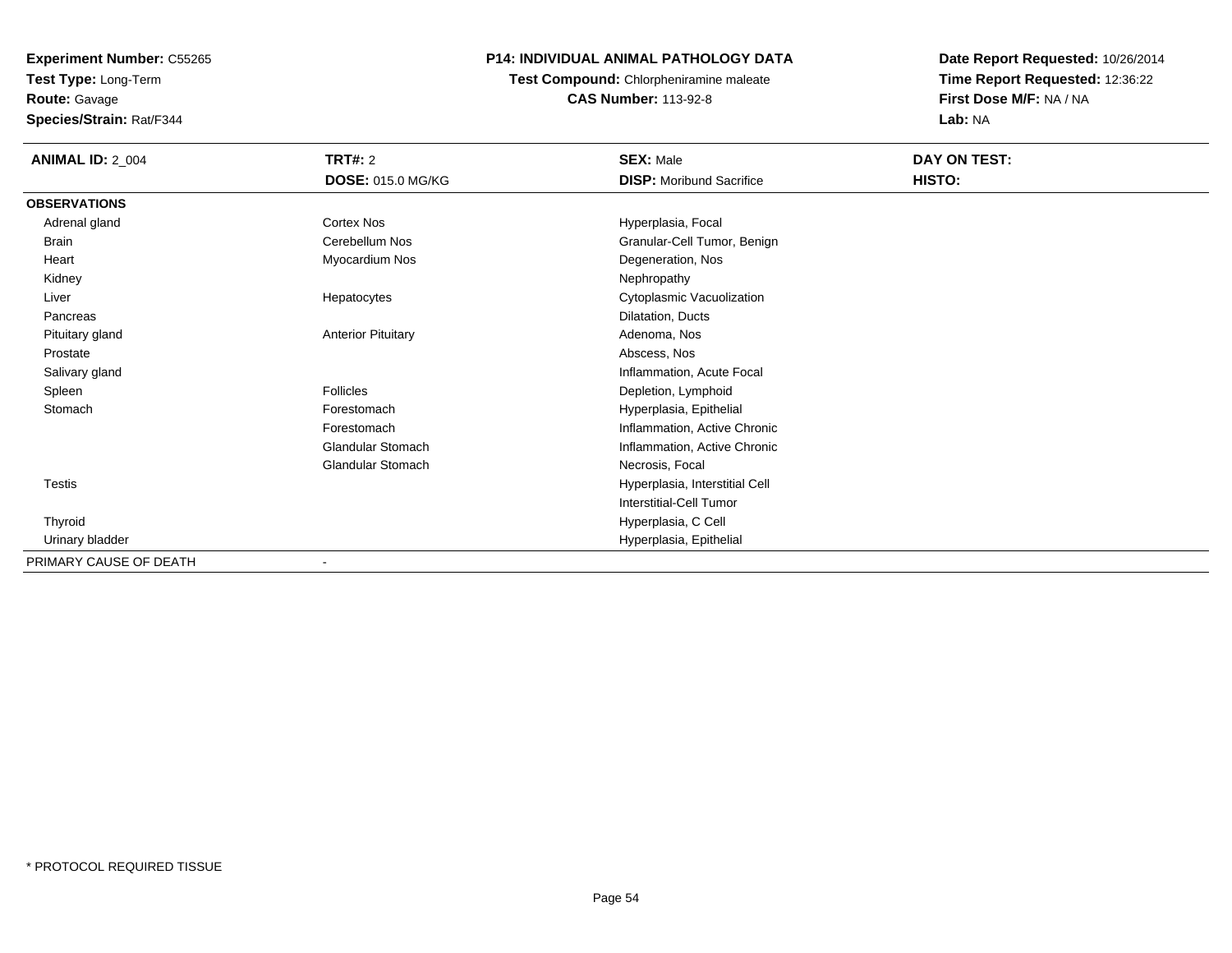**Experiment Number:** C55265
**Test Type:** Long-Term
**Route:** Gavage
**Species/Strain:** Rat/F344

**P14: INDIVIDUAL ANIMAL PATHOLOGY DATA**
**Test Compound:** Chlorpheniramine maleate
**CAS Number:** 113-92-8

**Date Report Requested:** 10/26/2014
**Time Report Requested:** 12:36:22
**First Dose M/F:** NA / NA
**Lab:** NA

| **ANIMAL ID:** 2_004 | **TRT#:** 2 | **SEX:** Male | **DAY ON TEST:** |
|---|---|---|---|
| | **DOSE:** 015.0 MG/KG | **DISP:** Moribund Sacrifice | **HISTO:** |
| **OBSERVATIONS** | | | |
| Adrenal gland | Cortex Nos | Hyperplasia, Focal | |
| Brain | Cerebellum Nos | Granular-Cell Tumor, Benign | |
| Heart | Myocardium Nos | Degeneration, Nos | |
| Kidney | | Nephropathy | |
| Liver | Hepatocytes | Cytoplasmic Vacuolization | |
| Pancreas | | Dilatation, Ducts | |
| Pituitary gland | Anterior Pituitary | Adenoma, Nos | |
| Prostate | | Abscess, Nos | |
| Salivary gland | | Inflammation, Acute Focal | |
| Spleen | Follicles | Depletion, Lymphoid | |
| Stomach | Forestomach | Hyperplasia, Epithelial | |
| | Forestomach | Inflammation, Active Chronic | |
| | Glandular Stomach | Inflammation, Active Chronic | |
| | Glandular Stomach | Necrosis, Focal | |
| Testis | | Hyperplasia, Interstitial Cell | |
| | | Interstitial-Cell Tumor | |
| Thyroid | | Hyperplasia, C Cell | |
| Urinary bladder | | Hyperplasia, Epithelial | |
| PRIMARY CAUSE OF DEATH | - | | |

* PROTOCOL REQUIRED TISSUE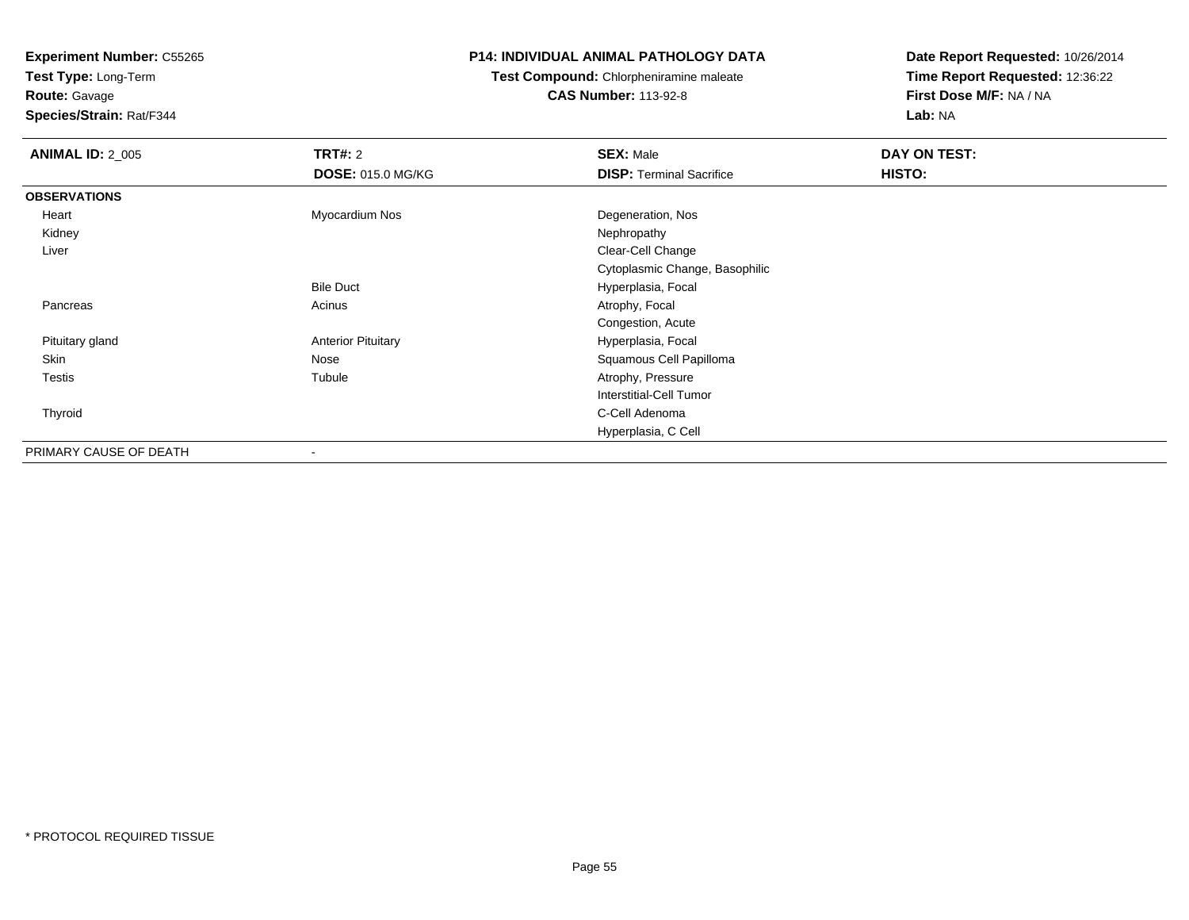**Experiment Number:** C55265
**Test Type:** Long-Term
**Route:** Gavage
**Species/Strain:** Rat/F344

**P14: INDIVIDUAL ANIMAL PATHOLOGY DATA**
**Test Compound:** Chlorpheniramine maleate
**CAS Number:** 113-92-8

**Date Report Requested:** 10/26/2014
**Time Report Requested:** 12:36:22
**First Dose M/F:** NA / NA
**Lab:** NA

| **ANIMAL ID:** 2_005 | **TRT#:** 2 | **SEX:** Male | **DAY ON TEST:** |
|---|---|---|---|
| | **DOSE:** 015.0 MG/KG | **DISP:** Terminal Sacrifice | **HISTO:** |
| **OBSERVATIONS** | | | |
| Heart | Myocardium Nos | Degeneration, Nos | |
| Kidney | | Nephropathy | |
| Liver | | Clear-Cell Change | |
| | | Cytoplasmic Change, Basophilic | |
| | Bile Duct | Hyperplasia, Focal | |
| Pancreas | Acinus | Atrophy, Focal | |
| | | Congestion, Acute | |
| Pituitary gland | Anterior Pituitary | Hyperplasia, Focal | |
| Skin | Nose | Squamous Cell Papilloma | |
| Testis | Tubule | Atrophy, Pressure | |
| | | Interstitial-Cell Tumor | |
| Thyroid | | C-Cell Adenoma | |
| | | Hyperplasia, C Cell | |
| PRIMARY CAUSE OF DEATH | - | | |

* PROTOCOL REQUIRED TISSUE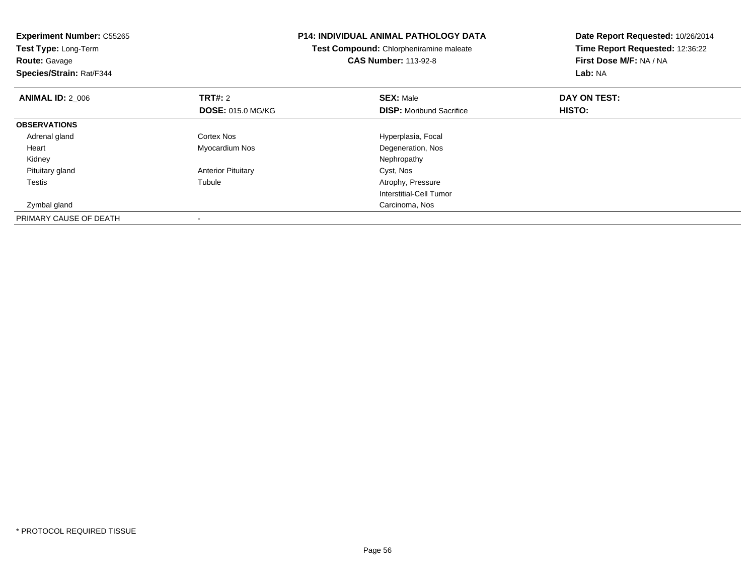**Experiment Number:** C55265
**Test Type:** Long-Term
**Route:** Gavage
**Species/Strain:** Rat/F344

**P14: INDIVIDUAL ANIMAL PATHOLOGY DATA**
**Test Compound:** Chlorpheniramine maleate
**CAS Number:** 113-92-8

**Date Report Requested:** 10/26/2014
**Time Report Requested:** 12:36:22
**First Dose M/F:** NA / NA
**Lab:** NA

| **ANIMAL ID:** 2_006 | **TRT#:** 2 | **SEX:** Male | **DAY ON TEST:** |
|---|---|---|---|
| | **DOSE:** 015.0 MG/KG | **DISP:** Moribund Sacrifice | **HISTO:** |
| **OBSERVATIONS** | | | |
| Adrenal gland | Cortex Nos | Hyperplasia, Focal | |
| Heart | Myocardium Nos | Degeneration, Nos | |
| Kidney | | Nephropathy | |
| Pituitary gland | Anterior Pituitary | Cyst, Nos | |
| Testis | Tubule | Atrophy, Pressure | |
| | | Interstitial-Cell Tumor | |
| Zymbal gland | | Carcinoma, Nos | |
| PRIMARY CAUSE OF DEATH | - | | |

* PROTOCOL REQUIRED TISSUE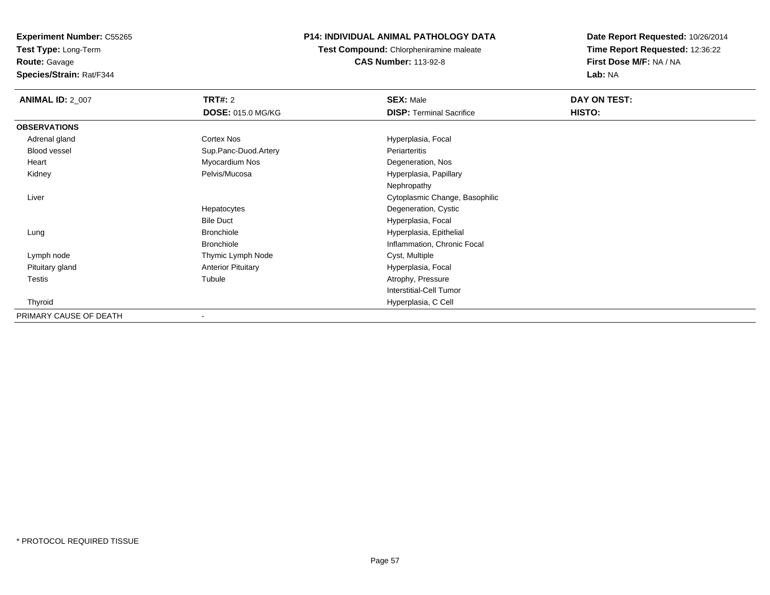**Experiment Number:** C55265
**Test Type:** Long-Term
**Route:** Gavage
**Species/Strain:** Rat/F344

**P14: INDIVIDUAL ANIMAL PATHOLOGY DATA**
**Test Compound:** Chlorpheniramine maleate
**CAS Number:** 113-92-8

**Date Report Requested:** 10/26/2014
**Time Report Requested:** 12:36:22
**First Dose M/F:** NA / NA
**Lab:** NA

| **ANIMAL ID:** 2_007 | **TRT#:** 2 | **SEX:** Male | **DAY ON TEST:** |
|---|---|---|---|
| | **DOSE:** 015.0 MG/KG | **DISP:** Terminal Sacrifice | **HISTO:** |
| **OBSERVATIONS** | | | |
| Adrenal gland | Cortex Nos | Hyperplasia, Focal | |
| Blood vessel | Sup.Panc-Duod.Artery | Periarteritis | |
| Heart | Myocardium Nos | Degeneration, Nos | |
| Kidney | Pelvis/Mucosa | Hyperplasia, Papillary | |
| | | Nephropathy | |
| Liver | | Cytoplasmic Change, Basophilic | |
| | Hepatocytes | Degeneration, Cystic | |
| | Bile Duct | Hyperplasia, Focal | |
| Lung | Bronchiole | Hyperplasia, Epithelial | |
| | Bronchiole | Inflammation, Chronic Focal | |
| Lymph node | Thymic Lymph Node | Cyst, Multiple | |
| Pituitary gland | Anterior Pituitary | Hyperplasia, Focal | |
| Testis | Tubule | Atrophy, Pressure | |
| | | Interstitial-Cell Tumor | |
| Thyroid | | Hyperplasia, C Cell | |
| PRIMARY CAUSE OF DEATH | - | | |

* PROTOCOL REQUIRED TISSUE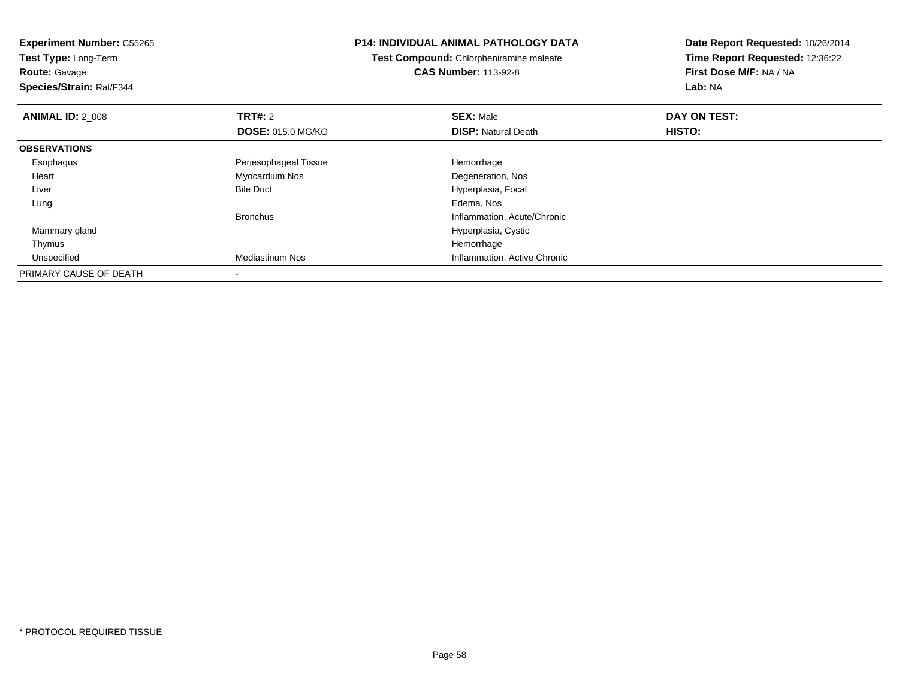**Experiment Number:** C55265
**Test Type:** Long-Term
**Route:** Gavage
**Species/Strain:** Rat/F344

**P14: INDIVIDUAL ANIMAL PATHOLOGY DATA**
**Test Compound:** Chlorpheniramine maleate
**CAS Number:** 113-92-8

**Date Report Requested:** 10/26/2014
**Time Report Requested:** 12:36:22
**First Dose M/F:** NA / NA
**Lab:** NA

| **ANIMAL ID:** 2_008 | **TRT#:** 2 | **SEX:** Male | **DAY ON TEST:** |
|---|---|---|---|
| | **DOSE:** 015.0 MG/KG | **DISP:** Natural Death | **HISTO:** |
| **OBSERVATIONS** | | | |
| Esophagus | Periesophageal Tissue | Hemorrhage | |
| Heart | Myocardium Nos | Degeneration, Nos | |
| Liver | Bile Duct | Hyperplasia, Focal | |
| Lung | | Edema, Nos | |
| | Bronchus | Inflammation, Acute/Chronic | |
| Mammary gland | | Hyperplasia, Cystic | |
| Thymus | | Hemorrhage | |
| Unspecified | Mediastinum Nos | Inflammation, Active Chronic | |
| PRIMARY CAUSE OF DEATH | - | | |

* PROTOCOL REQUIRED TISSUE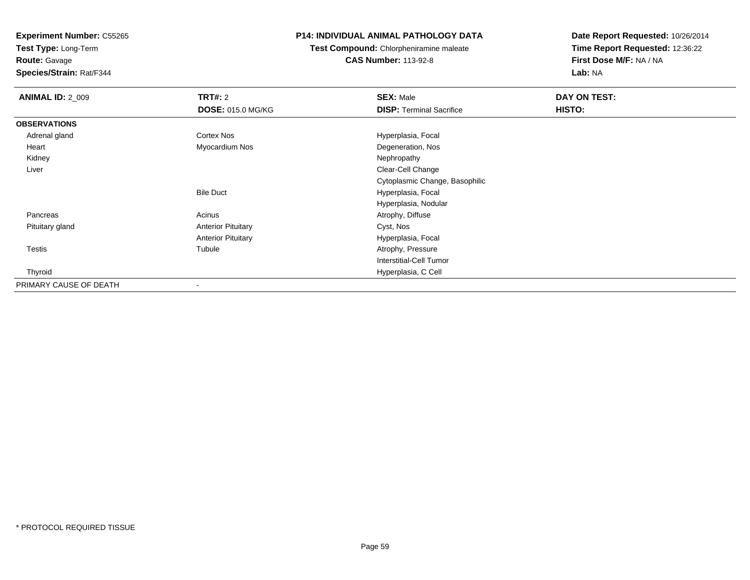**Experiment Number:** C55265
**Test Type:** Long-Term
**Route:** Gavage
**Species/Strain:** Rat/F344

**P14: INDIVIDUAL ANIMAL PATHOLOGY DATA**
**Test Compound:** Chlorpheniramine maleate
**CAS Number:** 113-92-8

**Date Report Requested:** 10/26/2014
**Time Report Requested:** 12:36:22
**First Dose M/F:** NA / NA
**Lab:** NA

| **ANIMAL ID:** 2_009 | **TRT#:** 2 | **SEX:** Male | **DAY ON TEST:** |
|---|---|---|---|
| | **DOSE:** 015.0 MG/KG | **DISP:** Terminal Sacrifice | **HISTO:** |
| **OBSERVATIONS** | | | |
| Adrenal gland | Cortex Nos | Hyperplasia, Focal | |
| Heart | Myocardium Nos | Degeneration, Nos | |
| Kidney | | Nephropathy | |
| Liver | | Clear-Cell Change | |
| | | Cytoplasmic Change, Basophilic | |
| | Bile Duct | Hyperplasia, Focal | |
| | | Hyperplasia, Nodular | |
| Pancreas | Acinus | Atrophy, Diffuse | |
| Pituitary gland | Anterior Pituitary | Cyst, Nos | |
| | Anterior Pituitary | Hyperplasia, Focal | |
| Testis | Tubule | Atrophy, Pressure | |
| | | Interstitial-Cell Tumor | |
| Thyroid | | Hyperplasia, C Cell | |
| PRIMARY CAUSE OF DEATH | - | | |

\* PROTOCOL REQUIRED TISSUE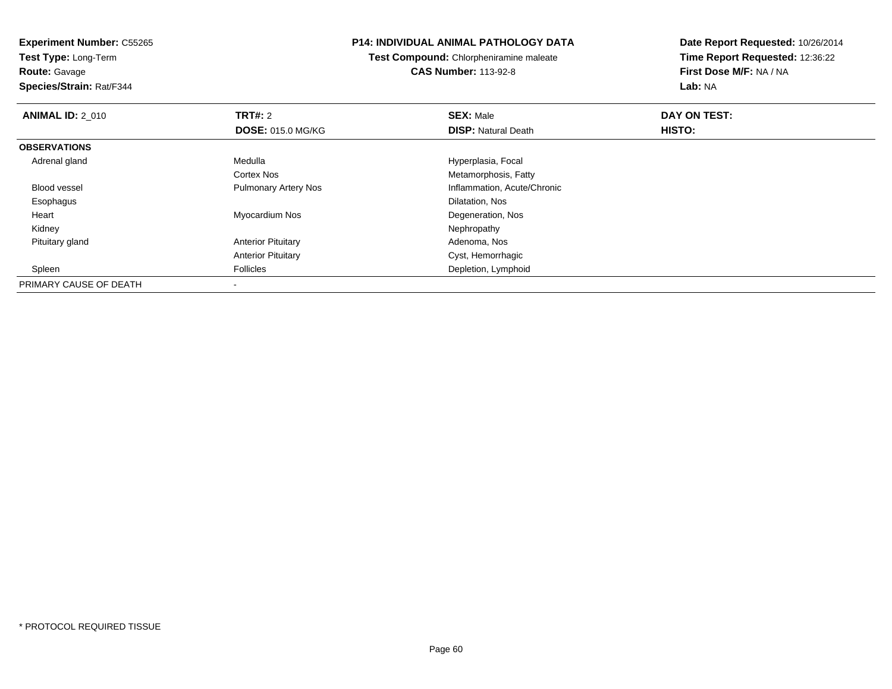**Experiment Number:** C55265
**Test Type:** Long-Term
**Route:** Gavage
**Species/Strain:** Rat/F344

**P14: INDIVIDUAL ANIMAL PATHOLOGY DATA**
**Test Compound:** Chlorpheniramine maleate
**CAS Number:** 113-92-8

**Date Report Requested:** 10/26/2014
**Time Report Requested:** 12:36:22
**First Dose M/F:** NA / NA
**Lab:** NA

| **ANIMAL ID:** 2_010 | **TRT#:** 2 | **SEX:** Male | **DAY ON TEST:** |
|---|---|---|---|
| | **DOSE:** 015.0 MG/KG | **DISP:** Natural Death | **HISTO:** |
| **OBSERVATIONS** | | | |
| Adrenal gland | Medulla | Hyperplasia, Focal | |
| | Cortex Nos | Metamorphosis, Fatty | |
| Blood vessel | Pulmonary Artery Nos | Inflammation, Acute/Chronic | |
| Esophagus | | Dilatation, Nos | |
| Heart | Myocardium Nos | Degeneration, Nos | |
| Kidney | | Nephropathy | |
| Pituitary gland | Anterior Pituitary | Adenoma, Nos | |
| | Anterior Pituitary | Cyst, Hemorrhagic | |
| Spleen | Follicles | Depletion, Lymphoid | |
| PRIMARY CAUSE OF DEATH | - | | |

* PROTOCOL REQUIRED TISSUE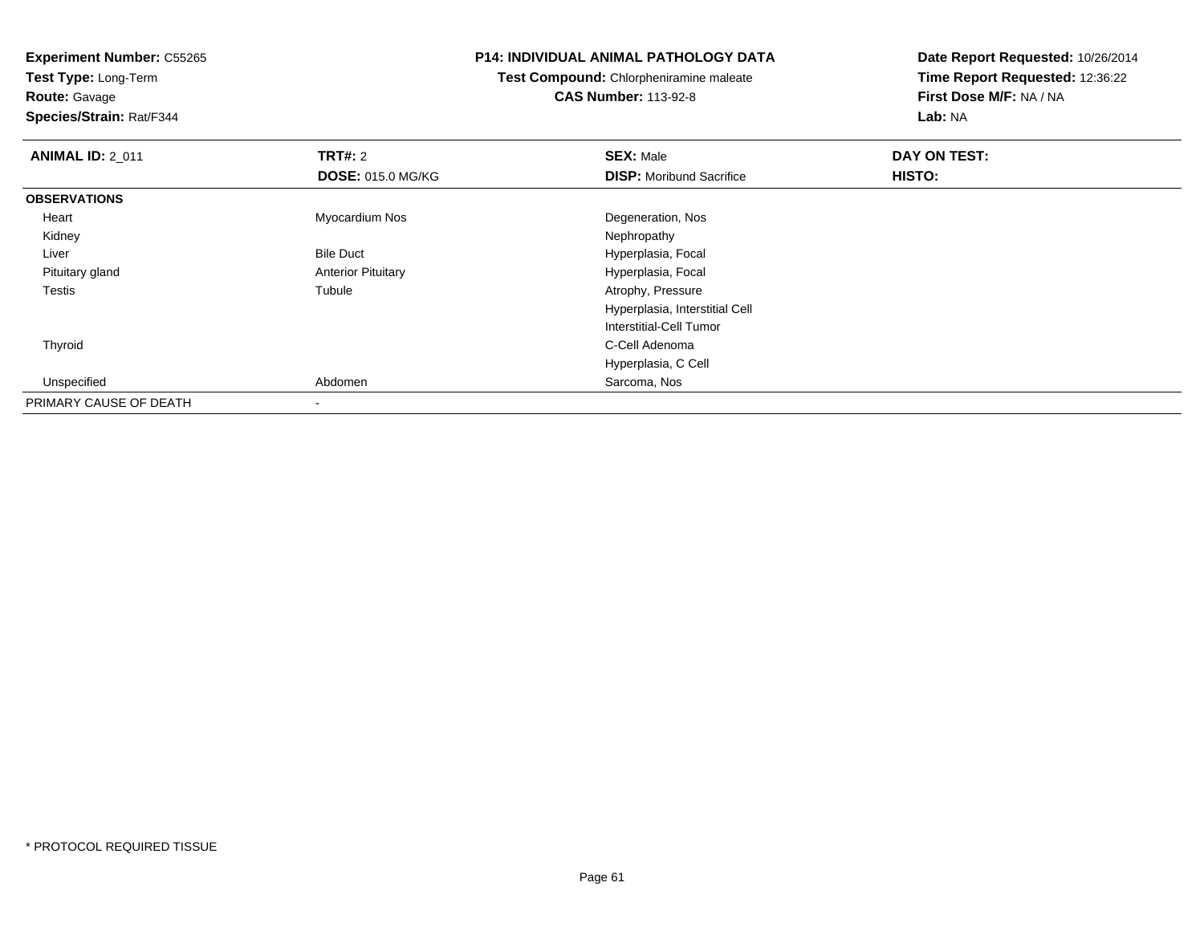**Experiment Number:** C55265
**Test Type:** Long-Term
**Route:** Gavage
**Species/Strain:** Rat/F344

**P14: INDIVIDUAL ANIMAL PATHOLOGY DATA**
**Test Compound:** Chlorpheniramine maleate
**CAS Number:** 113-92-8

**Date Report Requested:** 10/26/2014
**Time Report Requested:** 12:36:22
**First Dose M/F:** NA / NA
**Lab:** NA

| **ANIMAL ID:** 2_011 | **TRT#:** 2 | **SEX:** Male | **DAY ON TEST:** |
|---|---|---|---|
| | **DOSE:** 015.0 MG/KG | **DISP:** Moribund Sacrifice | **HISTO:** |
| **OBSERVATIONS** | | | |
| Heart | Myocardium Nos | Degeneration, Nos | |
| Kidney | | Nephropathy | |
| Liver | Bile Duct | Hyperplasia, Focal | |
| Pituitary gland | Anterior Pituitary | Hyperplasia, Focal | |
| Testis | Tubule | Atrophy, Pressure | |
| | | Hyperplasia, Interstitial Cell | |
| | | Interstitial-Cell Tumor | |
| Thyroid | | C-Cell Adenoma | |
| | | Hyperplasia, C Cell | |
| Unspecified | Abdomen | Sarcoma, Nos | |
| PRIMARY CAUSE OF DEATH | - | | |

\* PROTOCOL REQUIRED TISSUE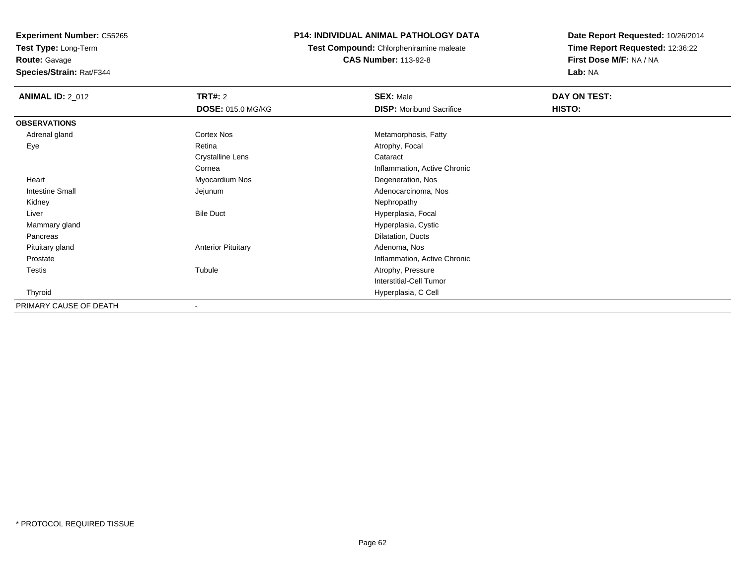**Experiment Number:** C55265
**Test Type:** Long-Term
**Route:** Gavage
**Species/Strain:** Rat/F344

**P14: INDIVIDUAL ANIMAL PATHOLOGY DATA**
**Test Compound:** Chlorpheniramine maleate
**CAS Number:** 113-92-8

**Date Report Requested:** 10/26/2014
**Time Report Requested:** 12:36:22
**First Dose M/F:** NA / NA
**Lab:** NA

| **ANIMAL ID:** 2_012 | **TRT#:** 2 | **SEX:** Male | **DAY ON TEST:** |
|---|---|---|---|
| | **DOSE:** 015.0 MG/KG | **DISP:** Moribund Sacrifice | **HISTO:** |
| **OBSERVATIONS** | | | |
| Adrenal gland | Cortex Nos | Metamorphosis, Fatty | |
| Eye | Retina | Atrophy, Focal | |
| | Crystalline Lens | Cataract | |
| | Cornea | Inflammation, Active Chronic | |
| Heart | Myocardium Nos | Degeneration, Nos | |
| Intestine Small | Jejunum | Adenocarcinoma, Nos | |
| Kidney | | Nephropathy | |
| Liver | Bile Duct | Hyperplasia, Focal | |
| Mammary gland | | Hyperplasia, Cystic | |
| Pancreas | | Dilatation, Ducts | |
| Pituitary gland | Anterior Pituitary | Adenoma, Nos | |
| Prostate | | Inflammation, Active Chronic | |
| Testis | Tubule | Atrophy, Pressure | |
| | | Interstitial-Cell Tumor | |
| Thyroid | | Hyperplasia, C Cell | |
| PRIMARY CAUSE OF DEATH | - | | |

* PROTOCOL REQUIRED TISSUE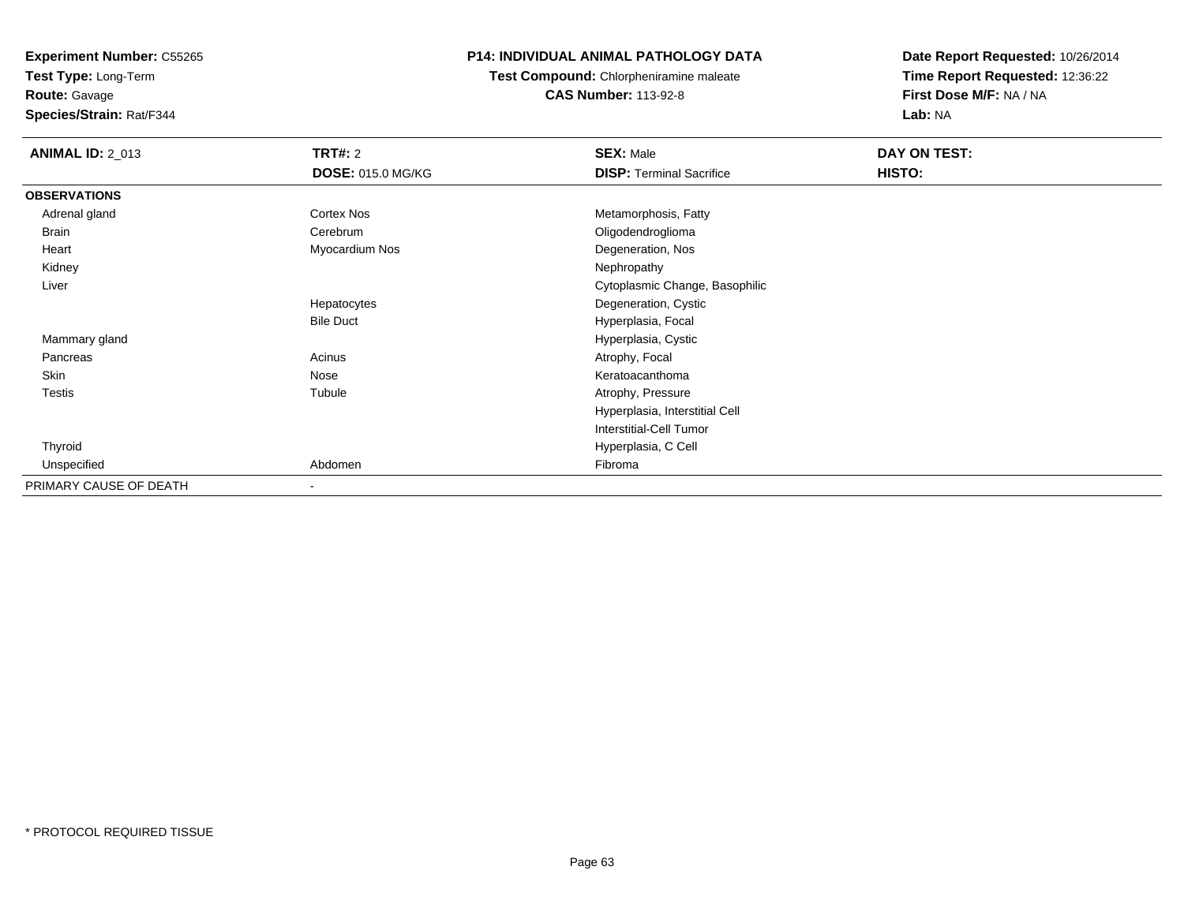**Experiment Number:** C55265
**Test Type:** Long-Term
**Route:** Gavage
**Species/Strain:** Rat/F344

**P14: INDIVIDUAL ANIMAL PATHOLOGY DATA**
**Test Compound:** Chlorpheniramine maleate
**CAS Number:** 113-92-8

**Date Report Requested:** 10/26/2014
**Time Report Requested:** 12:36:22
**First Dose M/F:** NA / NA
**Lab:** NA

| **ANIMAL ID:** 2_013 | **TRT#:** 2 | **SEX:** Male | **DAY ON TEST:** |
|---|---|---|---|
| | **DOSE:** 015.0 MG/KG | **DISP:** Terminal Sacrifice | **HISTO:** |
| **OBSERVATIONS** | | | |
| Adrenal gland | Cortex Nos | Metamorphosis, Fatty | |
| Brain | Cerebrum | Oligodendroglioma | |
| Heart | Myocardium Nos | Degeneration, Nos | |
| Kidney | | Nephropathy | |
| Liver | | Cytoplasmic Change, Basophilic | |
| | Hepatocytes | Degeneration, Cystic | |
| | Bile Duct | Hyperplasia, Focal | |
| Mammary gland | | Hyperplasia, Cystic | |
| Pancreas | Acinus | Atrophy, Focal | |
| Skin | Nose | Keratoacanthoma | |
| Testis | Tubule | Atrophy, Pressure | |
| | | Hyperplasia, Interstitial Cell | |
| | | Interstitial-Cell Tumor | |
| Thyroid | | Hyperplasia, C Cell | |
| Unspecified | Abdomen | Fibroma | |
| PRIMARY CAUSE OF DEATH | - | | |

\* PROTOCOL REQUIRED TISSUE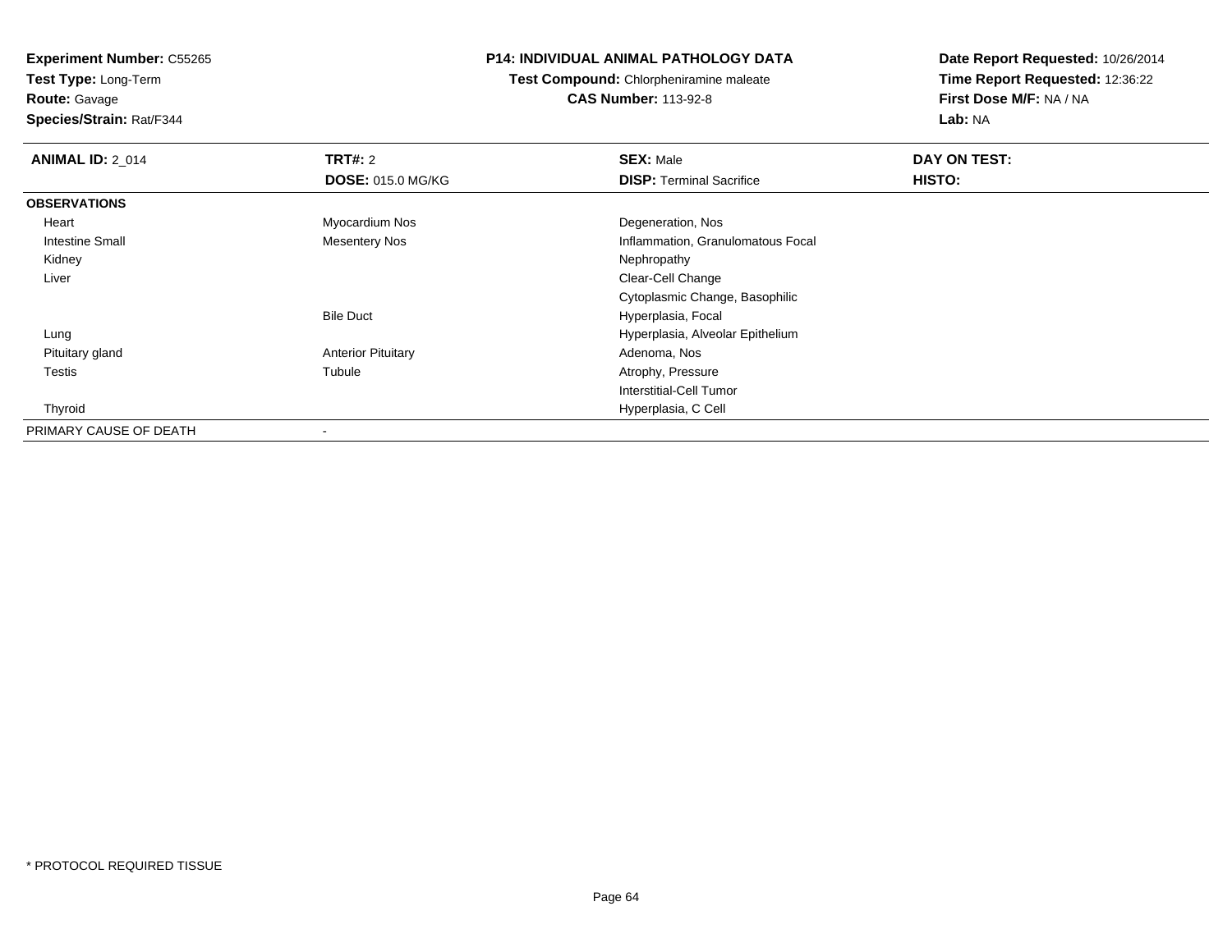**Experiment Number:** C55265
**Test Type:** Long-Term
**Route:** Gavage
**Species/Strain:** Rat/F344

**P14: INDIVIDUAL ANIMAL PATHOLOGY DATA**
**Test Compound:** Chlorpheniramine maleate
**CAS Number:** 113-92-8

**Date Report Requested:** 10/26/2014
**Time Report Requested:** 12:36:22
**First Dose M/F:** NA / NA
**Lab:** NA

| **ANIMAL ID:** 2_014 | **TRT#:** 2 | **SEX:** Male | **DAY ON TEST:** |
|---|---|---|---|
| | **DOSE:** 015.0 MG/KG | **DISP:** Terminal Sacrifice | **HISTO:** |
| **OBSERVATIONS** | | | |
| Heart | Myocardium Nos | Degeneration, Nos | |
| Intestine Small | Mesentery Nos | Inflammation, Granulomatous Focal | |
| Kidney | | Nephropathy | |
| Liver | | Clear-Cell Change | |
| | | Cytoplasmic Change, Basophilic | |
| | Bile Duct | Hyperplasia, Focal | |
| Lung | | Hyperplasia, Alveolar Epithelium | |
| Pituitary gland | Anterior Pituitary | Adenoma, Nos | |
| Testis | Tubule | Atrophy, Pressure | |
| | | Interstitial-Cell Tumor | |
| Thyroid | | Hyperplasia, C Cell | |
| PRIMARY CAUSE OF DEATH | - | | |

\* PROTOCOL REQUIRED TISSUE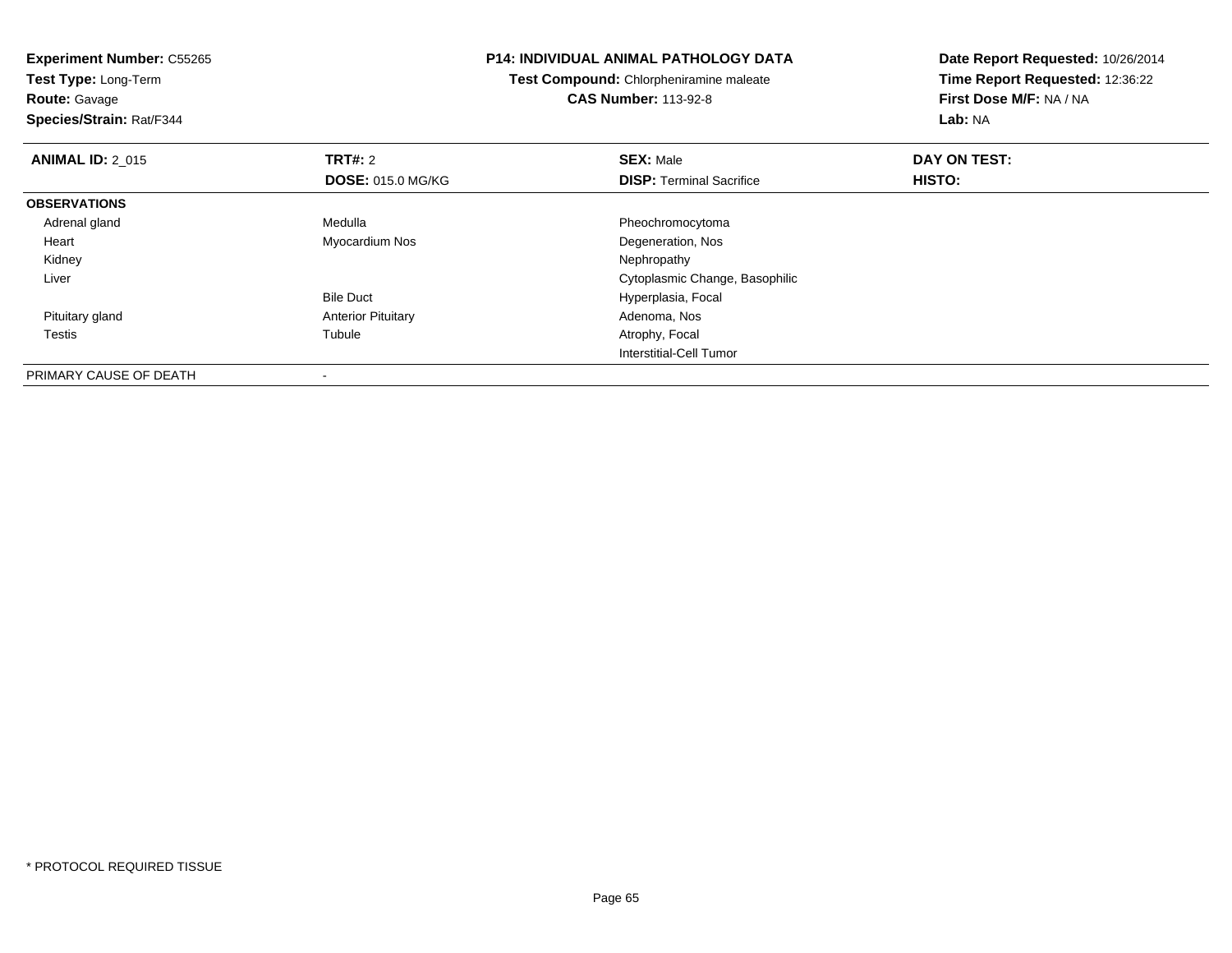**Experiment Number:** C55265
**Test Type:** Long-Term
**Route:** Gavage
**Species/Strain:** Rat/F344

**P14: INDIVIDUAL ANIMAL PATHOLOGY DATA**
**Test Compound:** Chlorpheniramine maleate
**CAS Number:** 113-92-8

**Date Report Requested:** 10/26/2014
**Time Report Requested:** 12:36:22
**First Dose M/F:** NA / NA
**Lab:** NA

| **ANIMAL ID:** 2_015 | **TRT#:** 2 | **SEX:** Male | **DAY ON TEST:** |
|---|---|---|---|
| | **DOSE:** 015.0 MG/KG | **DISP:** Terminal Sacrifice | **HISTO:** |
| **OBSERVATIONS** | | | |
| Adrenal gland | Medulla | Pheochromocytoma | |
| Heart | Myocardium Nos | Degeneration, Nos | |
| Kidney | | Nephropathy | |
| Liver | | Cytoplasmic Change, Basophilic | |
| | Bile Duct | Hyperplasia, Focal | |
| Pituitary gland | Anterior Pituitary | Adenoma, Nos | |
| Testis | Tubule | Atrophy, Focal | |
| | | Interstitial-Cell Tumor | |
| PRIMARY CAUSE OF DEATH | - | | |

* PROTOCOL REQUIRED TISSUE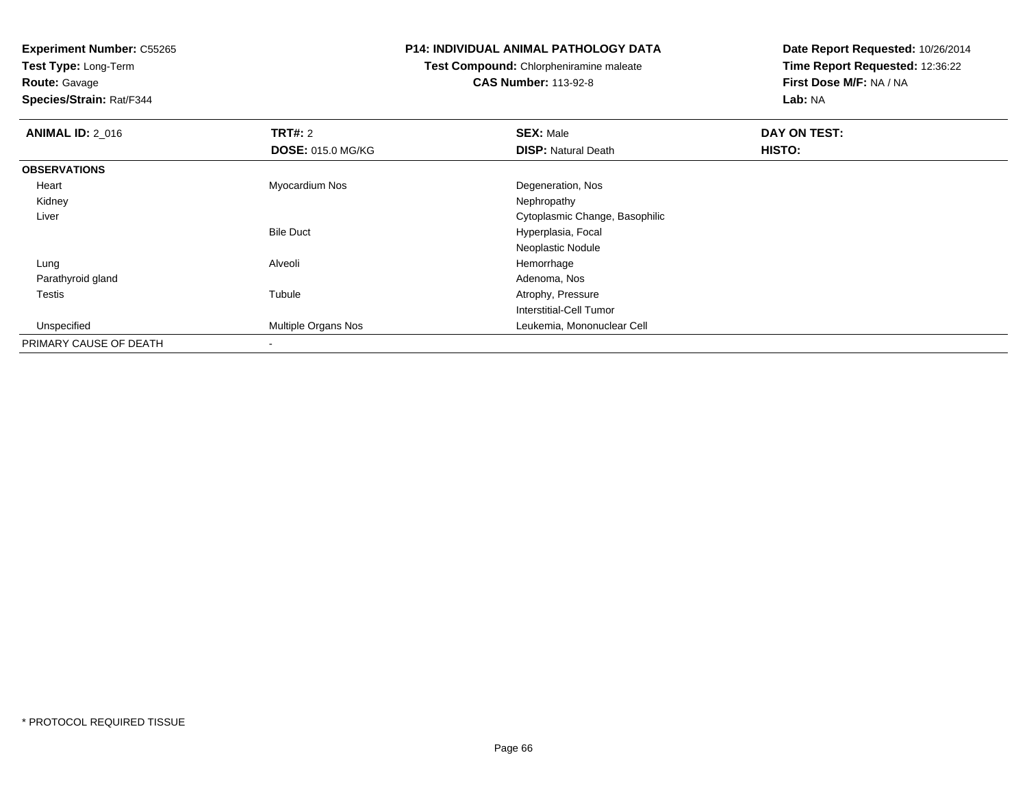**Experiment Number:** C55265
**Test Type:** Long-Term
**Route:** Gavage
**Species/Strain:** Rat/F344

**P14: INDIVIDUAL ANIMAL PATHOLOGY DATA**
**Test Compound:** Chlorpheniramine maleate
**CAS Number:** 113-92-8

**Date Report Requested:** 10/26/2014
**Time Report Requested:** 12:36:22
**First Dose M/F:** NA / NA
**Lab:** NA

| **ANIMAL ID:** 2_016 | **TRT#:** 2 | **SEX:** Male | **DAY ON TEST:** |
|---|---|---|---|
| | **DOSE:** 015.0 MG/KG | **DISP:** Natural Death | **HISTO:** |
| **OBSERVATIONS** | | | |
| Heart | Myocardium Nos | Degeneration, Nos | |
| Kidney | | Nephropathy | |
| Liver | | Cytoplasmic Change, Basophilic | |
| | Bile Duct | Hyperplasia, Focal | |
| | | Neoplastic Nodule | |
| Lung | Alveoli | Hemorrhage | |
| Parathyroid gland | | Adenoma, Nos | |
| Testis | Tubule | Atrophy, Pressure | |
| | | Interstitial-Cell Tumor | |
| Unspecified | Multiple Organs Nos | Leukemia, Mononuclear Cell | |
| PRIMARY CAUSE OF DEATH | - | | |

* PROTOCOL REQUIRED TISSUE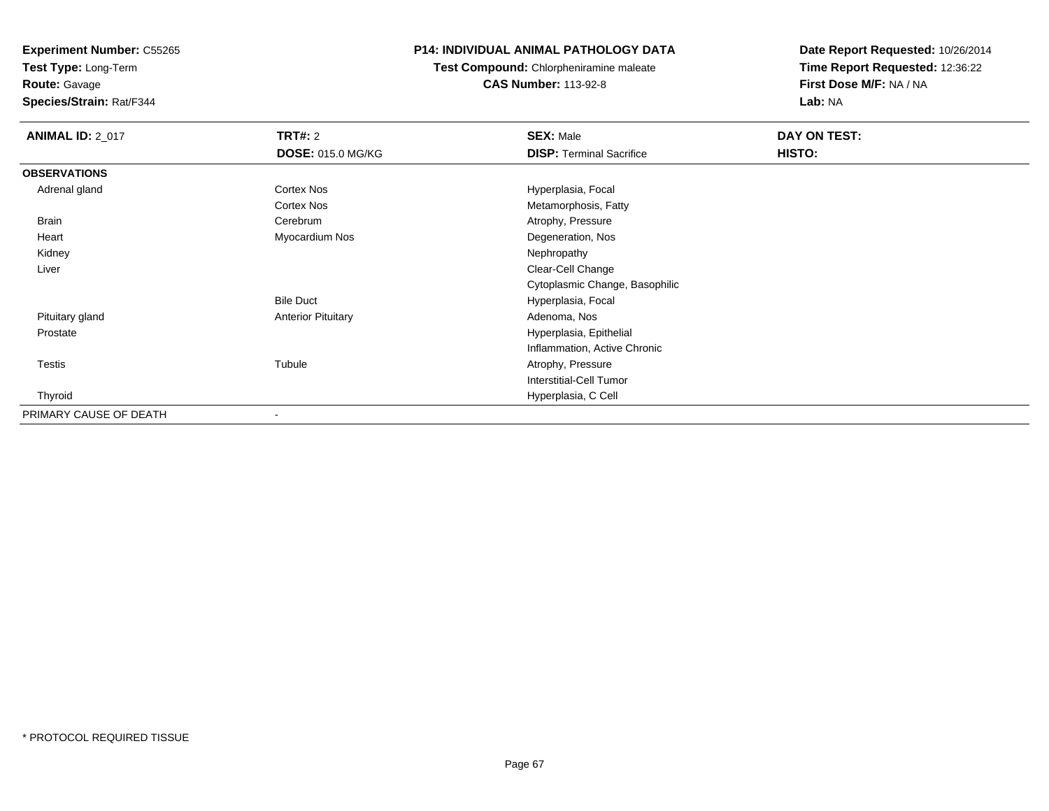**Experiment Number:** C55265
**Test Type:** Long-Term
**Route:** Gavage
**Species/Strain:** Rat/F344

**P14: INDIVIDUAL ANIMAL PATHOLOGY DATA**
**Test Compound:** Chlorpheniramine maleate
**CAS Number:** 113-92-8

**Date Report Requested:** 10/26/2014
**Time Report Requested:** 12:36:22
**First Dose M/F:** NA / NA
**Lab:** NA

| **ANIMAL ID:** 2_017 | **TRT#:** 2 | **SEX:** Male | **DAY ON TEST:** |
|---|---|---|---|
| | **DOSE:** 015.0 MG/KG | **DISP:** Terminal Sacrifice | **HISTO:** |
| **OBSERVATIONS** | | | |
| Adrenal gland | Cortex Nos | Hyperplasia, Focal | |
| | Cortex Nos | Metamorphosis, Fatty | |
| Brain | Cerebrum | Atrophy, Pressure | |
| Heart | Myocardium Nos | Degeneration, Nos | |
| Kidney | | Nephropathy | |
| Liver | | Clear-Cell Change | |
| | | Cytoplasmic Change, Basophilic | |
| | Bile Duct | Hyperplasia, Focal | |
| Pituitary gland | Anterior Pituitary | Adenoma, Nos | |
| Prostate | | Hyperplasia, Epithelial | |
| | | Inflammation, Active Chronic | |
| Testis | Tubule | Atrophy, Pressure | |
| | | Interstitial-Cell Tumor | |
| Thyroid | | Hyperplasia, C Cell | |
| PRIMARY CAUSE OF DEATH | - | | |

\* PROTOCOL REQUIRED TISSUE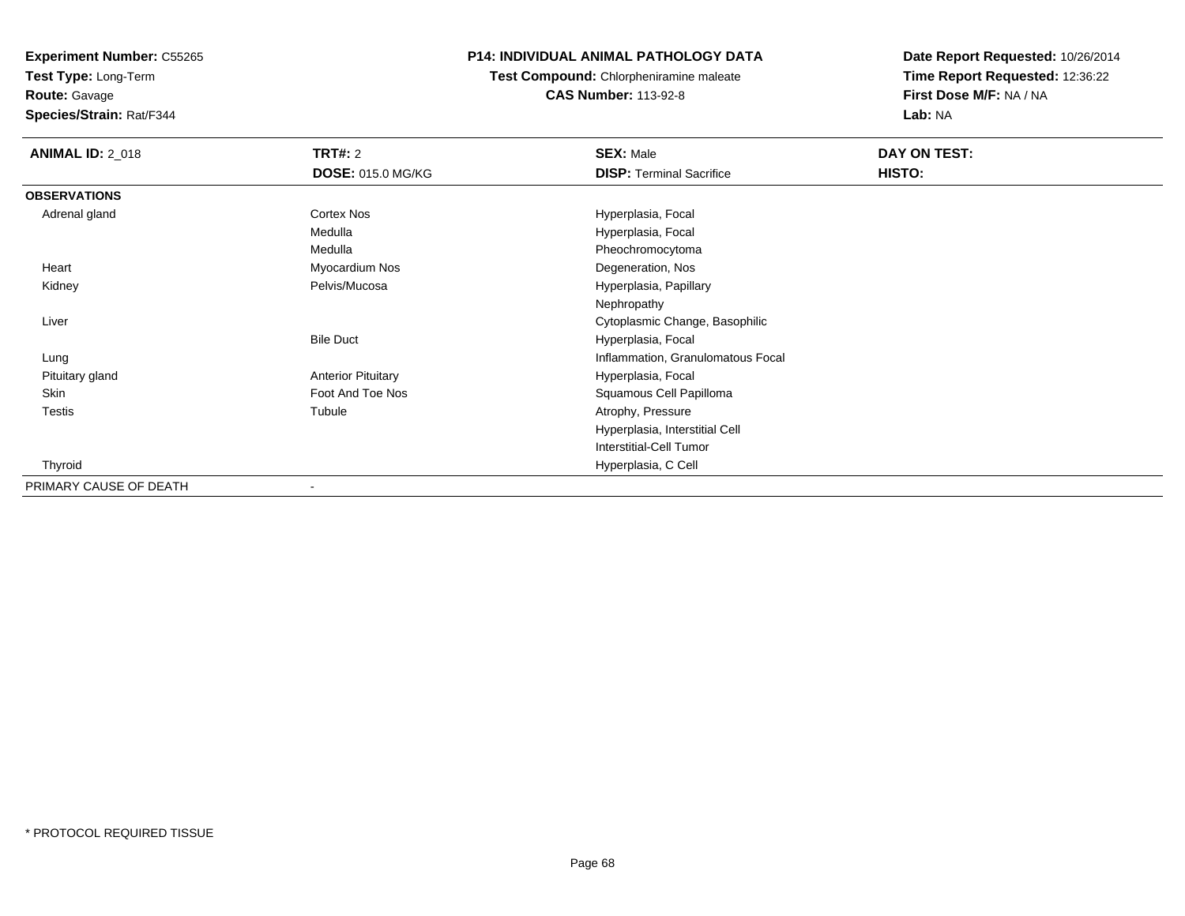**Experiment Number:** C55265
**Test Type:** Long-Term
**Route:** Gavage
**Species/Strain:** Rat/F344

**P14: INDIVIDUAL ANIMAL PATHOLOGY DATA**
**Test Compound:** Chlorpheniramine maleate
**CAS Number:** 113-92-8

**Date Report Requested:** 10/26/2014
**Time Report Requested:** 12:36:22
**First Dose M/F:** NA / NA
**Lab:** NA

| **ANIMAL ID:** 2_018 | **TRT#:** 2 | **SEX:** Male | **DAY ON TEST:** |
|---|---|---|---|
| | **DOSE:** 015.0 MG/KG | **DISP:** Terminal Sacrifice | **HISTO:** |
| **OBSERVATIONS** | | | |
| Adrenal gland | Cortex Nos | Hyperplasia, Focal | |
| | Medulla | Hyperplasia, Focal | |
| | Medulla | Pheochromocytoma | |
| Heart | Myocardium Nos | Degeneration, Nos | |
| Kidney | Pelvis/Mucosa | Hyperplasia, Papillary | |
| | | Nephropathy | |
| Liver | | Cytoplasmic Change, Basophilic | |
| | Bile Duct | Hyperplasia, Focal | |
| Lung | | Inflammation, Granulomatous Focal | |
| Pituitary gland | Anterior Pituitary | Hyperplasia, Focal | |
| Skin | Foot And Toe Nos | Squamous Cell Papilloma | |
| Testis | Tubule | Atrophy, Pressure | |
| | | Hyperplasia, Interstitial Cell | |
| | | Interstitial-Cell Tumor | |
| Thyroid | | Hyperplasia, C Cell | |
| PRIMARY CAUSE OF DEATH | - | | |

\* PROTOCOL REQUIRED TISSUE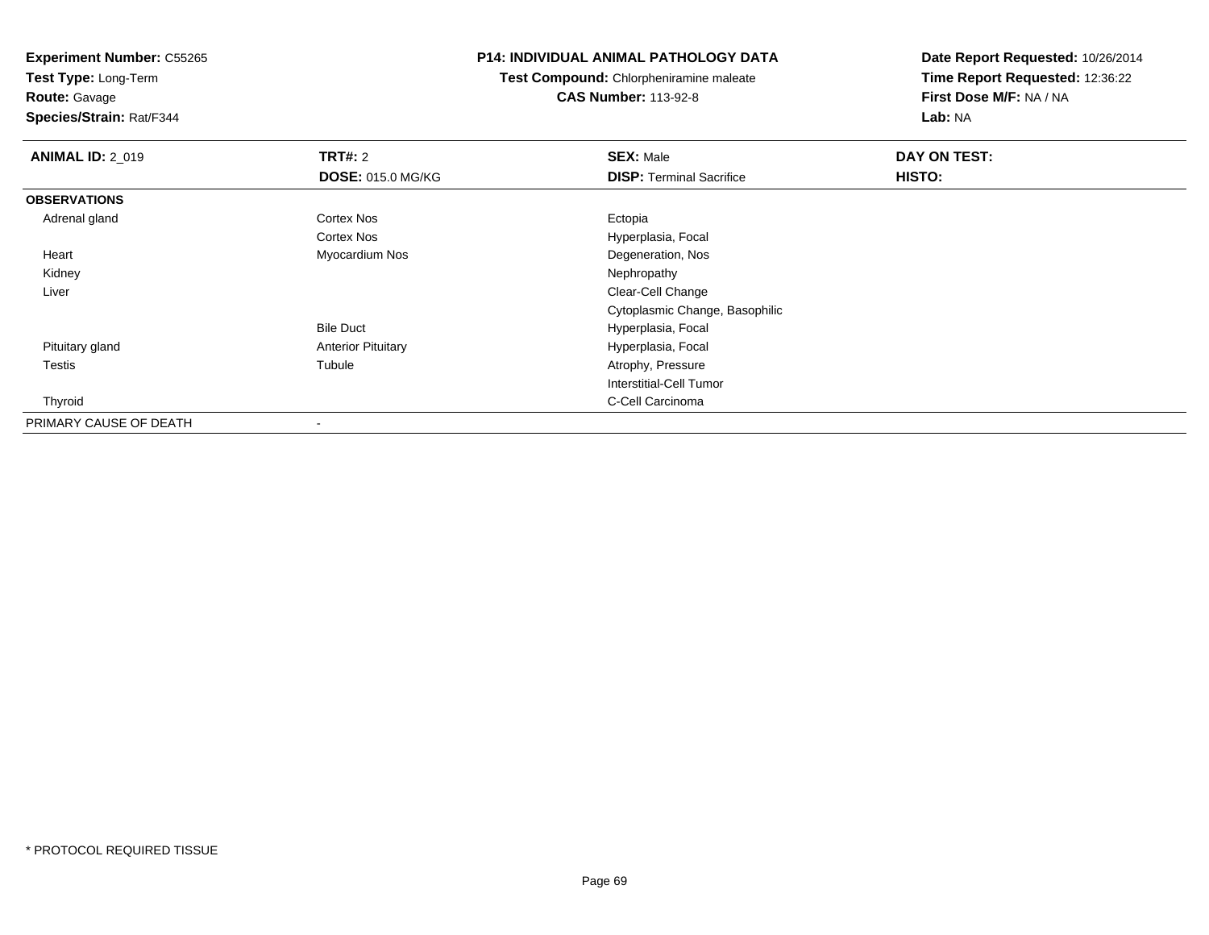**Experiment Number:** C55265
**Test Type:** Long-Term
**Route:** Gavage
**Species/Strain:** Rat/F344

**P14: INDIVIDUAL ANIMAL PATHOLOGY DATA**
**Test Compound:** Chlorpheniramine maleate
**CAS Number:** 113-92-8

**Date Report Requested:** 10/26/2014
**Time Report Requested:** 12:36:22
**First Dose M/F:** NA / NA
**Lab:** NA

| **ANIMAL ID:** 2_019 | **TRT#:** 2 | **SEX:** Male | **DAY ON TEST:** |
|---|---|---|---|
| | **DOSE:** 015.0 MG/KG | **DISP:** Terminal Sacrifice | **HISTO:** |
| **OBSERVATIONS** | | | |
| Adrenal gland | Cortex Nos | Ectopia | |
| | Cortex Nos | Hyperplasia, Focal | |
| Heart | Myocardium Nos | Degeneration, Nos | |
| Kidney | | Nephropathy | |
| Liver | | Clear-Cell Change | |
| | | Cytoplasmic Change, Basophilic | |
| | Bile Duct | Hyperplasia, Focal | |
| Pituitary gland | Anterior Pituitary | Hyperplasia, Focal | |
| Testis | Tubule | Atrophy, Pressure | |
| | | Interstitial-Cell Tumor | |
| Thyroid | | C-Cell Carcinoma | |
| PRIMARY CAUSE OF DEATH | - | | |

\* PROTOCOL REQUIRED TISSUE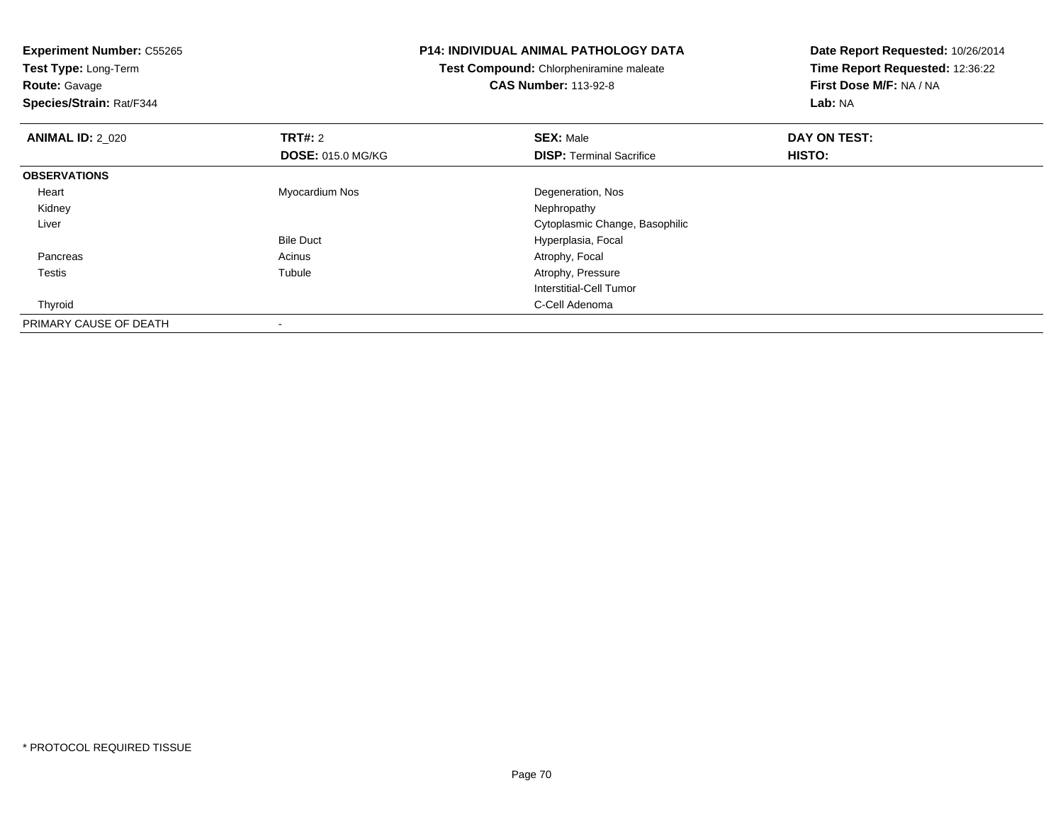**Experiment Number:** C55265
**Test Type:** Long-Term
**Route:** Gavage
**Species/Strain:** Rat/F344

**P14: INDIVIDUAL ANIMAL PATHOLOGY DATA**
**Test Compound:** Chlorpheniramine maleate
**CAS Number:** 113-92-8

**Date Report Requested:** 10/26/2014
**Time Report Requested:** 12:36:22
**First Dose M/F:** NA / NA
**Lab:** NA

| **ANIMAL ID:** 2_020 | **TRT#:** 2 | **SEX:** Male | **DAY ON TEST:** |
|---|---|---|---|
| | **DOSE:** 015.0 MG/KG | **DISP:** Terminal Sacrifice | **HISTO:** |
| **OBSERVATIONS** | | | |
| Heart | Myocardium Nos | Degeneration, Nos | |
| Kidney | | Nephropathy | |
| Liver | | Cytoplasmic Change, Basophilic | |
| | Bile Duct | Hyperplasia, Focal | |
| Pancreas | Acinus | Atrophy, Focal | |
| Testis | Tubule | Atrophy, Pressure | |
| | | Interstitial-Cell Tumor | |
| Thyroid | | C-Cell Adenoma | |
| PRIMARY CAUSE OF DEATH | - | | |

\* PROTOCOL REQUIRED TISSUE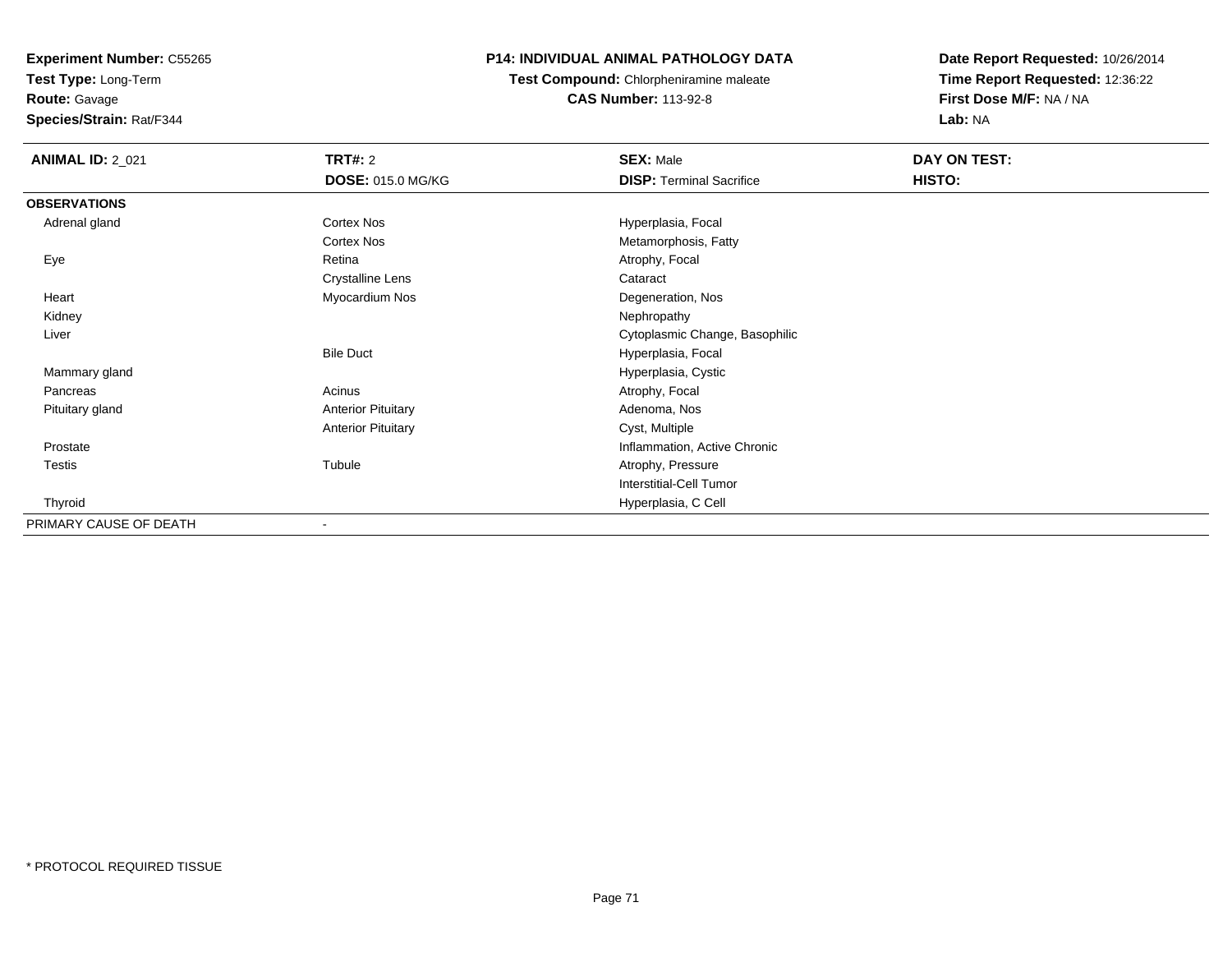**Experiment Number:** C55265
**Test Type:** Long-Term
**Route:** Gavage
**Species/Strain:** Rat/F344

**P14: INDIVIDUAL ANIMAL PATHOLOGY DATA**
**Test Compound:** Chlorpheniramine maleate
**CAS Number:** 113-92-8

**Date Report Requested:** 10/26/2014
**Time Report Requested:** 12:36:22
**First Dose M/F:** NA / NA
**Lab:** NA

| **ANIMAL ID:** 2_021 | **TRT#:** 2 | **SEX:** Male | **DAY ON TEST:** |
|---|---|---|---|
| | **DOSE:** 015.0 MG/KG | **DISP:** Terminal Sacrifice | **HISTO:** |
| **OBSERVATIONS** | | | |
| Adrenal gland | Cortex Nos | Hyperplasia, Focal | |
| | Cortex Nos | Metamorphosis, Fatty | |
| Eye | Retina | Atrophy, Focal | |
| | Crystalline Lens | Cataract | |
| Heart | Myocardium Nos | Degeneration, Nos | |
| Kidney | | Nephropathy | |
| Liver | | Cytoplasmic Change, Basophilic | |
| | Bile Duct | Hyperplasia, Focal | |
| Mammary gland | | Hyperplasia, Cystic | |
| Pancreas | Acinus | Atrophy, Focal | |
| Pituitary gland | Anterior Pituitary | Adenoma, Nos | |
| | Anterior Pituitary | Cyst, Multiple | |
| Prostate | | Inflammation, Active Chronic | |
| Testis | Tubule | Atrophy, Pressure | |
| | | Interstitial-Cell Tumor | |
| Thyroid | | Hyperplasia, C Cell | |
| PRIMARY CAUSE OF DEATH | - | | |

\* PROTOCOL REQUIRED TISSUE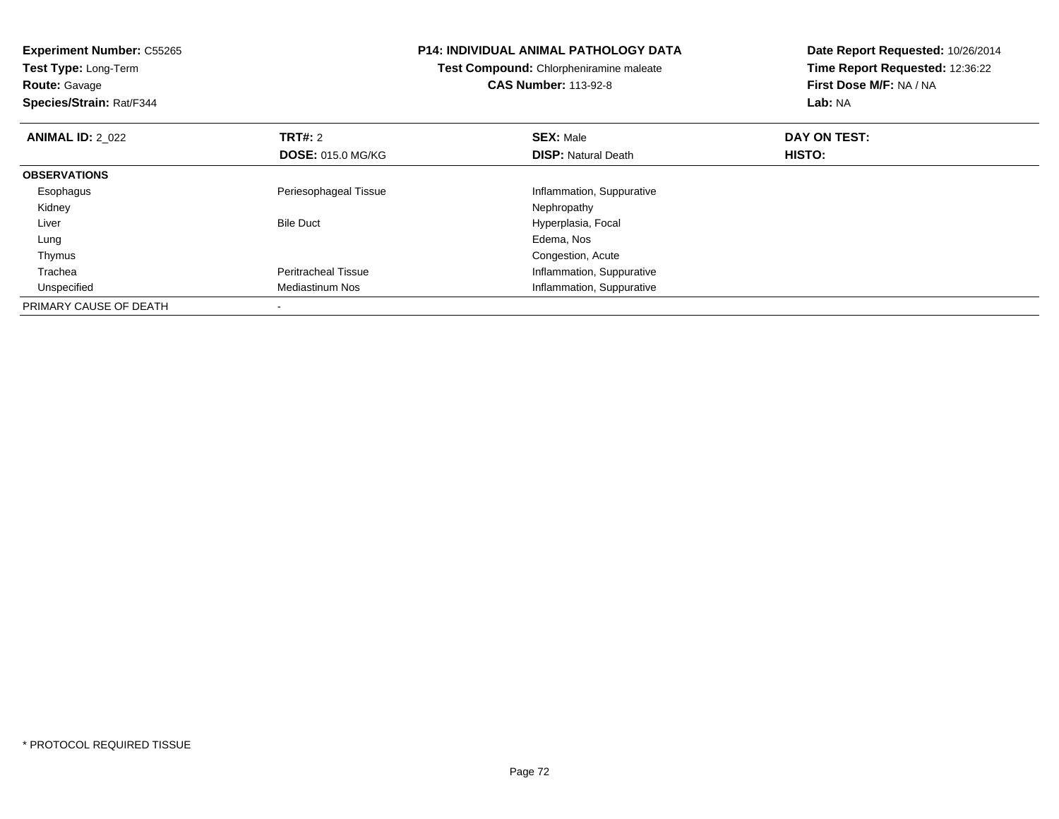**Experiment Number:** C55265
**Test Type:** Long-Term
**Route:** Gavage
**Species/Strain:** Rat/F344

**P14: INDIVIDUAL ANIMAL PATHOLOGY DATA**
**Test Compound:** Chlorpheniramine maleate
**CAS Number:** 113-92-8

**Date Report Requested:** 10/26/2014
**Time Report Requested:** 12:36:22
**First Dose M/F:** NA / NA
**Lab:** NA

| **ANIMAL ID:** 2_022 | **TRT#:** 2 | **SEX:** Male | **DAY ON TEST:** |
|---|---|---|---|
| | **DOSE:** 015.0 MG/KG | **DISP:** Natural Death | **HISTO:** |
| **OBSERVATIONS** | | | |
| Esophagus | Periesophageal Tissue | Inflammation, Suppurative | |
| Kidney | | Nephropathy | |
| Liver | Bile Duct | Hyperplasia, Focal | |
| Lung | | Edema, Nos | |
| Thymus | | Congestion, Acute | |
| Trachea | Peritracheal Tissue | Inflammation, Suppurative | |
| Unspecified | Mediastinum Nos | Inflammation, Suppurative | |
| PRIMARY CAUSE OF DEATH | - | | |

* PROTOCOL REQUIRED TISSUE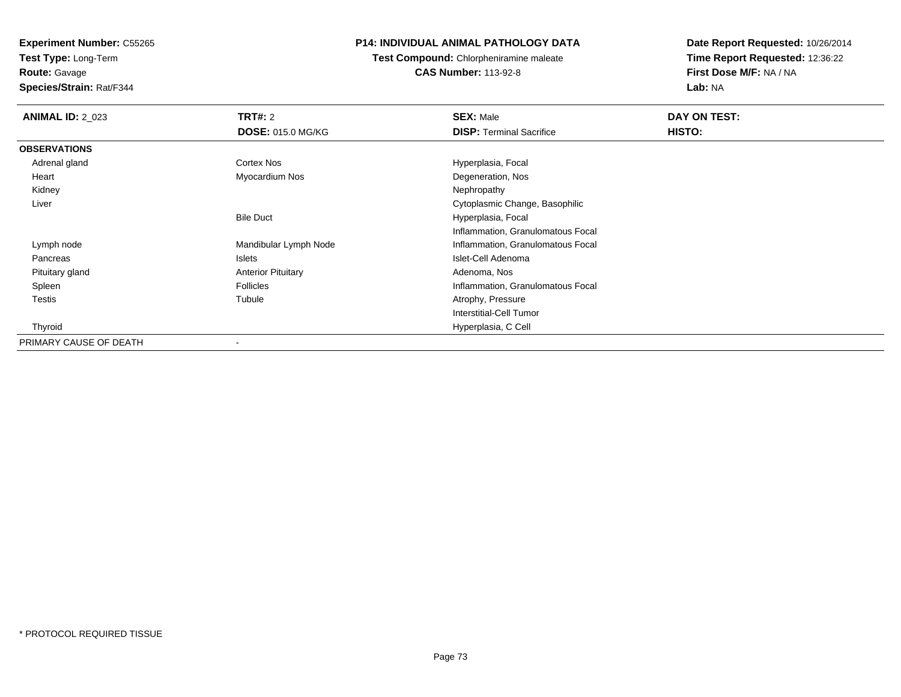**Experiment Number:** C55265
**Test Type:** Long-Term
**Route:** Gavage
**Species/Strain:** Rat/F344

**P14: INDIVIDUAL ANIMAL PATHOLOGY DATA**
**Test Compound:** Chlorpheniramine maleate
**CAS Number:** 113-92-8

**Date Report Requested:** 10/26/2014
**Time Report Requested:** 12:36:22
**First Dose M/F:** NA / NA
**Lab:** NA

| **ANIMAL ID:** 2_023 | **TRT#:** 2 | **SEX:** Male | **DAY ON TEST:** |
|---|---|---|---|
| | **DOSE:** 015.0 MG/KG | **DISP:** Terminal Sacrifice | **HISTO:** |
| **OBSERVATIONS** | | | |
| Adrenal gland | Cortex Nos | Hyperplasia, Focal | |
| Heart | Myocardium Nos | Degeneration, Nos | |
| Kidney | | Nephropathy | |
| Liver | | Cytoplasmic Change, Basophilic | |
| | Bile Duct | Hyperplasia, Focal | |
| | | Inflammation, Granulomatous Focal | |
| Lymph node | Mandibular Lymph Node | Inflammation, Granulomatous Focal | |
| Pancreas | Islets | Islet-Cell Adenoma | |
| Pituitary gland | Anterior Pituitary | Adenoma, Nos | |
| Spleen | Follicles | Inflammation, Granulomatous Focal | |
| Testis | Tubule | Atrophy, Pressure | |
| | | Interstitial-Cell Tumor | |
| Thyroid | | Hyperplasia, C Cell | |
| PRIMARY CAUSE OF DEATH | - | | |

\* PROTOCOL REQUIRED TISSUE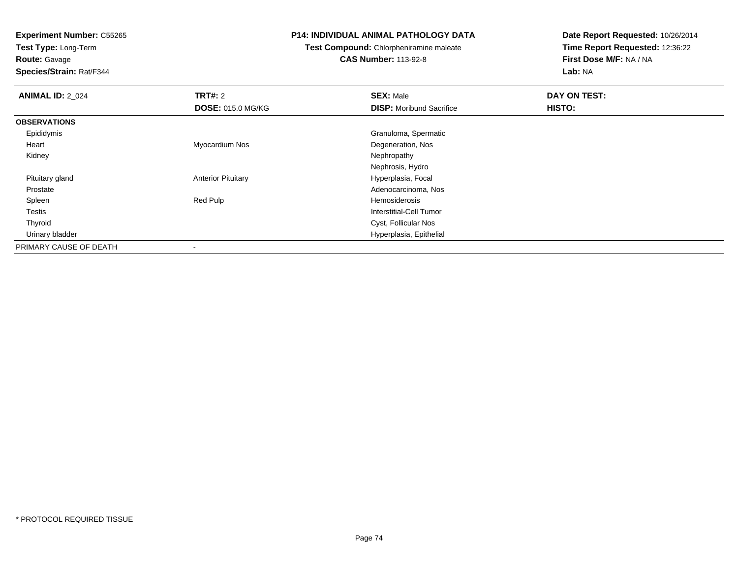**Experiment Number:** C55265
**Test Type:** Long-Term
**Route:** Gavage
**Species/Strain:** Rat/F344

**P14: INDIVIDUAL ANIMAL PATHOLOGY DATA**
**Test Compound:** Chlorpheniramine maleate
**CAS Number:** 113-92-8

**Date Report Requested:** 10/26/2014
**Time Report Requested:** 12:36:22
**First Dose M/F:** NA / NA
**Lab:** NA

| **ANIMAL ID:** 2_024 | **TRT#:** 2 | **SEX:** Male | **DAY ON TEST:** |
|---|---|---|---|
| | **DOSE:** 015.0 MG/KG | **DISP:** Moribund Sacrifice | **HISTO:** |
| **OBSERVATIONS** | | | |
| Epididymis | | Granuloma, Spermatic | |
| Heart | Myocardium Nos | Degeneration, Nos | |
| Kidney | | Nephropathy | |
| | | Nephrosis, Hydro | |
| Pituitary gland | Anterior Pituitary | Hyperplasia, Focal | |
| Prostate | | Adenocarcinoma, Nos | |
| Spleen | Red Pulp | Hemosiderosis | |
| Testis | | Interstitial-Cell Tumor | |
| Thyroid | | Cyst, Follicular Nos | |
| Urinary bladder | | Hyperplasia, Epithelial | |
| PRIMARY CAUSE OF DEATH | - | | |

* PROTOCOL REQUIRED TISSUE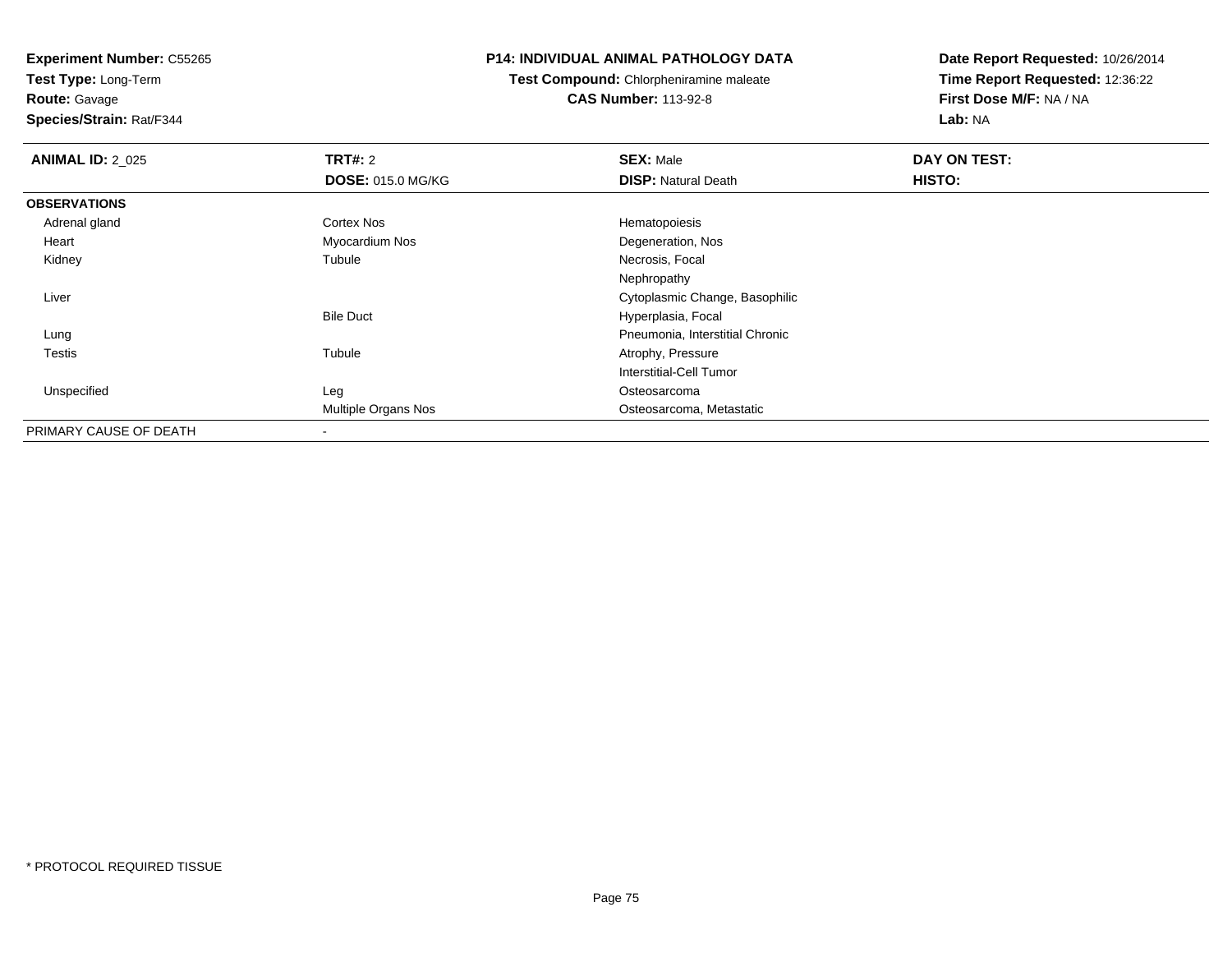**Experiment Number:** C55265
**Test Type:** Long-Term
**Route:** Gavage
**Species/Strain:** Rat/F344

**P14: INDIVIDUAL ANIMAL PATHOLOGY DATA**
**Test Compound:** Chlorpheniramine maleate
**CAS Number:** 113-92-8

**Date Report Requested:** 10/26/2014
**Time Report Requested:** 12:36:22
**First Dose M/F:** NA / NA
**Lab:** NA

| **ANIMAL ID:** 2_025 | **TRT#:** 2 | **SEX:** Male | **DAY ON TEST:** |
|---|---|---|---|
| | **DOSE:** 015.0 MG/KG | **DISP:** Natural Death | **HISTO:** |
| **OBSERVATIONS** | | | |
| Adrenal gland | Cortex Nos | Hematopoiesis | |
| Heart | Myocardium Nos | Degeneration, Nos | |
| Kidney | Tubule | Necrosis, Focal | |
| | | Nephropathy | |
| Liver | | Cytoplasmic Change, Basophilic | |
| | Bile Duct | Hyperplasia, Focal | |
| Lung | | Pneumonia, Interstitial Chronic | |
| Testis | Tubule | Atrophy, Pressure | |
| | | Interstitial-Cell Tumor | |
| Unspecified | Leg | Osteosarcoma | |
| | Multiple Organs Nos | Osteosarcoma, Metastatic | |
| PRIMARY CAUSE OF DEATH | - | | |

\* PROTOCOL REQUIRED TISSUE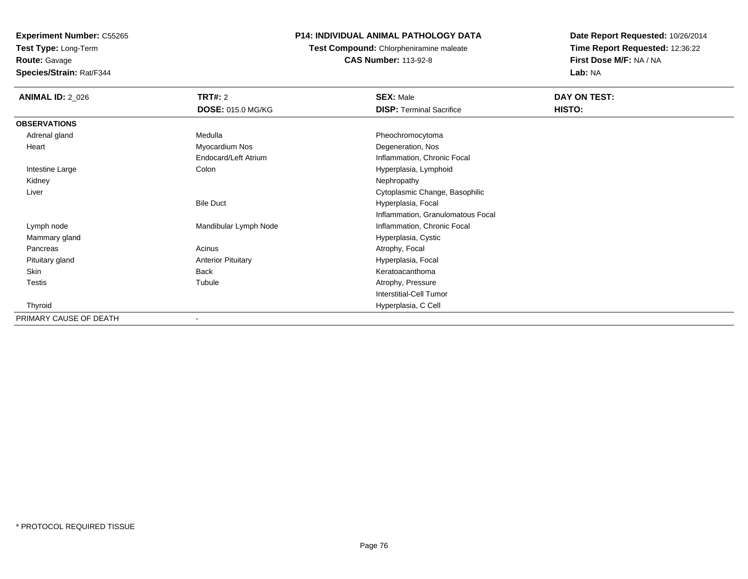**Experiment Number:** C55265
**Test Type:** Long-Term
**Route:** Gavage
**Species/Strain:** Rat/F344

**P14: INDIVIDUAL ANIMAL PATHOLOGY DATA**
**Test Compound:** Chlorpheniramine maleate
**CAS Number:** 113-92-8

**Date Report Requested:** 10/26/2014
**Time Report Requested:** 12:36:22
**First Dose M/F:** NA / NA
**Lab:** NA

| **ANIMAL ID:** 2_026 | **TRT#:** 2 | **SEX:** Male | **DAY ON TEST:** |
|---|---|---|---|
| | **DOSE:** 015.0 MG/KG | **DISP:** Terminal Sacrifice | **HISTO:** |
| **OBSERVATIONS** | | | |
| Adrenal gland | Medulla | Pheochromocytoma | |
| Heart | Myocardium Nos | Degeneration, Nos | |
| | Endocard/Left Atrium | Inflammation, Chronic Focal | |
| Intestine Large | Colon | Hyperplasia, Lymphoid | |
| Kidney | | Nephropathy | |
| Liver | | Cytoplasmic Change, Basophilic | |
| | Bile Duct | Hyperplasia, Focal | |
| | | Inflammation, Granulomatous Focal | |
| Lymph node | Mandibular Lymph Node | Inflammation, Chronic Focal | |
| Mammary gland | | Hyperplasia, Cystic | |
| Pancreas | Acinus | Atrophy, Focal | |
| Pituitary gland | Anterior Pituitary | Hyperplasia, Focal | |
| Skin | Back | Keratoacanthoma | |
| Testis | Tubule | Atrophy, Pressure | |
| | | Interstitial-Cell Tumor | |
| Thyroid | | Hyperplasia, C Cell | |
| PRIMARY CAUSE OF DEATH | - | | |

* PROTOCOL REQUIRED TISSUE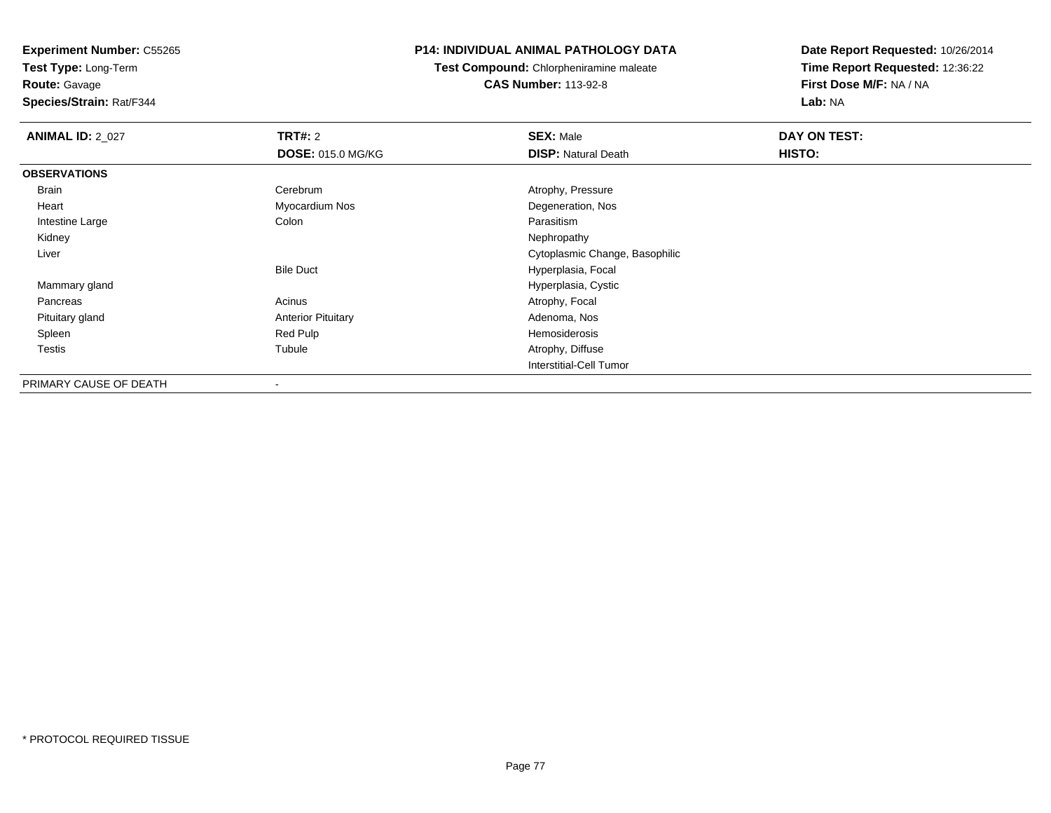**Experiment Number:** C55265
**Test Type:** Long-Term
**Route:** Gavage
**Species/Strain:** Rat/F344

**P14: INDIVIDUAL ANIMAL PATHOLOGY DATA**
**Test Compound:** Chlorpheniramine maleate
**CAS Number:** 113-92-8

**Date Report Requested:** 10/26/2014
**Time Report Requested:** 12:36:22
**First Dose M/F:** NA / NA
**Lab:** NA

| **ANIMAL ID:** 2_027 | **TRT#:** 2 | **SEX:** Male | **DAY ON TEST:** |
|---|---|---|---|
| | **DOSE:** 015.0 MG/KG | **DISP:** Natural Death | **HISTO:** |
| **OBSERVATIONS** | | | |
| Brain | Cerebrum | Atrophy, Pressure | |
| Heart | Myocardium Nos | Degeneration, Nos | |
| Intestine Large | Colon | Parasitism | |
| Kidney | | Nephropathy | |
| Liver | | Cytoplasmic Change, Basophilic | |
| | Bile Duct | Hyperplasia, Focal | |
| Mammary gland | | Hyperplasia, Cystic | |
| Pancreas | Acinus | Atrophy, Focal | |
| Pituitary gland | Anterior Pituitary | Adenoma, Nos | |
| Spleen | Red Pulp | Hemosiderosis | |
| Testis | Tubule | Atrophy, Diffuse | |
| | | Interstitial-Cell Tumor | |
| PRIMARY CAUSE OF DEATH | - | | |

\* PROTOCOL REQUIRED TISSUE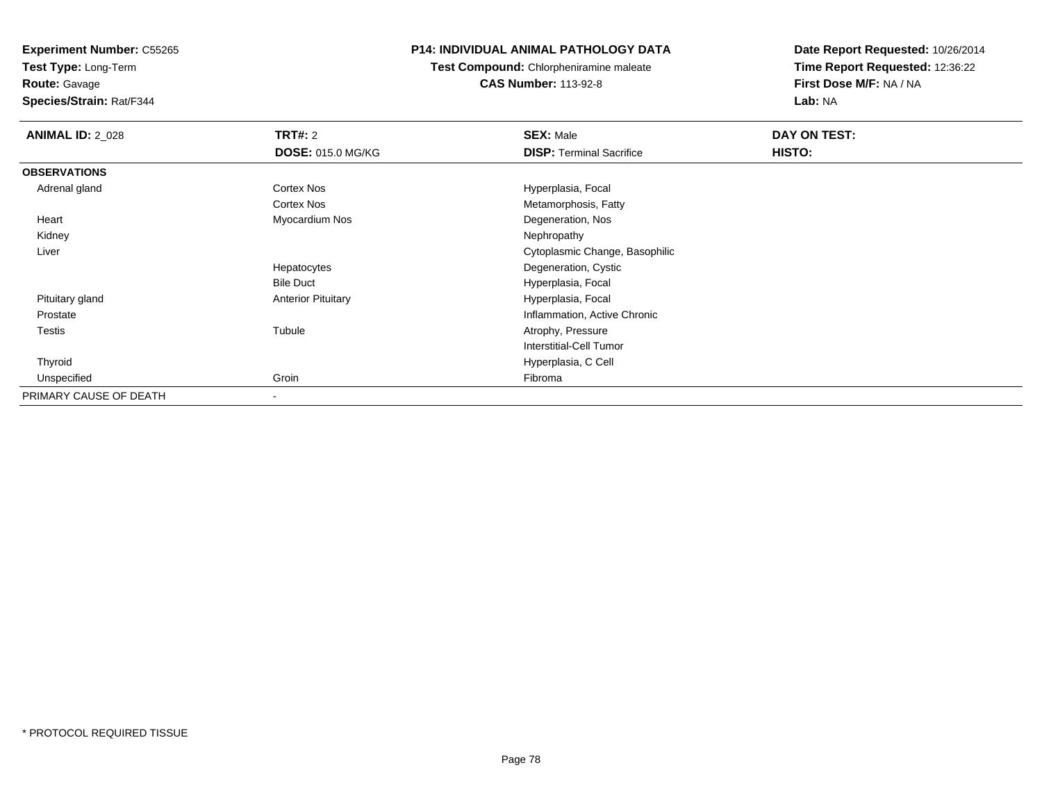**Experiment Number:** C55265
**Test Type:** Long-Term
**Route:** Gavage
**Species/Strain:** Rat/F344

## P14: INDIVIDUAL ANIMAL PATHOLOGY DATA

**Test Compound:** Chlorpheniramine maleate
**CAS Number:** 113-92-8

**Date Report Requested:** 10/26/2014
**Time Report Requested:** 12:36:22
**First Dose M/F:** NA / NA
**Lab:** NA

| **ANIMAL ID:** 2_028 | **TRT#:** 2 | **SEX:** Male | **DAY ON TEST:** |
|---|---|---|---|
| | **DOSE:** 015.0 MG/KG | **DISP:** Terminal Sacrifice | **HISTO:** |
| **OBSERVATIONS** | | | |
| Adrenal gland | Cortex Nos | Hyperplasia, Focal | |
| | Cortex Nos | Metamorphosis, Fatty | |
| Heart | Myocardium Nos | Degeneration, Nos | |
| Kidney | | Nephropathy | |
| Liver | | Cytoplasmic Change, Basophilic | |
| | Hepatocytes | Degeneration, Cystic | |
| | Bile Duct | Hyperplasia, Focal | |
| Pituitary gland | Anterior Pituitary | Hyperplasia, Focal | |
| Prostate | | Inflammation, Active Chronic | |
| Testis | Tubule | Atrophy, Pressure | |
| | | Interstitial-Cell Tumor | |
| Thyroid | | Hyperplasia, C Cell | |
| Unspecified | Groin | Fibroma | |
| PRIMARY CAUSE OF DEATH | - | | |

* PROTOCOL REQUIRED TISSUE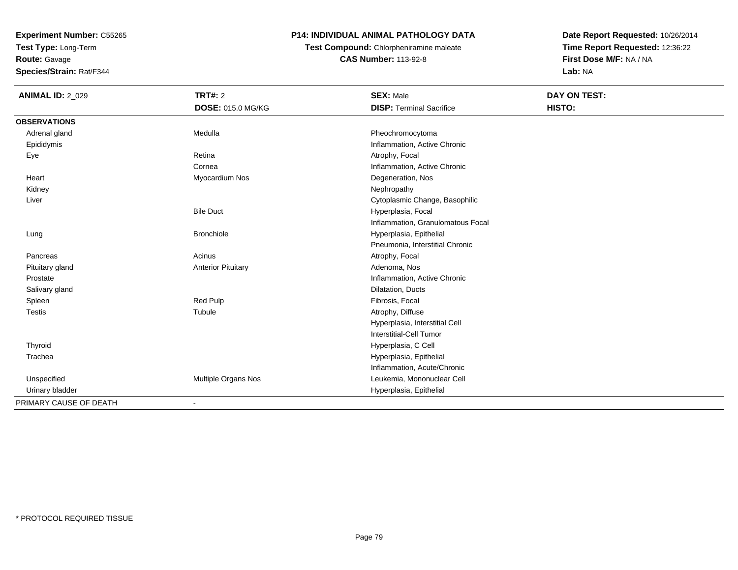**Experiment Number:** C55265
**Test Type:** Long-Term
**Route:** Gavage
**Species/Strain:** Rat/F344

## P14: INDIVIDUAL ANIMAL PATHOLOGY DATA

**Test Compound:** Chlorpheniramine maleate
**CAS Number:** 113-92-8

**Date Report Requested:** 10/26/2014
**Time Report Requested:** 12:36:22
**First Dose M/F:** NA / NA
**Lab:** NA

| **ANIMAL ID:** 2_029 | **TRT#:** 2 | **SEX:** Male | **DAY ON TEST:** |
|---|---|---|---|
| | **DOSE:** 015.0 MG/KG | **DISP:** Terminal Sacrifice | **HISTO:** |
| **OBSERVATIONS** | | | |
| Adrenal gland | Medulla | Pheochromocytoma | |
| Epididymis | | Inflammation, Active Chronic | |
| Eye | Retina | Atrophy, Focal | |
| | Cornea | Inflammation, Active Chronic | |
| Heart | Myocardium Nos | Degeneration, Nos | |
| Kidney | | Nephropathy | |
| Liver | | Cytoplasmic Change, Basophilic | |
| | Bile Duct | Hyperplasia, Focal | |
| | | Inflammation, Granulomatous Focal | |
| Lung | Bronchiole | Hyperplasia, Epithelial | |
| | | Pneumonia, Interstitial Chronic | |
| Pancreas | Acinus | Atrophy, Focal | |
| Pituitary gland | Anterior Pituitary | Adenoma, Nos | |
| Prostate | | Inflammation, Active Chronic | |
| Salivary gland | | Dilatation, Ducts | |
| Spleen | Red Pulp | Fibrosis, Focal | |
| Testis | Tubule | Atrophy, Diffuse | |
| | | Hyperplasia, Interstitial Cell | |
| | | Interstitial-Cell Tumor | |
| Thyroid | | Hyperplasia, C Cell | |
| Trachea | | Hyperplasia, Epithelial | |
| | | Inflammation, Acute/Chronic | |
| Unspecified | Multiple Organs Nos | Leukemia, Mononuclear Cell | |
| Urinary bladder | | Hyperplasia, Epithelial | |
| PRIMARY CAUSE OF DEATH | - | | |

* PROTOCOL REQUIRED TISSUE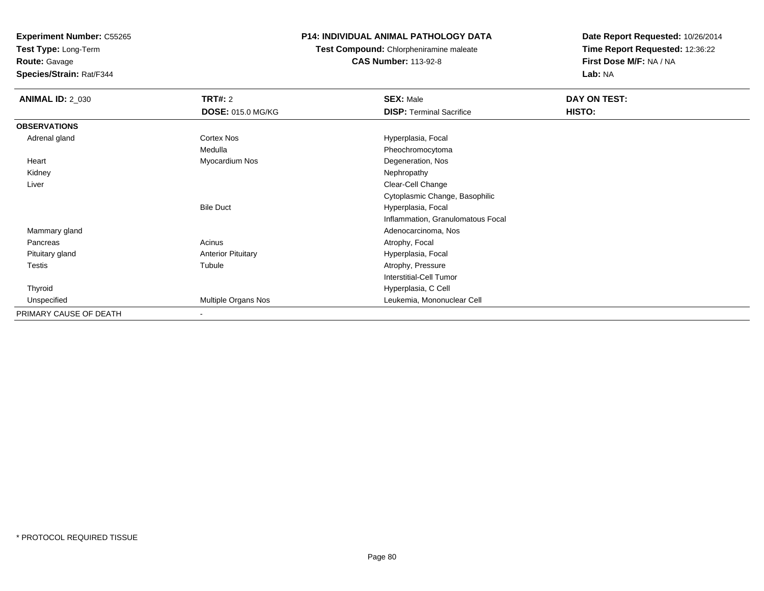**Experiment Number:** C55265
**Test Type:** Long-Term
**Route:** Gavage
**Species/Strain:** Rat/F344

**P14: INDIVIDUAL ANIMAL PATHOLOGY DATA**
**Test Compound:** Chlorpheniramine maleate
**CAS Number:** 113-92-8

**Date Report Requested:** 10/26/2014
**Time Report Requested:** 12:36:22
**First Dose M/F:** NA / NA
**Lab:** NA

| **ANIMAL ID:** 2_030 | **TRT#:** 2 | **SEX:** Male | **DAY ON TEST:** |
|---|---|---|---|
| | **DOSE:** 015.0 MG/KG | **DISP:** Terminal Sacrifice | **HISTO:** |
| **OBSERVATIONS** | | | |
| Adrenal gland | Cortex Nos | Hyperplasia, Focal | |
| | Medulla | Pheochromocytoma | |
| Heart | Myocardium Nos | Degeneration, Nos | |
| Kidney | | Nephropathy | |
| Liver | | Clear-Cell Change | |
| | | Cytoplasmic Change, Basophilic | |
| | Bile Duct | Hyperplasia, Focal | |
| | | Inflammation, Granulomatous Focal | |
| Mammary gland | | Adenocarcinoma, Nos | |
| Pancreas | Acinus | Atrophy, Focal | |
| Pituitary gland | Anterior Pituitary | Hyperplasia, Focal | |
| Testis | Tubule | Atrophy, Pressure | |
| | | Interstitial-Cell Tumor | |
| Thyroid | | Hyperplasia, C Cell | |
| Unspecified | Multiple Organs Nos | Leukemia, Mononuclear Cell | |
| PRIMARY CAUSE OF DEATH | - | | |

* PROTOCOL REQUIRED TISSUE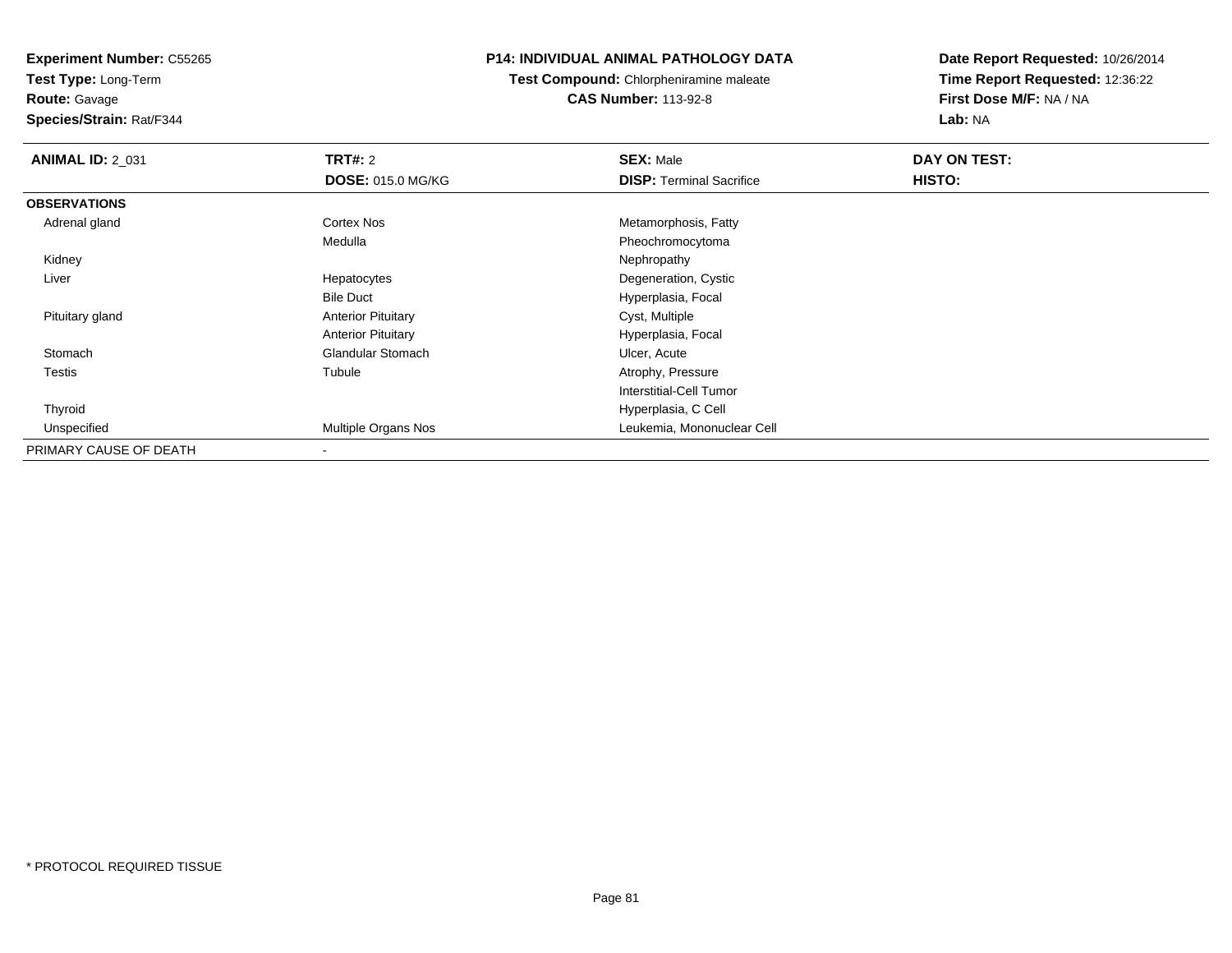**Experiment Number:** C55265
**Test Type:** Long-Term
**Route:** Gavage
**Species/Strain:** Rat/F344

**P14: INDIVIDUAL ANIMAL PATHOLOGY DATA**
**Test Compound:** Chlorpheniramine maleate
**CAS Number:** 113-92-8

**Date Report Requested:** 10/26/2014
**Time Report Requested:** 12:36:22
**First Dose M/F:** NA / NA
**Lab:** NA

| **ANIMAL ID:** 2_031 | **TRT#:** 2 | **SEX:** Male | **DAY ON TEST:** |
|---|---|---|---|
| | **DOSE:** 015.0 MG/KG | **DISP:** Terminal Sacrifice | **HISTO:** |
| **OBSERVATIONS** | | | |
| Adrenal gland | Cortex Nos | Metamorphosis, Fatty | |
| | Medulla | Pheochromocytoma | |
| Kidney | | Nephropathy | |
| Liver | Hepatocytes | Degeneration, Cystic | |
| | Bile Duct | Hyperplasia, Focal | |
| Pituitary gland | Anterior Pituitary | Cyst, Multiple | |
| | Anterior Pituitary | Hyperplasia, Focal | |
| Stomach | Glandular Stomach | Ulcer, Acute | |
| Testis | Tubule | Atrophy, Pressure | |
| | | Interstitial-Cell Tumor | |
| Thyroid | | Hyperplasia, C Cell | |
| Unspecified | Multiple Organs Nos | Leukemia, Mononuclear Cell | |
| PRIMARY CAUSE OF DEATH | - | | |

* PROTOCOL REQUIRED TISSUE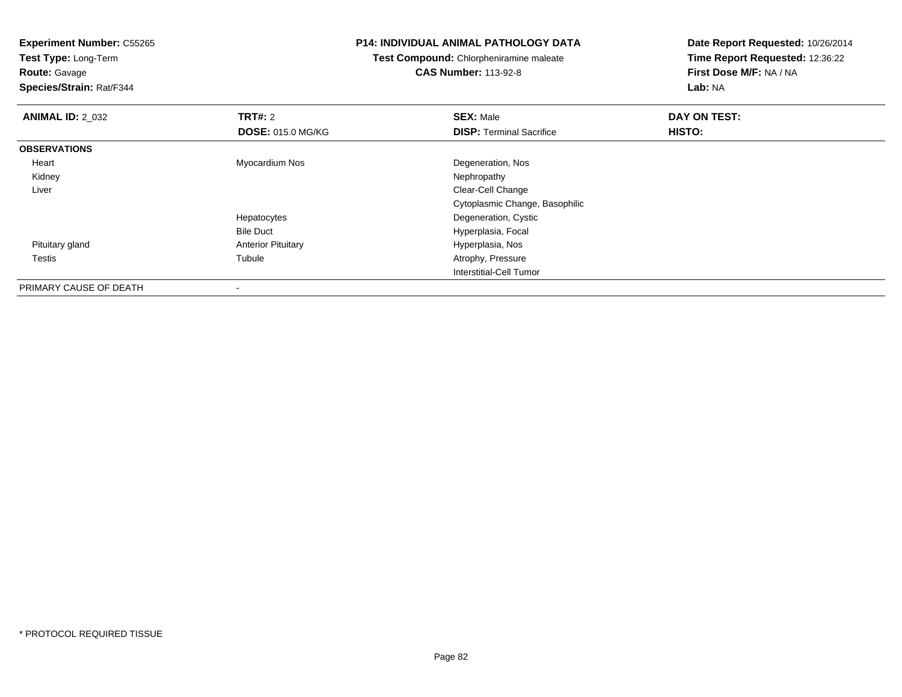**Experiment Number:** C55265
**Test Type:** Long-Term
**Route:** Gavage
**Species/Strain:** Rat/F344

**P14: INDIVIDUAL ANIMAL PATHOLOGY DATA**
**Test Compound:** Chlorpheniramine maleate
**CAS Number:** 113-92-8

**Date Report Requested:** 10/26/2014
**Time Report Requested:** 12:36:22
**First Dose M/F:** NA / NA
**Lab:** NA

| **ANIMAL ID:** 2_032 | **TRT#:** 2 | **SEX:** Male | **DAY ON TEST:** |
|---|---|---|---|
| | **DOSE:** 015.0 MG/KG | **DISP:** Terminal Sacrifice | **HISTO:** |
| **OBSERVATIONS** | | | |
| Heart | Myocardium Nos | Degeneration, Nos | |
| Kidney | | Nephropathy | |
| Liver | | Clear-Cell Change | |
| | | Cytoplasmic Change, Basophilic | |
| | Hepatocytes | Degeneration, Cystic | |
| | Bile Duct | Hyperplasia, Focal | |
| Pituitary gland | Anterior Pituitary | Hyperplasia, Nos | |
| Testis | Tubule | Atrophy, Pressure | |
| | | Interstitial-Cell Tumor | |
| PRIMARY CAUSE OF DEATH | - | | |

* PROTOCOL REQUIRED TISSUE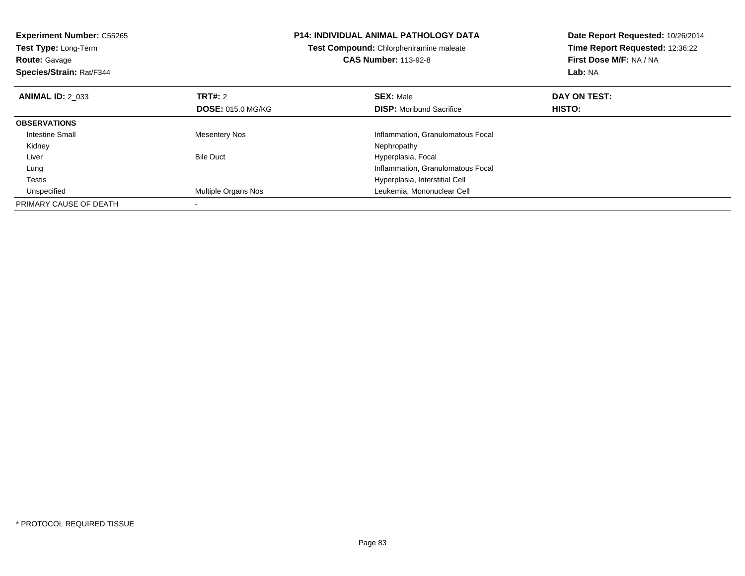**Experiment Number:** C55265
**Test Type:** Long-Term
**Route:** Gavage
**Species/Strain:** Rat/F344

**P14: INDIVIDUAL ANIMAL PATHOLOGY DATA**
**Test Compound:** Chlorpheniramine maleate
**CAS Number:** 113-92-8

**Date Report Requested:** 10/26/2014
**Time Report Requested:** 12:36:22
**First Dose M/F:** NA / NA
**Lab:** NA

| **ANIMAL ID:** 2_033 | **TRT#:** 2 | **SEX:** Male | **DAY ON TEST:** |
|---|---|---|---|
| | **DOSE:** 015.0 MG/KG | **DISP:** Moribund Sacrifice | **HISTO:** |
| **OBSERVATIONS** | | | |
| Intestine Small | Mesentery Nos | Inflammation, Granulomatous Focal | |
| Kidney | | Nephropathy | |
| Liver | Bile Duct | Hyperplasia, Focal | |
| Lung | | Inflammation, Granulomatous Focal | |
| Testis | | Hyperplasia, Interstitial Cell | |
| Unspecified | Multiple Organs Nos | Leukemia, Mononuclear Cell | |
| PRIMARY CAUSE OF DEATH | - | | |

* PROTOCOL REQUIRED TISSUE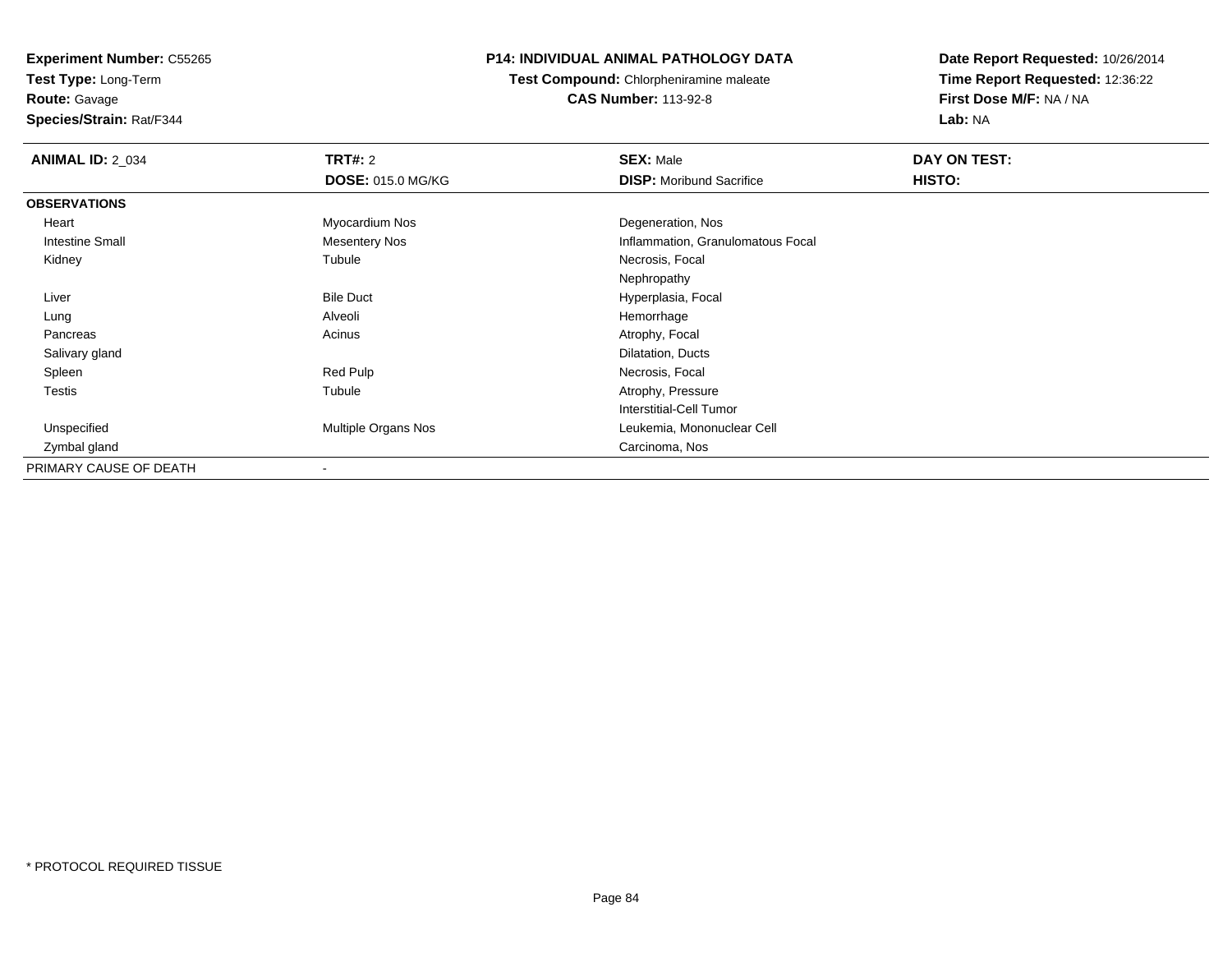**Experiment Number:** C55265
**Test Type:** Long-Term
**Route:** Gavage
**Species/Strain:** Rat/F344

**P14: INDIVIDUAL ANIMAL PATHOLOGY DATA**
**Test Compound:** Chlorpheniramine maleate
**CAS Number:** 113-92-8

**Date Report Requested:** 10/26/2014
**Time Report Requested:** 12:36:22
**First Dose M/F:** NA / NA
**Lab:** NA

| **ANIMAL ID:** 2_034 | **TRT#:** 2 | **SEX:** Male | **DAY ON TEST:** |
|---|---|---|---|
| | **DOSE:** 015.0 MG/KG | **DISP:** Moribund Sacrifice | **HISTO:** |
| **OBSERVATIONS** | | | |
| Heart | Myocardium Nos | Degeneration, Nos | |
| Intestine Small | Mesentery Nos | Inflammation, Granulomatous Focal | |
| Kidney | Tubule | Necrosis, Focal | |
| | | Nephropathy | |
| Liver | Bile Duct | Hyperplasia, Focal | |
| Lung | Alveoli | Hemorrhage | |
| Pancreas | Acinus | Atrophy, Focal | |
| Salivary gland | | Dilatation, Ducts | |
| Spleen | Red Pulp | Necrosis, Focal | |
| Testis | Tubule | Atrophy, Pressure | |
| | | Interstitial-Cell Tumor | |
| Unspecified | Multiple Organs Nos | Leukemia, Mononuclear Cell | |
| Zymbal gland | | Carcinoma, Nos | |
| PRIMARY CAUSE OF DEATH | - | | |

* PROTOCOL REQUIRED TISSUE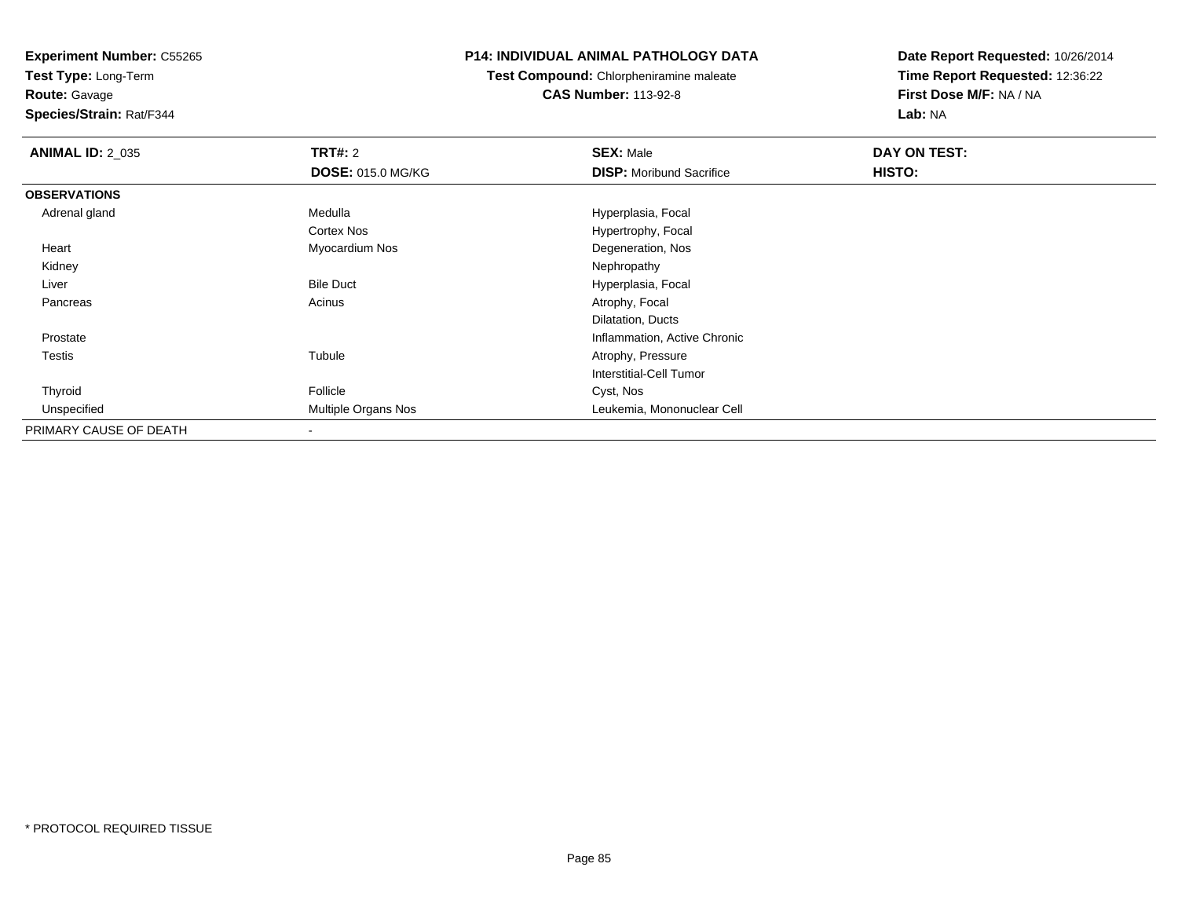**Experiment Number:** C55265
**Test Type:** Long-Term
**Route:** Gavage
**Species/Strain:** Rat/F344

**P14: INDIVIDUAL ANIMAL PATHOLOGY DATA**
**Test Compound:** Chlorpheniramine maleate
**CAS Number:** 113-92-8

**Date Report Requested:** 10/26/2014
**Time Report Requested:** 12:36:22
**First Dose M/F:** NA / NA
**Lab:** NA

| **ANIMAL ID:** 2_035 | **TRT#:** 2 | **SEX:** Male | **DAY ON TEST:** |
|---|---|---|---|
| | **DOSE:** 015.0 MG/KG | **DISP:** Moribund Sacrifice | **HISTO:** |
| **OBSERVATIONS** | | | |
| Adrenal gland | Medulla | Hyperplasia, Focal | |
| | Cortex Nos | Hypertrophy, Focal | |
| Heart | Myocardium Nos | Degeneration, Nos | |
| Kidney | | Nephropathy | |
| Liver | Bile Duct | Hyperplasia, Focal | |
| Pancreas | Acinus | Atrophy, Focal | |
| | | Dilatation, Ducts | |
| Prostate | | Inflammation, Active Chronic | |
| Testis | Tubule | Atrophy, Pressure | |
| | | Interstitial-Cell Tumor | |
| Thyroid | Follicle | Cyst, Nos | |
| Unspecified | Multiple Organs Nos | Leukemia, Mononuclear Cell | |
| PRIMARY CAUSE OF DEATH | - | | |

* PROTOCOL REQUIRED TISSUE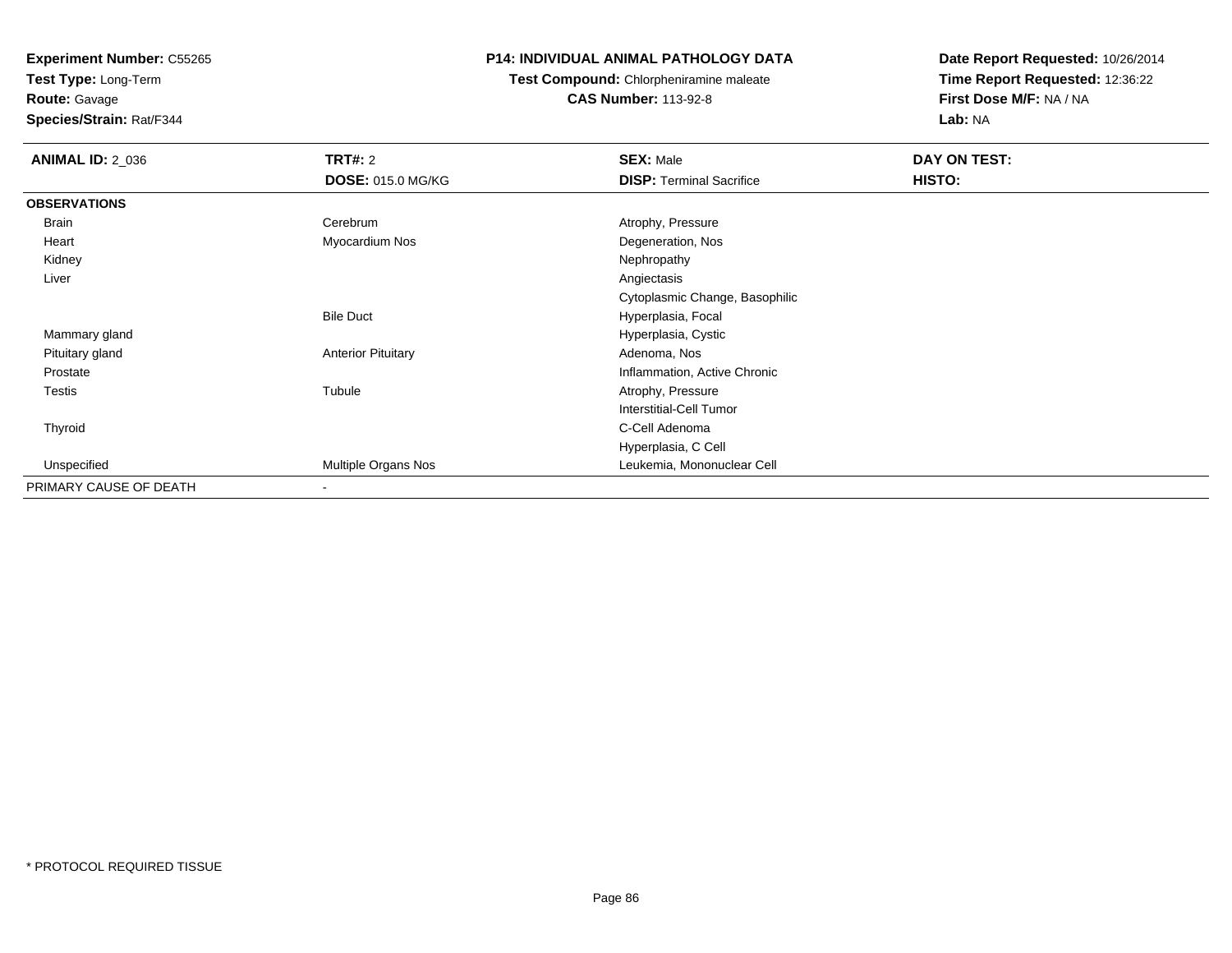**Experiment Number:** C55265
**Test Type:** Long-Term
**Route:** Gavage
**Species/Strain:** Rat/F344

**P14: INDIVIDUAL ANIMAL PATHOLOGY DATA**
**Test Compound:** Chlorpheniramine maleate
**CAS Number:** 113-92-8

**Date Report Requested:** 10/26/2014
**Time Report Requested:** 12:36:22
**First Dose M/F:** NA / NA
**Lab:** NA

| **ANIMAL ID:** 2_036 | **TRT#:** 2 | **SEX:** Male | **DAY ON TEST:** |
|---|---|---|---|
| | **DOSE:** 015.0 MG/KG | **DISP:** Terminal Sacrifice | **HISTO:** |
| **OBSERVATIONS** | | | |
| Brain | Cerebrum | Atrophy, Pressure | |
| Heart | Myocardium Nos | Degeneration, Nos | |
| Kidney | | Nephropathy | |
| Liver | | Angiectasis | |
| | | Cytoplasmic Change, Basophilic | |
| | Bile Duct | Hyperplasia, Focal | |
| Mammary gland | | Hyperplasia, Cystic | |
| Pituitary gland | Anterior Pituitary | Adenoma, Nos | |
| Prostate | | Inflammation, Active Chronic | |
| Testis | Tubule | Atrophy, Pressure | |
| | | Interstitial-Cell Tumor | |
| Thyroid | | C-Cell Adenoma | |
| | | Hyperplasia, C Cell | |
| Unspecified | Multiple Organs Nos | Leukemia, Mononuclear Cell | |
| PRIMARY CAUSE OF DEATH | - | | |

* PROTOCOL REQUIRED TISSUE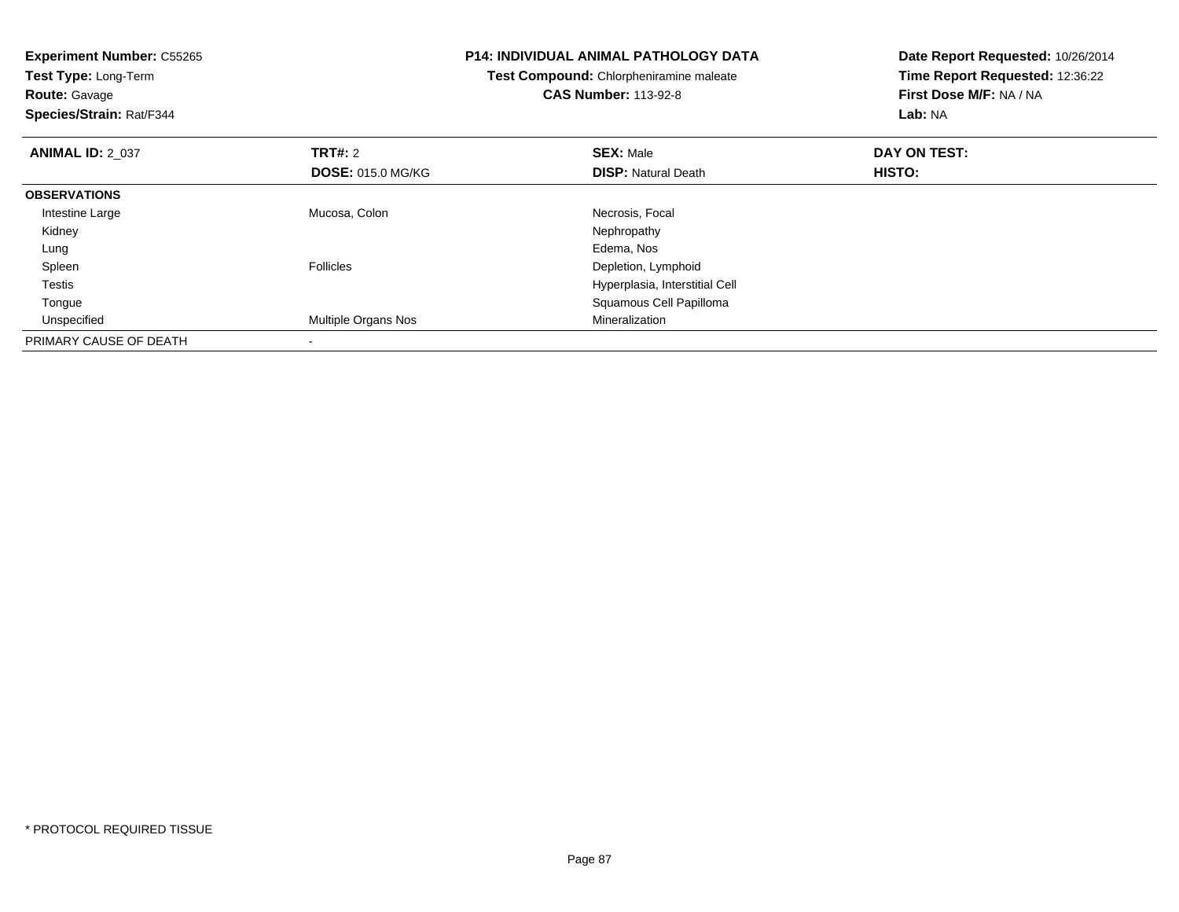**Experiment Number:** C55265
**Test Type:** Long-Term
**Route:** Gavage
**Species/Strain:** Rat/F344

**P14: INDIVIDUAL ANIMAL PATHOLOGY DATA**
**Test Compound:** Chlorpheniramine maleate
**CAS Number:** 113-92-8

**Date Report Requested:** 10/26/2014
**Time Report Requested:** 12:36:22
**First Dose M/F:** NA / NA
**Lab:** NA

| **ANIMAL ID:** 2_037 | **TRT#:** 2 | **SEX:** Male | **DAY ON TEST:** |
|---|---|---|---|
| | **DOSE:** 015.0 MG/KG | **DISP:** Natural Death | **HISTO:** |
| **OBSERVATIONS** | | | |
| Intestine Large | Mucosa, Colon | Necrosis, Focal | |
| Kidney | | Nephropathy | |
| Lung | | Edema, Nos | |
| Spleen | Follicles | Depletion, Lymphoid | |
| Testis | | Hyperplasia, Interstitial Cell | |
| Tongue | | Squamous Cell Papilloma | |
| Unspecified | Multiple Organs Nos | Mineralization | |
| PRIMARY CAUSE OF DEATH | - | | |

* PROTOCOL REQUIRED TISSUE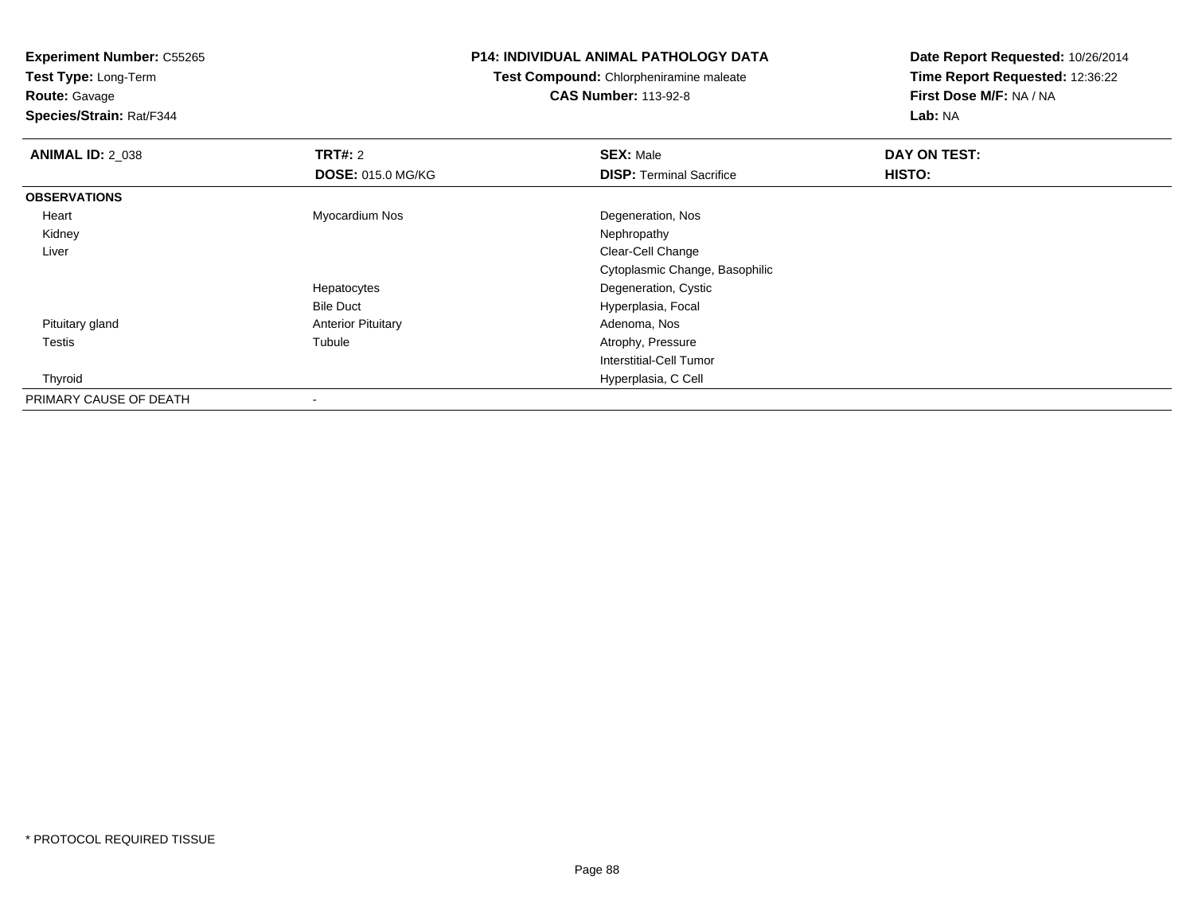**Experiment Number:** C55265
**Test Type:** Long-Term
**Route:** Gavage
**Species/Strain:** Rat/F344

**P14: INDIVIDUAL ANIMAL PATHOLOGY DATA**
**Test Compound:** Chlorpheniramine maleate
**CAS Number:** 113-92-8

**Date Report Requested:** 10/26/2014
**Time Report Requested:** 12:36:22
**First Dose M/F:** NA / NA
**Lab:** NA

| **ANIMAL ID:** 2_038 | **TRT#:** 2 | **SEX:** Male | **DAY ON TEST:** |
|---|---|---|---|
| | **DOSE:** 015.0 MG/KG | **DISP:** Terminal Sacrifice | **HISTO:** |
| **OBSERVATIONS** | | | |
| Heart | Myocardium Nos | Degeneration, Nos | |
| Kidney | | Nephropathy | |
| Liver | | Clear-Cell Change | |
| | | Cytoplasmic Change, Basophilic | |
| | Hepatocytes | Degeneration, Cystic | |
| | Bile Duct | Hyperplasia, Focal | |
| Pituitary gland | Anterior Pituitary | Adenoma, Nos | |
| Testis | Tubule | Atrophy, Pressure | |
| | | Interstitial-Cell Tumor | |
| Thyroid | | Hyperplasia, C Cell | |
| PRIMARY CAUSE OF DEATH | - | | |

* PROTOCOL REQUIRED TISSUE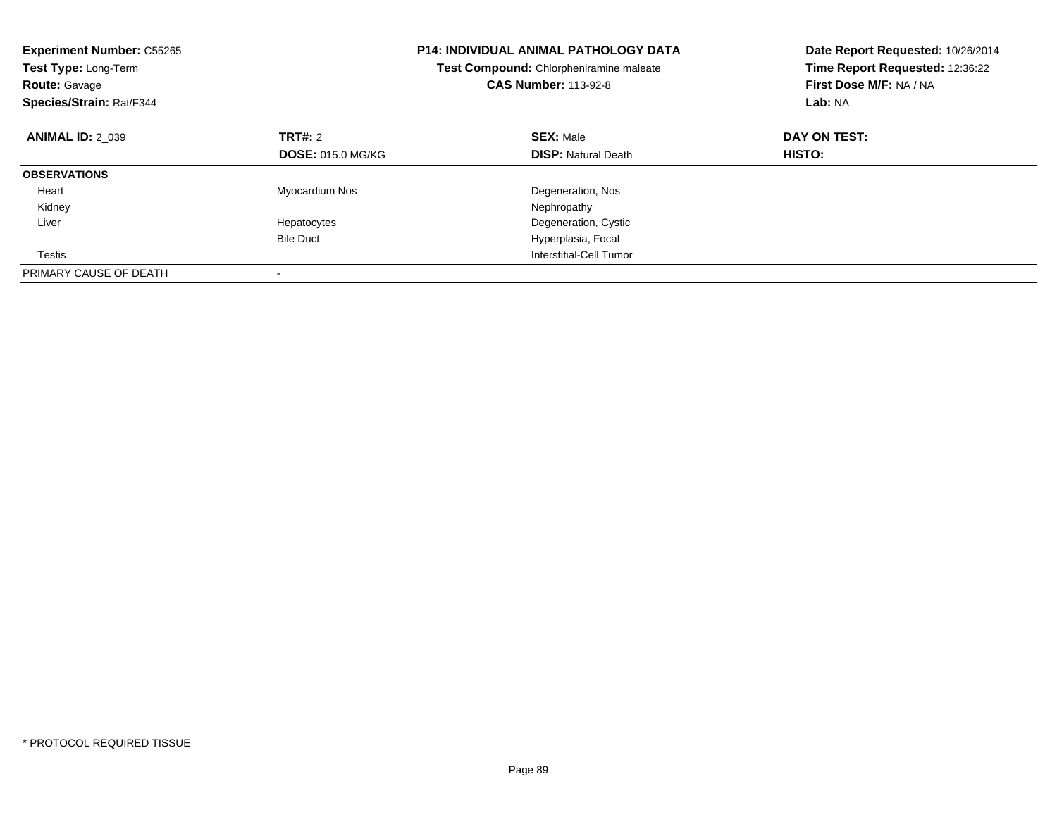**Experiment Number:** C55265
**Test Type:** Long-Term
**Route:** Gavage
**Species/Strain:** Rat/F344

# P14: INDIVIDUAL ANIMAL PATHOLOGY DATA

**Test Compound:** Chlorpheniramine maleate
**CAS Number:** 113-92-8

**Date Report Requested:** 10/26/2014
**Time Report Requested:** 12:36:22
**First Dose M/F:** NA / NA
**Lab:** NA

| **ANIMAL ID:** 2_039 | **TRT#:** 2 | **SEX:** Male | **DAY ON TEST:** |
|---|---|---|---|
| | **DOSE:** 015.0 MG/KG | **DISP:** Natural Death | **HISTO:** |
| **OBSERVATIONS** | | | |
| Heart | Myocardium Nos | Degeneration, Nos | |
| Kidney | | Nephropathy | |
| Liver | Hepatocytes | Degeneration, Cystic | |
| | Bile Duct | Hyperplasia, Focal | |
| Testis | | Interstitial-Cell Tumor | |
| PRIMARY CAUSE OF DEATH | - | | |

* PROTOCOL REQUIRED TISSUE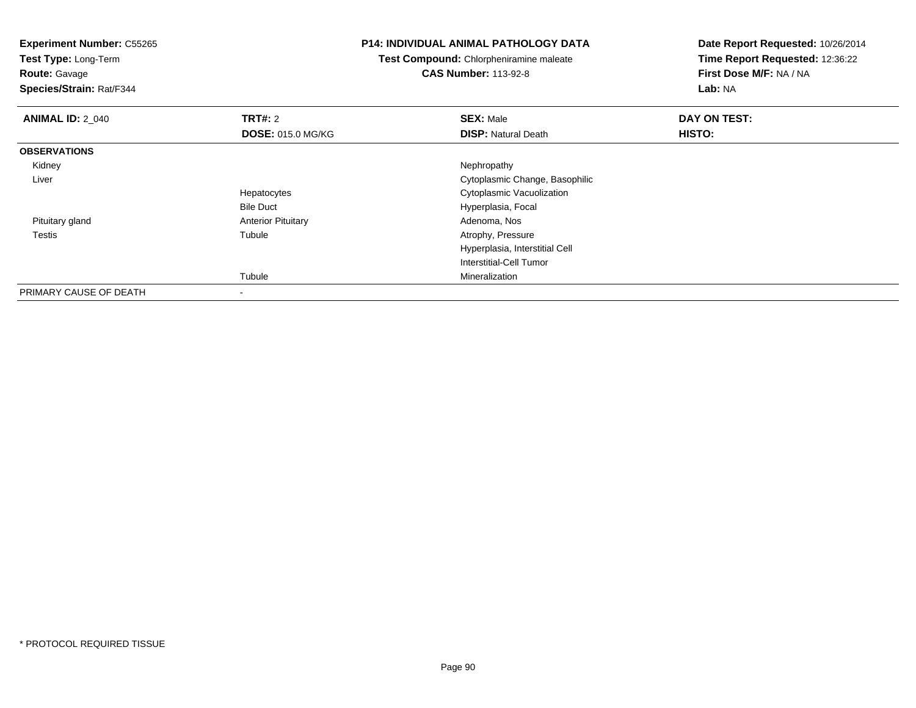**Experiment Number:** C55265
**Test Type:** Long-Term
**Route:** Gavage
**Species/Strain:** Rat/F344

**P14: INDIVIDUAL ANIMAL PATHOLOGY DATA**
**Test Compound:** Chlorpheniramine maleate
**CAS Number:** 113-92-8

**Date Report Requested:** 10/26/2014
**Time Report Requested:** 12:36:22
**First Dose M/F:** NA / NA
**Lab:** NA

| **ANIMAL ID:** 2_040 | **TRT#:** 2 | **SEX:** Male | **DAY ON TEST:** |
|---|---|---|---|
| | **DOSE:** 015.0 MG/KG | **DISP:** Natural Death | **HISTO:** |
| **OBSERVATIONS** | | | |
| Kidney | | Nephropathy | |
| Liver | | Cytoplasmic Change, Basophilic | |
| | Hepatocytes | Cytoplasmic Vacuolization | |
| | Bile Duct | Hyperplasia, Focal | |
| Pituitary gland | Anterior Pituitary | Adenoma, Nos | |
| Testis | Tubule | Atrophy, Pressure | |
| | | Hyperplasia, Interstitial Cell | |
| | | Interstitial-Cell Tumor | |
| | Tubule | Mineralization | |
| PRIMARY CAUSE OF DEATH | - | | |

* PROTOCOL REQUIRED TISSUE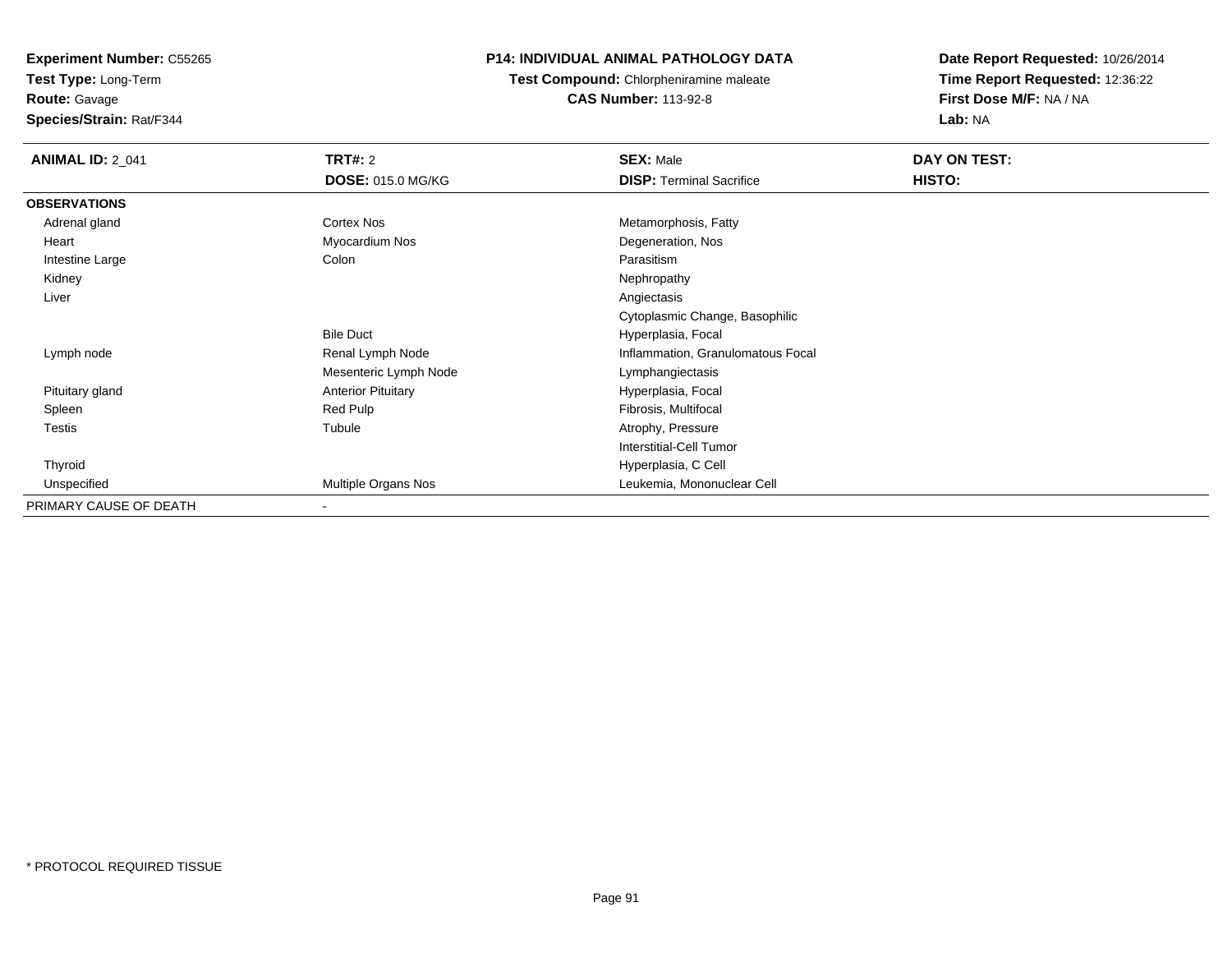**Experiment Number:** C55265
**Test Type:** Long-Term
**Route:** Gavage
**Species/Strain:** Rat/F344

**P14: INDIVIDUAL ANIMAL PATHOLOGY DATA**
**Test Compound:** Chlorpheniramine maleate
**CAS Number:** 113-92-8

**Date Report Requested:** 10/26/2014
**Time Report Requested:** 12:36:22
**First Dose M/F:** NA / NA
**Lab:** NA

| **ANIMAL ID:** 2_041 | **TRT#:** 2 | **SEX:** Male | **DAY ON TEST:** |
|---|---|---|---|
| | **DOSE:** 015.0 MG/KG | **DISP:** Terminal Sacrifice | **HISTO:** |
| **OBSERVATIONS** | | | |
| Adrenal gland | Cortex Nos | Metamorphosis, Fatty | |
| Heart | Myocardium Nos | Degeneration, Nos | |
| Intestine Large | Colon | Parasitism | |
| Kidney | | Nephropathy | |
| Liver | | Angiectasis | |
| | | Cytoplasmic Change, Basophilic | |
| | Bile Duct | Hyperplasia, Focal | |
| Lymph node | Renal Lymph Node | Inflammation, Granulomatous Focal | |
| | Mesenteric Lymph Node | Lymphangiectasis | |
| Pituitary gland | Anterior Pituitary | Hyperplasia, Focal | |
| Spleen | Red Pulp | Fibrosis, Multifocal | |
| Testis | Tubule | Atrophy, Pressure | |
| | | Interstitial-Cell Tumor | |
| Thyroid | | Hyperplasia, C Cell | |
| Unspecified | Multiple Organs Nos | Leukemia, Mononuclear Cell | |
| PRIMARY CAUSE OF DEATH | - | | |

* PROTOCOL REQUIRED TISSUE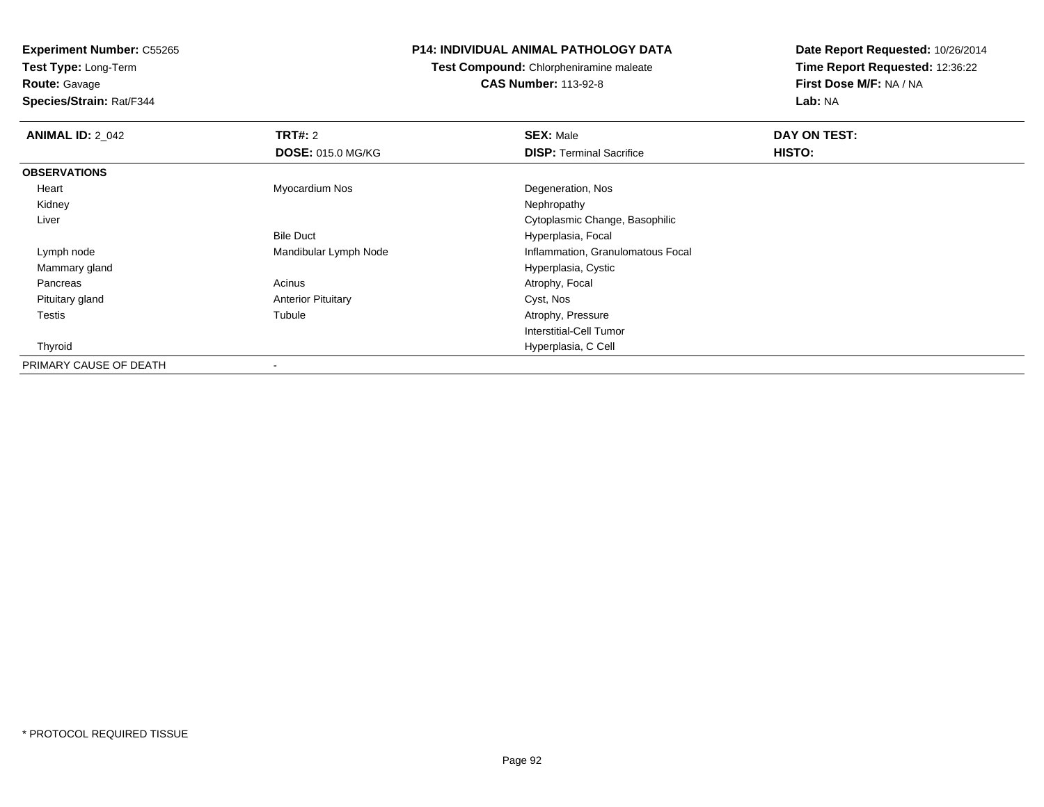**Experiment Number:** C55265
**Test Type:** Long-Term
**Route:** Gavage
**Species/Strain:** Rat/F344

**P14: INDIVIDUAL ANIMAL PATHOLOGY DATA**
**Test Compound:** Chlorpheniramine maleate
**CAS Number:** 113-92-8

**Date Report Requested:** 10/26/2014
**Time Report Requested:** 12:36:22
**First Dose M/F:** NA / NA
**Lab:** NA

| **ANIMAL ID:** 2_042 | **TRT#:** 2 | **SEX:** Male | **DAY ON TEST:** |
|---|---|---|---|
| | **DOSE:** 015.0 MG/KG | **DISP:** Terminal Sacrifice | **HISTO:** |
| **OBSERVATIONS** | | | |
| Heart | Myocardium Nos | Degeneration, Nos | |
| Kidney | | Nephropathy | |
| Liver | | Cytoplasmic Change, Basophilic | |
| | Bile Duct | Hyperplasia, Focal | |
| Lymph node | Mandibular Lymph Node | Inflammation, Granulomatous Focal | |
| Mammary gland | | Hyperplasia, Cystic | |
| Pancreas | Acinus | Atrophy, Focal | |
| Pituitary gland | Anterior Pituitary | Cyst, Nos | |
| Testis | Tubule | Atrophy, Pressure | |
| | | Interstitial-Cell Tumor | |
| Thyroid | | Hyperplasia, C Cell | |
| PRIMARY CAUSE OF DEATH | - | | |

* PROTOCOL REQUIRED TISSUE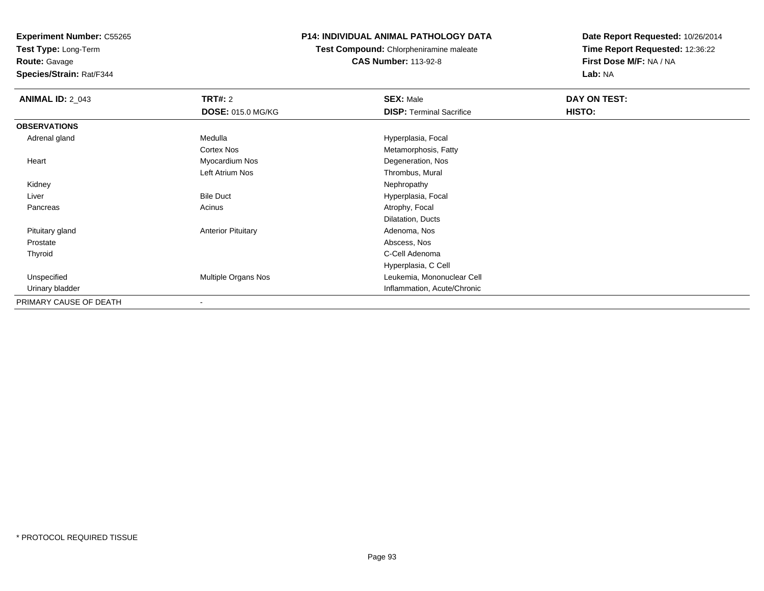**Experiment Number:** C55265
**Test Type:** Long-Term
**Route:** Gavage
**Species/Strain:** Rat/F344

**P14: INDIVIDUAL ANIMAL PATHOLOGY DATA**
**Test Compound:** Chlorpheniramine maleate
**CAS Number:** 113-92-8

**Date Report Requested:** 10/26/2014
**Time Report Requested:** 12:36:22
**First Dose M/F:** NA / NA
**Lab:** NA

| **ANIMAL ID:** 2_043 | **TRT#:** 2 | **SEX:** Male | **DAY ON TEST:** |
|---|---|---|---|
| | **DOSE:** 015.0 MG/KG | **DISP:** Terminal Sacrifice | **HISTO:** |
| **OBSERVATIONS** | | | |
| Adrenal gland | Medulla | Hyperplasia, Focal | |
| | Cortex Nos | Metamorphosis, Fatty | |
| Heart | Myocardium Nos | Degeneration, Nos | |
| | Left Atrium Nos | Thrombus, Mural | |
| Kidney | | Nephropathy | |
| Liver | Bile Duct | Hyperplasia, Focal | |
| Pancreas | Acinus | Atrophy, Focal | |
| | | Dilatation, Ducts | |
| Pituitary gland | Anterior Pituitary | Adenoma, Nos | |
| Prostate | | Abscess, Nos | |
| Thyroid | | C-Cell Adenoma | |
| | | Hyperplasia, C Cell | |
| Unspecified | Multiple Organs Nos | Leukemia, Mononuclear Cell | |
| Urinary bladder | | Inflammation, Acute/Chronic | |
| PRIMARY CAUSE OF DEATH | - | | |

\* PROTOCOL REQUIRED TISSUE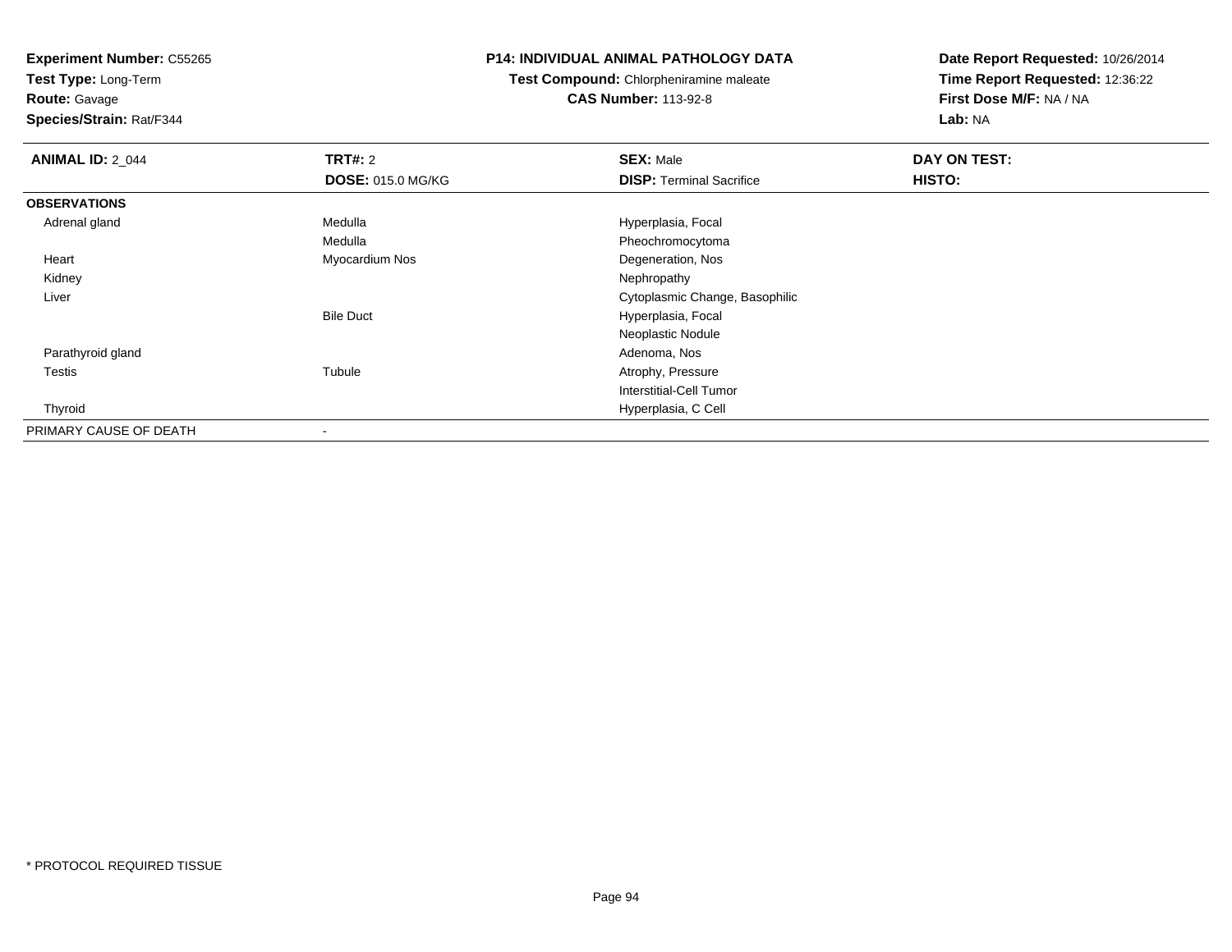**Experiment Number:** C55265
**Test Type:** Long-Term
**Route:** Gavage
**Species/Strain:** Rat/F344

**P14: INDIVIDUAL ANIMAL PATHOLOGY DATA**
**Test Compound:** Chlorpheniramine maleate
**CAS Number:** 113-92-8

**Date Report Requested:** 10/26/2014
**Time Report Requested:** 12:36:22
**First Dose M/F:** NA / NA
**Lab:** NA

| **ANIMAL ID:** 2_044 | **TRT#:** 2 | **SEX:** Male | **DAY ON TEST:** |
|---|---|---|---|
| | **DOSE:** 015.0 MG/KG | **DISP:** Terminal Sacrifice | **HISTO:** |
| **OBSERVATIONS** | | | |
| Adrenal gland | Medulla | Hyperplasia, Focal | |
| | Medulla | Pheochromocytoma | |
| Heart | Myocardium Nos | Degeneration, Nos | |
| Kidney | | Nephropathy | |
| Liver | | Cytoplasmic Change, Basophilic | |
| | Bile Duct | Hyperplasia, Focal | |
| | | Neoplastic Nodule | |
| Parathyroid gland | | Adenoma, Nos | |
| Testis | Tubule | Atrophy, Pressure | |
| | | Interstitial-Cell Tumor | |
| Thyroid | | Hyperplasia, C Cell | |
| PRIMARY CAUSE OF DEATH | - | | |

* PROTOCOL REQUIRED TISSUE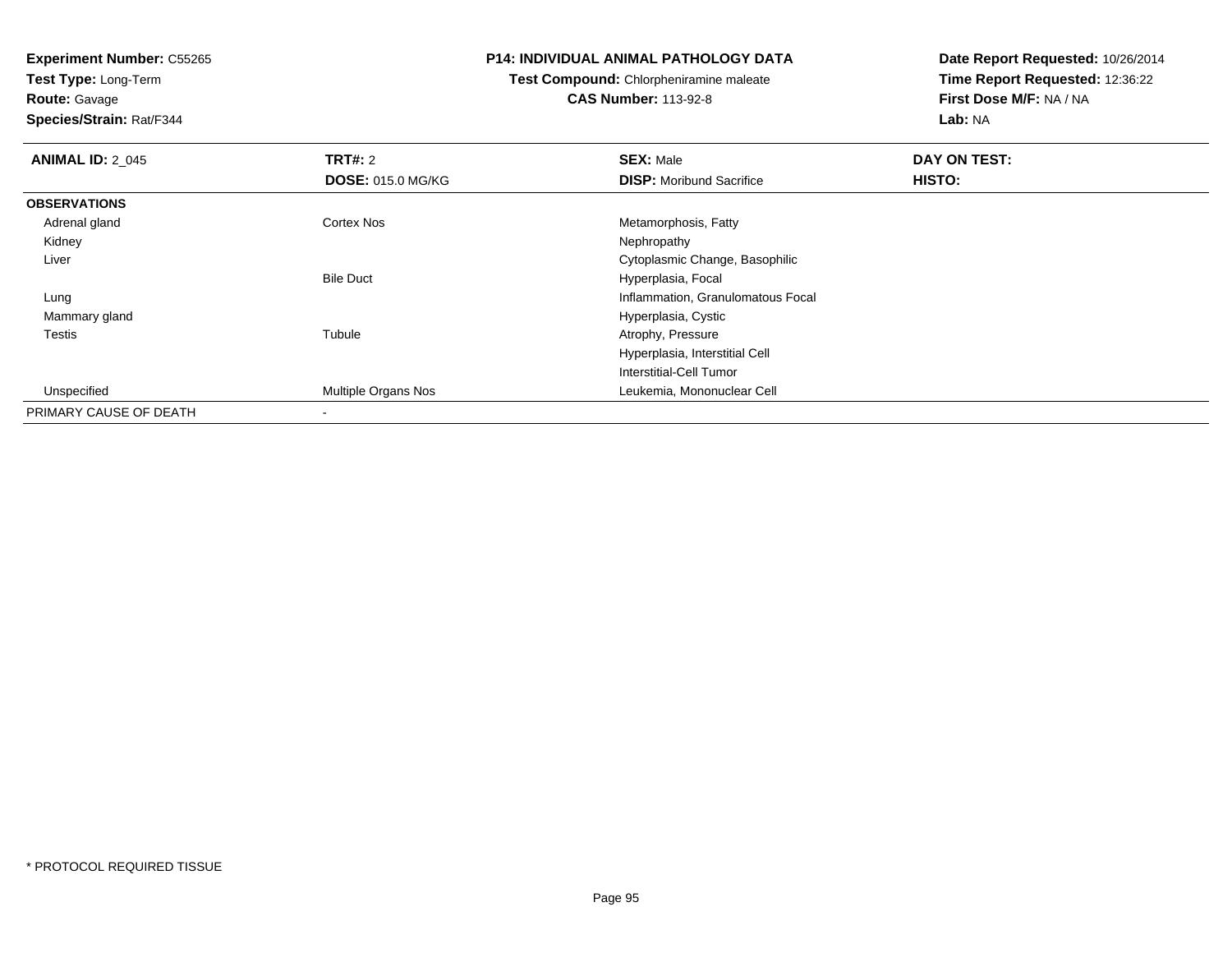**Experiment Number:** C55265
**Test Type:** Long-Term
**Route:** Gavage
**Species/Strain:** Rat/F344

**P14: INDIVIDUAL ANIMAL PATHOLOGY DATA**
**Test Compound:** Chlorpheniramine maleate
**CAS Number:** 113-92-8

**Date Report Requested:** 10/26/2014
**Time Report Requested:** 12:36:22
**First Dose M/F:** NA / NA
**Lab:** NA

| **ANIMAL ID:** 2_045 | **TRT#:** 2<br>**DOSE:** 015.0 MG/KG | **SEX:** Male<br>**DISP:** Moribund Sacrifice | **DAY ON TEST:**<br>**HISTO:** |
|---|---|---|---|
| **OBSERVATIONS** | | | |
| Adrenal gland | Cortex Nos | Metamorphosis, Fatty | |
| Kidney | | Nephropathy | |
| Liver | | Cytoplasmic Change, Basophilic | |
| | Bile Duct | Hyperplasia, Focal | |
| Lung | | Inflammation, Granulomatous Focal | |
| Mammary gland | | Hyperplasia, Cystic | |
| Testis | Tubule | Atrophy, Pressure | |
| | | Hyperplasia, Interstitial Cell | |
| | | Interstitial-Cell Tumor | |
| Unspecified | Multiple Organs Nos | Leukemia, Mononuclear Cell | |
| PRIMARY CAUSE OF DEATH | - | | |

* PROTOCOL REQUIRED TISSUE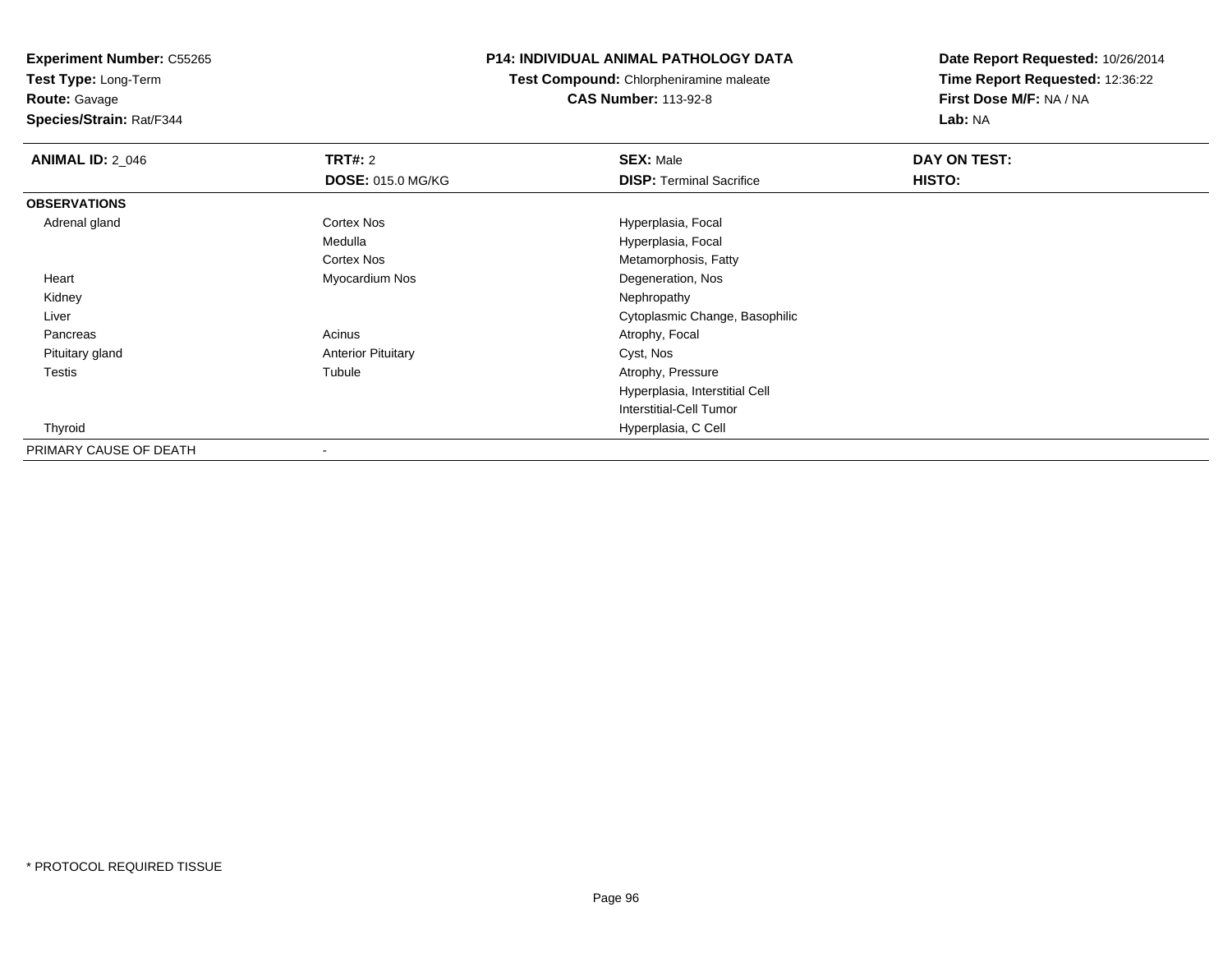**Experiment Number:** C55265
**Test Type:** Long-Term
**Route:** Gavage
**Species/Strain:** Rat/F344

**P14: INDIVIDUAL ANIMAL PATHOLOGY DATA**
**Test Compound:** Chlorpheniramine maleate
**CAS Number:** 113-92-8

**Date Report Requested:** 10/26/2014
**Time Report Requested:** 12:36:22
**First Dose M/F:** NA / NA
**Lab:** NA

| **ANIMAL ID:** 2_046 | **TRT#:** 2 | **SEX:** Male | **DAY ON TEST:** |
|---|---|---|---|
| | **DOSE:** 015.0 MG/KG | **DISP:** Terminal Sacrifice | **HISTO:** |
| **OBSERVATIONS** | | | |
| Adrenal gland | Cortex Nos | Hyperplasia, Focal | |
| | Medulla | Hyperplasia, Focal | |
| | Cortex Nos | Metamorphosis, Fatty | |
| Heart | Myocardium Nos | Degeneration, Nos | |
| Kidney | | Nephropathy | |
| Liver | | Cytoplasmic Change, Basophilic | |
| Pancreas | Acinus | Atrophy, Focal | |
| Pituitary gland | Anterior Pituitary | Cyst, Nos | |
| Testis | Tubule | Atrophy, Pressure | |
| | | Hyperplasia, Interstitial Cell | |
| | | Interstitial-Cell Tumor | |
| Thyroid | | Hyperplasia, C Cell | |
| PRIMARY CAUSE OF DEATH | - | | |

* PROTOCOL REQUIRED TISSUE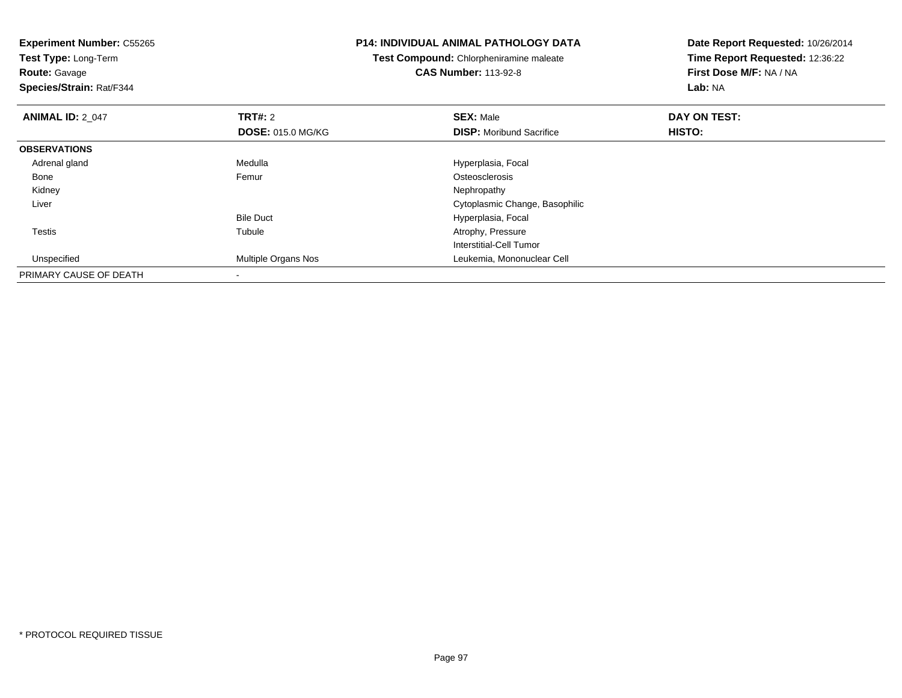**Experiment Number:** C55265
**Test Type:** Long-Term
**Route:** Gavage
**Species/Strain:** Rat/F344

**P14: INDIVIDUAL ANIMAL PATHOLOGY DATA**
**Test Compound:** Chlorpheniramine maleate
**CAS Number:** 113-92-8

**Date Report Requested:** 10/26/2014
**Time Report Requested:** 12:36:22
**First Dose M/F:** NA / NA
**Lab:** NA

| **ANIMAL ID:** 2_047 | **TRT#:** 2 | **SEX:** Male | **DAY ON TEST:** |
|---|---|---|---|
| | **DOSE:** 015.0 MG/KG | **DISP:** Moribund Sacrifice | **HISTO:** |
| **OBSERVATIONS** | | | |
| Adrenal gland | Medulla | Hyperplasia, Focal | |
| Bone | Femur | Osteosclerosis | |
| Kidney | | Nephropathy | |
| Liver | | Cytoplasmic Change, Basophilic | |
| | Bile Duct | Hyperplasia, Focal | |
| Testis | Tubule | Atrophy, Pressure | |
| | | Interstitial-Cell Tumor | |
| Unspecified | Multiple Organs Nos | Leukemia, Mononuclear Cell | |
| PRIMARY CAUSE OF DEATH | - | | |

* PROTOCOL REQUIRED TISSUE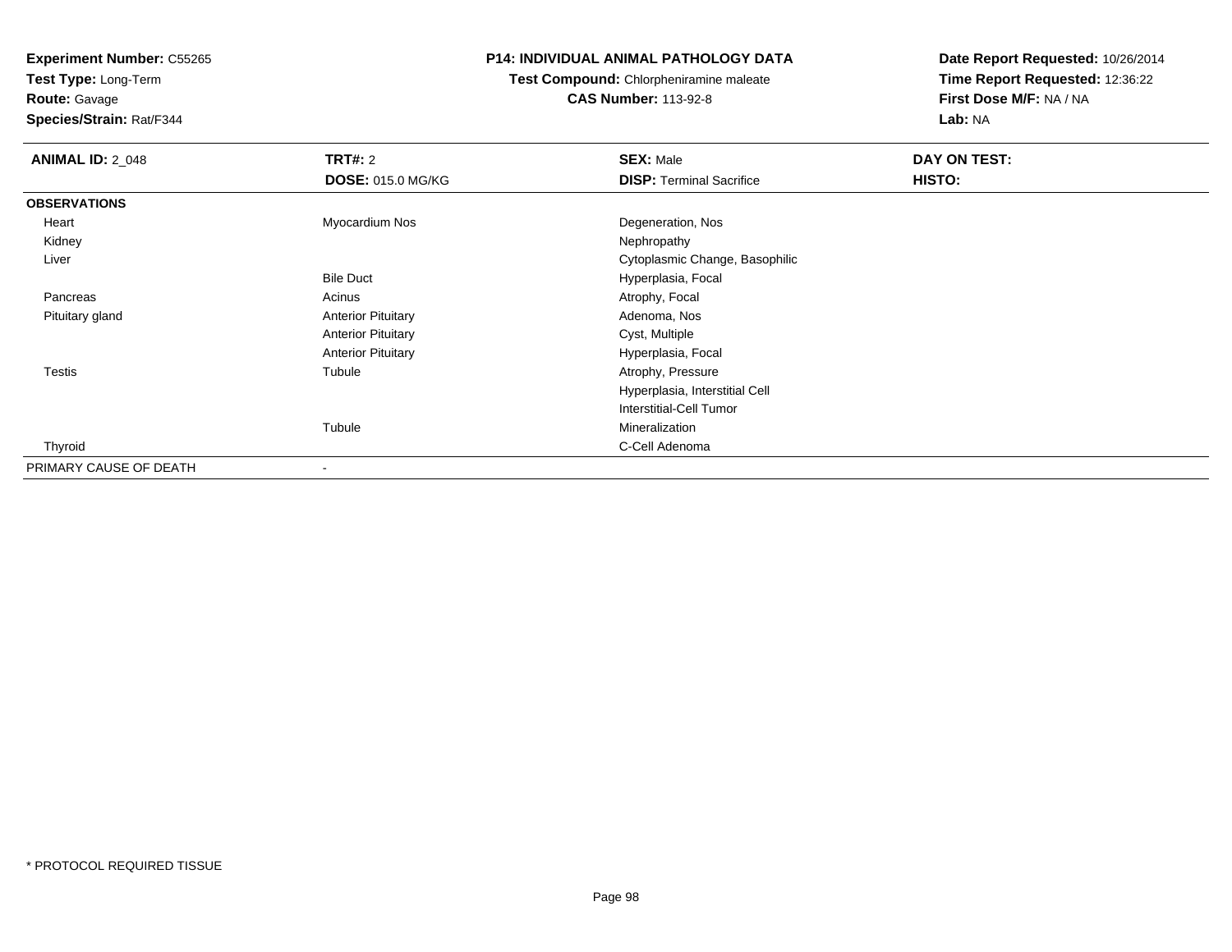**Experiment Number:** C55265
**Test Type:** Long-Term
**Route:** Gavage
**Species/Strain:** Rat/F344

**P14: INDIVIDUAL ANIMAL PATHOLOGY DATA**
**Test Compound:** Chlorpheniramine maleate
**CAS Number:** 113-92-8

**Date Report Requested:** 10/26/2014
**Time Report Requested:** 12:36:22
**First Dose M/F:** NA / NA
**Lab:** NA

| **ANIMAL ID:** 2_048 | **TRT#:** 2 | **SEX:** Male | **DAY ON TEST:** |
|---|---|---|---|
| | **DOSE:** 015.0 MG/KG | **DISP:** Terminal Sacrifice | **HISTO:** |
| **OBSERVATIONS** | | | |
| Heart | Myocardium Nos | Degeneration, Nos | |
| Kidney | | Nephropathy | |
| Liver | | Cytoplasmic Change, Basophilic | |
| | Bile Duct | Hyperplasia, Focal | |
| Pancreas | Acinus | Atrophy, Focal | |
| Pituitary gland | Anterior Pituitary | Adenoma, Nos | |
| | Anterior Pituitary | Cyst, Multiple | |
| | Anterior Pituitary | Hyperplasia, Focal | |
| Testis | Tubule | Atrophy, Pressure | |
| | | Hyperplasia, Interstitial Cell | |
| | | Interstitial-Cell Tumor | |
| | Tubule | Mineralization | |
| Thyroid | | C-Cell Adenoma | |
| PRIMARY CAUSE OF DEATH | - | | |

* PROTOCOL REQUIRED TISSUE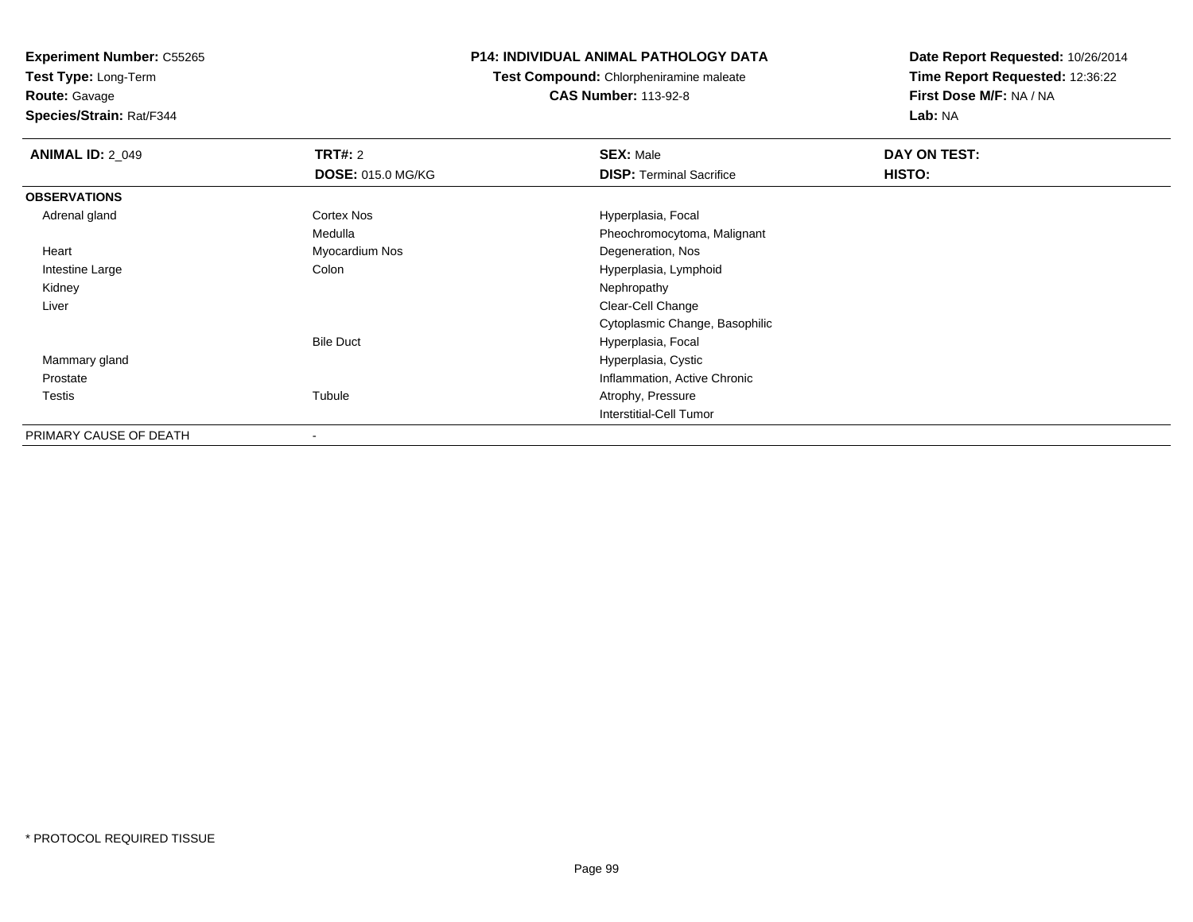**Experiment Number:** C55265
**Test Type:** Long-Term
**Route:** Gavage
**Species/Strain:** Rat/F344

**P14: INDIVIDUAL ANIMAL PATHOLOGY DATA**
**Test Compound:** Chlorpheniramine maleate
**CAS Number:** 113-92-8

**Date Report Requested:** 10/26/2014
**Time Report Requested:** 12:36:22
**First Dose M/F:** NA / NA
**Lab:** NA

| **ANIMAL ID:** 2_049 | **TRT#:** 2 | **SEX:** Male | **DAY ON TEST:** |
|---|---|---|---|
| | **DOSE:** 015.0 MG/KG | **DISP:** Terminal Sacrifice | **HISTO:** |
| **OBSERVATIONS** | | | |
| Adrenal gland | Cortex Nos | Hyperplasia, Focal | |
| | Medulla | Pheochromocytoma, Malignant | |
| Heart | Myocardium Nos | Degeneration, Nos | |
| Intestine Large | Colon | Hyperplasia, Lymphoid | |
| Kidney | | Nephropathy | |
| Liver | | Clear-Cell Change | |
| | | Cytoplasmic Change, Basophilic | |
| | Bile Duct | Hyperplasia, Focal | |
| Mammary gland | | Hyperplasia, Cystic | |
| Prostate | | Inflammation, Active Chronic | |
| Testis | Tubule | Atrophy, Pressure | |
| | | Interstitial-Cell Tumor | |
| PRIMARY CAUSE OF DEATH | - | | |

* PROTOCOL REQUIRED TISSUE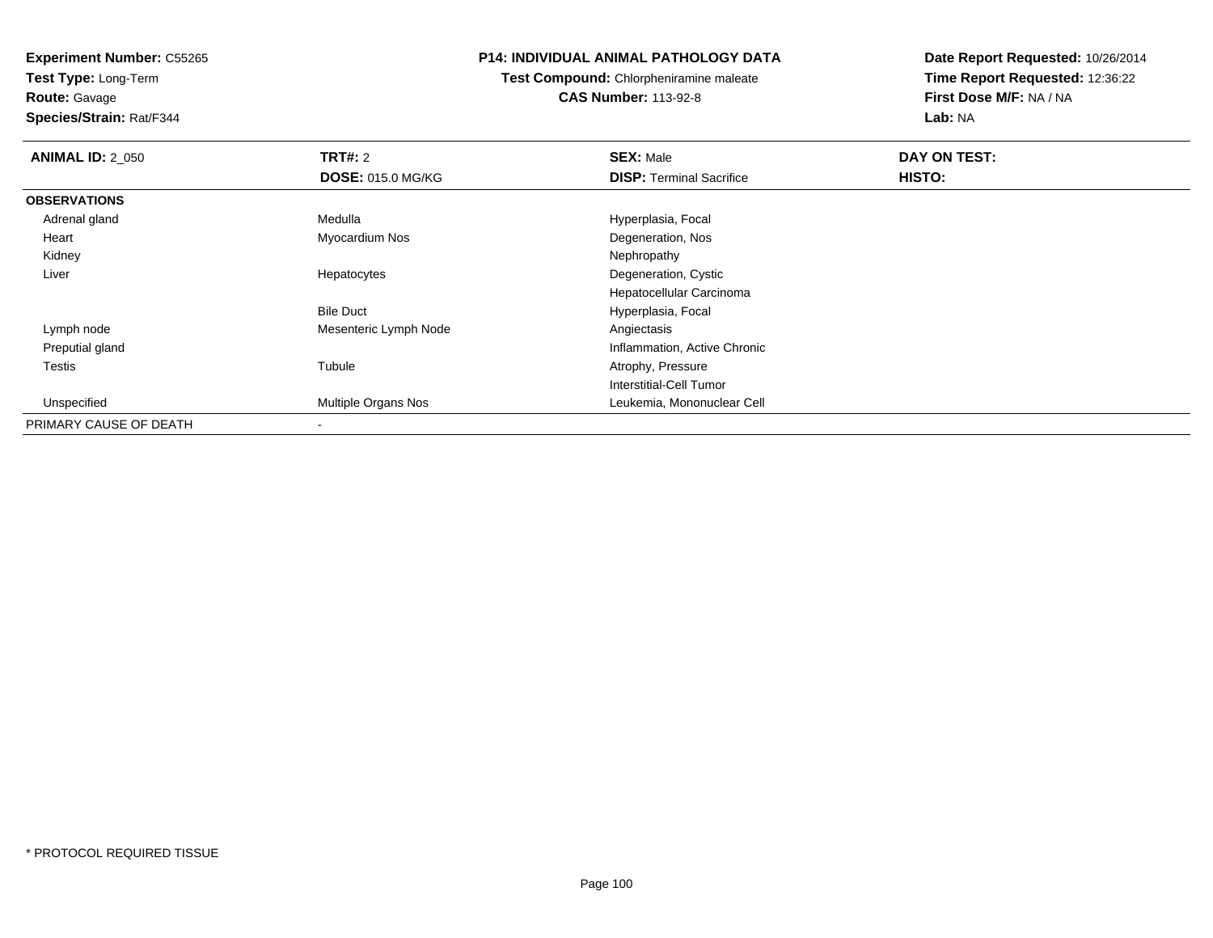**Experiment Number:** C55265
**Test Type:** Long-Term
**Route:** Gavage
**Species/Strain:** Rat/F344

**P14: INDIVIDUAL ANIMAL PATHOLOGY DATA**
**Test Compound:** Chlorpheniramine maleate
**CAS Number:** 113-92-8

**Date Report Requested:** 10/26/2014
**Time Report Requested:** 12:36:22
**First Dose M/F:** NA / NA
**Lab:** NA

| **ANIMAL ID:** 2_050 | **TRT#:** 2 | **SEX:** Male | **DAY ON TEST:** |
|---|---|---|---|
| | **DOSE:** 015.0 MG/KG | **DISP:** Terminal Sacrifice | **HISTO:** |
| **OBSERVATIONS** | | | |
| Adrenal gland | Medulla | Hyperplasia, Focal | |
| Heart | Myocardium Nos | Degeneration, Nos | |
| Kidney | | Nephropathy | |
| Liver | Hepatocytes | Degeneration, Cystic | |
| | | Hepatocellular Carcinoma | |
| | Bile Duct | Hyperplasia, Focal | |
| Lymph node | Mesenteric Lymph Node | Angiectasis | |
| Preputial gland | | Inflammation, Active Chronic | |
| Testis | Tubule | Atrophy, Pressure | |
| | | Interstitial-Cell Tumor | |
| Unspecified | Multiple Organs Nos | Leukemia, Mononuclear Cell | |
| PRIMARY CAUSE OF DEATH | - | | |

* PROTOCOL REQUIRED TISSUE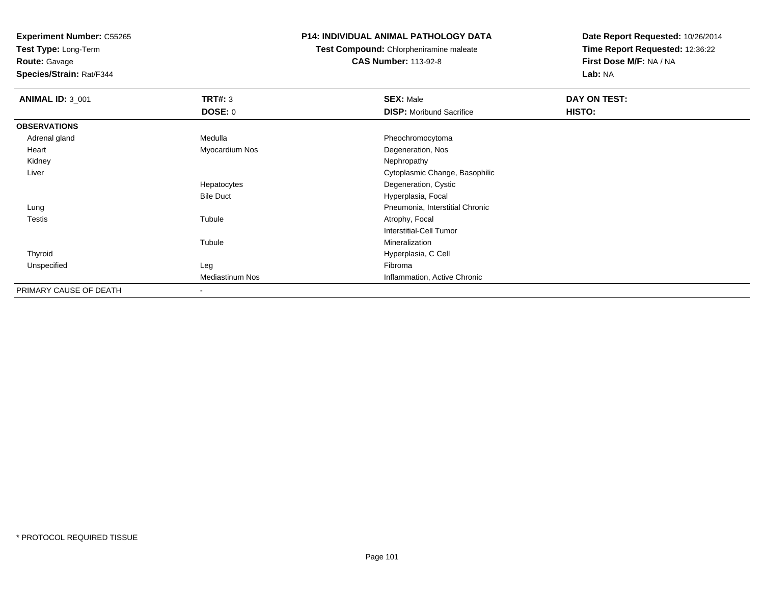**Experiment Number:** C55265
**Test Type:** Long-Term
**Route:** Gavage
**Species/Strain:** Rat/F344

**P14: INDIVIDUAL ANIMAL PATHOLOGY DATA**
**Test Compound:** Chlorpheniramine maleate
**CAS Number:** 113-92-8

**Date Report Requested:** 10/26/2014
**Time Report Requested:** 12:36:22
**First Dose M/F:** NA / NA
**Lab:** NA

| **ANIMAL ID:** 3_001 | **TRT#:** 3 | **SEX:** Male | **DAY ON TEST:** |
|---|---|---|---|
| | **DOSE:** 0 | **DISP:** Moribund Sacrifice | **HISTO:** |
| **OBSERVATIONS** | | | |
| Adrenal gland | Medulla | Pheochromocytoma | |
| Heart | Myocardium Nos | Degeneration, Nos | |
| Kidney | | Nephropathy | |
| Liver | | Cytoplasmic Change, Basophilic | |
| | Hepatocytes | Degeneration, Cystic | |
| | Bile Duct | Hyperplasia, Focal | |
| Lung | | Pneumonia, Interstitial Chronic | |
| Testis | Tubule | Atrophy, Focal | |
| | | Interstitial-Cell Tumor | |
| | Tubule | Mineralization | |
| Thyroid | | Hyperplasia, C Cell | |
| Unspecified | Leg | Fibroma | |
| | Mediastinum Nos | Inflammation, Active Chronic | |
| PRIMARY CAUSE OF DEATH | - | | |

* PROTOCOL REQUIRED TISSUE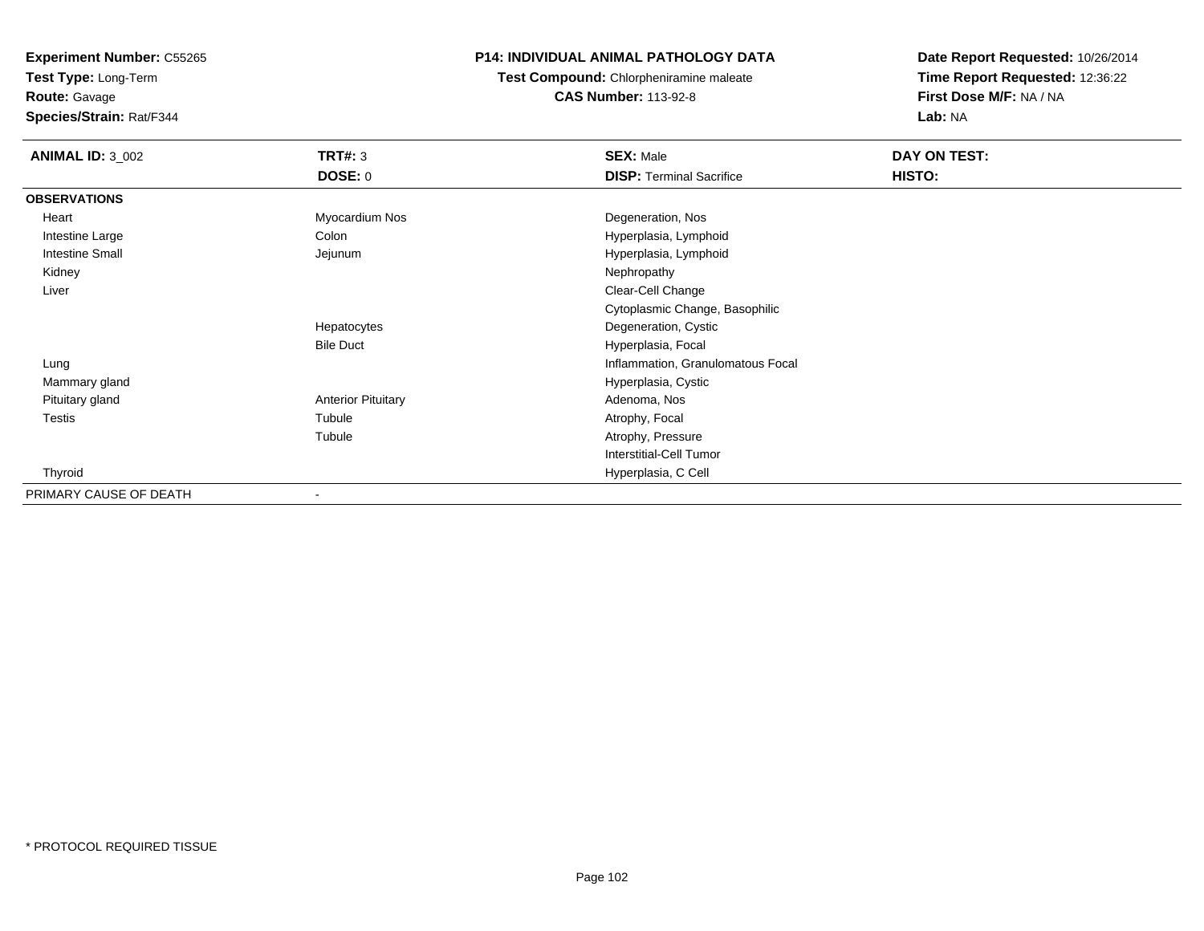**Experiment Number:** C55265
**Test Type:** Long-Term
**Route:** Gavage
**Species/Strain:** Rat/F344

**P14: INDIVIDUAL ANIMAL PATHOLOGY DATA**
**Test Compound:** Chlorpheniramine maleate
**CAS Number:** 113-92-8

**Date Report Requested:** 10/26/2014
**Time Report Requested:** 12:36:22
**First Dose M/F:** NA / NA
**Lab:** NA

| **ANIMAL ID:** 3_002 | **TRT#:** 3 | **SEX:** Male | **DAY ON TEST:** |
|---|---|---|---|
| | **DOSE:** 0 | **DISP:** Terminal Sacrifice | **HISTO:** |
| **OBSERVATIONS** | | | |
| Heart | Myocardium Nos | Degeneration, Nos | |
| Intestine Large | Colon | Hyperplasia, Lymphoid | |
| Intestine Small | Jejunum | Hyperplasia, Lymphoid | |
| Kidney | | Nephropathy | |
| Liver | | Clear-Cell Change | |
| | | Cytoplasmic Change, Basophilic | |
| | Hepatocytes | Degeneration, Cystic | |
| | Bile Duct | Hyperplasia, Focal | |
| Lung | | Inflammation, Granulomatous Focal | |
| Mammary gland | | Hyperplasia, Cystic | |
| Pituitary gland | Anterior Pituitary | Adenoma, Nos | |
| Testis | Tubule | Atrophy, Focal | |
| | Tubule | Atrophy, Pressure | |
| | | Interstitial-Cell Tumor | |
| Thyroid | | Hyperplasia, C Cell | |
| PRIMARY CAUSE OF DEATH | - | | |

* PROTOCOL REQUIRED TISSUE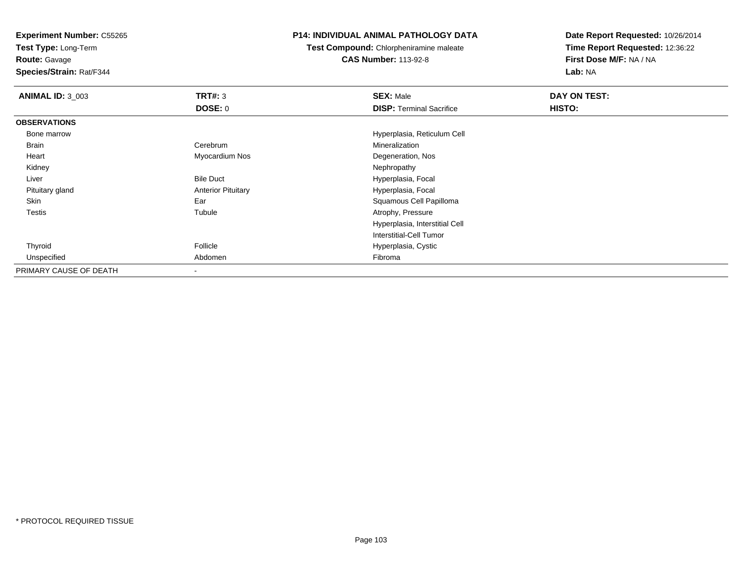**Experiment Number:** C55265
**Test Type:** Long-Term
**Route:** Gavage
**Species/Strain:** Rat/F344

## P14: INDIVIDUAL ANIMAL PATHOLOGY DATA

**Test Compound:** Chlorpheniramine maleate
**CAS Number:** 113-92-8

**Date Report Requested:** 10/26/2014
**Time Report Requested:** 12:36:22
**First Dose M/F:** NA / NA
**Lab:** NA

| **ANIMAL ID:** 3_003 | **TRT#:** 3 | **SEX:** Male | **DAY ON TEST:** |
|---|---|---|---|
| | **DOSE:** 0 | **DISP:** Terminal Sacrifice | **HISTO:** |
| **OBSERVATIONS** | | | |
| Bone marrow | | Hyperplasia, Reticulum Cell | |
| Brain | Cerebrum | Mineralization | |
| Heart | Myocardium Nos | Degeneration, Nos | |
| Kidney | | Nephropathy | |
| Liver | Bile Duct | Hyperplasia, Focal | |
| Pituitary gland | Anterior Pituitary | Hyperplasia, Focal | |
| Skin | Ear | Squamous Cell Papilloma | |
| Testis | Tubule | Atrophy, Pressure | |
| | | Hyperplasia, Interstitial Cell | |
| | | Interstitial-Cell Tumor | |
| Thyroid | Follicle | Hyperplasia, Cystic | |
| Unspecified | Abdomen | Fibroma | |
| PRIMARY CAUSE OF DEATH | - | | |

* PROTOCOL REQUIRED TISSUE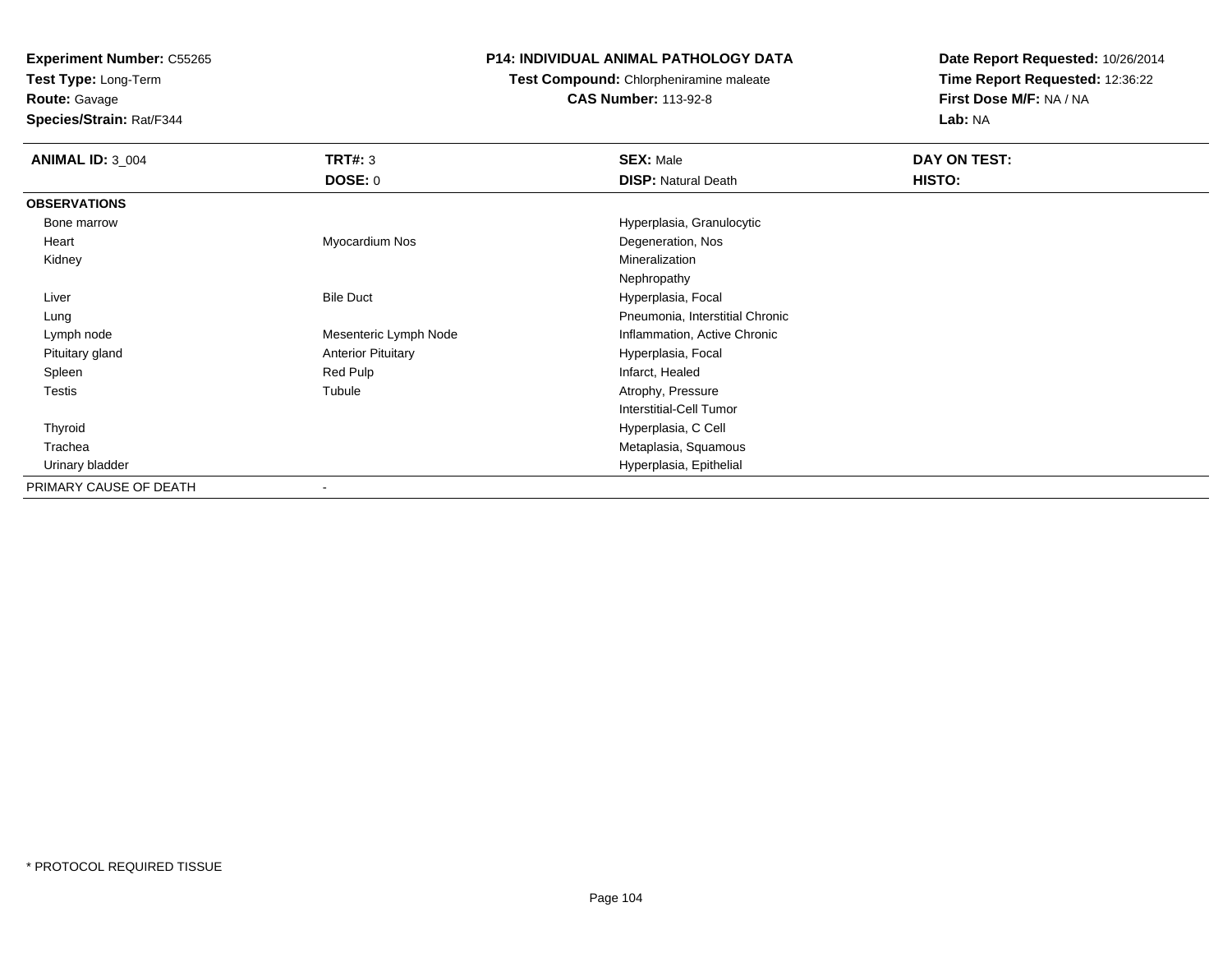**Experiment Number:** C55265
**Test Type:** Long-Term
**Route:** Gavage
**Species/Strain:** Rat/F344

**P14: INDIVIDUAL ANIMAL PATHOLOGY DATA**
**Test Compound:** Chlorpheniramine maleate
**CAS Number:** 113-92-8

**Date Report Requested:** 10/26/2014
**Time Report Requested:** 12:36:22
**First Dose M/F:** NA / NA
**Lab:** NA

| **ANIMAL ID:** 3_004 | **TRT#:** 3 | **SEX:** Male | **DAY ON TEST:** |
|---|---|---|---|
| | **DOSE:** 0 | **DISP:** Natural Death | **HISTO:** |
| **OBSERVATIONS** | | | |
| Bone marrow | | Hyperplasia, Granulocytic | |
| Heart | Myocardium Nos | Degeneration, Nos | |
| Kidney | | Mineralization | |
| | | Nephropathy | |
| Liver | Bile Duct | Hyperplasia, Focal | |
| Lung | | Pneumonia, Interstitial Chronic | |
| Lymph node | Mesenteric Lymph Node | Inflammation, Active Chronic | |
| Pituitary gland | Anterior Pituitary | Hyperplasia, Focal | |
| Spleen | Red Pulp | Infarct, Healed | |
| Testis | Tubule | Atrophy, Pressure | |
| | | Interstitial-Cell Tumor | |
| Thyroid | | Hyperplasia, C Cell | |
| Trachea | | Metaplasia, Squamous | |
| Urinary bladder | | Hyperplasia, Epithelial | |
| PRIMARY CAUSE OF DEATH | - | | |

* PROTOCOL REQUIRED TISSUE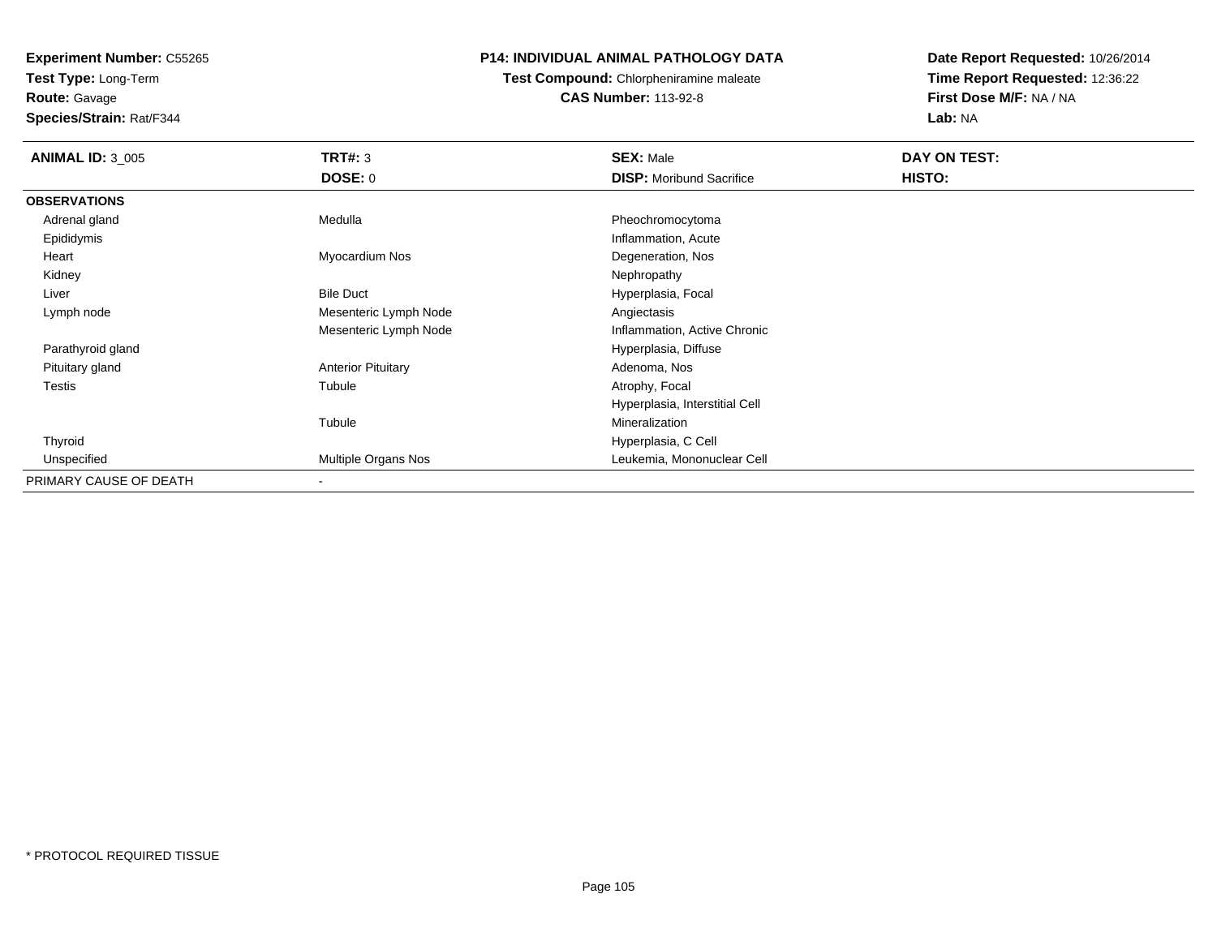**Experiment Number:** C55265
**Test Type:** Long-Term
**Route:** Gavage
**Species/Strain:** Rat/F344

**P14: INDIVIDUAL ANIMAL PATHOLOGY DATA**
**Test Compound:** Chlorpheniramine maleate
**CAS Number:** 113-92-8

**Date Report Requested:** 10/26/2014
**Time Report Requested:** 12:36:22
**First Dose M/F:** NA / NA
**Lab:** NA

| **ANIMAL ID:** 3_005 | **TRT#:** 3 | **SEX:** Male | **DAY ON TEST:** |
|---|---|---|---|
| | **DOSE:** 0 | **DISP:** Moribund Sacrifice | **HISTO:** |
| **OBSERVATIONS** | | | |
| Adrenal gland | Medulla | Pheochromocytoma | |
| Epididymis | | Inflammation, Acute | |
| Heart | Myocardium Nos | Degeneration, Nos | |
| Kidney | | Nephropathy | |
| Liver | Bile Duct | Hyperplasia, Focal | |
| Lymph node | Mesenteric Lymph Node | Angiectasis | |
| | Mesenteric Lymph Node | Inflammation, Active Chronic | |
| Parathyroid gland | | Hyperplasia, Diffuse | |
| Pituitary gland | Anterior Pituitary | Adenoma, Nos | |
| Testis | Tubule | Atrophy, Focal | |
| | | Hyperplasia, Interstitial Cell | |
| | Tubule | Mineralization | |
| Thyroid | | Hyperplasia, C Cell | |
| Unspecified | Multiple Organs Nos | Leukemia, Mononuclear Cell | |
| PRIMARY CAUSE OF DEATH | - | | |

* PROTOCOL REQUIRED TISSUE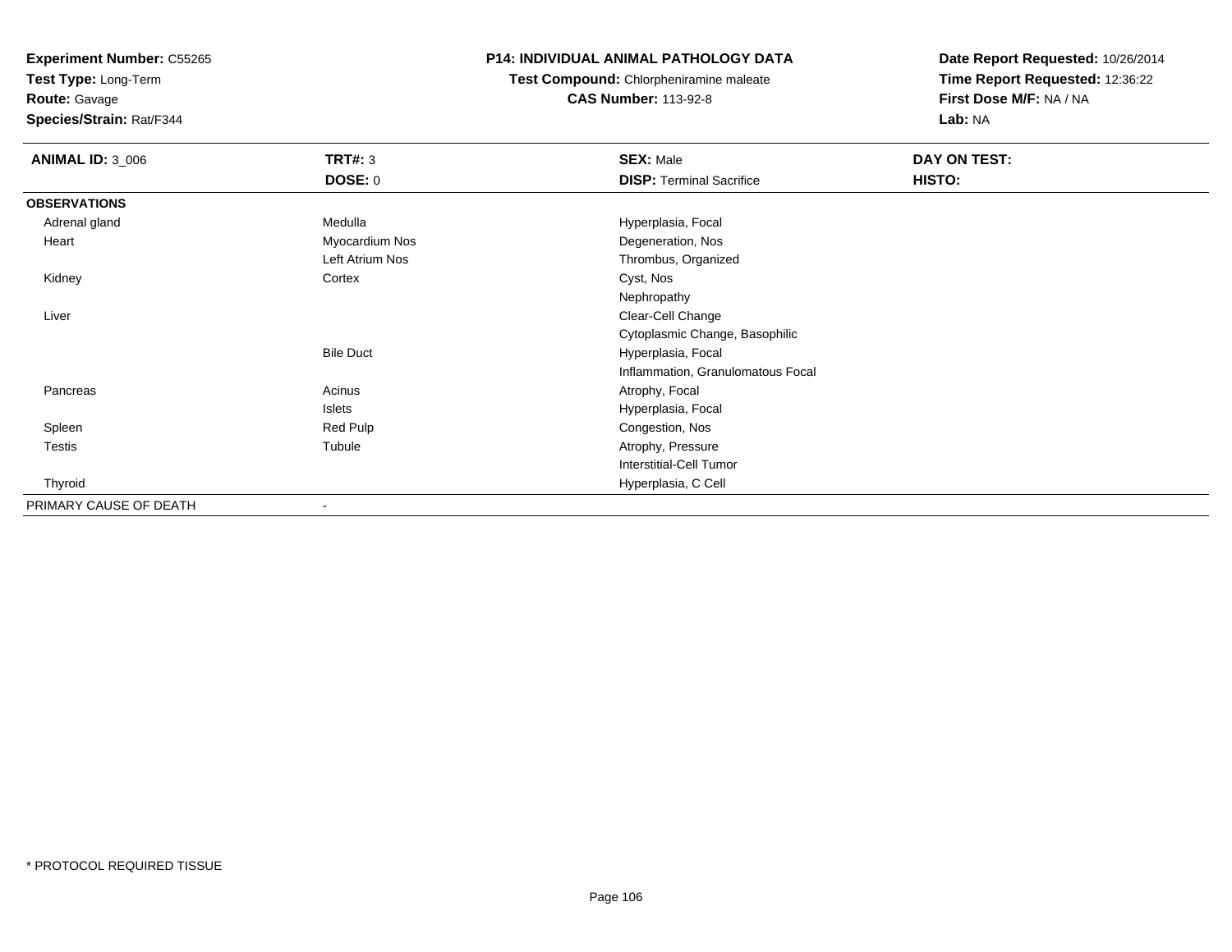**Experiment Number:** C55265
**Test Type:** Long-Term
**Route:** Gavage
**Species/Strain:** Rat/F344

# P14: INDIVIDUAL ANIMAL PATHOLOGY DATA

**Test Compound:** Chlorpheniramine maleate
**CAS Number:** 113-92-8

**Date Report Requested:** 10/26/2014
**Time Report Requested:** 12:36:22
**First Dose M/F:** NA / NA
**Lab:** NA

| **ANIMAL ID:** 3_006 | **TRT#:** 3 | **SEX:** Male | **DAY ON TEST:** |
|---|---|---|---|
| | **DOSE:** 0 | **DISP:** Terminal Sacrifice | **HISTO:** |
| **OBSERVATIONS** | | | |
| Adrenal gland | Medulla | Hyperplasia, Focal | |
| Heart | Myocardium Nos | Degeneration, Nos | |
| | Left Atrium Nos | Thrombus, Organized | |
| Kidney | Cortex | Cyst, Nos | |
| | | Nephropathy | |
| Liver | | Clear-Cell Change | |
| | | Cytoplasmic Change, Basophilic | |
| | Bile Duct | Hyperplasia, Focal | |
| | | Inflammation, Granulomatous Focal | |
| Pancreas | Acinus | Atrophy, Focal | |
| | Islets | Hyperplasia, Focal | |
| Spleen | Red Pulp | Congestion, Nos | |
| Testis | Tubule | Atrophy, Pressure | |
| | | Interstitial-Cell Tumor | |
| Thyroid | | Hyperplasia, C Cell | |
| PRIMARY CAUSE OF DEATH | - | | |

* PROTOCOL REQUIRED TISSUE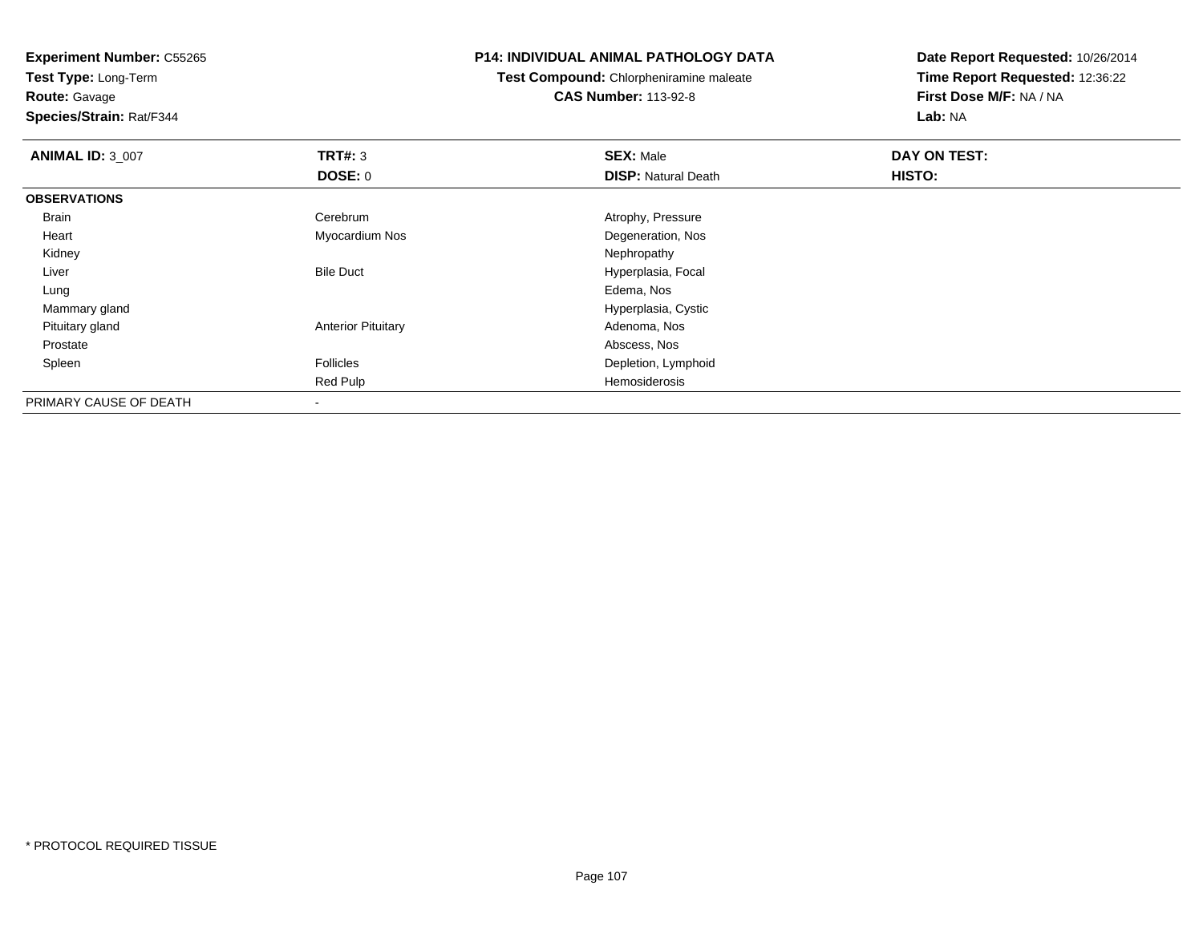**Experiment Number:** C55265
**Test Type:** Long-Term
**Route:** Gavage
**Species/Strain:** Rat/F344

**P14: INDIVIDUAL ANIMAL PATHOLOGY DATA**
**Test Compound:** Chlorpheniramine maleate
**CAS Number:** 113-92-8

**Date Report Requested:** 10/26/2014
**Time Report Requested:** 12:36:22
**First Dose M/F:** NA / NA
**Lab:** NA

| **ANIMAL ID:** 3_007 | **TRT#:** 3 | **SEX:** Male | **DAY ON TEST:** |
|---|---|---|---|
| | **DOSE:** 0 | **DISP:** Natural Death | **HISTO:** |
| **OBSERVATIONS** | | | |
| Brain | Cerebrum | Atrophy, Pressure | |
| Heart | Myocardium Nos | Degeneration, Nos | |
| Kidney | | Nephropathy | |
| Liver | Bile Duct | Hyperplasia, Focal | |
| Lung | | Edema, Nos | |
| Mammary gland | | Hyperplasia, Cystic | |
| Pituitary gland | Anterior Pituitary | Adenoma, Nos | |
| Prostate | | Abscess, Nos | |
| Spleen | Follicles | Depletion, Lymphoid | |
| | Red Pulp | Hemosiderosis | |
| PRIMARY CAUSE OF DEATH | - | | |

* PROTOCOL REQUIRED TISSUE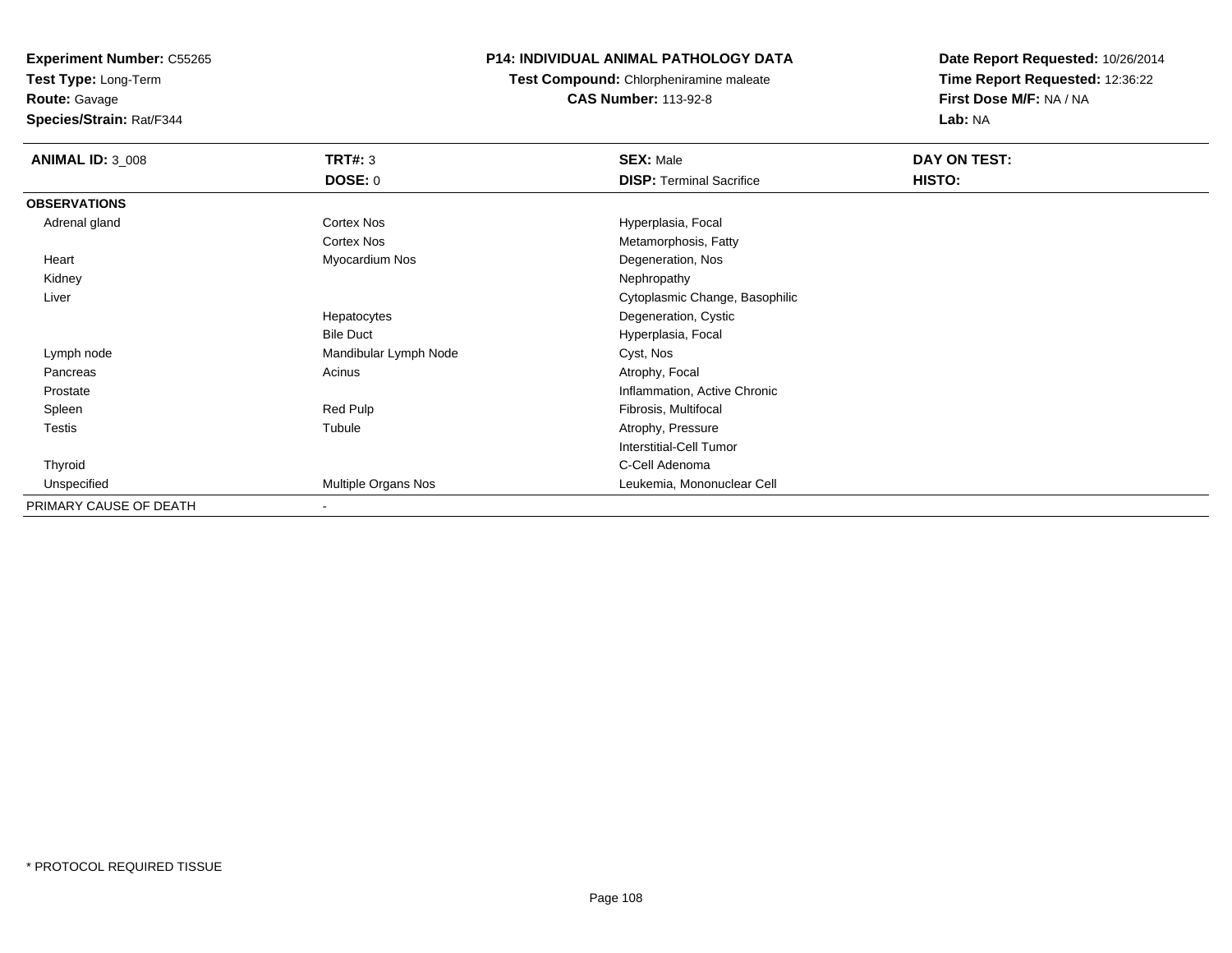**Experiment Number:** C55265
**Test Type:** Long-Term
**Route:** Gavage
**Species/Strain:** Rat/F344

**P14: INDIVIDUAL ANIMAL PATHOLOGY DATA**
**Test Compound:** Chlorpheniramine maleate
**CAS Number:** 113-92-8

**Date Report Requested:** 10/26/2014
**Time Report Requested:** 12:36:22
**First Dose M/F:** NA / NA
**Lab:** NA

| **ANIMAL ID:** 3_008 | **TRT#:** 3 | **SEX:** Male | **DAY ON TEST:** |
|---|---|---|---|
| | **DOSE:** 0 | **DISP:** Terminal Sacrifice | **HISTO:** |
| **OBSERVATIONS** | | | |
| Adrenal gland | Cortex Nos | Hyperplasia, Focal | |
| | Cortex Nos | Metamorphosis, Fatty | |
| Heart | Myocardium Nos | Degeneration, Nos | |
| Kidney | | Nephropathy | |
| Liver | | Cytoplasmic Change, Basophilic | |
| | Hepatocytes | Degeneration, Cystic | |
| | Bile Duct | Hyperplasia, Focal | |
| Lymph node | Mandibular Lymph Node | Cyst, Nos | |
| Pancreas | Acinus | Atrophy, Focal | |
| Prostate | | Inflammation, Active Chronic | |
| Spleen | Red Pulp | Fibrosis, Multifocal | |
| Testis | Tubule | Atrophy, Pressure | |
| | | Interstitial-Cell Tumor | |
| Thyroid | | C-Cell Adenoma | |
| Unspecified | Multiple Organs Nos | Leukemia, Mononuclear Cell | |
| PRIMARY CAUSE OF DEATH | - | | |

* PROTOCOL REQUIRED TISSUE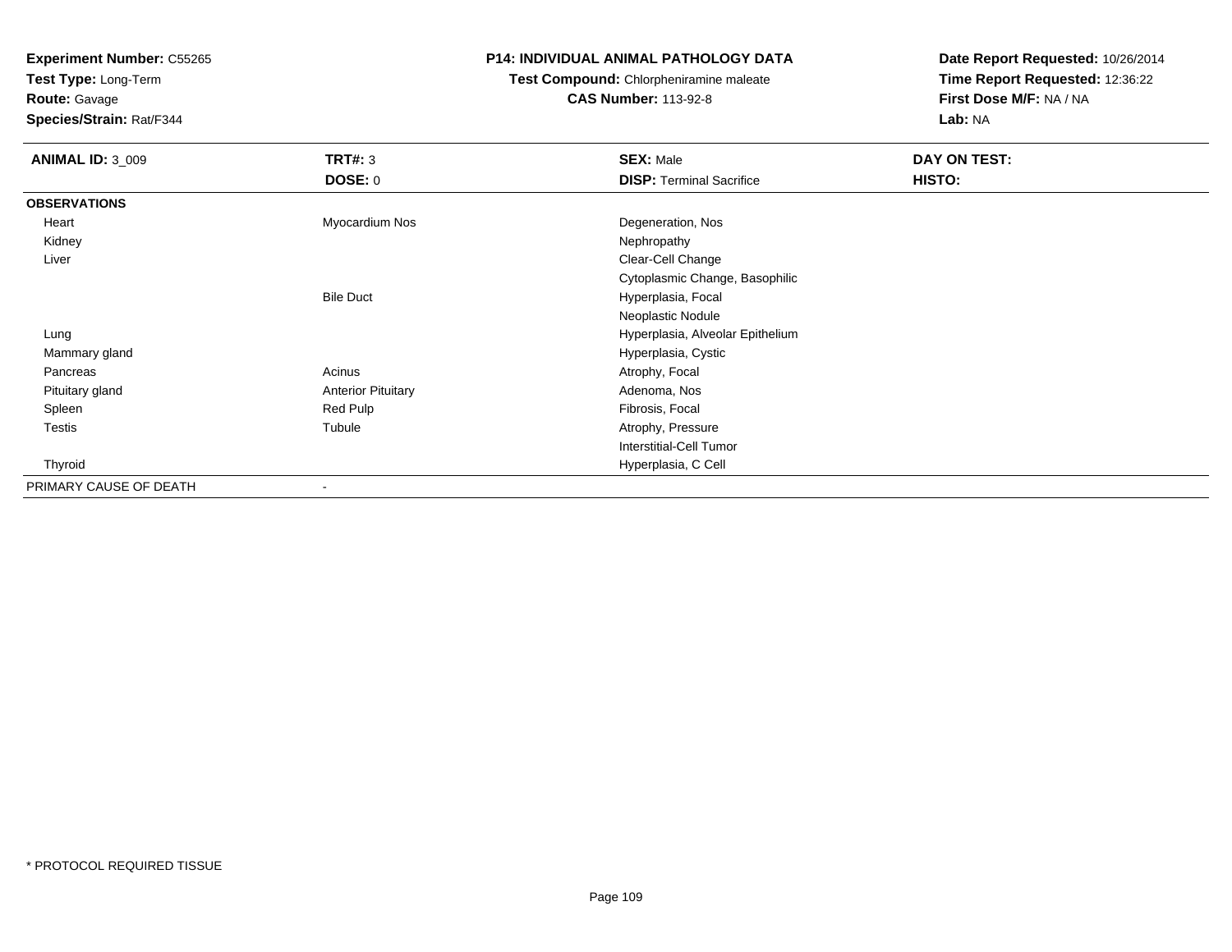**Experiment Number:** C55265
**Test Type:** Long-Term
**Route:** Gavage
**Species/Strain:** Rat/F344

**P14: INDIVIDUAL ANIMAL PATHOLOGY DATA**
**Test Compound:** Chlorpheniramine maleate
**CAS Number:** 113-92-8

**Date Report Requested:** 10/26/2014
**Time Report Requested:** 12:36:22
**First Dose M/F:** NA / NA
**Lab:** NA

| **ANIMAL ID:** 3_009 | **TRT#:** 3 | **SEX:** Male | **DAY ON TEST:** |
|---|---|---|---|
| | **DOSE:** 0 | **DISP:** Terminal Sacrifice | **HISTO:** |
| **OBSERVATIONS** | | | |
| Heart | Myocardium Nos | Degeneration, Nos | |
| Kidney | | Nephropathy | |
| Liver | | Clear-Cell Change | |
| | | Cytoplasmic Change, Basophilic | |
| | Bile Duct | Hyperplasia, Focal | |
| | | Neoplastic Nodule | |
| Lung | | Hyperplasia, Alveolar Epithelium | |
| Mammary gland | | Hyperplasia, Cystic | |
| Pancreas | Acinus | Atrophy, Focal | |
| Pituitary gland | Anterior Pituitary | Adenoma, Nos | |
| Spleen | Red Pulp | Fibrosis, Focal | |
| Testis | Tubule | Atrophy, Pressure | |
| | | Interstitial-Cell Tumor | |
| Thyroid | | Hyperplasia, C Cell | |
| PRIMARY CAUSE OF DEATH | - | | |

* PROTOCOL REQUIRED TISSUE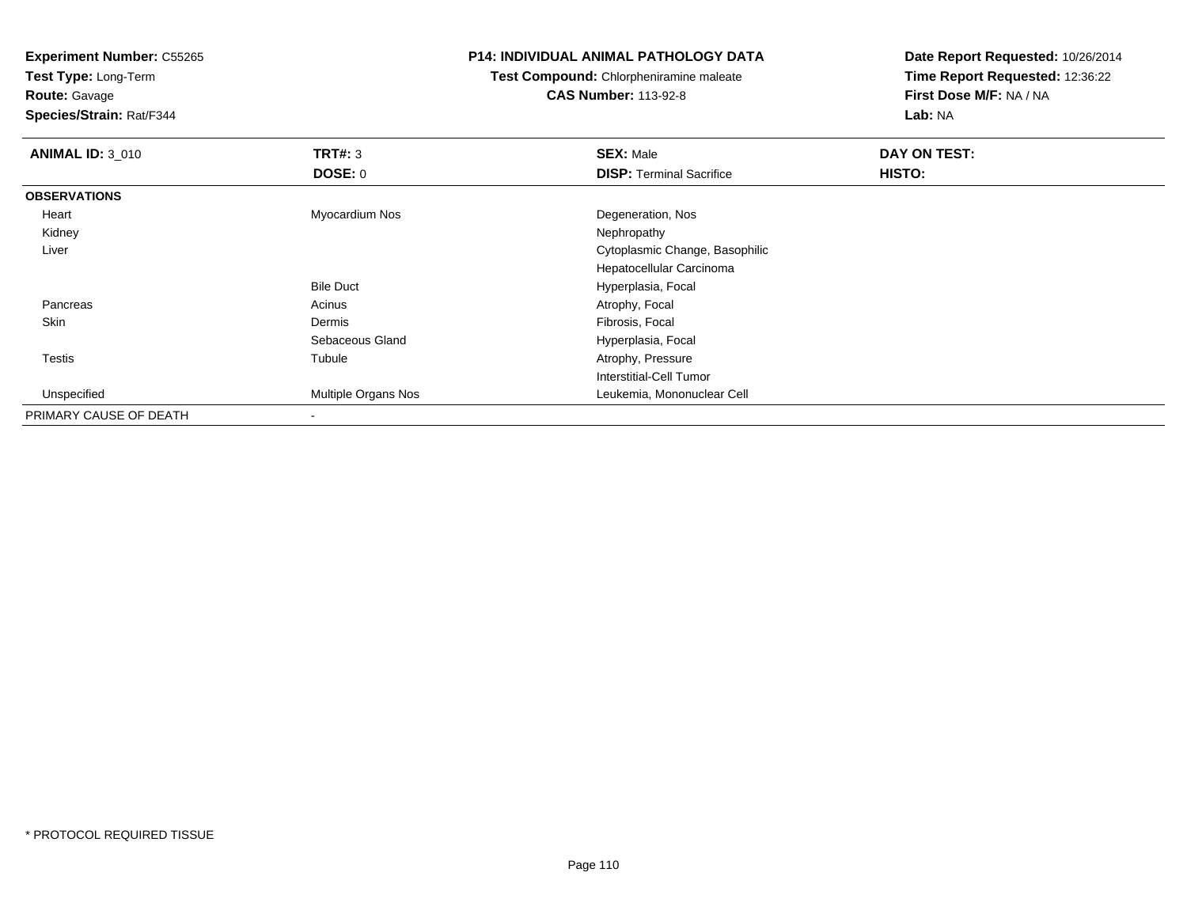**Experiment Number:** C55265
**Test Type:** Long-Term
**Route:** Gavage
**Species/Strain:** Rat/F344

**P14: INDIVIDUAL ANIMAL PATHOLOGY DATA**
**Test Compound:** Chlorpheniramine maleate
**CAS Number:** 113-92-8

**Date Report Requested:** 10/26/2014
**Time Report Requested:** 12:36:22
**First Dose M/F:** NA / NA
**Lab:** NA

| **ANIMAL ID:** 3_010 | **TRT#:** 3 | **SEX:** Male | **DAY ON TEST:** |
|---|---|---|---|
| | **DOSE:** 0 | **DISP:** Terminal Sacrifice | **HISTO:** |
| **OBSERVATIONS** | | | |
| Heart | Myocardium Nos | Degeneration, Nos | |
| Kidney | | Nephropathy | |
| Liver | | Cytoplasmic Change, Basophilic | |
| | | Hepatocellular Carcinoma | |
| | Bile Duct | Hyperplasia, Focal | |
| Pancreas | Acinus | Atrophy, Focal | |
| Skin | Dermis | Fibrosis, Focal | |
| | Sebaceous Gland | Hyperplasia, Focal | |
| Testis | Tubule | Atrophy, Pressure | |
| | | Interstitial-Cell Tumor | |
| Unspecified | Multiple Organs Nos | Leukemia, Mononuclear Cell | |
| PRIMARY CAUSE OF DEATH | - | | |

* PROTOCOL REQUIRED TISSUE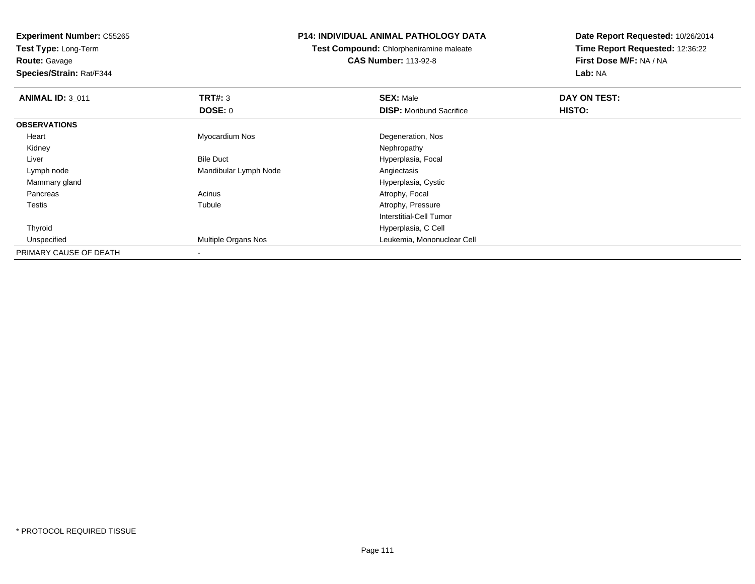**Experiment Number:** C55265
**Test Type:** Long-Term
**Route:** Gavage
**Species/Strain:** Rat/F344

## P14: INDIVIDUAL ANIMAL PATHOLOGY DATA

**Test Compound:** Chlorpheniramine maleate
**CAS Number:** 113-92-8

**Date Report Requested:** 10/26/2014
**Time Report Requested:** 12:36:22
**First Dose M/F:** NA / NA
**Lab:** NA

| **ANIMAL ID:** 3_011 | **TRT#:** 3 | **SEX:** Male | **DAY ON TEST:** |
|---|---|---|---|
| | **DOSE:** 0 | **DISP:** Moribund Sacrifice | **HISTO:** |
| **OBSERVATIONS** | | | |
| Heart | Myocardium Nos | Degeneration, Nos | |
| Kidney | | Nephropathy | |
| Liver | Bile Duct | Hyperplasia, Focal | |
| Lymph node | Mandibular Lymph Node | Angiectasis | |
| Mammary gland | | Hyperplasia, Cystic | |
| Pancreas | Acinus | Atrophy, Focal | |
| Testis | Tubule | Atrophy, Pressure | |
| | | Interstitial-Cell Tumor | |
| Thyroid | | Hyperplasia, C Cell | |
| Unspecified | Multiple Organs Nos | Leukemia, Mononuclear Cell | |
| PRIMARY CAUSE OF DEATH | - | | |

* PROTOCOL REQUIRED TISSUE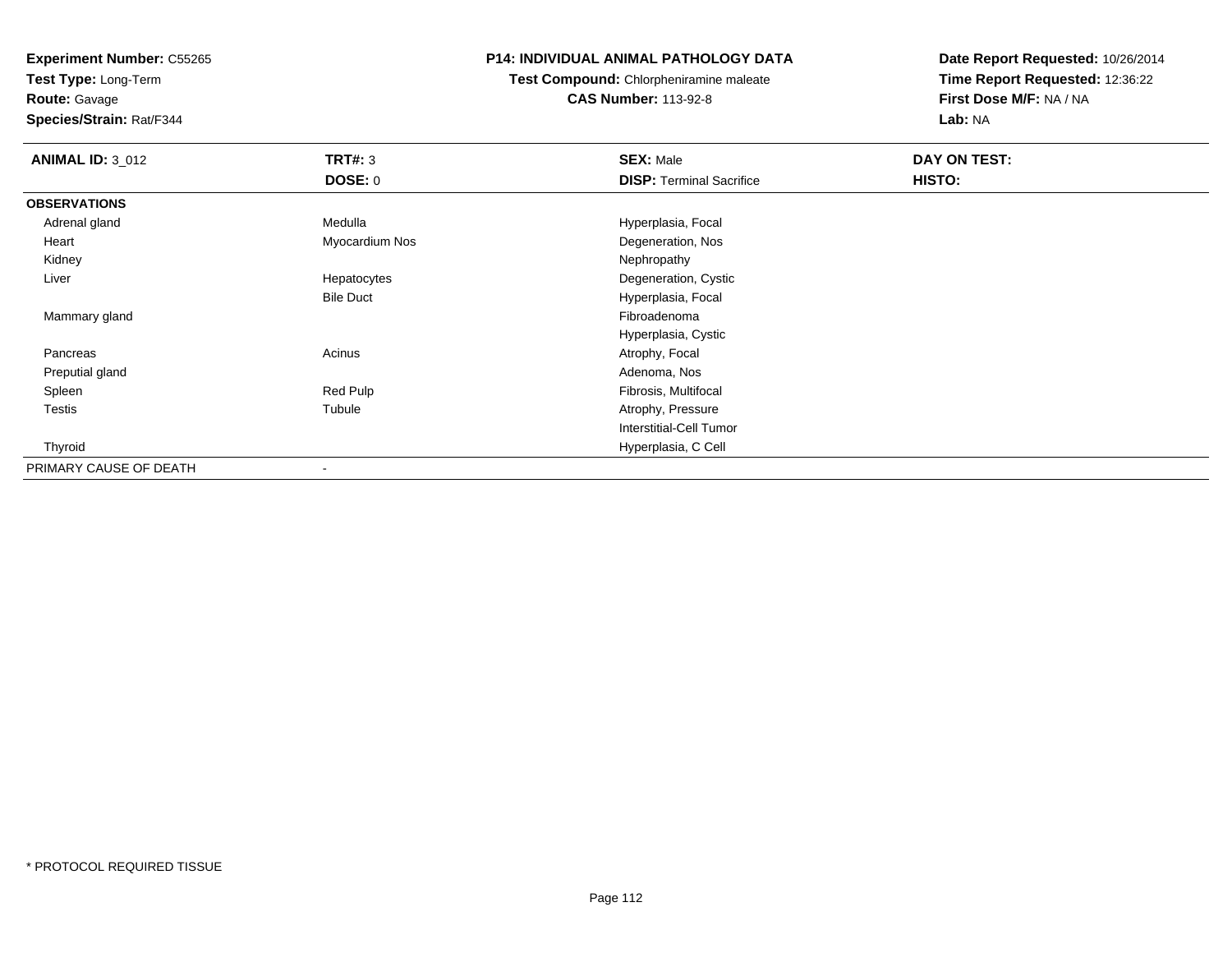**Experiment Number:** C55265
**Test Type:** Long-Term
**Route:** Gavage
**Species/Strain:** Rat/F344

**P14: INDIVIDUAL ANIMAL PATHOLOGY DATA**
**Test Compound:** Chlorpheniramine maleate
**CAS Number:** 113-92-8

**Date Report Requested:** 10/26/2014
**Time Report Requested:** 12:36:22
**First Dose M/F:** NA / NA
**Lab:** NA

| **ANIMAL ID:** 3_012 | **TRT#:** 3 | **SEX:** Male | **DAY ON TEST:** |
|---|---|---|---|
| | **DOSE:** 0 | **DISP:** Terminal Sacrifice | **HISTO:** |
| **OBSERVATIONS** | | | |
| Adrenal gland | Medulla | Hyperplasia, Focal | |
| Heart | Myocardium Nos | Degeneration, Nos | |
| Kidney | | Nephropathy | |
| Liver | Hepatocytes | Degeneration, Cystic | |
| | Bile Duct | Hyperplasia, Focal | |
| Mammary gland | | Fibroadenoma | |
| | | Hyperplasia, Cystic | |
| Pancreas | Acinus | Atrophy, Focal | |
| Preputial gland | | Adenoma, Nos | |
| Spleen | Red Pulp | Fibrosis, Multifocal | |
| Testis | Tubule | Atrophy, Pressure | |
| | | Interstitial-Cell Tumor | |
| Thyroid | | Hyperplasia, C Cell | |
| PRIMARY CAUSE OF DEATH | - | | |

\* PROTOCOL REQUIRED TISSUE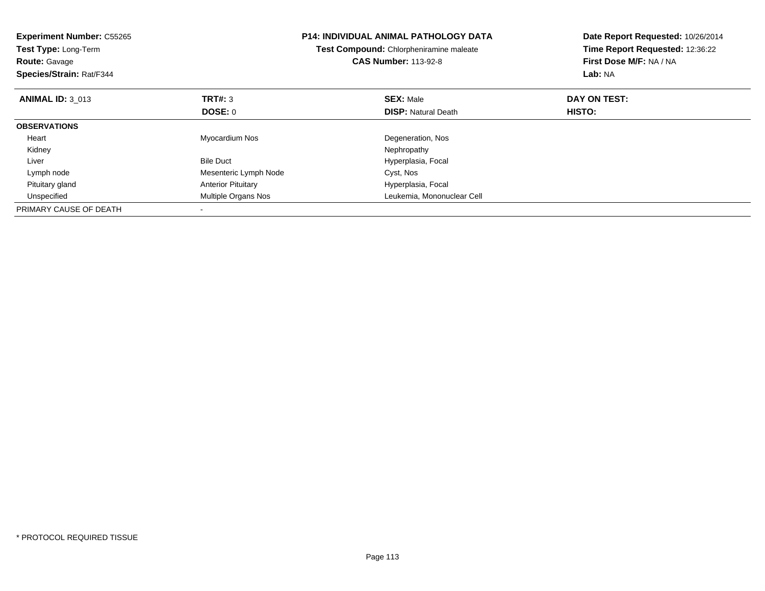**Experiment Number:** C55265
**Test Type:** Long-Term
**Route:** Gavage
**Species/Strain:** Rat/F344

**P14: INDIVIDUAL ANIMAL PATHOLOGY DATA**
**Test Compound:** Chlorpheniramine maleate
**CAS Number:** 113-92-8

**Date Report Requested:** 10/26/2014
**Time Report Requested:** 12:36:22
**First Dose M/F:** NA / NA
**Lab:** NA

| **ANIMAL ID:** 3_013 | **TRT#:** 3 | **SEX:** Male | **DAY ON TEST:** |
|---|---|---|---|
| | **DOSE:** 0 | **DISP:** Natural Death | **HISTO:** |
| **OBSERVATIONS** | | | |
| Heart | Myocardium Nos | Degeneration, Nos | |
| Kidney | | Nephropathy | |
| Liver | Bile Duct | Hyperplasia, Focal | |
| Lymph node | Mesenteric Lymph Node | Cyst, Nos | |
| Pituitary gland | Anterior Pituitary | Hyperplasia, Focal | |
| Unspecified | Multiple Organs Nos | Leukemia, Mononuclear Cell | |
| PRIMARY CAUSE OF DEATH | - | | |

* PROTOCOL REQUIRED TISSUE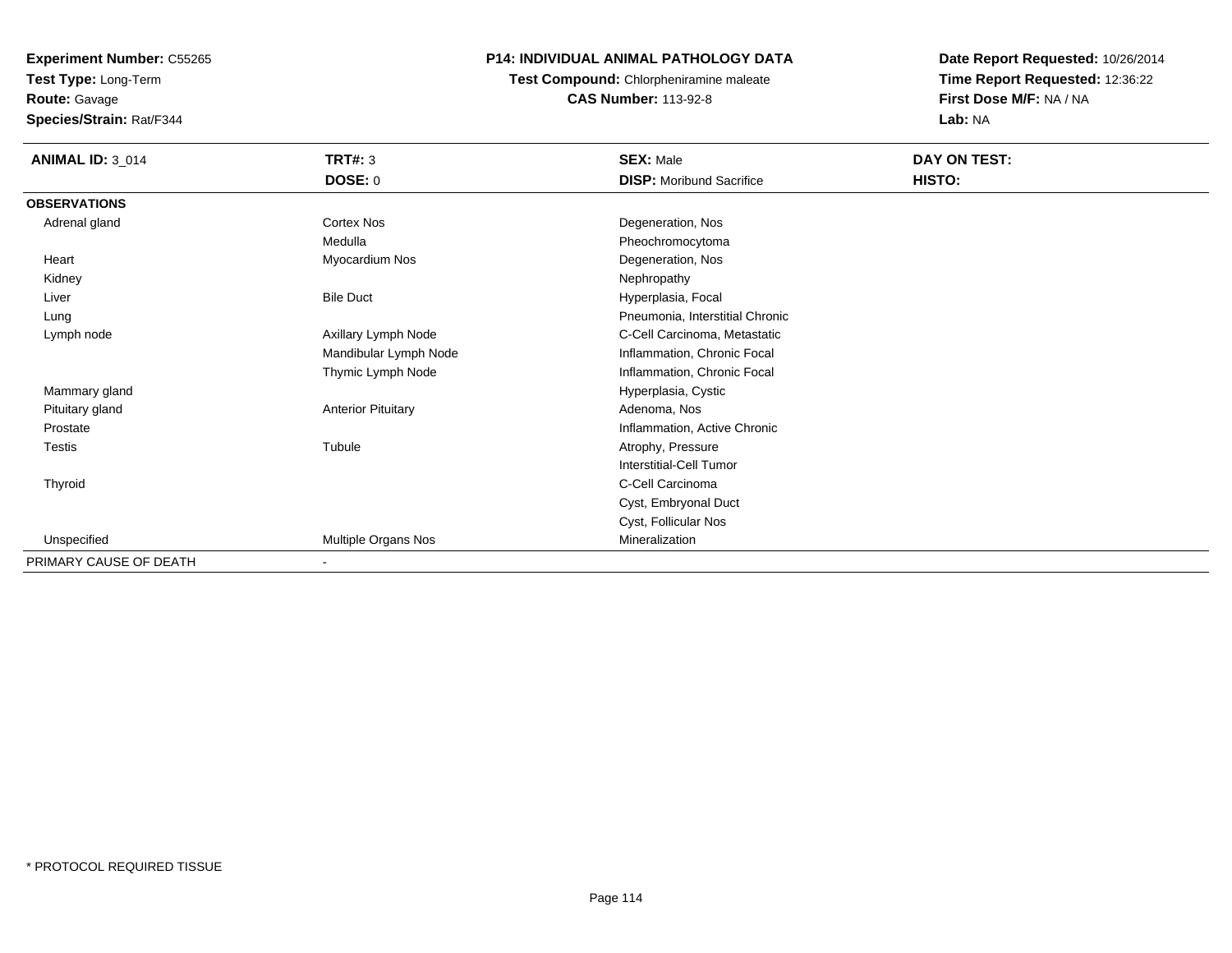**Experiment Number:** C55265
**Test Type:** Long-Term
**Route:** Gavage
**Species/Strain:** Rat/F344

**P14: INDIVIDUAL ANIMAL PATHOLOGY DATA**
**Test Compound:** Chlorpheniramine maleate
**CAS Number:** 113-92-8

**Date Report Requested:** 10/26/2014
**Time Report Requested:** 12:36:22
**First Dose M/F:** NA / NA
**Lab:** NA

| **ANIMAL ID:** 3_014 | **TRT#:** 3 | **SEX:** Male | **DAY ON TEST:** |
|---|---|---|---|
| | **DOSE:** 0 | **DISP:** Moribund Sacrifice | **HISTO:** |
| **OBSERVATIONS** | | | |
| Adrenal gland | Cortex Nos | Degeneration, Nos | |
| | Medulla | Pheochromocytoma | |
| Heart | Myocardium Nos | Degeneration, Nos | |
| Kidney | | Nephropathy | |
| Liver | Bile Duct | Hyperplasia, Focal | |
| Lung | | Pneumonia, Interstitial Chronic | |
| Lymph node | Axillary Lymph Node | C-Cell Carcinoma, Metastatic | |
| | Mandibular Lymph Node | Inflammation, Chronic Focal | |
| | Thymic Lymph Node | Inflammation, Chronic Focal | |
| Mammary gland | | Hyperplasia, Cystic | |
| Pituitary gland | Anterior Pituitary | Adenoma, Nos | |
| Prostate | | Inflammation, Active Chronic | |
| Testis | Tubule | Atrophy, Pressure | |
| | | Interstitial-Cell Tumor | |
| Thyroid | | C-Cell Carcinoma | |
| | | Cyst, Embryonal Duct | |
| | | Cyst, Follicular Nos | |
| Unspecified | Multiple Organs Nos | Mineralization | |
| PRIMARY CAUSE OF DEATH | - | | |

* PROTOCOL REQUIRED TISSUE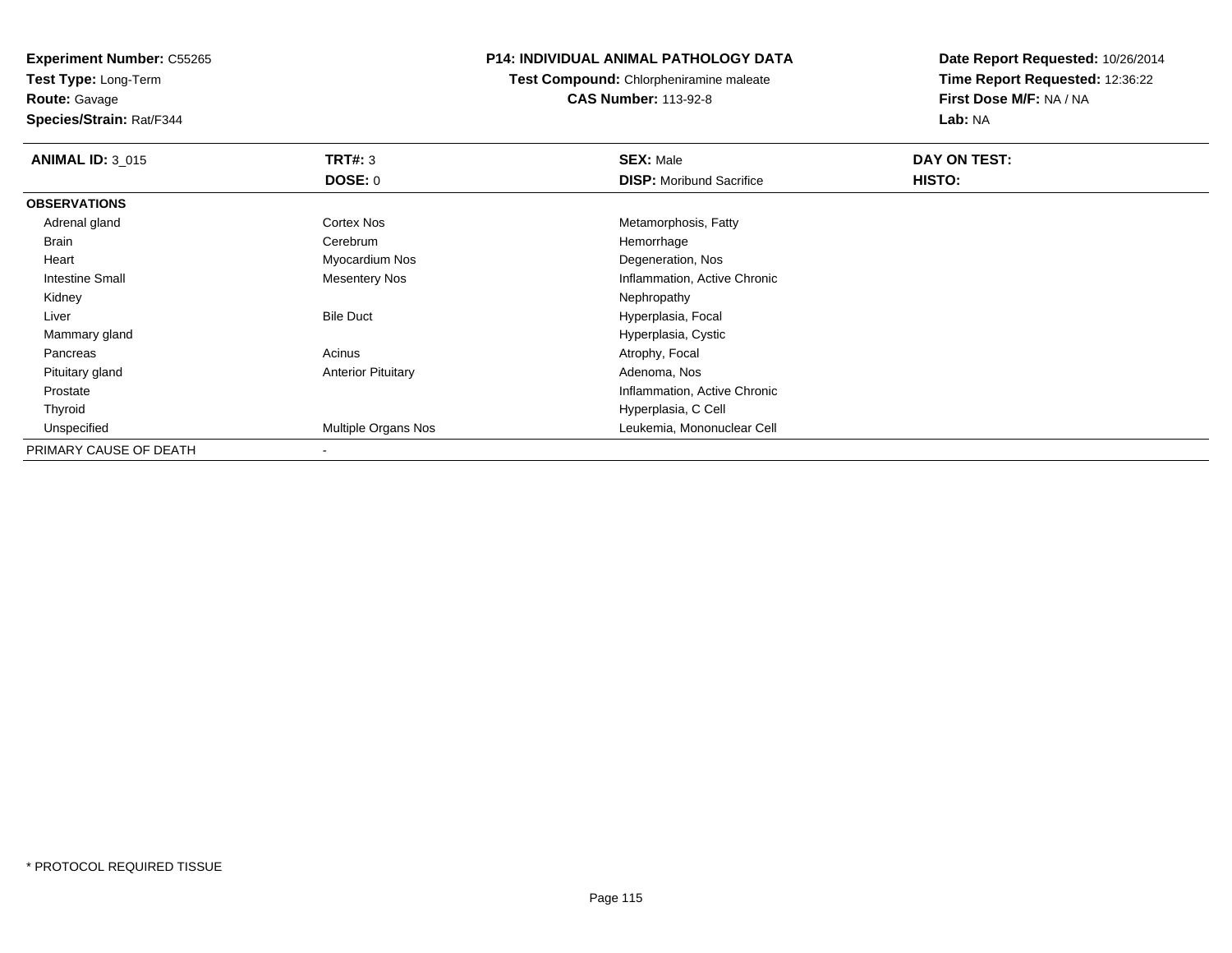**Experiment Number:** C55265
**Test Type:** Long-Term
**Route:** Gavage
**Species/Strain:** Rat/F344

**P14: INDIVIDUAL ANIMAL PATHOLOGY DATA**
**Test Compound:** Chlorpheniramine maleate
**CAS Number:** 113-92-8

**Date Report Requested:** 10/26/2014
**Time Report Requested:** 12:36:22
**First Dose M/F:** NA / NA
**Lab:** NA

| **ANIMAL ID:** 3_015 | **TRT#:** 3 | **SEX:** Male | **DAY ON TEST:** |
|---|---|---|---|
| | **DOSE:** 0 | **DISP:** Moribund Sacrifice | **HISTO:** |
| **OBSERVATIONS** | | | |
| Adrenal gland | Cortex Nos | Metamorphosis, Fatty | |
| Brain | Cerebrum | Hemorrhage | |
| Heart | Myocardium Nos | Degeneration, Nos | |
| Intestine Small | Mesentery Nos | Inflammation, Active Chronic | |
| Kidney | | Nephropathy | |
| Liver | Bile Duct | Hyperplasia, Focal | |
| Mammary gland | | Hyperplasia, Cystic | |
| Pancreas | Acinus | Atrophy, Focal | |
| Pituitary gland | Anterior Pituitary | Adenoma, Nos | |
| Prostate | | Inflammation, Active Chronic | |
| Thyroid | | Hyperplasia, C Cell | |
| Unspecified | Multiple Organs Nos | Leukemia, Mononuclear Cell | |
| PRIMARY CAUSE OF DEATH | - | | |

\* PROTOCOL REQUIRED TISSUE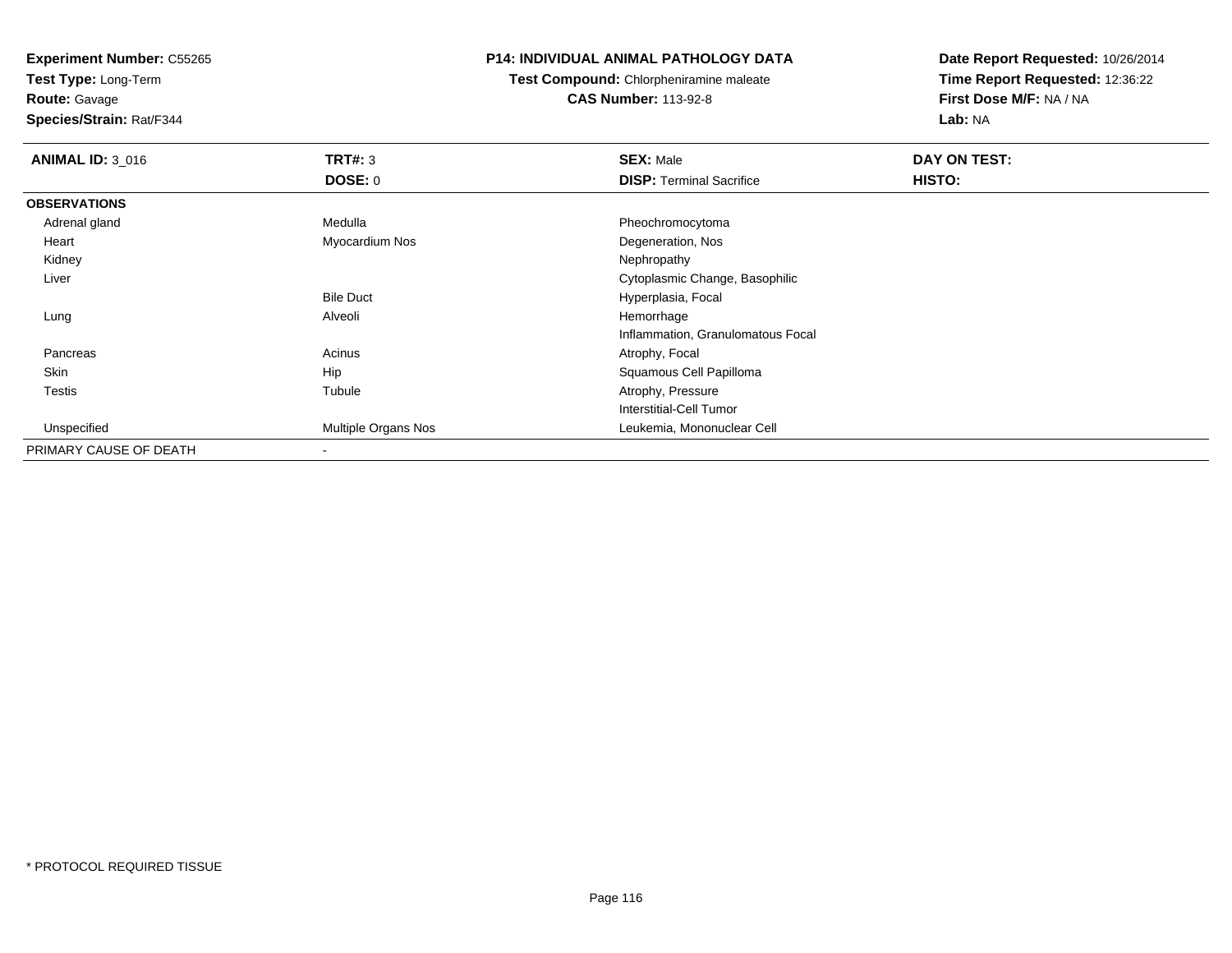**Experiment Number:** C55265
**Test Type:** Long-Term
**Route:** Gavage
**Species/Strain:** Rat/F344

**P14: INDIVIDUAL ANIMAL PATHOLOGY DATA**
**Test Compound:** Chlorpheniramine maleate
**CAS Number:** 113-92-8

**Date Report Requested:** 10/26/2014
**Time Report Requested:** 12:36:22
**First Dose M/F:** NA / NA
**Lab:** NA

| **ANIMAL ID:** 3_016 | **TRT#:** 3 | **SEX:** Male | **DAY ON TEST:** |
|---|---|---|---|
| | **DOSE:** 0 | **DISP:** Terminal Sacrifice | **HISTO:** |
| **OBSERVATIONS** | | | |
| Adrenal gland | Medulla | Pheochromocytoma | |
| Heart | Myocardium Nos | Degeneration, Nos | |
| Kidney | | Nephropathy | |
| Liver | | Cytoplasmic Change, Basophilic | |
| | Bile Duct | Hyperplasia, Focal | |
| Lung | Alveoli | Hemorrhage | |
| | | Inflammation, Granulomatous Focal | |
| Pancreas | Acinus | Atrophy, Focal | |
| Skin | Hip | Squamous Cell Papilloma | |
| Testis | Tubule | Atrophy, Pressure | |
| | | Interstitial-Cell Tumor | |
| Unspecified | Multiple Organs Nos | Leukemia, Mononuclear Cell | |
| PRIMARY CAUSE OF DEATH | - | | |

* PROTOCOL REQUIRED TISSUE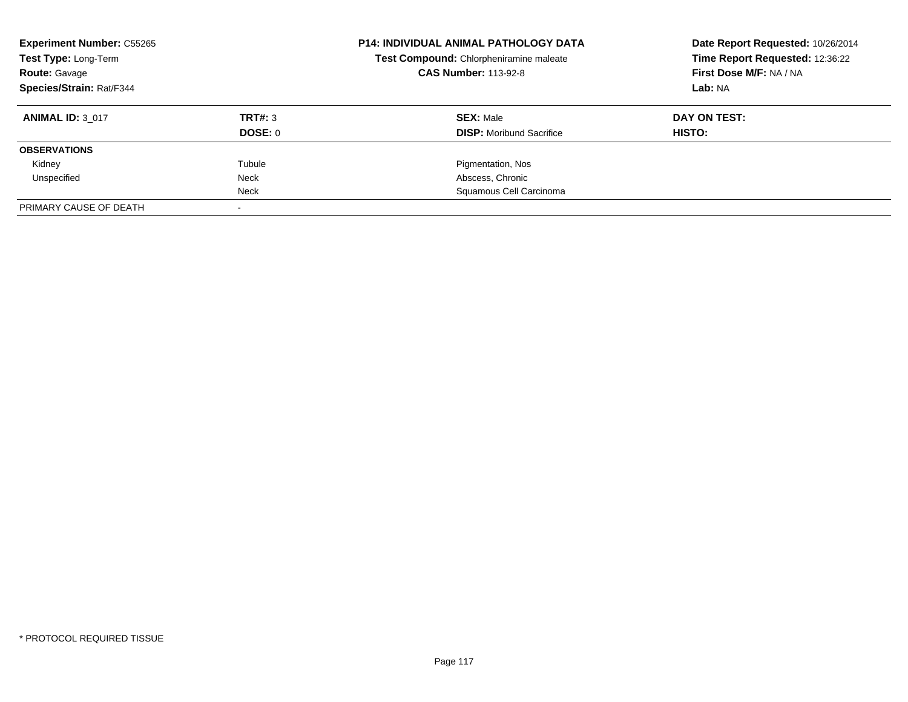**Experiment Number:** C55265
**Test Type:** Long-Term
**Route:** Gavage
**Species/Strain:** Rat/F344

**P14: INDIVIDUAL ANIMAL PATHOLOGY DATA**
**Test Compound:** Chlorpheniramine maleate
**CAS Number:** 113-92-8

**Date Report Requested:** 10/26/2014
**Time Report Requested:** 12:36:22
**First Dose M/F:** NA / NA
**Lab:** NA

| **ANIMAL ID:** 3_017 | **TRT#:** 3 | **SEX:** Male | **DAY ON TEST:** |
|---|---|---|---|
| | **DOSE:** 0 | **DISP:** Moribund Sacrifice | **HISTO:** |
| **OBSERVATIONS** | | | |
| Kidney | Tubule | Pigmentation, Nos | |
| Unspecified | Neck | Abscess, Chronic | |
| | Neck | Squamous Cell Carcinoma | |
| PRIMARY CAUSE OF DEATH | - | | |

* PROTOCOL REQUIRED TISSUE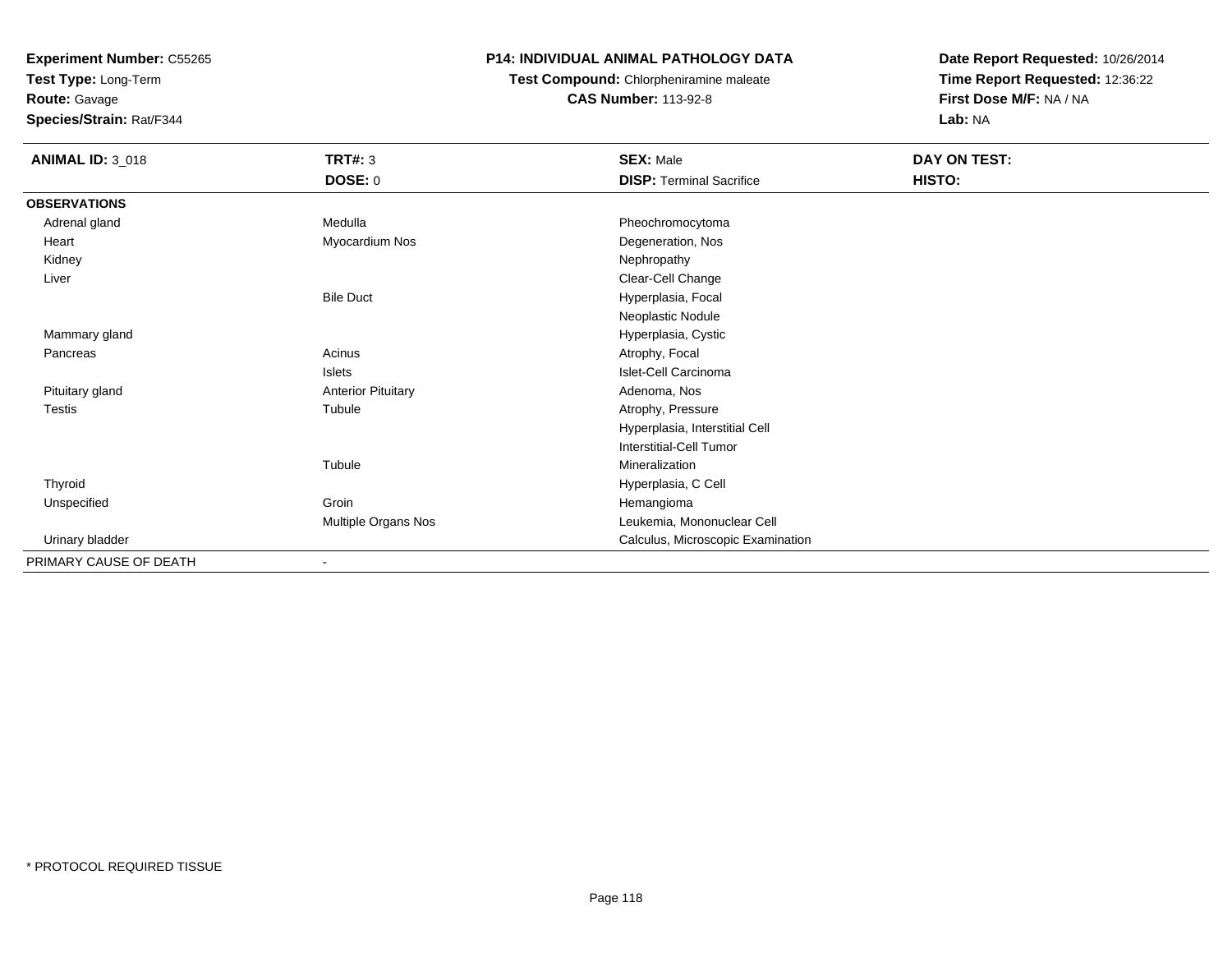**Experiment Number:** C55265
**Test Type:** Long-Term
**Route:** Gavage
**Species/Strain:** Rat/F344

**P14: INDIVIDUAL ANIMAL PATHOLOGY DATA**
**Test Compound:** Chlorpheniramine maleate
**CAS Number:** 113-92-8

**Date Report Requested:** 10/26/2014
**Time Report Requested:** 12:36:22
**First Dose M/F:** NA / NA
**Lab:** NA

| ANIMAL ID: 3_018 | TRT#: 3 | SEX: Male | DAY ON TEST: |
|---|---|---|---|
| | DOSE: 0 | DISP: Terminal Sacrifice | HISTO: |
| **OBSERVATIONS** | | | |
| Adrenal gland | Medulla | Pheochromocytoma | |
| Heart | Myocardium Nos | Degeneration, Nos | |
| Kidney | | Nephropathy | |
| Liver | | Clear-Cell Change | |
| | Bile Duct | Hyperplasia, Focal | |
| | | Neoplastic Nodule | |
| Mammary gland | | Hyperplasia, Cystic | |
| Pancreas | Acinus | Atrophy, Focal | |
| | Islets | Islet-Cell Carcinoma | |
| Pituitary gland | Anterior Pituitary | Adenoma, Nos | |
| Testis | Tubule | Atrophy, Pressure | |
| | | Hyperplasia, Interstitial Cell | |
| | | Interstitial-Cell Tumor | |
| | Tubule | Mineralization | |
| Thyroid | | Hyperplasia, C Cell | |
| Unspecified | Groin | Hemangioma | |
| | Multiple Organs Nos | Leukemia, Mononuclear Cell | |
| Urinary bladder | | Calculus, Microscopic Examination | |
| PRIMARY CAUSE OF DEATH | - | | |

* PROTOCOL REQUIRED TISSUE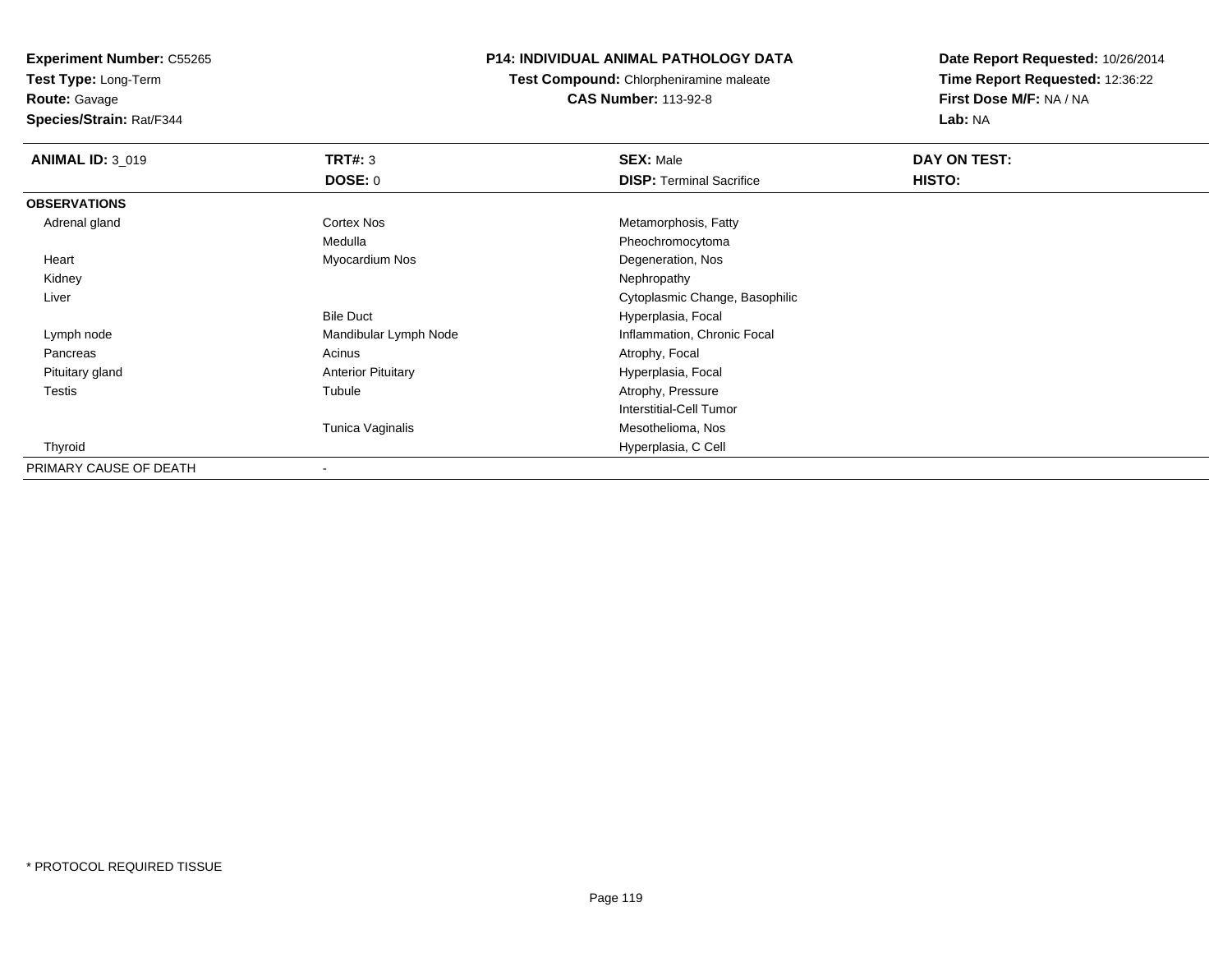**Experiment Number:** C55265
**Test Type:** Long-Term
**Route:** Gavage
**Species/Strain:** Rat/F344

**P14: INDIVIDUAL ANIMAL PATHOLOGY DATA**
**Test Compound:** Chlorpheniramine maleate
**CAS Number:** 113-92-8

**Date Report Requested:** 10/26/2014
**Time Report Requested:** 12:36:22
**First Dose M/F:** NA / NA
**Lab:** NA

| **ANIMAL ID:** 3_019 | **TRT#:** 3 | **SEX:** Male | **DAY ON TEST:** |
|---|---|---|---|
| | **DOSE:** 0 | **DISP:** Terminal Sacrifice | **HISTO:** |
| **OBSERVATIONS** | | | |
| Adrenal gland | Cortex Nos | Metamorphosis, Fatty | |
| | Medulla | Pheochromocytoma | |
| Heart | Myocardium Nos | Degeneration, Nos | |
| Kidney | | Nephropathy | |
| Liver | | Cytoplasmic Change, Basophilic | |
| | Bile Duct | Hyperplasia, Focal | |
| Lymph node | Mandibular Lymph Node | Inflammation, Chronic Focal | |
| Pancreas | Acinus | Atrophy, Focal | |
| Pituitary gland | Anterior Pituitary | Hyperplasia, Focal | |
| Testis | Tubule | Atrophy, Pressure | |
| | | Interstitial-Cell Tumor | |
| | Tunica Vaginalis | Mesothelioma, Nos | |
| Thyroid | | Hyperplasia, C Cell | |
| PRIMARY CAUSE OF DEATH | - | | |

* PROTOCOL REQUIRED TISSUE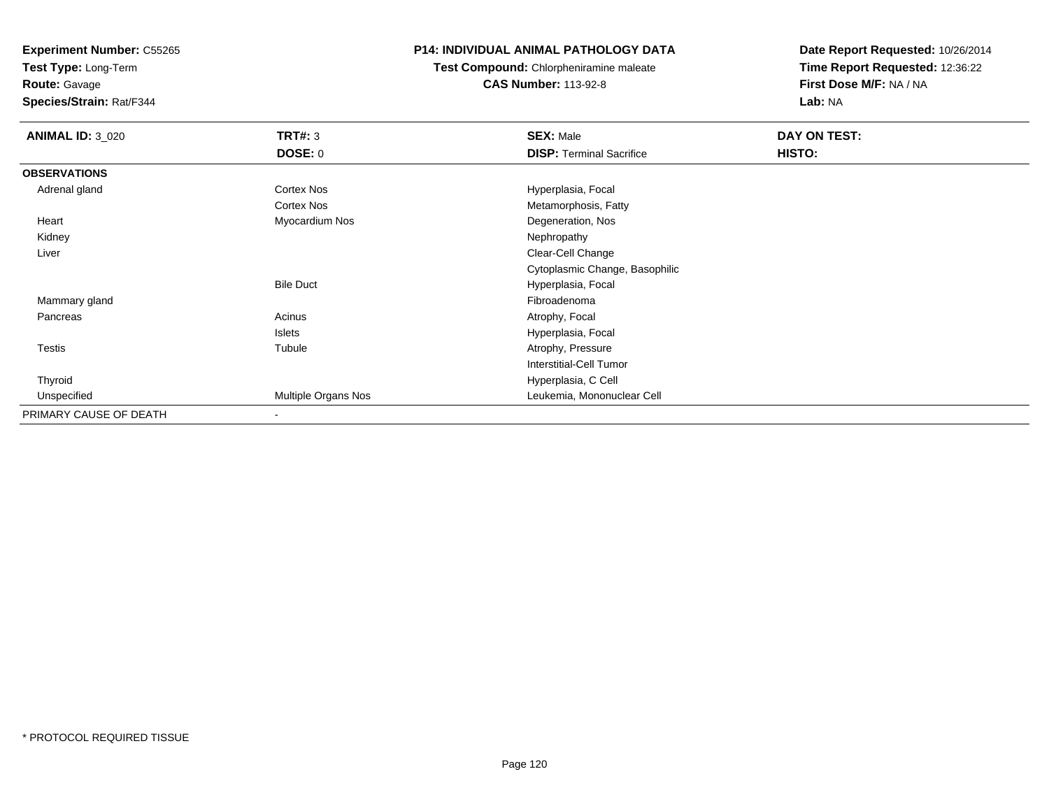**Experiment Number:** C55265
**Test Type:** Long-Term
**Route:** Gavage
**Species/Strain:** Rat/F344

**P14: INDIVIDUAL ANIMAL PATHOLOGY DATA**
**Test Compound:** Chlorpheniramine maleate
**CAS Number:** 113-92-8

**Date Report Requested:** 10/26/2014
**Time Report Requested:** 12:36:22
**First Dose M/F:** NA / NA
**Lab:** NA

| **ANIMAL ID:** 3_020 | **TRT#:** 3 | **SEX:** Male | **DAY ON TEST:** |
|---|---|---|---|
| | **DOSE:** 0 | **DISP:** Terminal Sacrifice | **HISTO:** |
| **OBSERVATIONS** | | | |
| Adrenal gland | Cortex Nos | Hyperplasia, Focal | |
| | Cortex Nos | Metamorphosis, Fatty | |
| Heart | Myocardium Nos | Degeneration, Nos | |
| Kidney | | Nephropathy | |
| Liver | | Clear-Cell Change | |
| | | Cytoplasmic Change, Basophilic | |
| | Bile Duct | Hyperplasia, Focal | |
| Mammary gland | | Fibroadenoma | |
| Pancreas | Acinus | Atrophy, Focal | |
| | Islets | Hyperplasia, Focal | |
| Testis | Tubule | Atrophy, Pressure | |
| | | Interstitial-Cell Tumor | |
| Thyroid | | Hyperplasia, C Cell | |
| Unspecified | Multiple Organs Nos | Leukemia, Mononuclear Cell | |
| PRIMARY CAUSE OF DEATH | - | | |

* PROTOCOL REQUIRED TISSUE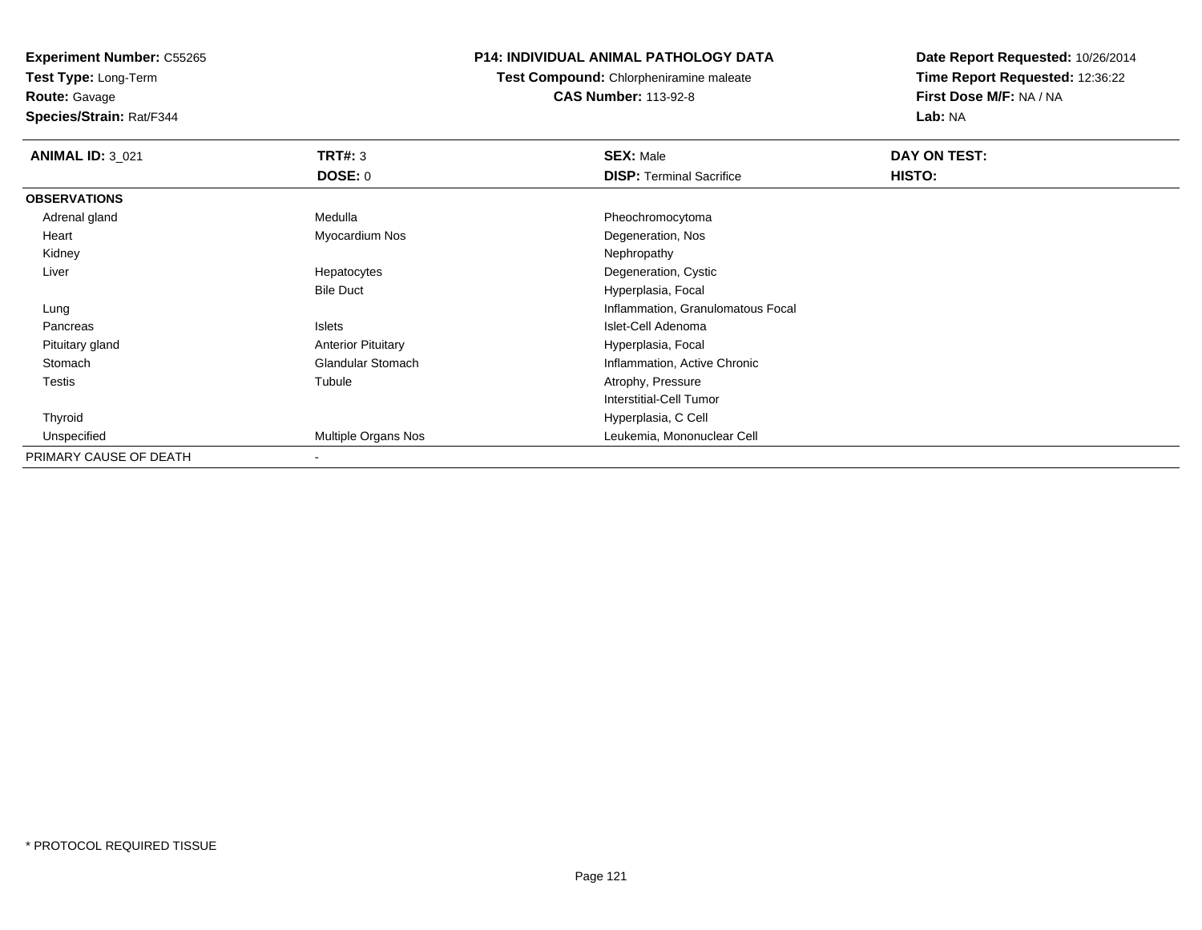**Experiment Number:** C55265
**Test Type:** Long-Term
**Route:** Gavage
**Species/Strain:** Rat/F344

**P14: INDIVIDUAL ANIMAL PATHOLOGY DATA**
**Test Compound:** Chlorpheniramine maleate
**CAS Number:** 113-92-8

**Date Report Requested:** 10/26/2014
**Time Report Requested:** 12:36:22
**First Dose M/F:** NA / NA
**Lab:** NA

| **ANIMAL ID:** 3_021 | **TRT#:** 3 | **SEX:** Male | **DAY ON TEST:** |
|---|---|---|---|
| | **DOSE:** 0 | **DISP:** Terminal Sacrifice | **HISTO:** |
| **OBSERVATIONS** | | | |
| Adrenal gland | Medulla | Pheochromocytoma | |
| Heart | Myocardium Nos | Degeneration, Nos | |
| Kidney | | Nephropathy | |
| Liver | Hepatocytes | Degeneration, Cystic | |
| | Bile Duct | Hyperplasia, Focal | |
| Lung | | Inflammation, Granulomatous Focal | |
| Pancreas | Islets | Islet-Cell Adenoma | |
| Pituitary gland | Anterior Pituitary | Hyperplasia, Focal | |
| Stomach | Glandular Stomach | Inflammation, Active Chronic | |
| Testis | Tubule | Atrophy, Pressure | |
| | | Interstitial-Cell Tumor | |
| Thyroid | | Hyperplasia, C Cell | |
| Unspecified | Multiple Organs Nos | Leukemia, Mononuclear Cell | |
| PRIMARY CAUSE OF DEATH | - | | |

* PROTOCOL REQUIRED TISSUE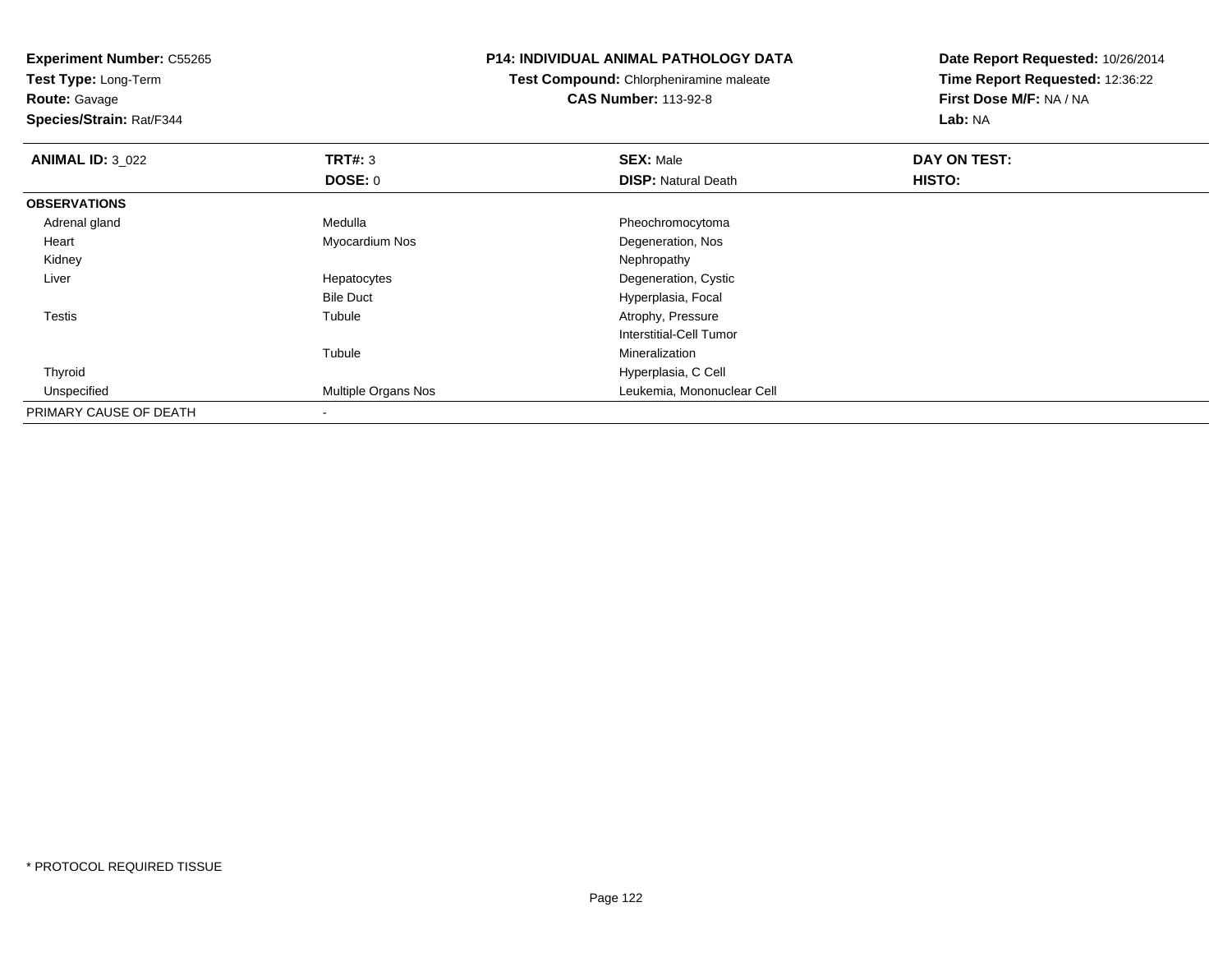**Experiment Number:** C55265
**Test Type:** Long-Term
**Route:** Gavage
**Species/Strain:** Rat/F344

**P14: INDIVIDUAL ANIMAL PATHOLOGY DATA**
**Test Compound:** Chlorpheniramine maleate
**CAS Number:** 113-92-8

**Date Report Requested:** 10/26/2014
**Time Report Requested:** 12:36:22
**First Dose M/F:** NA / NA
**Lab:** NA

| **ANIMAL ID:** 3_022 | **TRT#:** 3 | **SEX:** Male | **DAY ON TEST:** |
|---|---|---|---|
| | **DOSE:** 0 | **DISP:** Natural Death | **HISTO:** |
| **OBSERVATIONS** | | | |
| Adrenal gland | Medulla | Pheochromocytoma | |
| Heart | Myocardium Nos | Degeneration, Nos | |
| Kidney | | Nephropathy | |
| Liver | Hepatocytes | Degeneration, Cystic | |
| | Bile Duct | Hyperplasia, Focal | |
| Testis | Tubule | Atrophy, Pressure | |
| | | Interstitial-Cell Tumor | |
| | Tubule | Mineralization | |
| Thyroid | | Hyperplasia, C Cell | |
| Unspecified | Multiple Organs Nos | Leukemia, Mononuclear Cell | |
| PRIMARY CAUSE OF DEATH | - | | |

* PROTOCOL REQUIRED TISSUE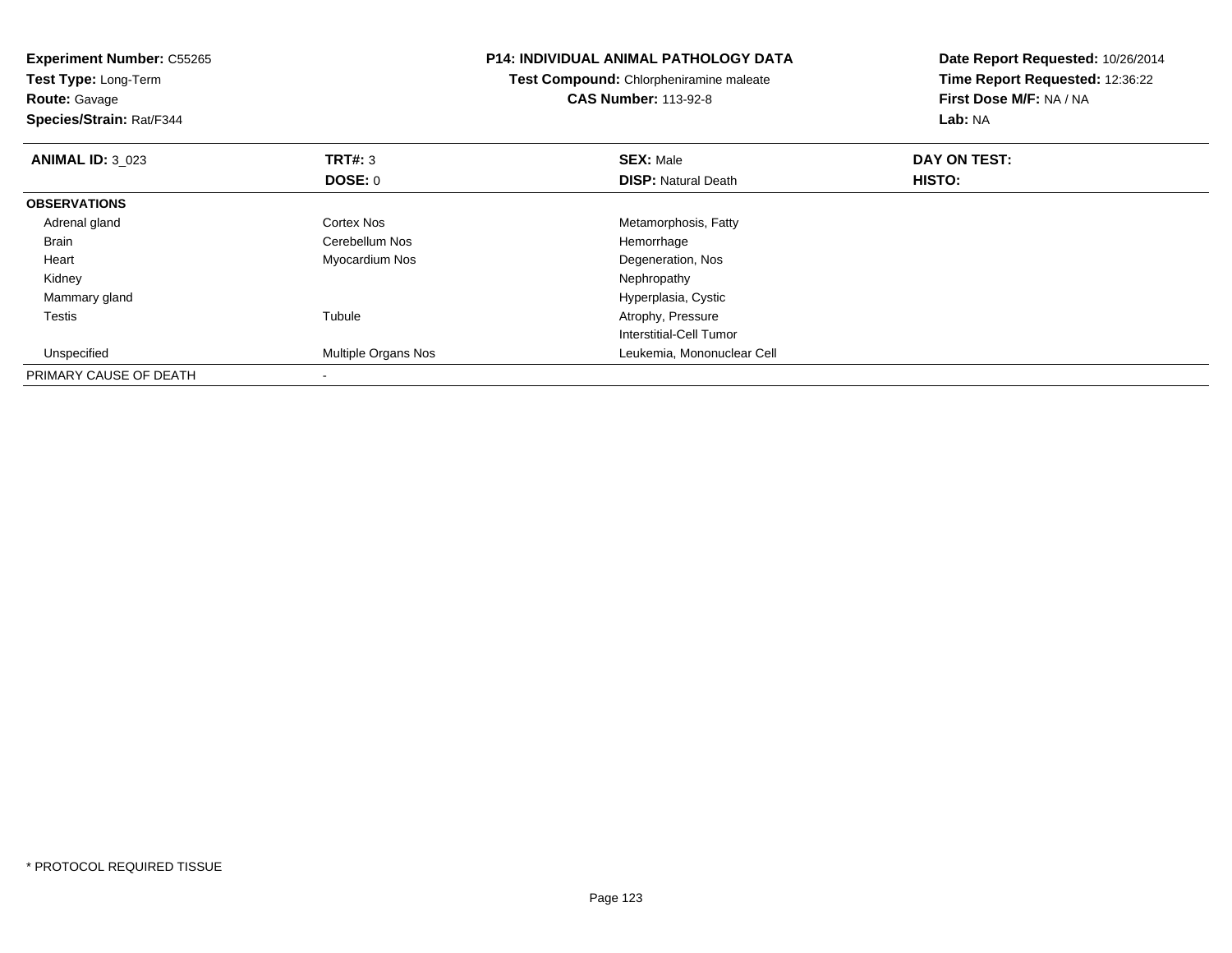**Experiment Number:** C55265
**Test Type:** Long-Term
**Route:** Gavage
**Species/Strain:** Rat/F344

**P14: INDIVIDUAL ANIMAL PATHOLOGY DATA**
**Test Compound:** Chlorpheniramine maleate
**CAS Number:** 113-92-8

**Date Report Requested:** 10/26/2014
**Time Report Requested:** 12:36:22
**First Dose M/F:** NA / NA
**Lab:** NA

| **ANIMAL ID:** 3_023 | **TRT#:** 3 | **SEX:** Male | **DAY ON TEST:** |
|---|---|---|---|
| | **DOSE:** 0 | **DISP:** Natural Death | **HISTO:** |
| **OBSERVATIONS** | | | |
| Adrenal gland | Cortex Nos | Metamorphosis, Fatty | |
| Brain | Cerebellum Nos | Hemorrhage | |
| Heart | Myocardium Nos | Degeneration, Nos | |
| Kidney | | Nephropathy | |
| Mammary gland | | Hyperplasia, Cystic | |
| Testis | Tubule | Atrophy, Pressure | |
| | | Interstitial-Cell Tumor | |
| Unspecified | Multiple Organs Nos | Leukemia, Mononuclear Cell | |
| PRIMARY CAUSE OF DEATH | - | | |

* PROTOCOL REQUIRED TISSUE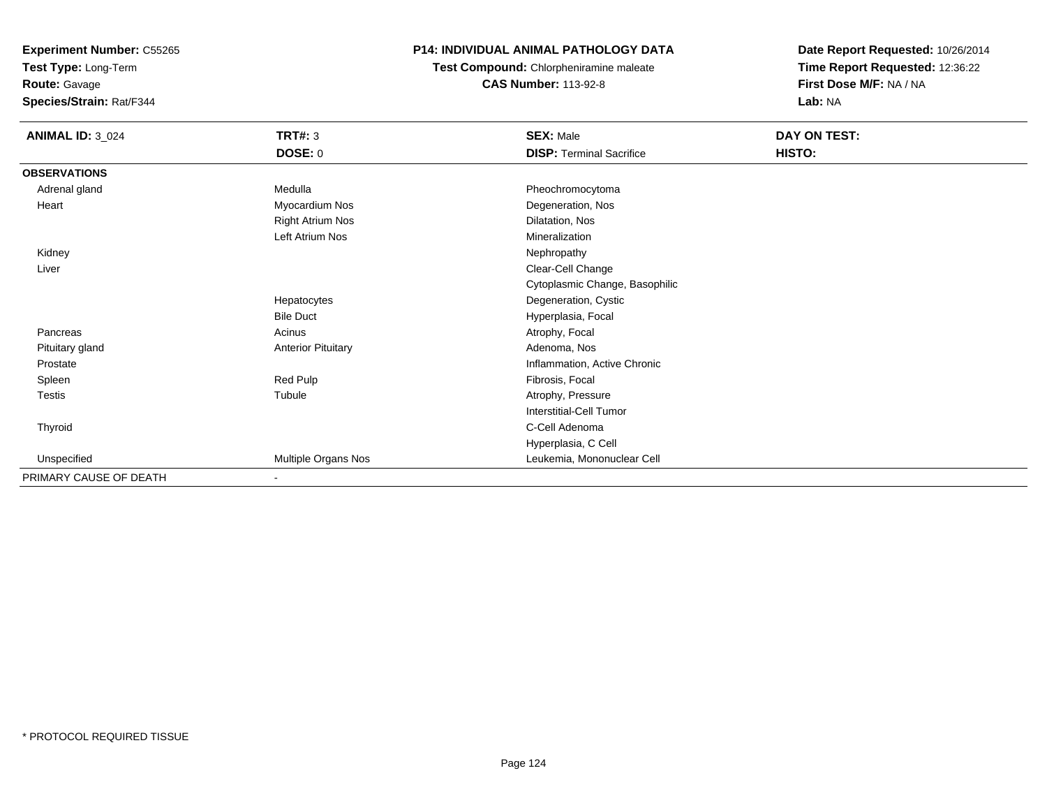**Experiment Number:** C55265
**Test Type:** Long-Term
**Route:** Gavage
**Species/Strain:** Rat/F344

**P14: INDIVIDUAL ANIMAL PATHOLOGY DATA**
**Test Compound:** Chlorpheniramine maleate
**CAS Number:** 113-92-8

**Date Report Requested:** 10/26/2014
**Time Report Requested:** 12:36:22
**First Dose M/F:** NA / NA
**Lab:** NA

| **ANIMAL ID:** 3_024 | **TRT#:** 3 | **SEX:** Male | **DAY ON TEST:** |
|---|---|---|---|
| | **DOSE:** 0 | **DISP:** Terminal Sacrifice | **HISTO:** |
| **OBSERVATIONS** | | | |
| Adrenal gland | Medulla | Pheochromocytoma | |
| Heart | Myocardium Nos | Degeneration, Nos | |
| | Right Atrium Nos | Dilatation, Nos | |
| | Left Atrium Nos | Mineralization | |
| Kidney | | Nephropathy | |
| Liver | | Clear-Cell Change | |
| | | Cytoplasmic Change, Basophilic | |
| | Hepatocytes | Degeneration, Cystic | |
| | Bile Duct | Hyperplasia, Focal | |
| Pancreas | Acinus | Atrophy, Focal | |
| Pituitary gland | Anterior Pituitary | Adenoma, Nos | |
| Prostate | | Inflammation, Active Chronic | |
| Spleen | Red Pulp | Fibrosis, Focal | |
| Testis | Tubule | Atrophy, Pressure | |
| | | Interstitial-Cell Tumor | |
| Thyroid | | C-Cell Adenoma | |
| | | Hyperplasia, C Cell | |
| Unspecified | Multiple Organs Nos | Leukemia, Mononuclear Cell | |
| PRIMARY CAUSE OF DEATH | - | | |

* PROTOCOL REQUIRED TISSUE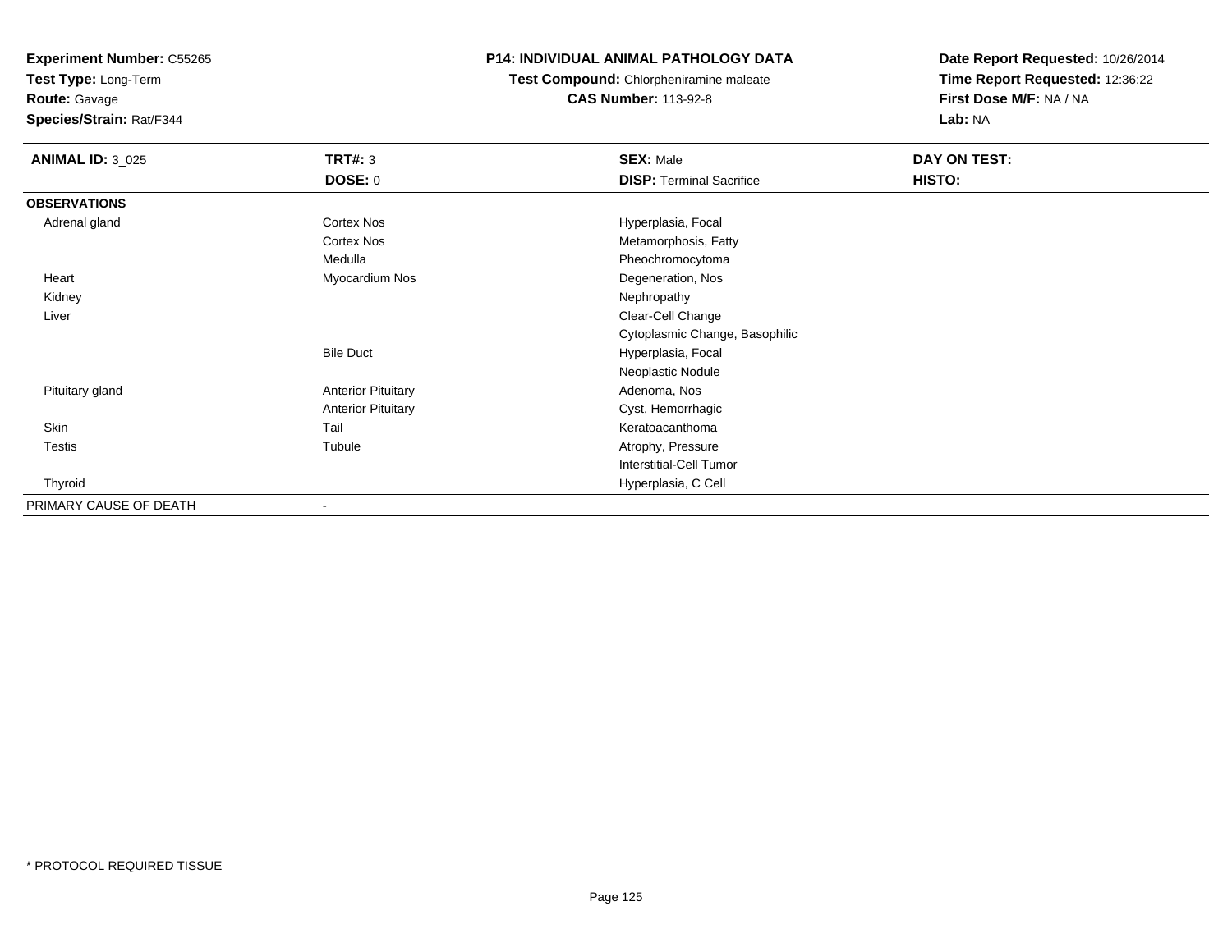**Experiment Number:** C55265
**Test Type:** Long-Term
**Route:** Gavage
**Species/Strain:** Rat/F344

**P14: INDIVIDUAL ANIMAL PATHOLOGY DATA**
**Test Compound:** Chlorpheniramine maleate
**CAS Number:** 113-92-8

**Date Report Requested:** 10/26/2014
**Time Report Requested:** 12:36:22
**First Dose M/F:** NA / NA
**Lab:** NA

| **ANIMAL ID:** 3_025 | **TRT#:** 3 | **SEX:** Male | **DAY ON TEST:** |
|---|---|---|---|
| | **DOSE:** 0 | **DISP:** Terminal Sacrifice | **HISTO:** |
| **OBSERVATIONS** | | | |
| Adrenal gland | Cortex Nos | Hyperplasia, Focal | |
| | Cortex Nos | Metamorphosis, Fatty | |
| | Medulla | Pheochromocytoma | |
| Heart | Myocardium Nos | Degeneration, Nos | |
| Kidney | | Nephropathy | |
| Liver | | Clear-Cell Change | |
| | | Cytoplasmic Change, Basophilic | |
| | Bile Duct | Hyperplasia, Focal | |
| | | Neoplastic Nodule | |
| Pituitary gland | Anterior Pituitary | Adenoma, Nos | |
| | Anterior Pituitary | Cyst, Hemorrhagic | |
| Skin | Tail | Keratoacanthoma | |
| Testis | Tubule | Atrophy, Pressure | |
| | | Interstitial-Cell Tumor | |
| Thyroid | | Hyperplasia, C Cell | |
| PRIMARY CAUSE OF DEATH | - | | |

* PROTOCOL REQUIRED TISSUE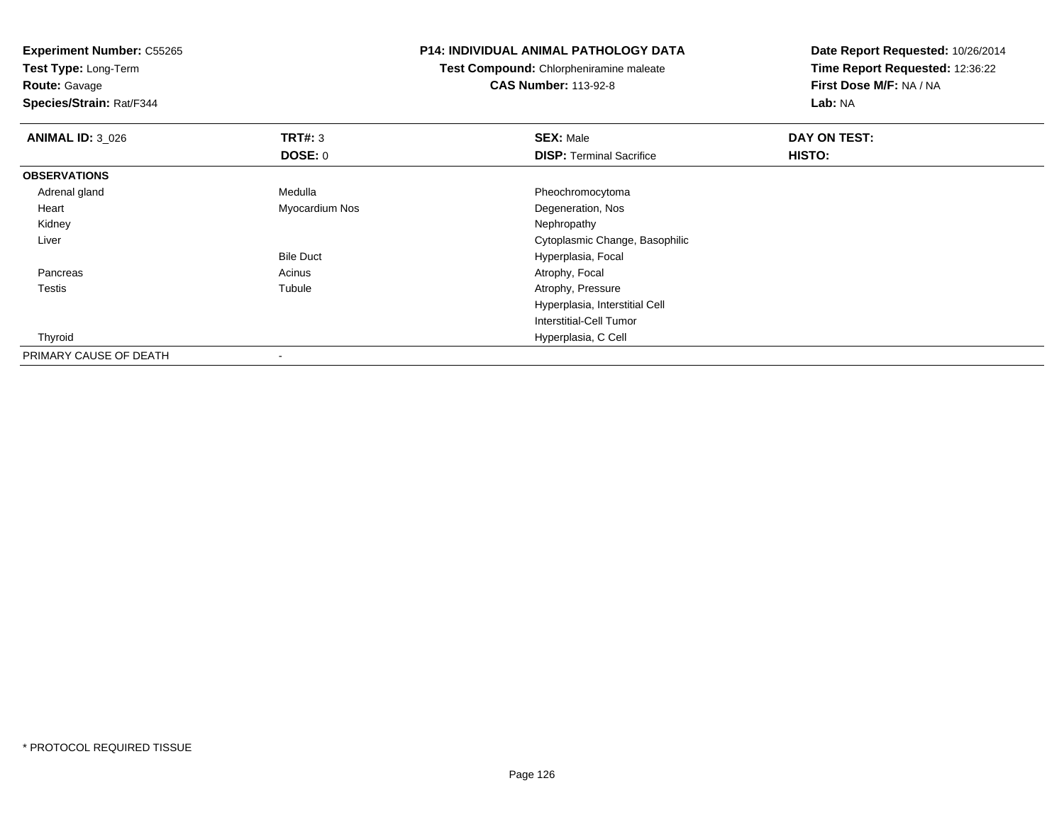**Experiment Number:** C55265
**Test Type:** Long-Term
**Route:** Gavage
**Species/Strain:** Rat/F344

**P14: INDIVIDUAL ANIMAL PATHOLOGY DATA**
**Test Compound:** Chlorpheniramine maleate
**CAS Number:** 113-92-8

**Date Report Requested:** 10/26/2014
**Time Report Requested:** 12:36:22
**First Dose M/F:** NA / NA
**Lab:** NA

| **ANIMAL ID:** 3_026 | **TRT#:** 3 | **SEX:** Male | **DAY ON TEST:** |
|---|---|---|---|
| | **DOSE:** 0 | **DISP:** Terminal Sacrifice | **HISTO:** |
| **OBSERVATIONS** | | | |
| Adrenal gland | Medulla | Pheochromocytoma | |
| Heart | Myocardium Nos | Degeneration, Nos | |
| Kidney | | Nephropathy | |
| Liver | | Cytoplasmic Change, Basophilic | |
| | Bile Duct | Hyperplasia, Focal | |
| Pancreas | Acinus | Atrophy, Focal | |
| Testis | Tubule | Atrophy, Pressure | |
| | | Hyperplasia, Interstitial Cell | |
| | | Interstitial-Cell Tumor | |
| Thyroid | | Hyperplasia, C Cell | |
| PRIMARY CAUSE OF DEATH | - | | |

* PROTOCOL REQUIRED TISSUE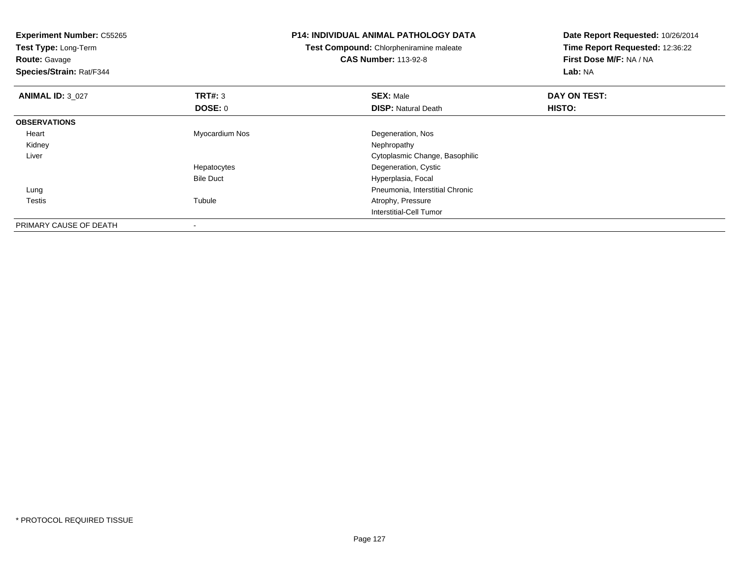**Experiment Number:** C55265
**Test Type:** Long-Term
**Route:** Gavage
**Species/Strain:** Rat/F344

**P14: INDIVIDUAL ANIMAL PATHOLOGY DATA**
**Test Compound:** Chlorpheniramine maleate
**CAS Number:** 113-92-8

**Date Report Requested:** 10/26/2014
**Time Report Requested:** 12:36:22
**First Dose M/F:** NA / NA
**Lab:** NA

| **ANIMAL ID:** 3_027 | **TRT#:** 3 | **SEX:** Male | **DAY ON TEST:** |
|---|---|---|---|
| | **DOSE:** 0 | **DISP:** Natural Death | **HISTO:** |
| **OBSERVATIONS** | | | |
| Heart | Myocardium Nos | Degeneration, Nos | |
| Kidney | | Nephropathy | |
| Liver | | Cytoplasmic Change, Basophilic | |
| | Hepatocytes | Degeneration, Cystic | |
| | Bile Duct | Hyperplasia, Focal | |
| Lung | | Pneumonia, Interstitial Chronic | |
| Testis | Tubule | Atrophy, Pressure | |
| | | Interstitial-Cell Tumor | |
| PRIMARY CAUSE OF DEATH | - | | |

* PROTOCOL REQUIRED TISSUE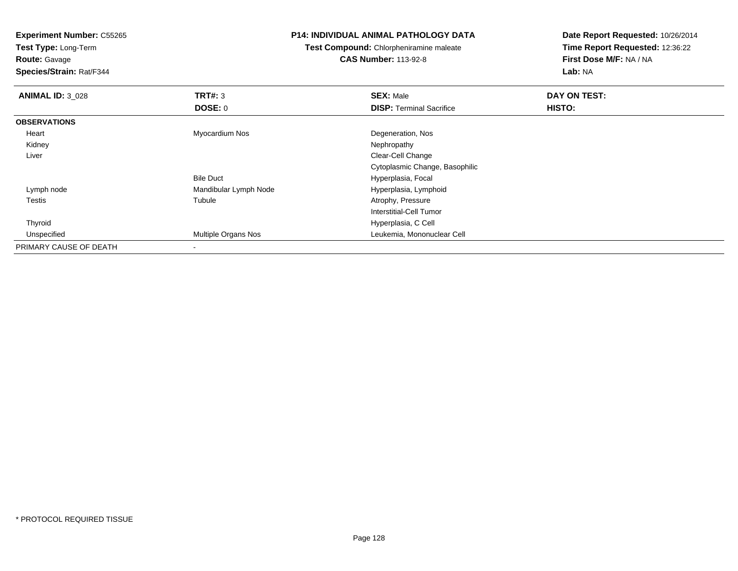**Experiment Number:** C55265
**Test Type:** Long-Term
**Route:** Gavage
**Species/Strain:** Rat/F344

**P14: INDIVIDUAL ANIMAL PATHOLOGY DATA**
**Test Compound:** Chlorpheniramine maleate
**CAS Number:** 113-92-8

**Date Report Requested:** 10/26/2014
**Time Report Requested:** 12:36:22
**First Dose M/F:** NA / NA
**Lab:** NA

| **ANIMAL ID:** 3_028 | **TRT#:** 3 | **SEX:** Male | **DAY ON TEST:** |
|---|---|---|---|
| | **DOSE:** 0 | **DISP:** Terminal Sacrifice | **HISTO:** |
| **OBSERVATIONS** | | | |
| Heart | Myocardium Nos | Degeneration, Nos | |
| Kidney | | Nephropathy | |
| Liver | | Clear-Cell Change | |
| | | Cytoplasmic Change, Basophilic | |
| | Bile Duct | Hyperplasia, Focal | |
| Lymph node | Mandibular Lymph Node | Hyperplasia, Lymphoid | |
| Testis | Tubule | Atrophy, Pressure | |
| | | Interstitial-Cell Tumor | |
| Thyroid | | Hyperplasia, C Cell | |
| Unspecified | Multiple Organs Nos | Leukemia, Mononuclear Cell | |
| PRIMARY CAUSE OF DEATH | - | | |

* PROTOCOL REQUIRED TISSUE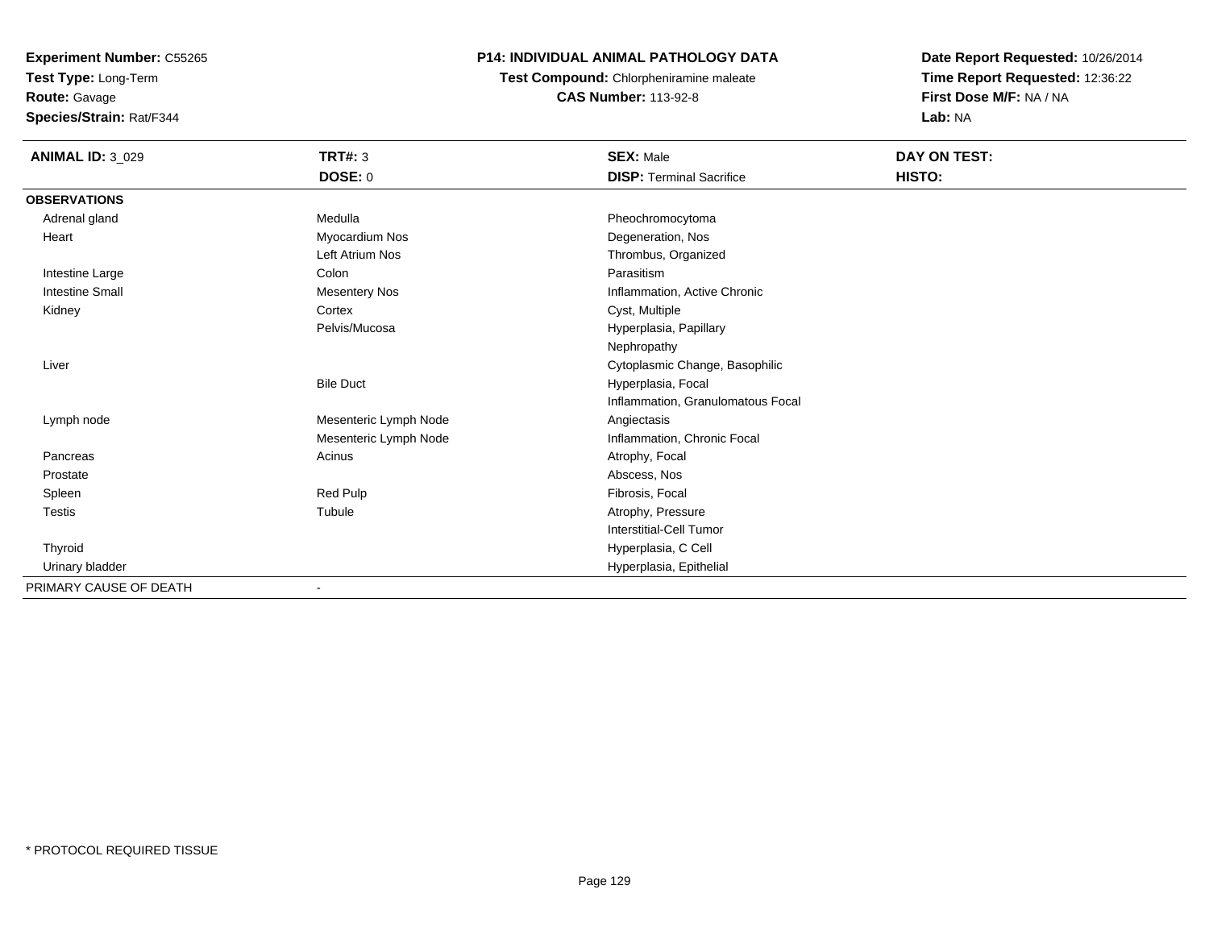**Experiment Number:** C55265
**Test Type:** Long-Term
**Route:** Gavage
**Species/Strain:** Rat/F344

**P14: INDIVIDUAL ANIMAL PATHOLOGY DATA**
**Test Compound:** Chlorpheniramine maleate
**CAS Number:** 113-92-8

**Date Report Requested:** 10/26/2014
**Time Report Requested:** 12:36:22
**First Dose M/F:** NA / NA
**Lab:** NA

| **ANIMAL ID:** 3_029 | **TRT#:** 3 | **SEX:** Male | **DAY ON TEST:** |
|---|---|---|---|
| | **DOSE:** 0 | **DISP:** Terminal Sacrifice | **HISTO:** |
| **OBSERVATIONS** | | | |
| Adrenal gland | Medulla | Pheochromocytoma | |
| Heart | Myocardium Nos | Degeneration, Nos | |
| | Left Atrium Nos | Thrombus, Organized | |
| Intestine Large | Colon | Parasitism | |
| Intestine Small | Mesentery Nos | Inflammation, Active Chronic | |
| Kidney | Cortex | Cyst, Multiple | |
| | Pelvis/Mucosa | Hyperplasia, Papillary | |
| | | Nephropathy | |
| Liver | | Cytoplasmic Change, Basophilic | |
| | Bile Duct | Hyperplasia, Focal | |
| | | Inflammation, Granulomatous Focal | |
| Lymph node | Mesenteric Lymph Node | Angiectasis | |
| | Mesenteric Lymph Node | Inflammation, Chronic Focal | |
| Pancreas | Acinus | Atrophy, Focal | |
| Prostate | | Abscess, Nos | |
| Spleen | Red Pulp | Fibrosis, Focal | |
| Testis | Tubule | Atrophy, Pressure | |
| | | Interstitial-Cell Tumor | |
| Thyroid | | Hyperplasia, C Cell | |
| Urinary bladder | | Hyperplasia, Epithelial | |
| PRIMARY CAUSE OF DEATH | - | | |

* PROTOCOL REQUIRED TISSUE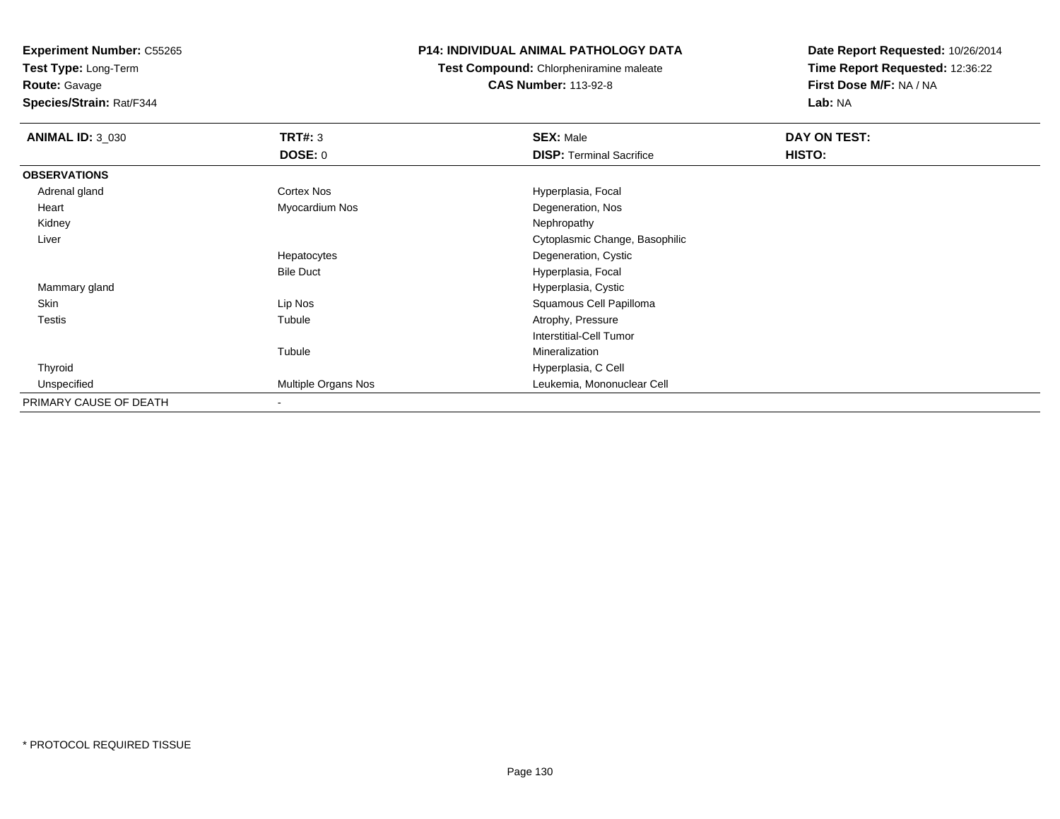**Experiment Number:** C55265
**Test Type:** Long-Term
**Route:** Gavage
**Species/Strain:** Rat/F344

**P14: INDIVIDUAL ANIMAL PATHOLOGY DATA**
**Test Compound:** Chlorpheniramine maleate
**CAS Number:** 113-92-8

**Date Report Requested:** 10/26/2014
**Time Report Requested:** 12:36:22
**First Dose M/F:** NA / NA
**Lab:** NA

| **ANIMAL ID:** 3_030 | **TRT#:** 3 | **SEX:** Male | **DAY ON TEST:** |
|---|---|---|---|
| | **DOSE:** 0 | **DISP:** Terminal Sacrifice | **HISTO:** |
| **OBSERVATIONS** | | | |
| Adrenal gland | Cortex Nos | Hyperplasia, Focal | |
| Heart | Myocardium Nos | Degeneration, Nos | |
| Kidney | | Nephropathy | |
| Liver | | Cytoplasmic Change, Basophilic | |
| | Hepatocytes | Degeneration, Cystic | |
| | Bile Duct | Hyperplasia, Focal | |
| Mammary gland | | Hyperplasia, Cystic | |
| Skin | Lip Nos | Squamous Cell Papilloma | |
| Testis | Tubule | Atrophy, Pressure | |
| | | Interstitial-Cell Tumor | |
| | Tubule | Mineralization | |
| Thyroid | | Hyperplasia, C Cell | |
| Unspecified | Multiple Organs Nos | Leukemia, Mononuclear Cell | |
| PRIMARY CAUSE OF DEATH | - | | |

\* PROTOCOL REQUIRED TISSUE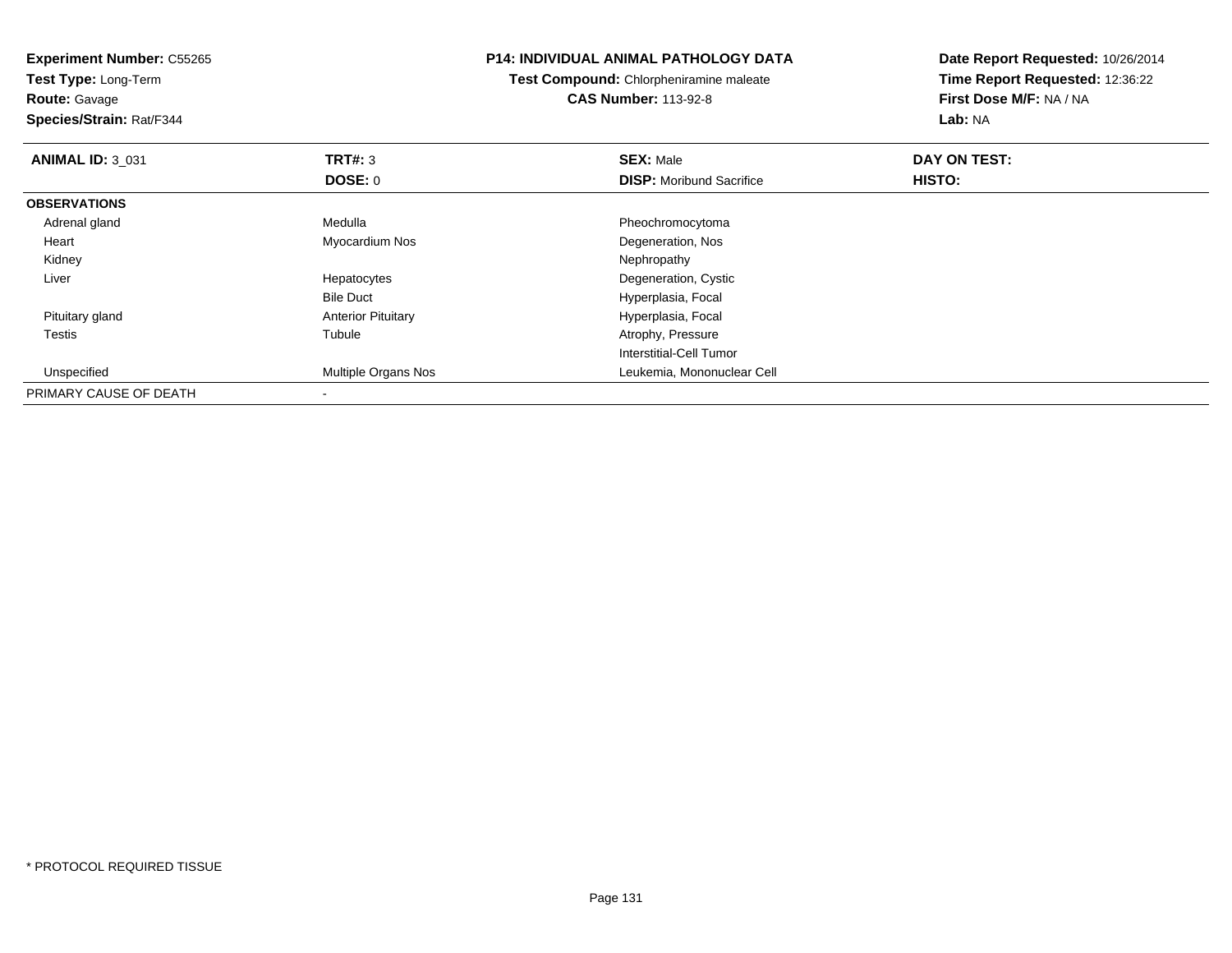**Experiment Number:** C55265
**Test Type:** Long-Term
**Route:** Gavage
**Species/Strain:** Rat/F344

**P14: INDIVIDUAL ANIMAL PATHOLOGY DATA**
**Test Compound:** Chlorpheniramine maleate
**CAS Number:** 113-92-8

**Date Report Requested:** 10/26/2014
**Time Report Requested:** 12:36:22
**First Dose M/F:** NA / NA
**Lab:** NA

| **ANIMAL ID:** 3_031 | **TRT#:** 3<br>**DOSE:** 0 | **SEX:** Male<br>**DISP:** Moribund Sacrifice | **DAY ON TEST:**<br>**HISTO:** |
|---|---|---|---|
| **OBSERVATIONS** | | | |
| Adrenal gland | Medulla | Pheochromocytoma | |
| Heart | Myocardium Nos | Degeneration, Nos | |
| Kidney | | Nephropathy | |
| Liver | Hepatocytes | Degeneration, Cystic | |
| | Bile Duct | Hyperplasia, Focal | |
| Pituitary gland | Anterior Pituitary | Hyperplasia, Focal | |
| Testis | Tubule | Atrophy, Pressure | |
| | | Interstitial-Cell Tumor | |
| Unspecified | Multiple Organs Nos | Leukemia, Mononuclear Cell | |
| PRIMARY CAUSE OF DEATH | - | | |

* PROTOCOL REQUIRED TISSUE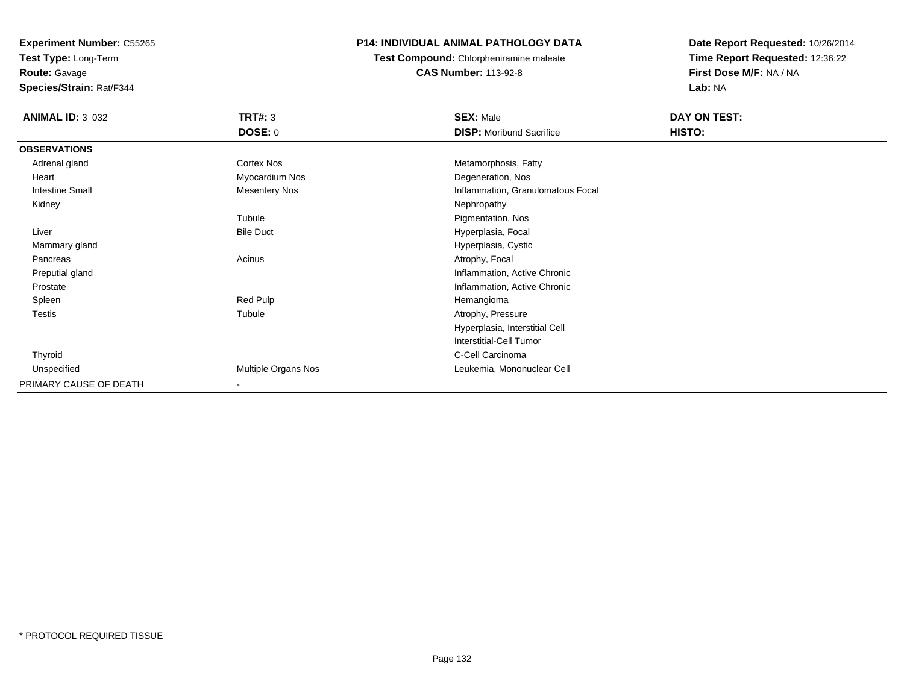**Experiment Number:** C55265
**Test Type:** Long-Term
**Route:** Gavage
**Species/Strain:** Rat/F344

**P14: INDIVIDUAL ANIMAL PATHOLOGY DATA**
**Test Compound:** Chlorpheniramine maleate
**CAS Number:** 113-92-8

**Date Report Requested:** 10/26/2014
**Time Report Requested:** 12:36:22
**First Dose M/F:** NA / NA
**Lab:** NA

| **ANIMAL ID:** 3_032 | **TRT#:** 3 | **SEX:** Male | **DAY ON TEST:** |
|---|---|---|---|
| | **DOSE:** 0 | **DISP:** Moribund Sacrifice | **HISTO:** |
| **OBSERVATIONS** | | | |
| Adrenal gland | Cortex Nos | Metamorphosis, Fatty | |
| Heart | Myocardium Nos | Degeneration, Nos | |
| Intestine Small | Mesentery Nos | Inflammation, Granulomatous Focal | |
| Kidney | | Nephropathy | |
| | Tubule | Pigmentation, Nos | |
| Liver | Bile Duct | Hyperplasia, Focal | |
| Mammary gland | | Hyperplasia, Cystic | |
| Pancreas | Acinus | Atrophy, Focal | |
| Preputial gland | | Inflammation, Active Chronic | |
| Prostate | | Inflammation, Active Chronic | |
| Spleen | Red Pulp | Hemangioma | |
| Testis | Tubule | Atrophy, Pressure | |
| | | Hyperplasia, Interstitial Cell | |
| | | Interstitial-Cell Tumor | |
| Thyroid | | C-Cell Carcinoma | |
| Unspecified | Multiple Organs Nos | Leukemia, Mononuclear Cell | |
| PRIMARY CAUSE OF DEATH | - | | |

\* PROTOCOL REQUIRED TISSUE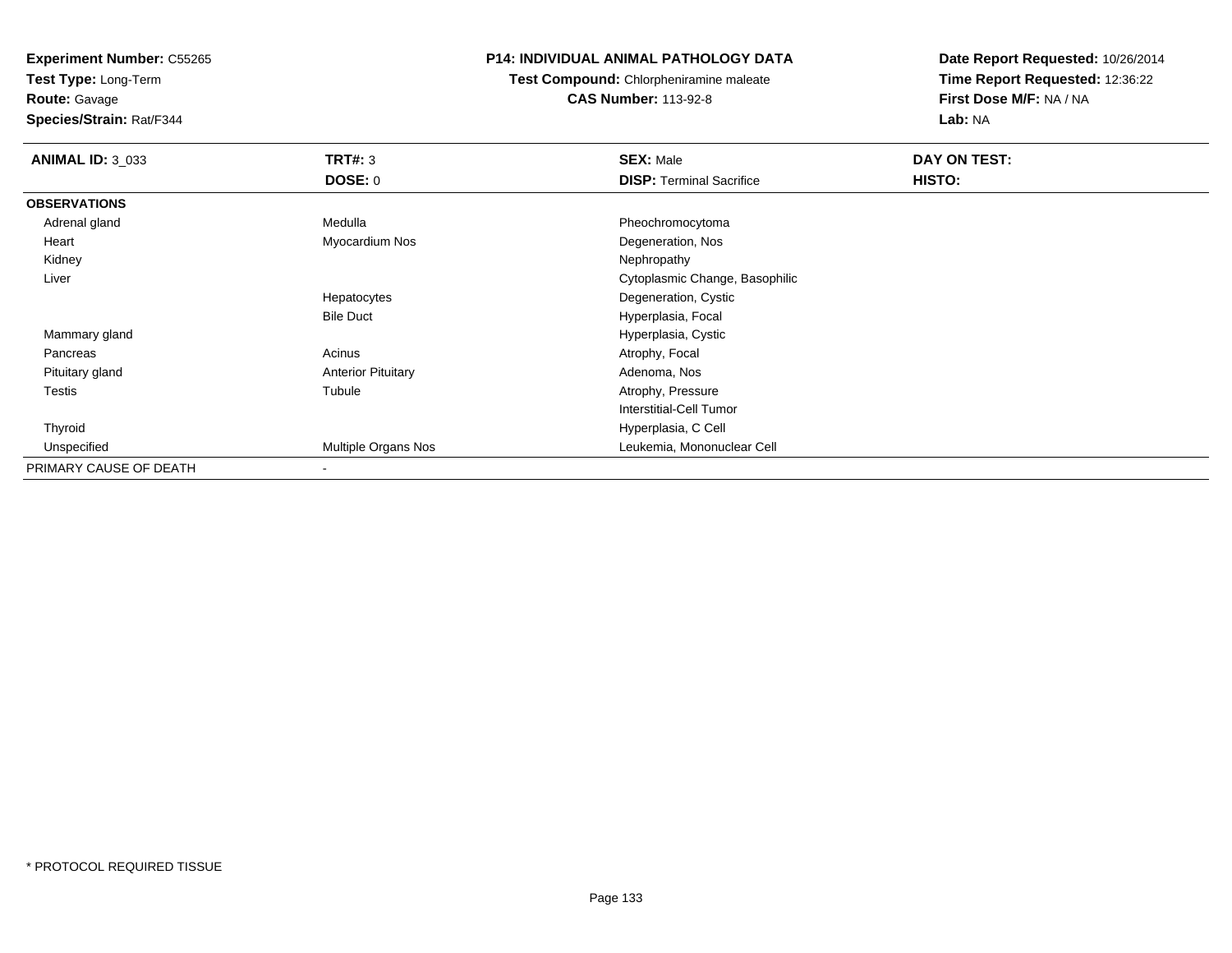**Experiment Number:** C55265
**Test Type:** Long-Term
**Route:** Gavage
**Species/Strain:** Rat/F344

**P14: INDIVIDUAL ANIMAL PATHOLOGY DATA**
**Test Compound:** Chlorpheniramine maleate
**CAS Number:** 113-92-8

**Date Report Requested:** 10/26/2014
**Time Report Requested:** 12:36:22
**First Dose M/F:** NA / NA
**Lab:** NA

| **ANIMAL ID:** 3_033 | **TRT#:** 3 | **SEX:** Male | **DAY ON TEST:** |
|---|---|---|---|
| | **DOSE:** 0 | **DISP:** Terminal Sacrifice | **HISTO:** |
| **OBSERVATIONS** | | | |
| Adrenal gland | Medulla | Pheochromocytoma | |
| Heart | Myocardium Nos | Degeneration, Nos | |
| Kidney | | Nephropathy | |
| Liver | | Cytoplasmic Change, Basophilic | |
| | Hepatocytes | Degeneration, Cystic | |
| | Bile Duct | Hyperplasia, Focal | |
| Mammary gland | | Hyperplasia, Cystic | |
| Pancreas | Acinus | Atrophy, Focal | |
| Pituitary gland | Anterior Pituitary | Adenoma, Nos | |
| Testis | Tubule | Atrophy, Pressure | |
| | | Interstitial-Cell Tumor | |
| Thyroid | | Hyperplasia, C Cell | |
| Unspecified | Multiple Organs Nos | Leukemia, Mononuclear Cell | |
| PRIMARY CAUSE OF DEATH | - | | |

* PROTOCOL REQUIRED TISSUE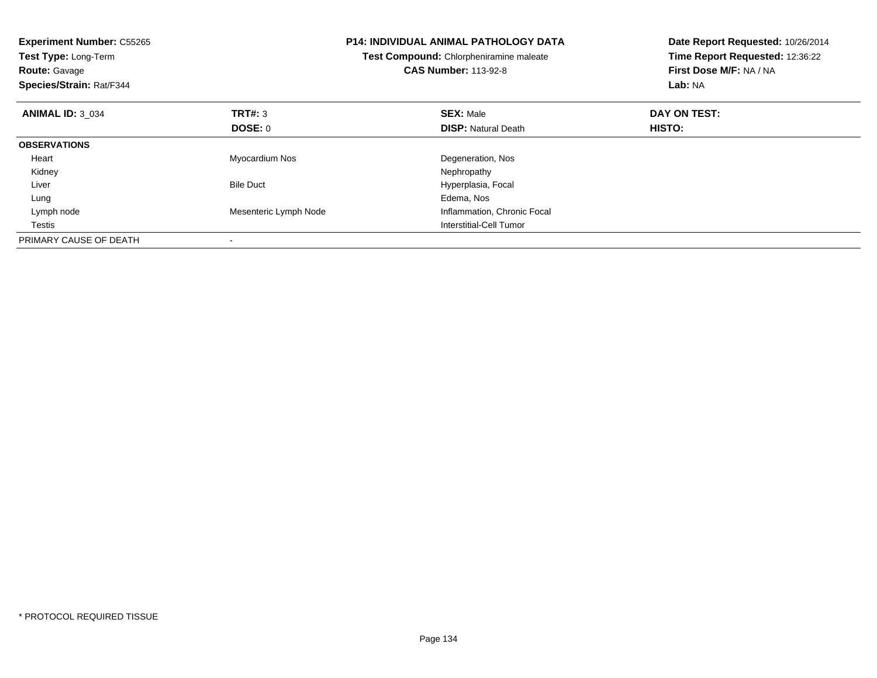**Experiment Number:** C55265
**Test Type:** Long-Term
**Route:** Gavage
**Species/Strain:** Rat/F344

**P14: INDIVIDUAL ANIMAL PATHOLOGY DATA**
**Test Compound:** Chlorpheniramine maleate
**CAS Number:** 113-92-8

**Date Report Requested:** 10/26/2014
**Time Report Requested:** 12:36:22
**First Dose M/F:** NA / NA
**Lab:** NA

| **ANIMAL ID:** 3_034 | **TRT#:** 3 | **SEX:** Male | **DAY ON TEST:** |
|---|---|---|---|
| | **DOSE:** 0 | **DISP:** Natural Death | **HISTO:** |
| **OBSERVATIONS** | | | |
| Heart | Myocardium Nos | Degeneration, Nos | |
| Kidney | | Nephropathy | |
| Liver | Bile Duct | Hyperplasia, Focal | |
| Lung | | Edema, Nos | |
| Lymph node | Mesenteric Lymph Node | Inflammation, Chronic Focal | |
| Testis | | Interstitial-Cell Tumor | |
| PRIMARY CAUSE OF DEATH | - | | |

\* PROTOCOL REQUIRED TISSUE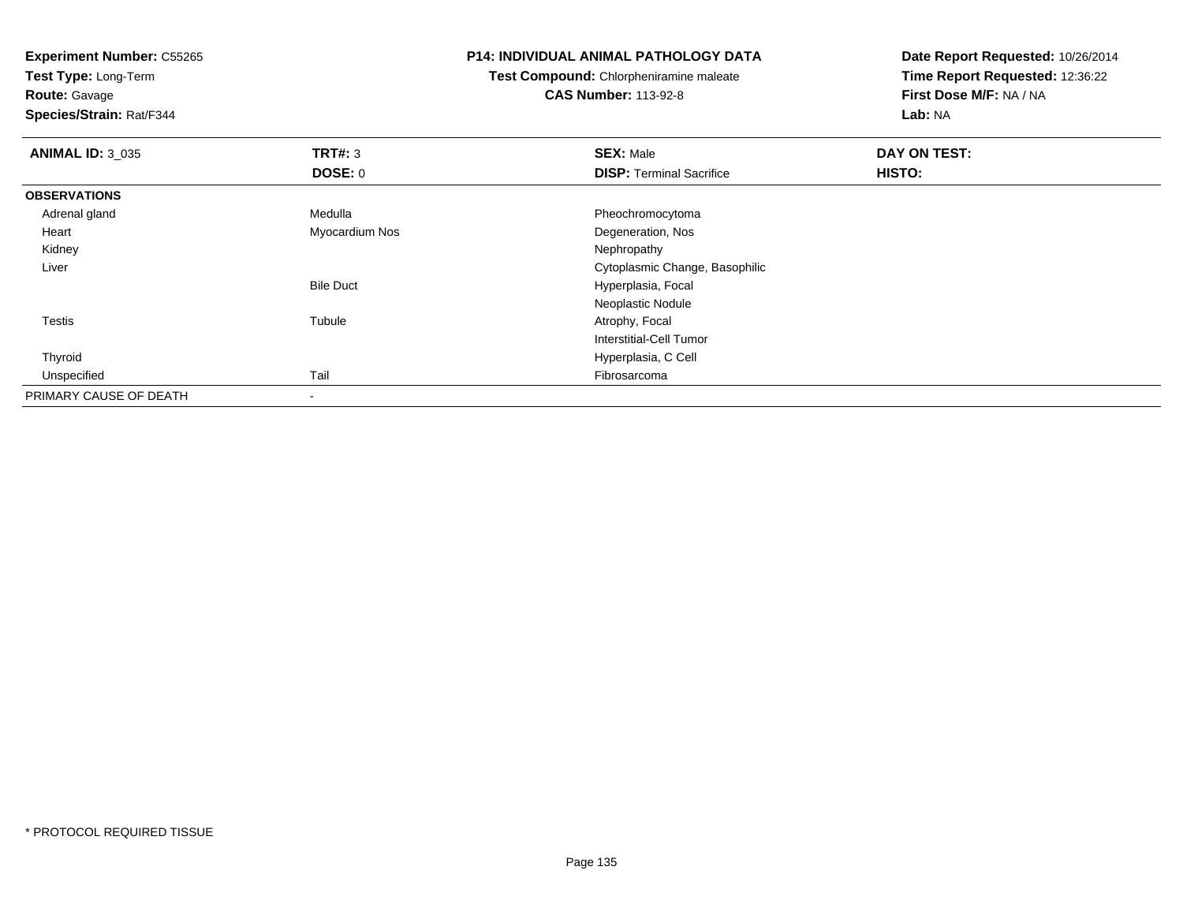**Experiment Number:** C55265
**Test Type:** Long-Term
**Route:** Gavage
**Species/Strain:** Rat/F344

**P14: INDIVIDUAL ANIMAL PATHOLOGY DATA**
**Test Compound:** Chlorpheniramine maleate
**CAS Number:** 113-92-8

**Date Report Requested:** 10/26/2014
**Time Report Requested:** 12:36:22
**First Dose M/F:** NA / NA
**Lab:** NA

| **ANIMAL ID:** 3_035 | **TRT#:** 3 | **SEX:** Male | **DAY ON TEST:** |
|---|---|---|---|
| | **DOSE:** 0 | **DISP:** Terminal Sacrifice | **HISTO:** |
| **OBSERVATIONS** | | | |
| Adrenal gland | Medulla | Pheochromocytoma | |
| Heart | Myocardium Nos | Degeneration, Nos | |
| Kidney | | Nephropathy | |
| Liver | | Cytoplasmic Change, Basophilic | |
| | Bile Duct | Hyperplasia, Focal | |
| | | Neoplastic Nodule | |
| Testis | Tubule | Atrophy, Focal | |
| | | Interstitial-Cell Tumor | |
| Thyroid | | Hyperplasia, C Cell | |
| Unspecified | Tail | Fibrosarcoma | |
| PRIMARY CAUSE OF DEATH | - | | |

\* PROTOCOL REQUIRED TISSUE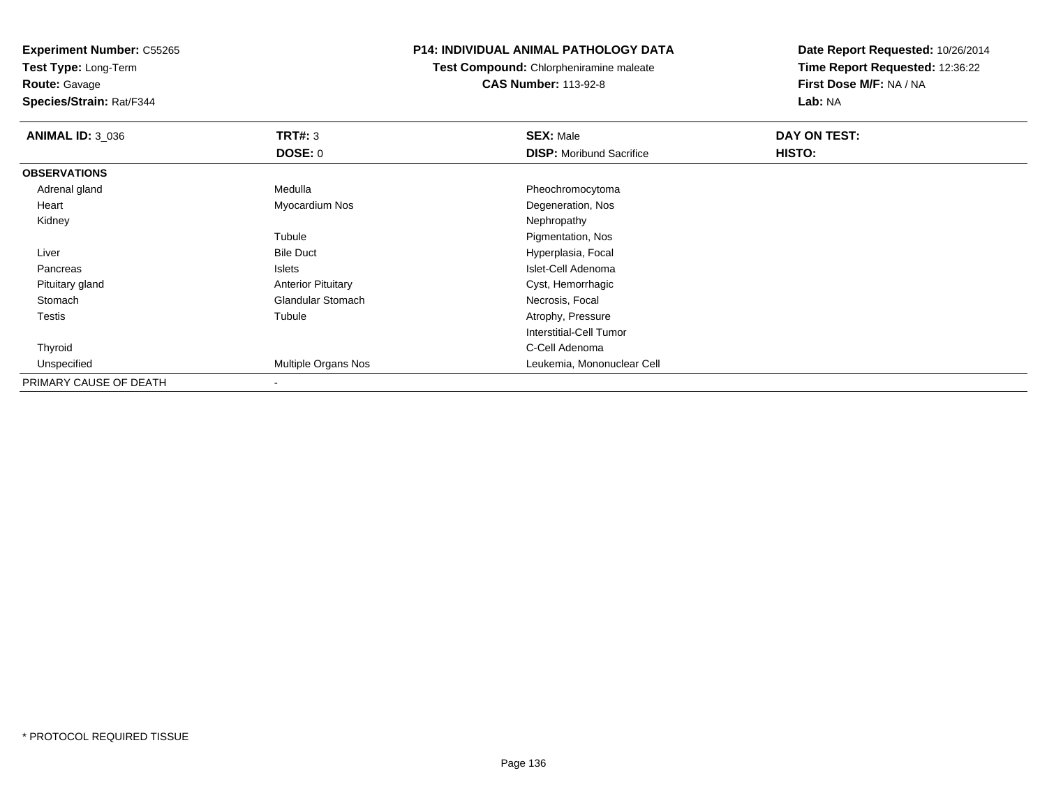**Experiment Number:** C55265
**Test Type:** Long-Term
**Route:** Gavage
**Species/Strain:** Rat/F344

**P14: INDIVIDUAL ANIMAL PATHOLOGY DATA**
**Test Compound:** Chlorpheniramine maleate
**CAS Number:** 113-92-8

**Date Report Requested:** 10/26/2014
**Time Report Requested:** 12:36:22
**First Dose M/F:** NA / NA
**Lab:** NA

| **ANIMAL ID:** 3_036 | **TRT#:** 3 | **SEX:** Male | **DAY ON TEST:** |
|---|---|---|---|
| | **DOSE:** 0 | **DISP:** Moribund Sacrifice | **HISTO:** |
| **OBSERVATIONS** | | | |
| Adrenal gland | Medulla | Pheochromocytoma | |
| Heart | Myocardium Nos | Degeneration, Nos | |
| Kidney | | Nephropathy | |
| | Tubule | Pigmentation, Nos | |
| Liver | Bile Duct | Hyperplasia, Focal | |
| Pancreas | Islets | Islet-Cell Adenoma | |
| Pituitary gland | Anterior Pituitary | Cyst, Hemorrhagic | |
| Stomach | Glandular Stomach | Necrosis, Focal | |
| Testis | Tubule | Atrophy, Pressure | |
| | | Interstitial-Cell Tumor | |
| Thyroid | | C-Cell Adenoma | |
| Unspecified | Multiple Organs Nos | Leukemia, Mononuclear Cell | |
| PRIMARY CAUSE OF DEATH | - | | |

* PROTOCOL REQUIRED TISSUE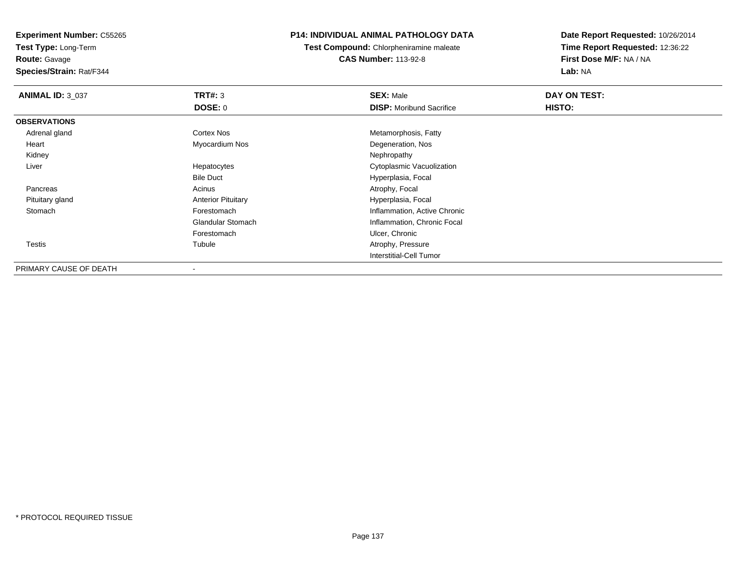**Experiment Number:** C55265
**Test Type:** Long-Term
**Route:** Gavage
**Species/Strain:** Rat/F344

**P14: INDIVIDUAL ANIMAL PATHOLOGY DATA**
**Test Compound:** Chlorpheniramine maleate
**CAS Number:** 113-92-8

**Date Report Requested:** 10/26/2014
**Time Report Requested:** 12:36:22
**First Dose M/F:** NA / NA
**Lab:** NA

| **ANIMAL ID:** 3_037 | **TRT#:** 3 | **SEX:** Male | **DAY ON TEST:** |
|---|---|---|---|
| | **DOSE:** 0 | **DISP:** Moribund Sacrifice | **HISTO:** |
| **OBSERVATIONS** | | | |
| Adrenal gland | Cortex Nos | Metamorphosis, Fatty | |
| Heart | Myocardium Nos | Degeneration, Nos | |
| Kidney | | Nephropathy | |
| Liver | Hepatocytes | Cytoplasmic Vacuolization | |
| | Bile Duct | Hyperplasia, Focal | |
| Pancreas | Acinus | Atrophy, Focal | |
| Pituitary gland | Anterior Pituitary | Hyperplasia, Focal | |
| Stomach | Forestomach | Inflammation, Active Chronic | |
| | Glandular Stomach | Inflammation, Chronic Focal | |
| | Forestomach | Ulcer, Chronic | |
| Testis | Tubule | Atrophy, Pressure | |
| | | Interstitial-Cell Tumor | |
| PRIMARY CAUSE OF DEATH | - | | |

* PROTOCOL REQUIRED TISSUE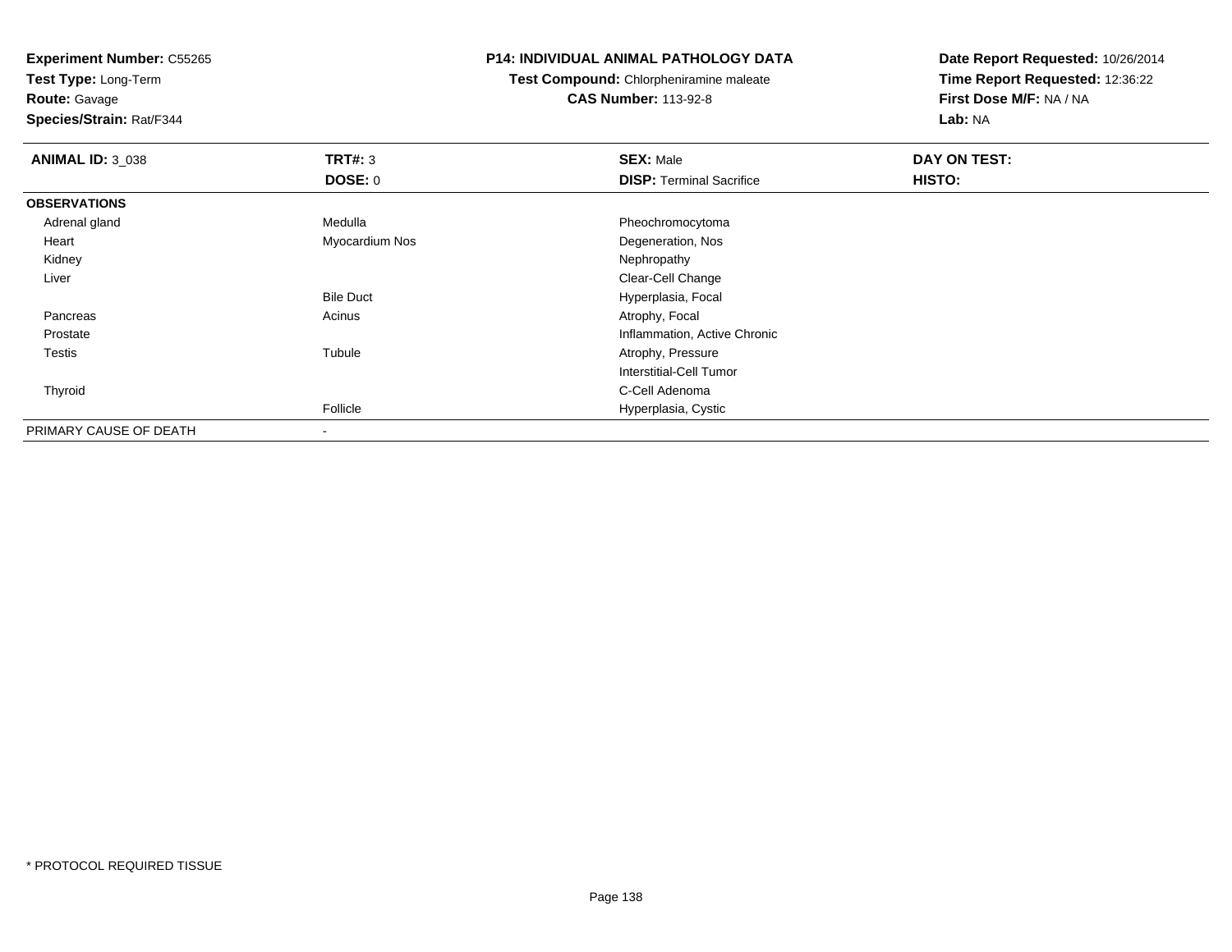**Experiment Number:** C55265
**Test Type:** Long-Term
**Route:** Gavage
**Species/Strain:** Rat/F344

**P14: INDIVIDUAL ANIMAL PATHOLOGY DATA**
**Test Compound:** Chlorpheniramine maleate
**CAS Number:** 113-92-8

**Date Report Requested:** 10/26/2014
**Time Report Requested:** 12:36:22
**First Dose M/F:** NA / NA
**Lab:** NA

| **ANIMAL ID:** 3_038 | **TRT#:** 3 | **SEX:** Male | **DAY ON TEST:** |
|---|---|---|---|
| | **DOSE:** 0 | **DISP:** Terminal Sacrifice | **HISTO:** |
| **OBSERVATIONS** | | | |
| Adrenal gland | Medulla | Pheochromocytoma | |
| Heart | Myocardium Nos | Degeneration, Nos | |
| Kidney | | Nephropathy | |
| Liver | | Clear-Cell Change | |
| | Bile Duct | Hyperplasia, Focal | |
| Pancreas | Acinus | Atrophy, Focal | |
| Prostate | | Inflammation, Active Chronic | |
| Testis | Tubule | Atrophy, Pressure | |
| | | Interstitial-Cell Tumor | |
| Thyroid | | C-Cell Adenoma | |
| | Follicle | Hyperplasia, Cystic | |
| PRIMARY CAUSE OF DEATH | - | | |

\* PROTOCOL REQUIRED TISSUE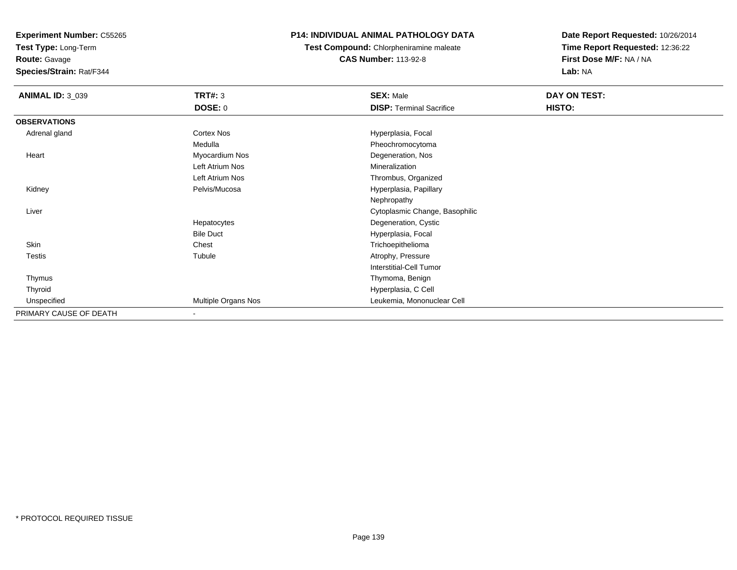**Experiment Number:** C55265
**Test Type:** Long-Term
**Route:** Gavage
**Species/Strain:** Rat/F344

**P14: INDIVIDUAL ANIMAL PATHOLOGY DATA**
**Test Compound:** Chlorpheniramine maleate
**CAS Number:** 113-92-8

**Date Report Requested:** 10/26/2014
**Time Report Requested:** 12:36:22
**First Dose M/F:** NA / NA
**Lab:** NA

| **ANIMAL ID:** 3_039 | **TRT#:** 3 | **SEX:** Male | **DAY ON TEST:** |
|---|---|---|---|
| | **DOSE:** 0 | **DISP:** Terminal Sacrifice | **HISTO:** |
| **OBSERVATIONS** | | | |
| Adrenal gland | Cortex Nos | Hyperplasia, Focal | |
| | Medulla | Pheochromocytoma | |
| Heart | Myocardium Nos | Degeneration, Nos | |
| | Left Atrium Nos | Mineralization | |
| | Left Atrium Nos | Thrombus, Organized | |
| Kidney | Pelvis/Mucosa | Hyperplasia, Papillary | |
| | | Nephropathy | |
| Liver | | Cytoplasmic Change, Basophilic | |
| | Hepatocytes | Degeneration, Cystic | |
| | Bile Duct | Hyperplasia, Focal | |
| Skin | Chest | Trichoepithelioma | |
| Testis | Tubule | Atrophy, Pressure | |
| | | Interstitial-Cell Tumor | |
| Thymus | | Thymoma, Benign | |
| Thyroid | | Hyperplasia, C Cell | |
| Unspecified | Multiple Organs Nos | Leukemia, Mononuclear Cell | |
| PRIMARY CAUSE OF DEATH | - | | |

\* PROTOCOL REQUIRED TISSUE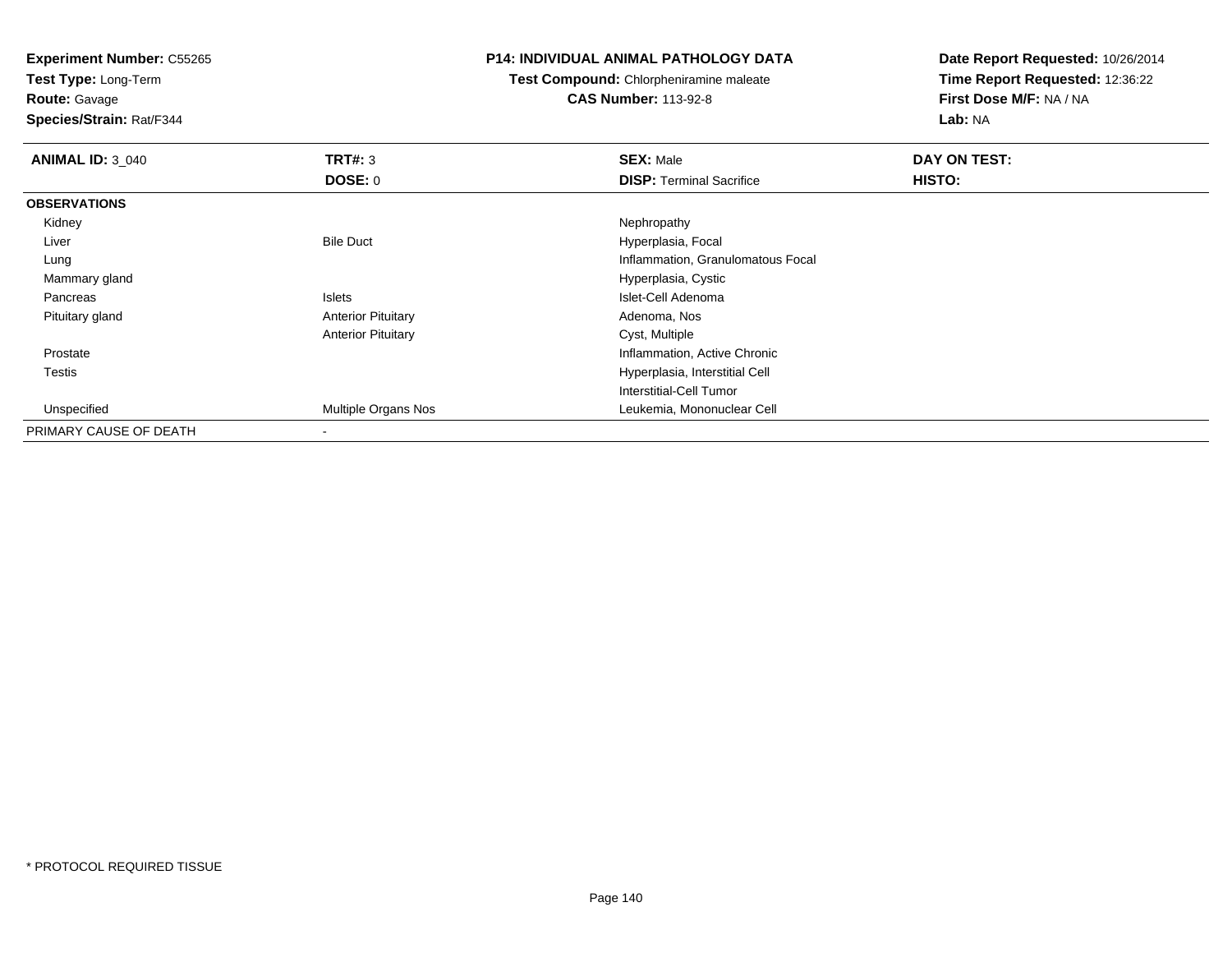**Experiment Number:** C55265
**Test Type:** Long-Term
**Route:** Gavage
**Species/Strain:** Rat/F344

**P14: INDIVIDUAL ANIMAL PATHOLOGY DATA**
**Test Compound:** Chlorpheniramine maleate
**CAS Number:** 113-92-8

**Date Report Requested:** 10/26/2014
**Time Report Requested:** 12:36:22
**First Dose M/F:** NA / NA
**Lab:** NA

| **ANIMAL ID:** 3_040 | **TRT#:** 3 | **SEX:** Male | **DAY ON TEST:** |
|---|---|---|---|
| | **DOSE:** 0 | **DISP:** Terminal Sacrifice | **HISTO:** |
| **OBSERVATIONS** | | | |
| Kidney | | Nephropathy | |
| Liver | Bile Duct | Hyperplasia, Focal | |
| Lung | | Inflammation, Granulomatous Focal | |
| Mammary gland | | Hyperplasia, Cystic | |
| Pancreas | Islets | Islet-Cell Adenoma | |
| Pituitary gland | Anterior Pituitary | Adenoma, Nos | |
| | Anterior Pituitary | Cyst, Multiple | |
| Prostate | | Inflammation, Active Chronic | |
| Testis | | Hyperplasia, Interstitial Cell | |
| | | Interstitial-Cell Tumor | |
| Unspecified | Multiple Organs Nos | Leukemia, Mononuclear Cell | |
| PRIMARY CAUSE OF DEATH | - | | |

* PROTOCOL REQUIRED TISSUE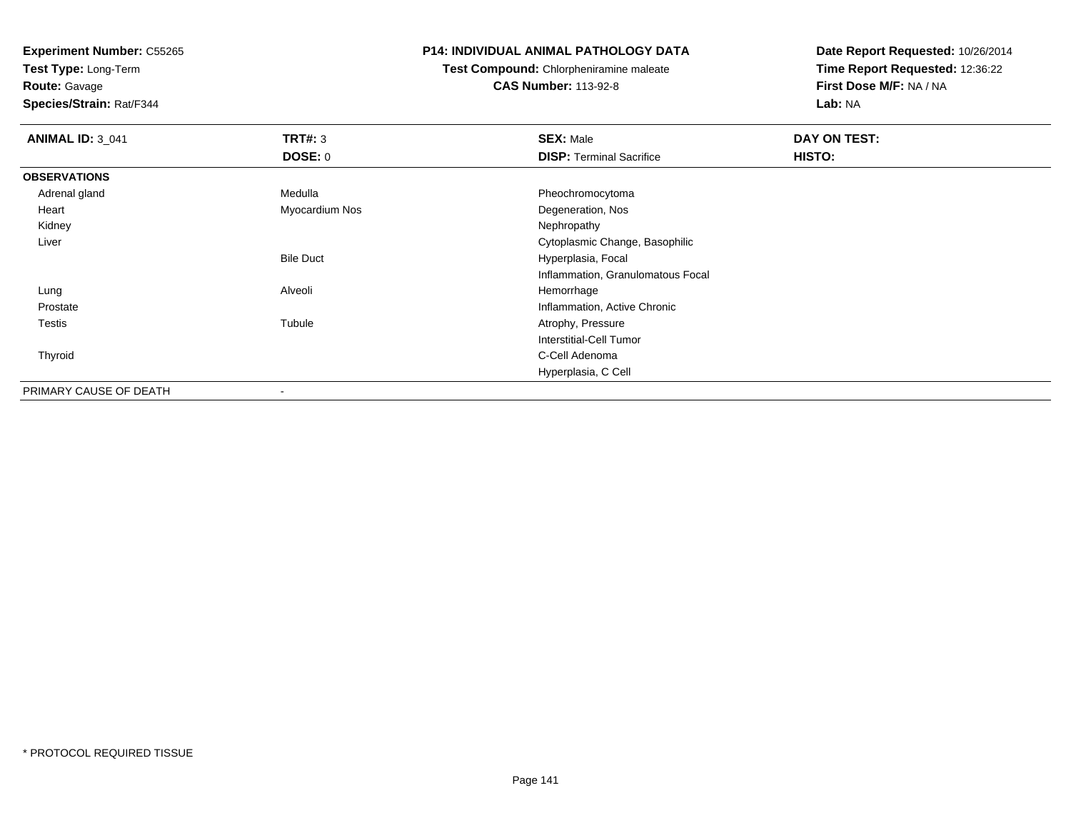**Experiment Number:** C55265
**Test Type:** Long-Term
**Route:** Gavage
**Species/Strain:** Rat/F344

**P14: INDIVIDUAL ANIMAL PATHOLOGY DATA**
**Test Compound:** Chlorpheniramine maleate
**CAS Number:** 113-92-8

**Date Report Requested:** 10/26/2014
**Time Report Requested:** 12:36:22
**First Dose M/F:** NA / NA
**Lab:** NA

| **ANIMAL ID:** 3_041 | **TRT#:** 3 | **SEX:** Male | **DAY ON TEST:** |
|---|---|---|---|
| | **DOSE:** 0 | **DISP:** Terminal Sacrifice | **HISTO:** |
| **OBSERVATIONS** | | | |
| Adrenal gland | Medulla | Pheochromocytoma | |
| Heart | Myocardium Nos | Degeneration, Nos | |
| Kidney | | Nephropathy | |
| Liver | | Cytoplasmic Change, Basophilic | |
| | Bile Duct | Hyperplasia, Focal | |
| | | Inflammation, Granulomatous Focal | |
| Lung | Alveoli | Hemorrhage | |
| Prostate | | Inflammation, Active Chronic | |
| Testis | Tubule | Atrophy, Pressure | |
| | | Interstitial-Cell Tumor | |
| Thyroid | | C-Cell Adenoma | |
| | | Hyperplasia, C Cell | |
| PRIMARY CAUSE OF DEATH | - | | |

* PROTOCOL REQUIRED TISSUE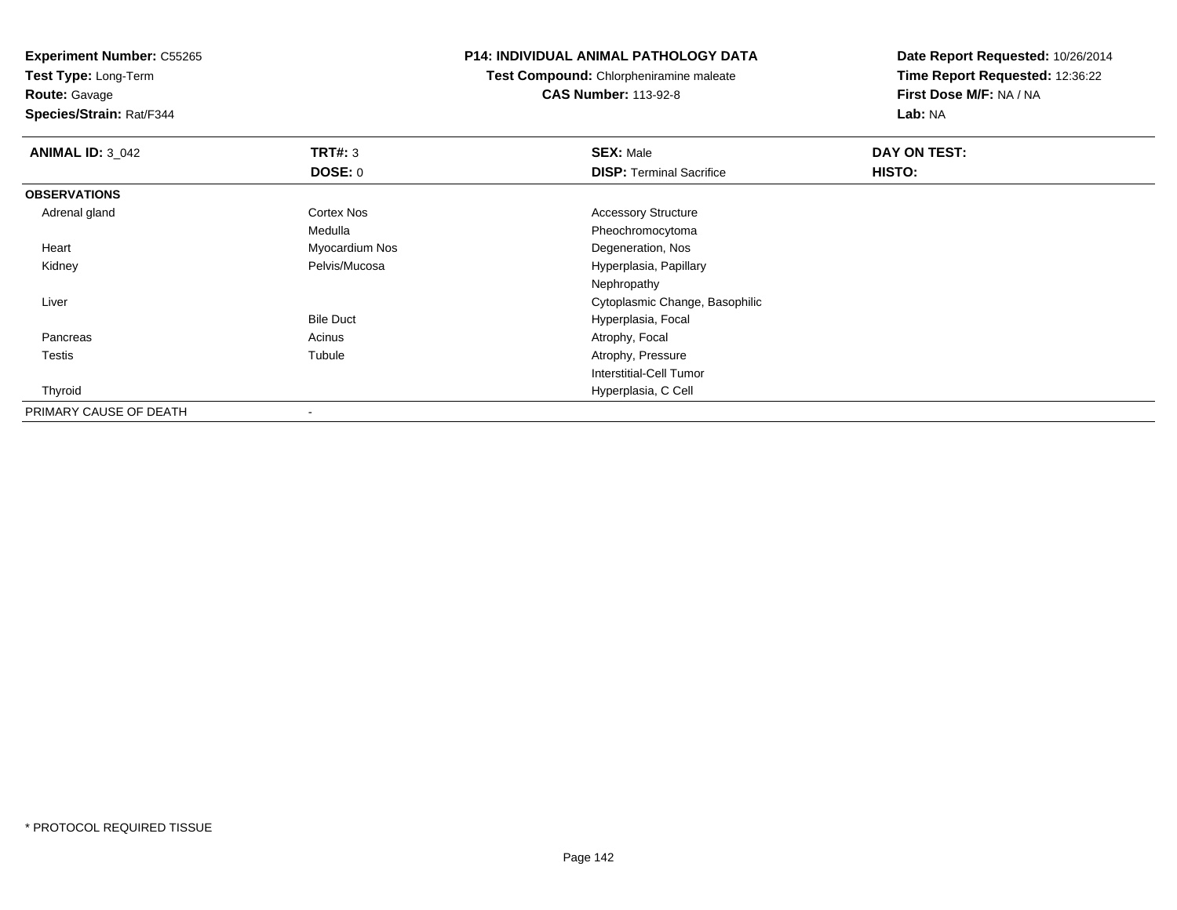**Experiment Number:** C55265
**Test Type:** Long-Term
**Route:** Gavage
**Species/Strain:** Rat/F344

**P14: INDIVIDUAL ANIMAL PATHOLOGY DATA**
**Test Compound:** Chlorpheniramine maleate
**CAS Number:** 113-92-8

**Date Report Requested:** 10/26/2014
**Time Report Requested:** 12:36:22
**First Dose M/F:** NA / NA
**Lab:** NA

| **ANIMAL ID:** 3_042 | **TRT#:** 3 | **SEX:** Male | **DAY ON TEST:** |
|---|---|---|---|
| | **DOSE:** 0 | **DISP:** Terminal Sacrifice | **HISTO:** |
| **OBSERVATIONS** | | | |
| Adrenal gland | Cortex Nos | Accessory Structure | |
| | Medulla | Pheochromocytoma | |
| Heart | Myocardium Nos | Degeneration, Nos | |
| Kidney | Pelvis/Mucosa | Hyperplasia, Papillary | |
| | | Nephropathy | |
| Liver | | Cytoplasmic Change, Basophilic | |
| | Bile Duct | Hyperplasia, Focal | |
| Pancreas | Acinus | Atrophy, Focal | |
| Testis | Tubule | Atrophy, Pressure | |
| | | Interstitial-Cell Tumor | |
| Thyroid | | Hyperplasia, C Cell | |
| PRIMARY CAUSE OF DEATH | - | | |

* PROTOCOL REQUIRED TISSUE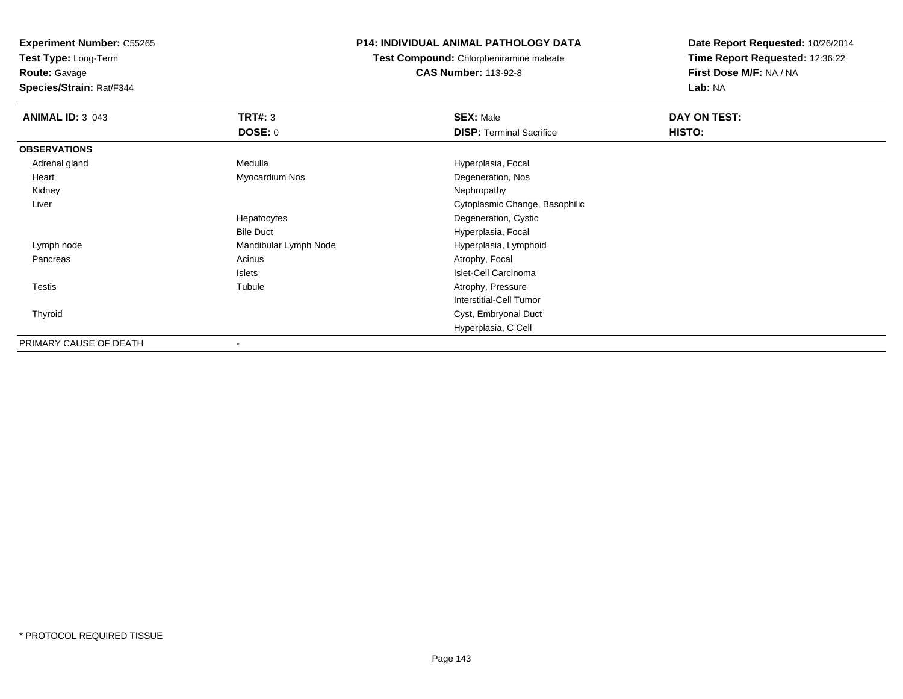**Experiment Number:** C55265
**Test Type:** Long-Term
**Route:** Gavage
**Species/Strain:** Rat/F344

**P14: INDIVIDUAL ANIMAL PATHOLOGY DATA**
**Test Compound:** Chlorpheniramine maleate
**CAS Number:** 113-92-8

**Date Report Requested:** 10/26/2014
**Time Report Requested:** 12:36:22
**First Dose M/F:** NA / NA
**Lab:** NA

| **ANIMAL ID:** 3_043 | **TRT#:** 3 | **SEX:** Male | **DAY ON TEST:** |
|---|---|---|---|
| | **DOSE:** 0 | **DISP:** Terminal Sacrifice | **HISTO:** |
| **OBSERVATIONS** | | | |
| Adrenal gland | Medulla | Hyperplasia, Focal | |
| Heart | Myocardium Nos | Degeneration, Nos | |
| Kidney | | Nephropathy | |
| Liver | | Cytoplasmic Change, Basophilic | |
| | Hepatocytes | Degeneration, Cystic | |
| | Bile Duct | Hyperplasia, Focal | |
| Lymph node | Mandibular Lymph Node | Hyperplasia, Lymphoid | |
| Pancreas | Acinus | Atrophy, Focal | |
| | Islets | Islet-Cell Carcinoma | |
| Testis | Tubule | Atrophy, Pressure | |
| | | Interstitial-Cell Tumor | |
| Thyroid | | Cyst, Embryonal Duct | |
| | | Hyperplasia, C Cell | |
| PRIMARY CAUSE OF DEATH | - | | |

\* PROTOCOL REQUIRED TISSUE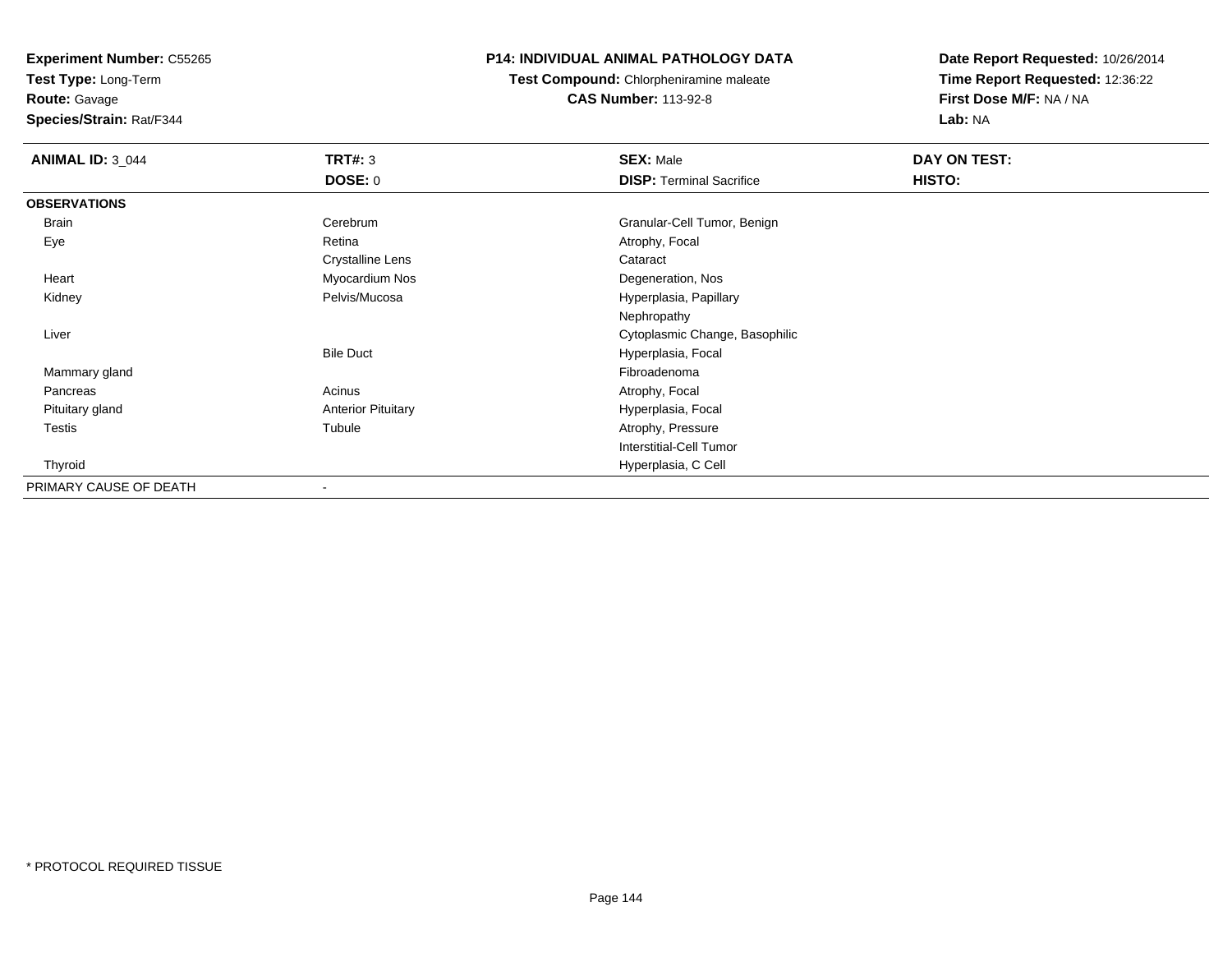**Experiment Number:** C55265
**Test Type:** Long-Term
**Route:** Gavage
**Species/Strain:** Rat/F344

**P14: INDIVIDUAL ANIMAL PATHOLOGY DATA**
**Test Compound:** Chlorpheniramine maleate
**CAS Number:** 113-92-8

**Date Report Requested:** 10/26/2014
**Time Report Requested:** 12:36:22
**First Dose M/F:** NA / NA
**Lab:** NA

| **ANIMAL ID:** 3_044 | **TRT#:** 3 | **SEX:** Male | **DAY ON TEST:** |
|---|---|---|---|
| | **DOSE:** 0 | **DISP:** Terminal Sacrifice | **HISTO:** |
| **OBSERVATIONS** | | | |
| Brain | Cerebrum | Granular-Cell Tumor, Benign | |
| Eye | Retina | Atrophy, Focal | |
| | Crystalline Lens | Cataract | |
| Heart | Myocardium Nos | Degeneration, Nos | |
| Kidney | Pelvis/Mucosa | Hyperplasia, Papillary | |
| | | Nephropathy | |
| Liver | | Cytoplasmic Change, Basophilic | |
| | Bile Duct | Hyperplasia, Focal | |
| Mammary gland | | Fibroadenoma | |
| Pancreas | Acinus | Atrophy, Focal | |
| Pituitary gland | Anterior Pituitary | Hyperplasia, Focal | |
| Testis | Tubule | Atrophy, Pressure | |
| | | Interstitial-Cell Tumor | |
| Thyroid | | Hyperplasia, C Cell | |
| PRIMARY CAUSE OF DEATH | - | | |

\* PROTOCOL REQUIRED TISSUE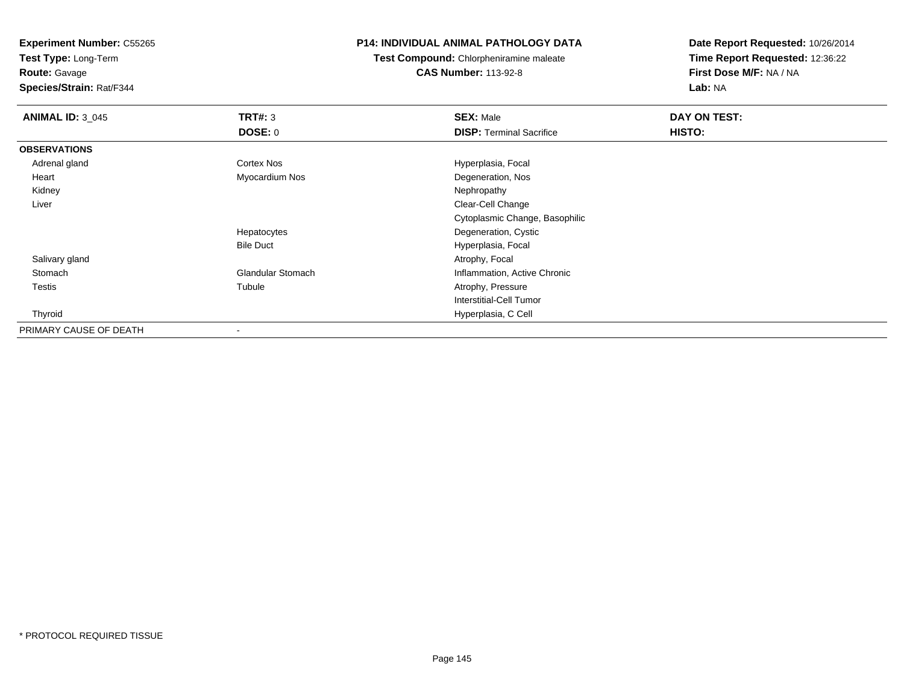**Experiment Number:** C55265
**Test Type:** Long-Term
**Route:** Gavage
**Species/Strain:** Rat/F344

**P14: INDIVIDUAL ANIMAL PATHOLOGY DATA**
**Test Compound:** Chlorpheniramine maleate
**CAS Number:** 113-92-8

**Date Report Requested:** 10/26/2014
**Time Report Requested:** 12:36:22
**First Dose M/F:** NA / NA
**Lab:** NA

| **ANIMAL ID:** 3_045 | **TRT#:** 3 | **SEX:** Male | **DAY ON TEST:** |
|---|---|---|---|
| | **DOSE:** 0 | **DISP:** Terminal Sacrifice | **HISTO:** |
| **OBSERVATIONS** | | | |
| Adrenal gland | Cortex Nos | Hyperplasia, Focal | |
| Heart | Myocardium Nos | Degeneration, Nos | |
| Kidney | | Nephropathy | |
| Liver | | Clear-Cell Change | |
| | | Cytoplasmic Change, Basophilic | |
| | Hepatocytes | Degeneration, Cystic | |
| | Bile Duct | Hyperplasia, Focal | |
| Salivary gland | | Atrophy, Focal | |
| Stomach | Glandular Stomach | Inflammation, Active Chronic | |
| Testis | Tubule | Atrophy, Pressure | |
| | | Interstitial-Cell Tumor | |
| Thyroid | | Hyperplasia, C Cell | |
| PRIMARY CAUSE OF DEATH | - | | |

* PROTOCOL REQUIRED TISSUE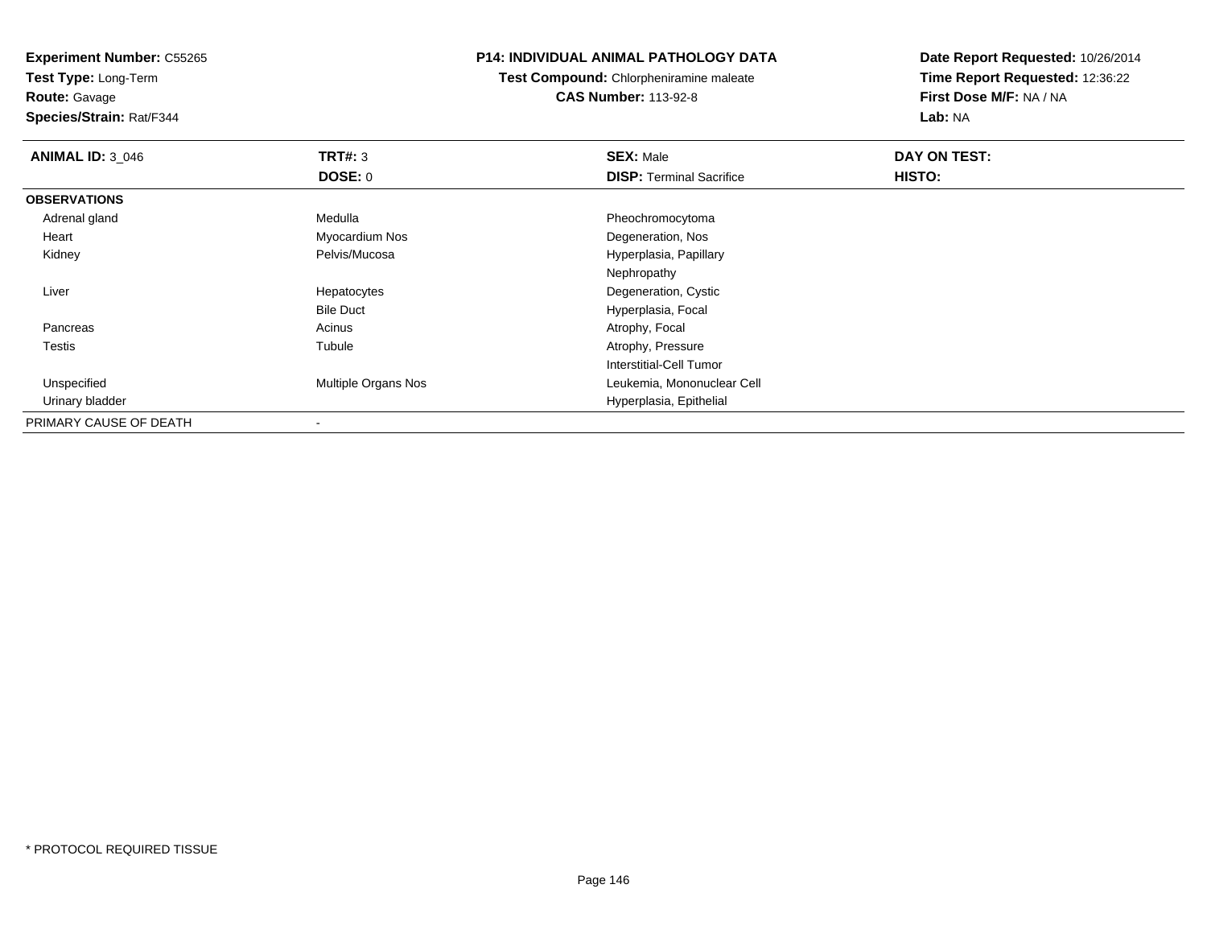**Experiment Number:** C55265
**Test Type:** Long-Term
**Route:** Gavage
**Species/Strain:** Rat/F344

**P14: INDIVIDUAL ANIMAL PATHOLOGY DATA**
**Test Compound:** Chlorpheniramine maleate
**CAS Number:** 113-92-8

**Date Report Requested:** 10/26/2014
**Time Report Requested:** 12:36:22
**First Dose M/F:** NA / NA
**Lab:** NA

| **ANIMAL ID:** 3_046 | **TRT#:** 3 | **SEX:** Male | **DAY ON TEST:** |
|---|---|---|---|
| | **DOSE:** 0 | **DISP:** Terminal Sacrifice | **HISTO:** |
| **OBSERVATIONS** | | | |
| Adrenal gland | Medulla | Pheochromocytoma | |
| Heart | Myocardium Nos | Degeneration, Nos | |
| Kidney | Pelvis/Mucosa | Hyperplasia, Papillary | |
| | | Nephropathy | |
| Liver | Hepatocytes | Degeneration, Cystic | |
| | Bile Duct | Hyperplasia, Focal | |
| Pancreas | Acinus | Atrophy, Focal | |
| Testis | Tubule | Atrophy, Pressure | |
| | | Interstitial-Cell Tumor | |
| Unspecified | Multiple Organs Nos | Leukemia, Mononuclear Cell | |
| Urinary bladder | | Hyperplasia, Epithelial | |
| PRIMARY CAUSE OF DEATH | - | | |

\* PROTOCOL REQUIRED TISSUE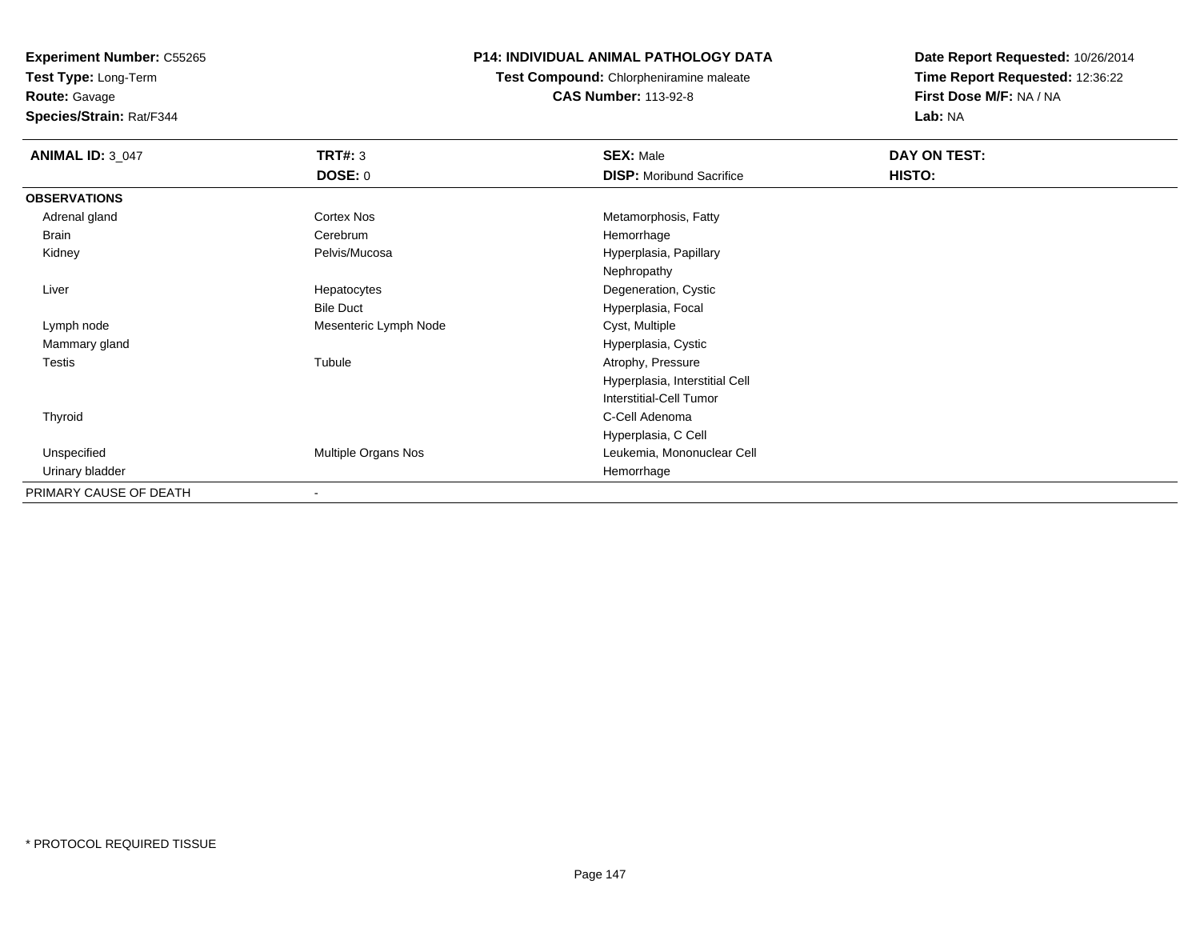**Experiment Number:** C55265
**Test Type:** Long-Term
**Route:** Gavage
**Species/Strain:** Rat/F344

**P14: INDIVIDUAL ANIMAL PATHOLOGY DATA**
**Test Compound:** Chlorpheniramine maleate
**CAS Number:** 113-92-8

**Date Report Requested:** 10/26/2014
**Time Report Requested:** 12:36:22
**First Dose M/F:** NA / NA
**Lab:** NA

| **ANIMAL ID:** 3_047 | **TRT#:** 3 | **SEX:** Male | **DAY ON TEST:** |
|---|---|---|---|
| | **DOSE:** 0 | **DISP:** Moribund Sacrifice | **HISTO:** |
| **OBSERVATIONS** | | | |
| Adrenal gland | Cortex Nos | Metamorphosis, Fatty | |
| Brain | Cerebrum | Hemorrhage | |
| Kidney | Pelvis/Mucosa | Hyperplasia, Papillary | |
| | | Nephropathy | |
| Liver | Hepatocytes | Degeneration, Cystic | |
| | Bile Duct | Hyperplasia, Focal | |
| Lymph node | Mesenteric Lymph Node | Cyst, Multiple | |
| Mammary gland | | Hyperplasia, Cystic | |
| Testis | Tubule | Atrophy, Pressure | |
| | | Hyperplasia, Interstitial Cell | |
| | | Interstitial-Cell Tumor | |
| Thyroid | | C-Cell Adenoma | |
| | | Hyperplasia, C Cell | |
| Unspecified | Multiple Organs Nos | Leukemia, Mononuclear Cell | |
| Urinary bladder | | Hemorrhage | |
| PRIMARY CAUSE OF DEATH | - | | |

\* PROTOCOL REQUIRED TISSUE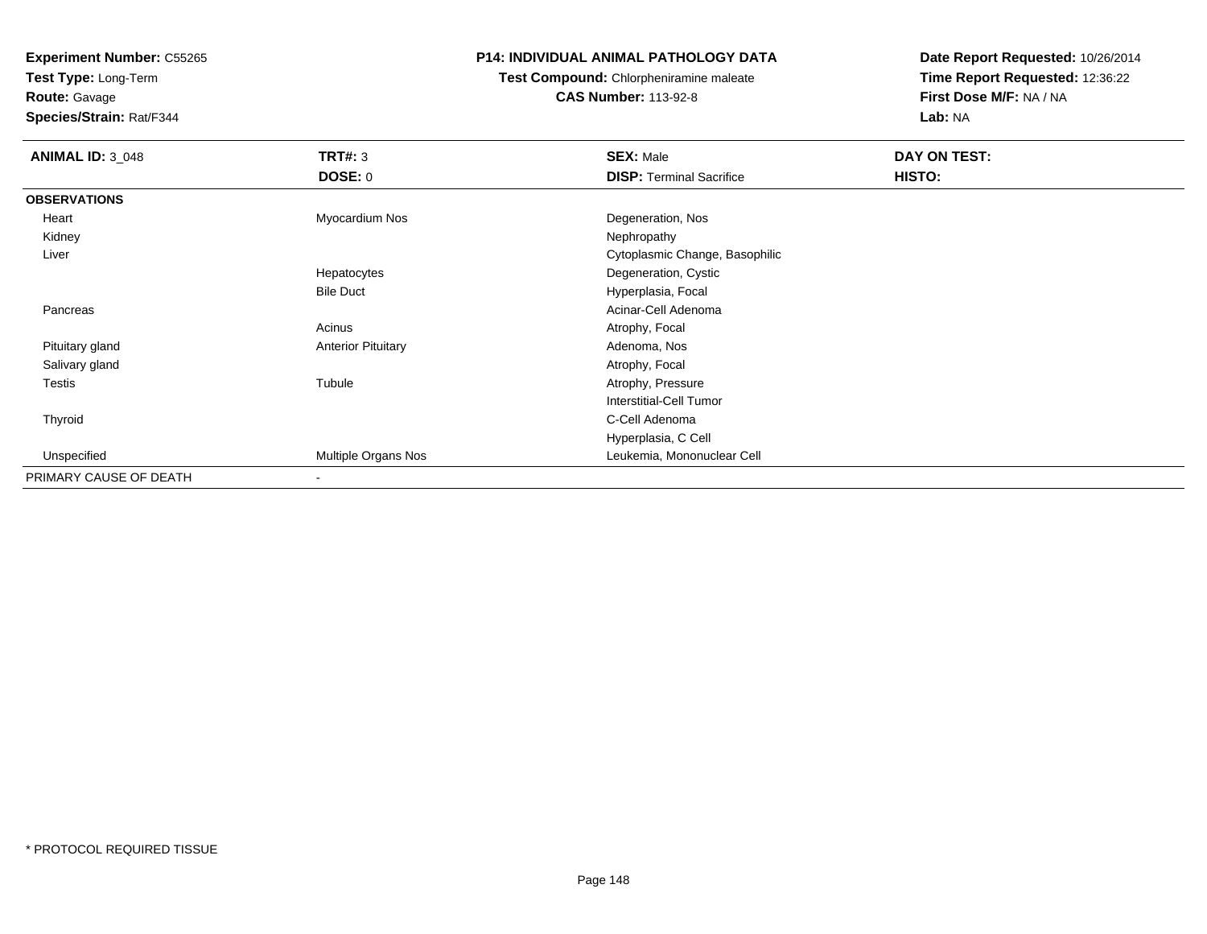**Experiment Number:** C55265
**Test Type:** Long-Term
**Route:** Gavage
**Species/Strain:** Rat/F344

**P14: INDIVIDUAL ANIMAL PATHOLOGY DATA**
**Test Compound:** Chlorpheniramine maleate
**CAS Number:** 113-92-8

**Date Report Requested:** 10/26/2014
**Time Report Requested:** 12:36:22
**First Dose M/F:** NA / NA
**Lab:** NA

| **ANIMAL ID:** 3_048 | **TRT#:** 3 | **SEX:** Male | **DAY ON TEST:** |
|---|---|---|---|
| | **DOSE:** 0 | **DISP:** Terminal Sacrifice | **HISTO:** |
| **OBSERVATIONS** | | | |
| Heart | Myocardium Nos | Degeneration, Nos | |
| Kidney | | Nephropathy | |
| Liver | | Cytoplasmic Change, Basophilic | |
| | Hepatocytes | Degeneration, Cystic | |
| | Bile Duct | Hyperplasia, Focal | |
| Pancreas | | Acinar-Cell Adenoma | |
| | Acinus | Atrophy, Focal | |
| Pituitary gland | Anterior Pituitary | Adenoma, Nos | |
| Salivary gland | | Atrophy, Focal | |
| Testis | Tubule | Atrophy, Pressure | |
| | | Interstitial-Cell Tumor | |
| Thyroid | | C-Cell Adenoma | |
| | | Hyperplasia, C Cell | |
| Unspecified | Multiple Organs Nos | Leukemia, Mononuclear Cell | |
| PRIMARY CAUSE OF DEATH | - | | |

* PROTOCOL REQUIRED TISSUE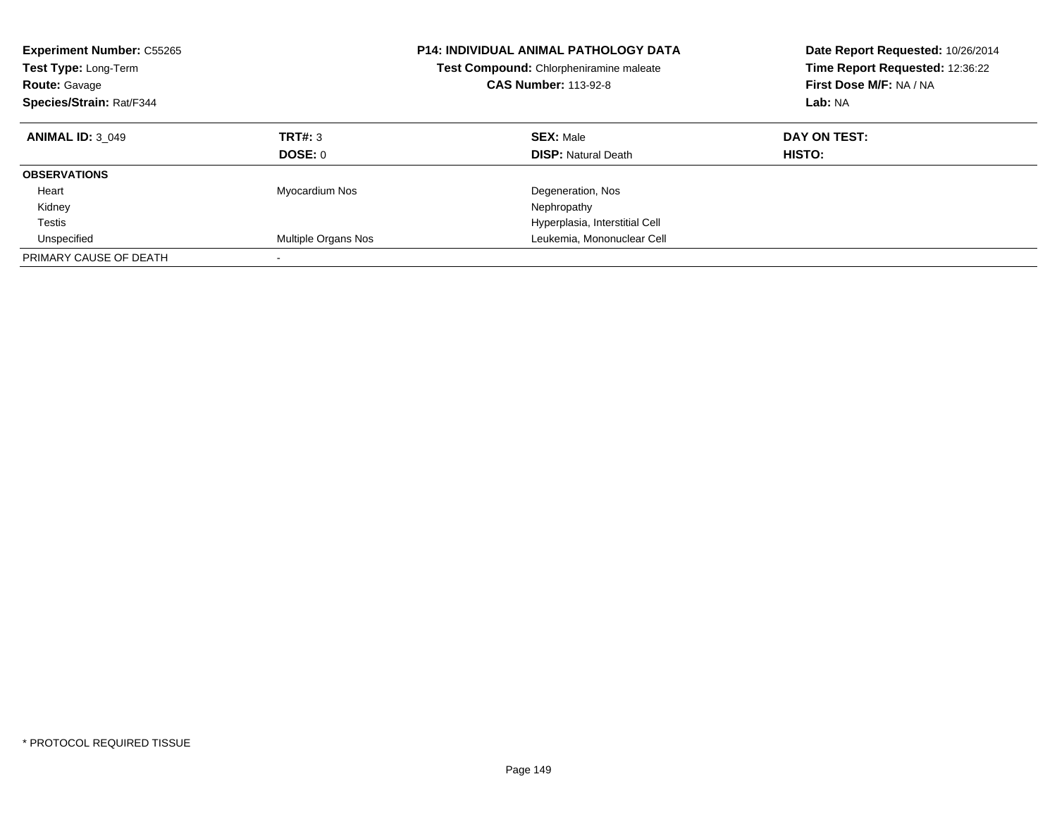**Experiment Number:** C55265
**Test Type:** Long-Term
**Route:** Gavage
**Species/Strain:** Rat/F344

**P14: INDIVIDUAL ANIMAL PATHOLOGY DATA**
**Test Compound:** Chlorpheniramine maleate
**CAS Number:** 113-92-8

**Date Report Requested:** 10/26/2014
**Time Report Requested:** 12:36:22
**First Dose M/F:** NA / NA
**Lab:** NA

| **ANIMAL ID:** 3_049 | **TRT#:** 3 | **SEX:** Male | **DAY ON TEST:** |
|---|---|---|---|
| | **DOSE:** 0 | **DISP:** Natural Death | **HISTO:** |
| **OBSERVATIONS** | | | |
| Heart | Myocardium Nos | Degeneration, Nos | |
| Kidney | | Nephropathy | |
| Testis | | Hyperplasia, Interstitial Cell | |
| Unspecified | Multiple Organs Nos | Leukemia, Mononuclear Cell | |
| PRIMARY CAUSE OF DEATH | - | | |

* PROTOCOL REQUIRED TISSUE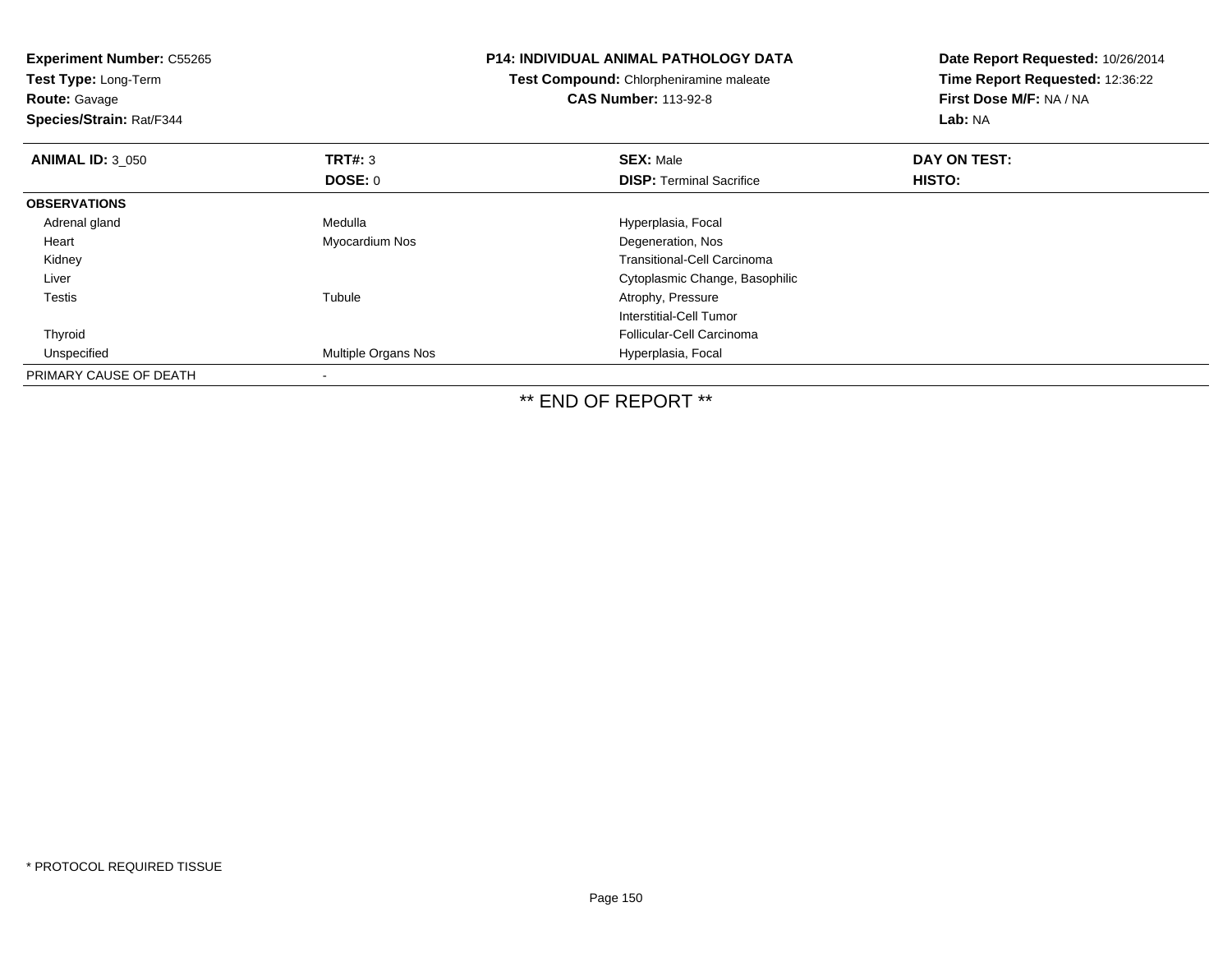**Experiment Number:** C55265
**Test Type:** Long-Term
**Route:** Gavage
**Species/Strain:** Rat/F344

**P14: INDIVIDUAL ANIMAL PATHOLOGY DATA**
**Test Compound:** Chlorpheniramine maleate
**CAS Number:** 113-92-8

**Date Report Requested:** 10/26/2014
**Time Report Requested:** 12:36:22
**First Dose M/F:** NA / NA
**Lab:** NA

| **ANIMAL ID:** 3_050 | **TRT#:** 3<br>**DOSE:** 0 | **SEX:** Male<br>**DISP:** Terminal Sacrifice | **DAY ON TEST:**<br>**HISTO:** |
|---|---|---|---|
| **OBSERVATIONS** | | | |
| Adrenal gland | Medulla | Hyperplasia, Focal | |
| Heart | Myocardium Nos | Degeneration, Nos | |
| Kidney | | Transitional-Cell Carcinoma | |
| Liver | | Cytoplasmic Change, Basophilic | |
| Testis | Tubule | Atrophy, Pressure | |
| | | Interstitial-Cell Tumor | |
| Thyroid | | Follicular-Cell Carcinoma | |
| Unspecified | Multiple Organs Nos | Hyperplasia, Focal | |
| PRIMARY CAUSE OF DEATH | - | | |

** END OF REPORT **

* PROTOCOL REQUIRED TISSUE